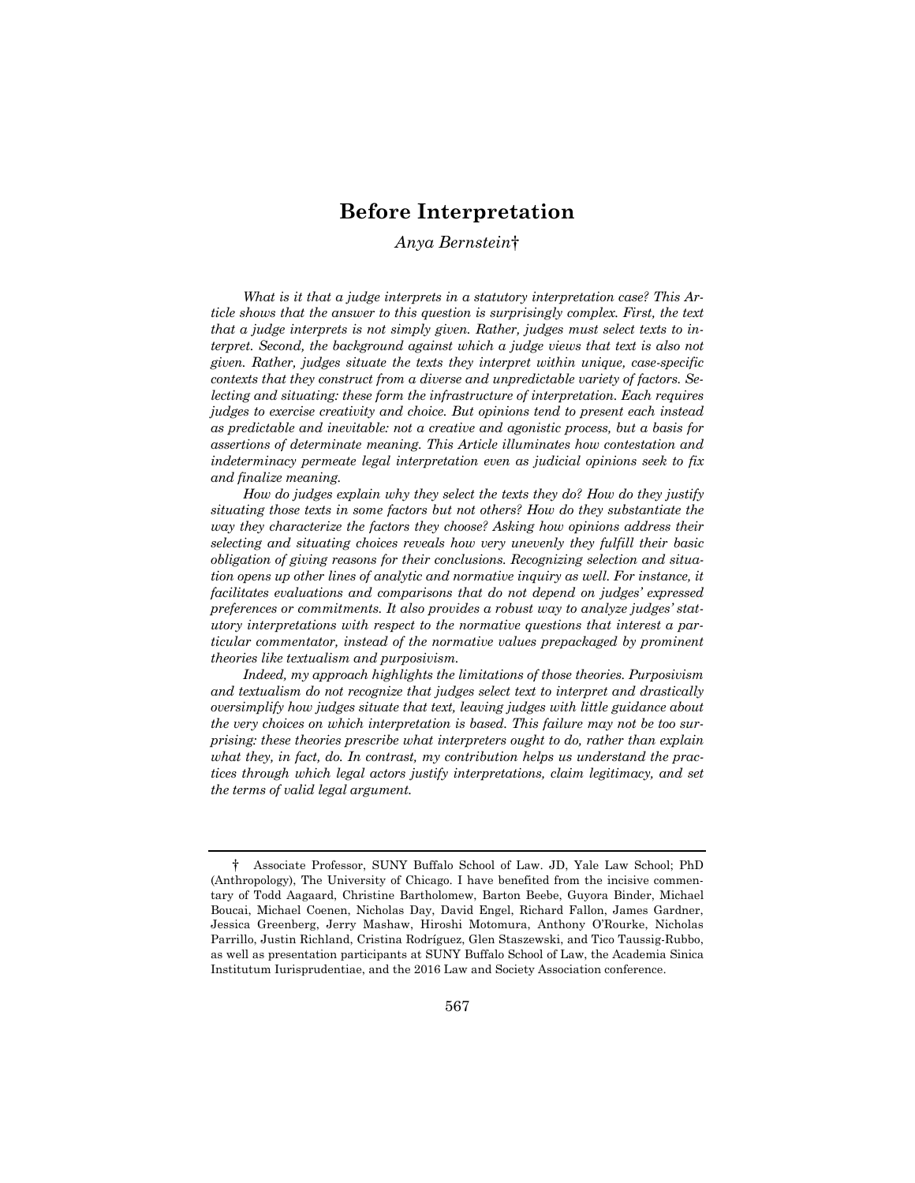# Before Interpretation

*Anya Bernstein*†

*What is it that a judge interprets in a statutory interpretation case? This Article shows that the answer to this question is surprisingly complex. First, the text that a judge interprets is not simply given. Rather, judges must select texts to interpret. Second, the background against which a judge views that text is also not given. Rather, judges situate the texts they interpret within unique, case-specific contexts that they construct from a diverse and unpredictable variety of factors. Selecting and situating: these form the infrastructure of interpretation. Each requires judges to exercise creativity and choice. But opinions tend to present each instead as predictable and inevitable: not a creative and agonistic process, but a basis for assertions of determinate meaning. This Article illuminates how contestation and indeterminacy permeate legal interpretation even as judicial opinions seek to fix and finalize meaning.*

*How do judges explain why they select the texts they do? How do they justify situating those texts in some factors but not others? How do they substantiate the way they characterize the factors they choose? Asking how opinions address their selecting and situating choices reveals how very unevenly they fulfill their basic obligation of giving reasons for their conclusions. Recognizing selection and situation opens up other lines of analytic and normative inquiry as well. For instance, it facilitates evaluations and comparisons that do not depend on judges' expressed preferences or commitments. It also provides a robust way to analyze judges' statutory interpretations with respect to the normative questions that interest a particular commentator, instead of the normative values prepackaged by prominent theories like textualism and purposivism.*

*Indeed, my approach highlights the limitations of those theories. Purposivism and textualism do not recognize that judges select text to interpret and drastically oversimplify how judges situate that text, leaving judges with little guidance about the very choices on which interpretation is based. This failure may not be too surprising: these theories prescribe what interpreters ought to do, rather than explain what they, in fact, do. In contrast, my contribution helps us understand the practices through which legal actors justify interpretations, claim legitimacy, and set the terms of valid legal argument.*

---

† Associate Professor, SUNY Buffalo School of Law. JD, Yale Law School; PhD (Anthropology), The University of Chicago. I have benefited from the incisive commentary of Todd Aagaard, Christine Bartholomew, Barton Beebe, Guyora Binder, Michael Boucai, Michael Coenen, Nicholas Day, David Engel, Richard Fallon, James Gardner, Jessica Greenberg, Jerry Mashaw, Hiroshi Motomura, Anthony O'Rourke, Nicholas Parrillo, Justin Richland, Cristina Rodríguez, Glen Staszewski, and Tico Taussig-Rubbo, as well as presentation participants at SUNY Buffalo School of Law, the Academia Sinica Institutum Iurisprudentiae, and the 2016 Law and Society Association conference.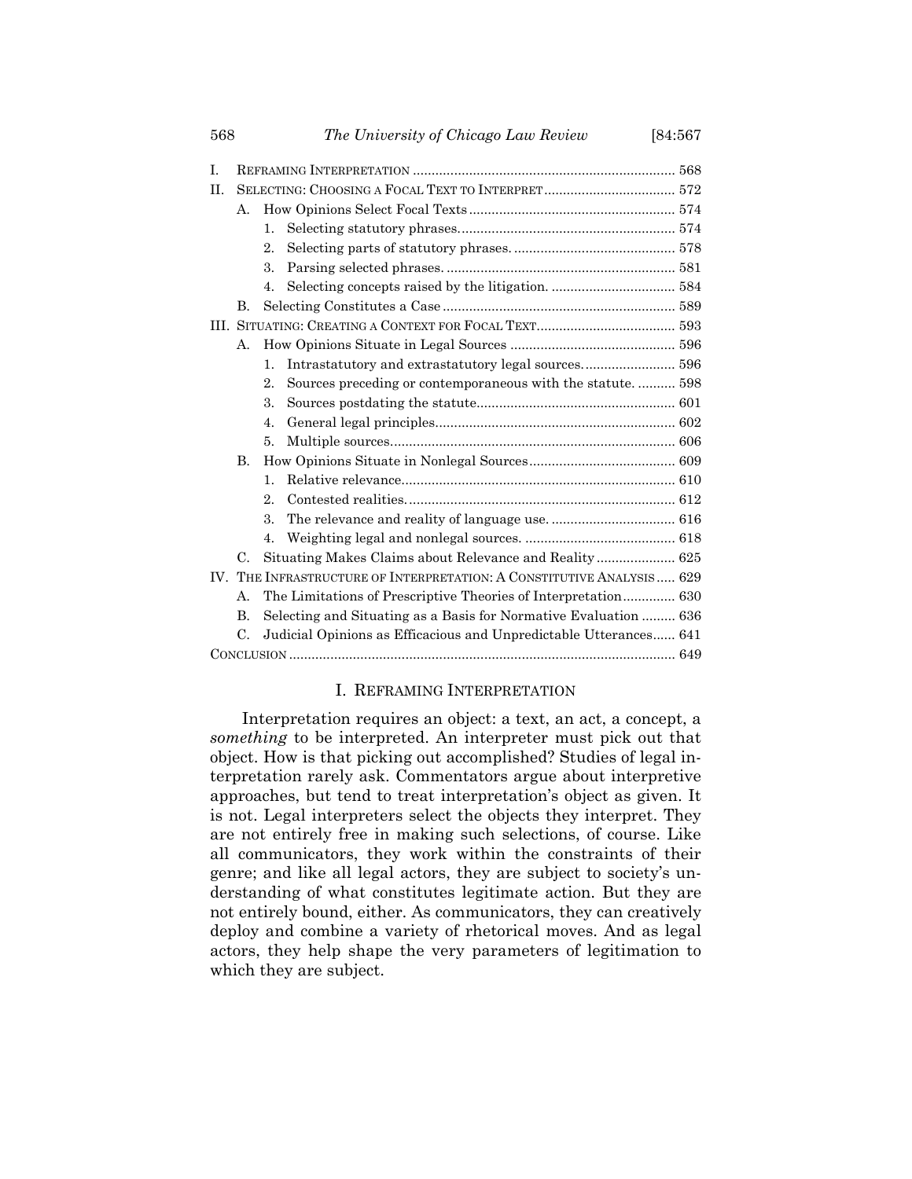I. Reframing Interpretation ...... 568
II. Selecting: Choosing a Focal Text to Interpret ...... 572
- A. How Opinions Select Focal Texts ...... 574
  1. Selecting statutory phrases. ...... 574
  2. Selecting parts of statutory phrases. ...... 578
  3. Parsing selected phrases. ...... 581
  4. Selecting concepts raised by the litigation. ...... 584
- B. Selecting Constitutes a Case ...... 589

III. Situating: Creating a Context for Focal Text ...... 593
- A. How Opinions Situate in Legal Sources ...... 596
  1. Intrastatutory and extrastatutory legal sources. ...... 596
  2. Sources preceding or contemporaneous with the statute. ...... 598
  3. Sources postdating the statute. ...... 601
  4. General legal principles. ...... 602
  5. Multiple sources. ...... 606
- B. How Opinions Situate in Nonlegal Sources ...... 609
  1. Relative relevance. ...... 610
  2. Contested realities. ...... 612
  3. The relevance and reality of language use. ...... 616
  4. Weighting legal and nonlegal sources. ...... 618
- C. Situating Makes Claims about Relevance and Reality ...... 625

IV. The Infrastructure of Interpretation: A Constitutive Analysis ...... 629
- A. The Limitations of Prescriptive Theories of Interpretation ...... 630
- B. Selecting and Situating as a Basis for Normative Evaluation ...... 636
- C. Judicial Opinions as Efficacious and Unpredictable Utterances ...... 641

Conclusion ...... 649

# I. Reframing Interpretation

Interpretation requires an object: a text, an act, a concept, a *something* to be interpreted. An interpreter must pick out that object. How is that picking out accomplished? Studies of legal interpretation rarely ask. Commentators argue about interpretive approaches, but tend to treat interpretation's object as given. It is not. Legal interpreters select the objects they interpret. They are not entirely free in making such selections, of course. Like all communicators, they work within the constraints of their genre; and like all legal actors, they are subject to society's understanding of what constitutes legitimate action. But they are not entirely bound, either. As communicators, they can creatively deploy and combine a variety of rhetorical moves. And as legal actors, they help shape the very parameters of legitimation to which they are subject.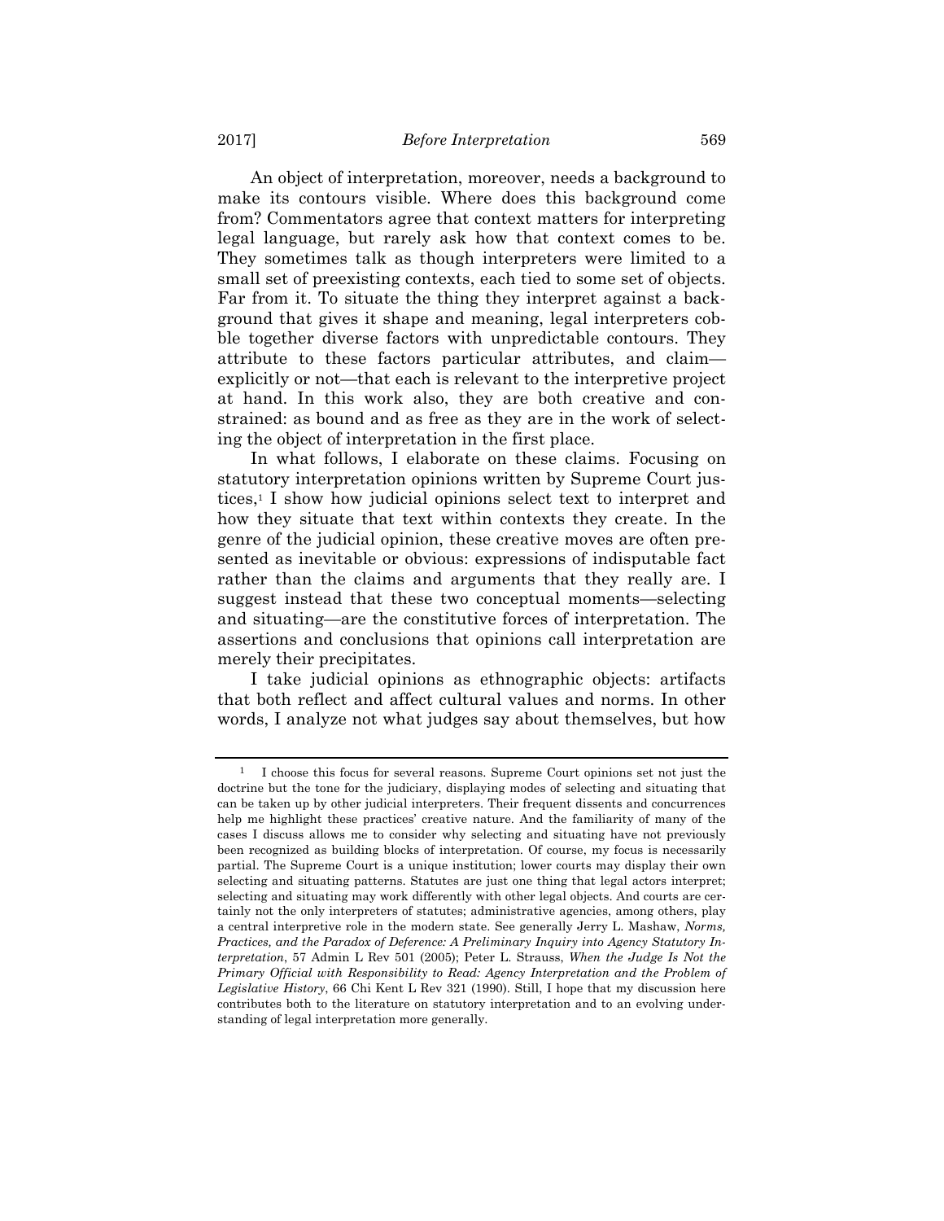An object of interpretation, moreover, needs a background to make its contours visible. Where does this background come from? Commentators agree that context matters for interpreting legal language, but rarely ask how that context comes to be. They sometimes talk as though interpreters were limited to a small set of preexisting contexts, each tied to some set of objects. Far from it. To situate the thing they interpret against a background that gives it shape and meaning, legal interpreters cobble together diverse factors with unpredictable contours. They attribute to these factors particular attributes, and claim—explicitly or not—that each is relevant to the interpretive project at hand. In this work also, they are both creative and constrained: as bound and as free as they are in the work of selecting the object of interpretation in the first place.

In what follows, I elaborate on these claims. Focusing on statutory interpretation opinions written by Supreme Court justices,[1] I show how judicial opinions select text to interpret and how they situate that text within contexts they create. In the genre of the judicial opinion, these creative moves are often presented as inevitable or obvious: expressions of indisputable fact rather than the claims and arguments that they really are. I suggest instead that these two conceptual moments—selecting and situating—are the constitutive forces of interpretation. The assertions and conclusions that opinions call interpretation are merely their precipitates.

I take judicial opinions as ethnographic objects: artifacts that both reflect and affect cultural values and norms. In other words, I analyze not what judges say about themselves, but how

---

[1] I choose this focus for several reasons. Supreme Court opinions set not just the doctrine but the tone for the judiciary, displaying modes of selecting and situating that can be taken up by other judicial interpreters. Their frequent dissents and concurrences help me highlight these practices' creative nature. And the familiarity of many of the cases I discuss allows me to consider why selecting and situating have not previously been recognized as building blocks of interpretation. Of course, my focus is necessarily partial. The Supreme Court is a unique institution; lower courts may display their own selecting and situating patterns. Statutes are just one thing that legal actors interpret; selecting and situating may work differently with other legal objects. And courts are certainly not the only interpreters of statutes; administrative agencies, among others, play a central interpretive role in the modern state. See generally Jerry L. Mashaw, *Norms, Practices, and the Paradox of Deference: A Preliminary Inquiry into Agency Statutory Interpretation*, 57 Admin L Rev 501 (2005); Peter L. Strauss, *When the Judge Is Not the Primary Official with Responsibility to Read: Agency Interpretation and the Problem of Legislative History*, 66 Chi Kent L Rev 321 (1990). Still, I hope that my discussion here contributes both to the literature on statutory interpretation and to an evolving understanding of legal interpretation more generally.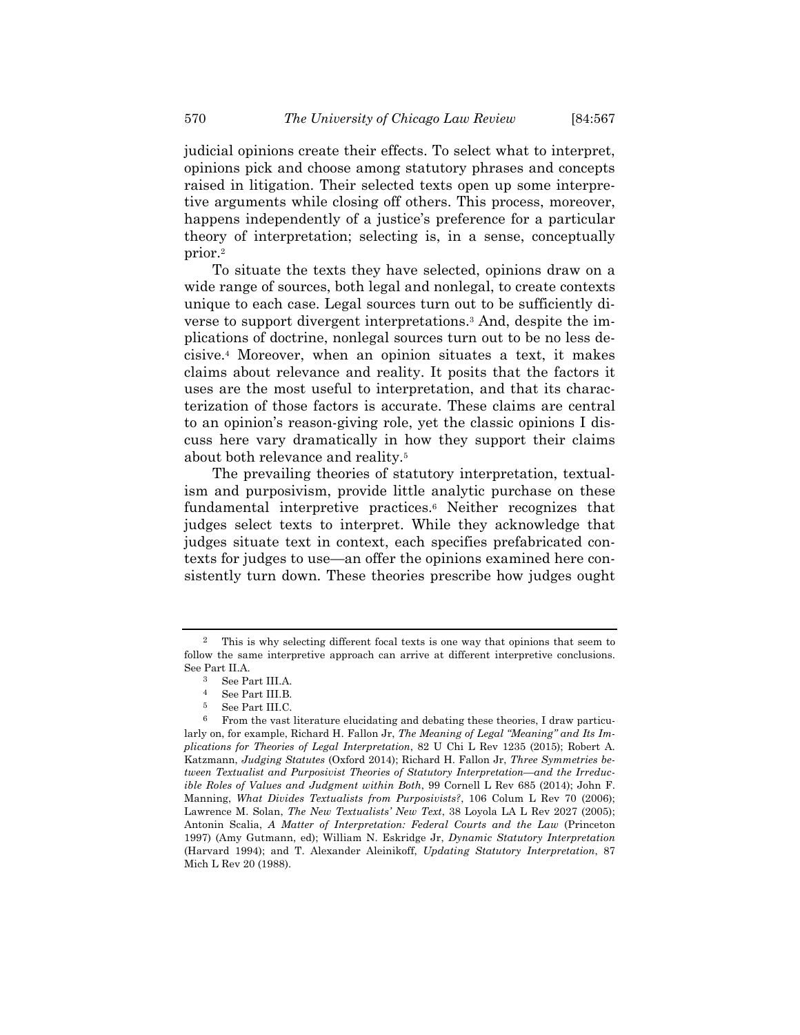judicial opinions create their effects. To select what to interpret, opinions pick and choose among statutory phrases and concepts raised in litigation. Their selected texts open up some interpretive arguments while closing off others. This process, moreover, happens independently of a justice's preference for a particular theory of interpretation; selecting is, in a sense, conceptually prior.[2]

To situate the texts they have selected, opinions draw on a wide range of sources, both legal and nonlegal, to create contexts unique to each case. Legal sources turn out to be sufficiently diverse to support divergent interpretations.[3] And, despite the implications of doctrine, nonlegal sources turn out to be no less decisive.[4] Moreover, when an opinion situates a text, it makes claims about relevance and reality. It posits that the factors it uses are the most useful to interpretation, and that its characterization of those factors is accurate. These claims are central to an opinion's reason-giving role, yet the classic opinions I discuss here vary dramatically in how they support their claims about both relevance and reality.[5]

The prevailing theories of statutory interpretation, textualism and purposivism, provide little analytic purchase on these fundamental interpretive practices.[6] Neither recognizes that judges select texts to interpret. While they acknowledge that judges situate text in context, each specifies prefabricated contexts for judges to use—an offer the opinions examined here consistently turn down. These theories prescribe how judges ought

---

[2] This is why selecting different focal texts is one way that opinions that seem to follow the same interpretive approach can arrive at different interpretive conclusions. See Part II.A.

[3] See Part III.A.

[4] See Part III.B.

[5] See Part III.C.

[6] From the vast literature elucidating and debating these theories, I draw particularly on, for example, Richard H. Fallon Jr, *The Meaning of Legal "Meaning" and Its Implications for Theories of Legal Interpretation*, 82 U Chi L Rev 1235 (2015); Robert A. Katzmann, *Judging Statutes* (Oxford 2014); Richard H. Fallon Jr, *Three Symmetries between Textualist and Purposivist Theories of Statutory Interpretation—and the Irreducible Roles of Values and Judgment within Both*, 99 Cornell L Rev 685 (2014); John F. Manning, *What Divides Textualists from Purposivists?*, 106 Colum L Rev 70 (2006); Lawrence M. Solan, *The New Textualists' New Text*, 38 Loyola LA L Rev 2027 (2005); Antonin Scalia, *A Matter of Interpretation: Federal Courts and the Law* (Princeton 1997) (Amy Gutmann, ed); William N. Eskridge Jr, *Dynamic Statutory Interpretation* (Harvard 1994); and T. Alexander Aleinikoff, *Updating Statutory Interpretation*, 87 Mich L Rev 20 (1988).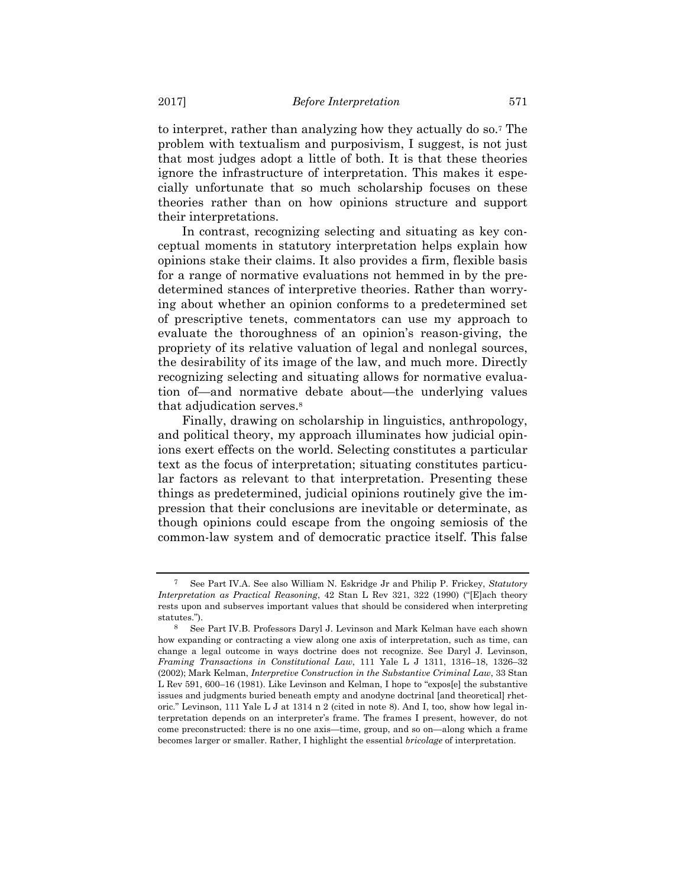to interpret, rather than analyzing how they actually do so.[7] The problem with textualism and purposivism, I suggest, is not just that most judges adopt a little of both. It is that these theories ignore the infrastructure of interpretation. This makes it especially unfortunate that so much scholarship focuses on these theories rather than on how opinions structure and support their interpretations.

In contrast, recognizing selecting and situating as key conceptual moments in statutory interpretation helps explain how opinions stake their claims. It also provides a firm, flexible basis for a range of normative evaluations not hemmed in by the predetermined stances of interpretive theories. Rather than worrying about whether an opinion conforms to a predetermined set of prescriptive tenets, commentators can use my approach to evaluate the thoroughness of an opinion's reason-giving, the propriety of its relative valuation of legal and nonlegal sources, the desirability of its image of the law, and much more. Directly recognizing selecting and situating allows for normative evaluation of—and normative debate about—the underlying values that adjudication serves.[8]

Finally, drawing on scholarship in linguistics, anthropology, and political theory, my approach illuminates how judicial opinions exert effects on the world. Selecting constitutes a particular text as the focus of interpretation; situating constitutes particular factors as relevant to that interpretation. Presenting these things as predetermined, judicial opinions routinely give the impression that their conclusions are inevitable or determinate, as though opinions could escape from the ongoing semiosis of the common-law system and of democratic practice itself. This false

---

[7] See Part IV.A. See also William N. Eskridge Jr and Philip P. Frickey, *Statutory Interpretation as Practical Reasoning*, 42 Stan L Rev 321, 322 (1990) ("[E]ach theory rests upon and subserves important values that should be considered when interpreting statutes.").

[8] See Part IV.B. Professors Daryl J. Levinson and Mark Kelman have each shown how expanding or contracting a view along one axis of interpretation, such as time, can change a legal outcome in ways doctrine does not recognize. See Daryl J. Levinson, *Framing Transactions in Constitutional Law*, 111 Yale L J 1311, 1316–18, 1326–32 (2002); Mark Kelman, *Interpretive Construction in the Substantive Criminal Law*, 33 Stan L Rev 591, 600–16 (1981). Like Levinson and Kelman, I hope to "expos[e] the substantive issues and judgments buried beneath empty and anodyne doctrinal [and theoretical] rhetoric." Levinson, 111 Yale L J at 1314 n 2 (cited in note 8). And I, too, show how legal interpretation depends on an interpreter's frame. The frames I present, however, do not come preconstructed: there is no one axis—time, group, and so on—along which a frame becomes larger or smaller. Rather, I highlight the essential *bricolage* of interpretation.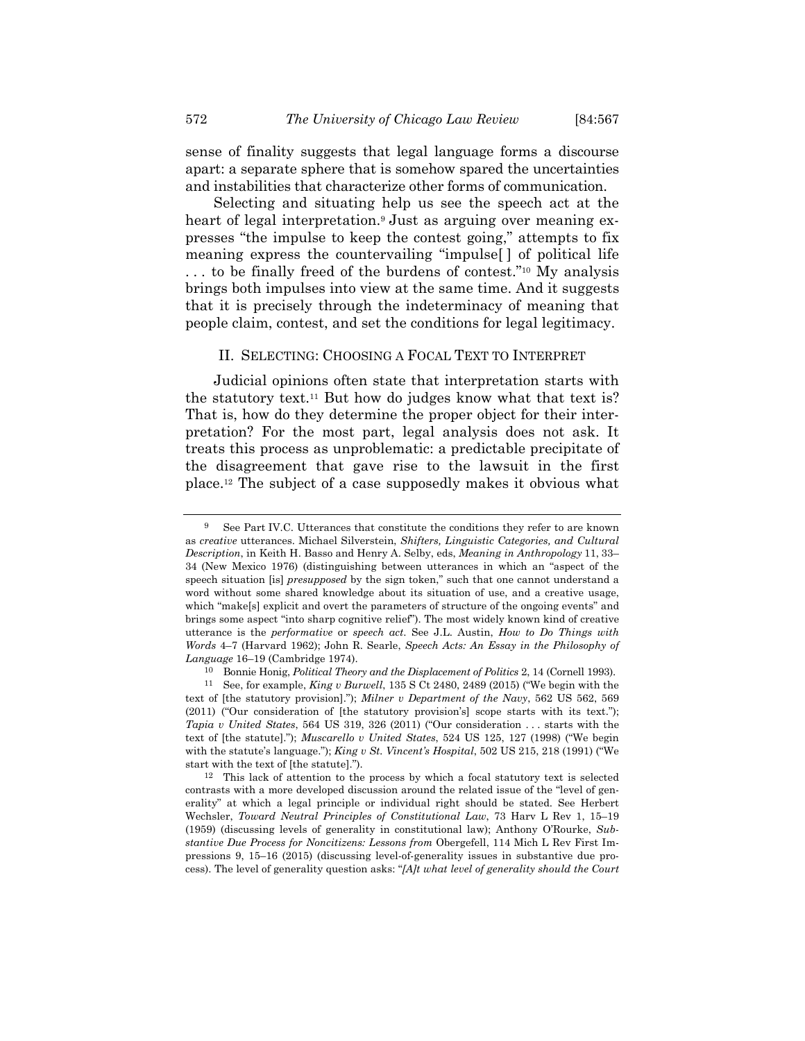sense of finality suggests that legal language forms a discourse apart: a separate sphere that is somehow spared the uncertainties and instabilities that characterize other forms of communication.

Selecting and situating help us see the speech act at the heart of legal interpretation.[9] Just as arguing over meaning expresses "the impulse to keep the contest going," attempts to fix meaning express the countervailing "impulse[ ] of political life . . . to be finally freed of the burdens of contest."[10] My analysis brings both impulses into view at the same time. And it suggests that it is precisely through the indeterminacy of meaning that people claim, contest, and set the conditions for legal legitimacy.

## II. SELECTING: CHOOSING A FOCAL TEXT TO INTERPRET

Judicial opinions often state that interpretation starts with the statutory text.[11] But how do judges know what that text is? That is, how do they determine the proper object for their interpretation? For the most part, legal analysis does not ask. It treats this process as unproblematic: a predictable precipitate of the disagreement that gave rise to the lawsuit in the first place.[12] The subject of a case supposedly makes it obvious what

---

[9] See Part IV.C. Utterances that constitute the conditions they refer to are known as *creative* utterances. Michael Silverstein, *Shifters, Linguistic Categories, and Cultural Description*, in Keith H. Basso and Henry A. Selby, eds, *Meaning in Anthropology* 11, 33–34 (New Mexico 1976) (distinguishing between utterances in which an "aspect of the speech situation [is] *presupposed* by the sign token," such that one cannot understand a word without some shared knowledge about its situation of use, and a creative usage, which "make[s] explicit and overt the parameters of structure of the ongoing events" and brings some aspect "into sharp cognitive relief"). The most widely known kind of creative utterance is the *performative* or *speech act*. See J.L. Austin, *How to Do Things with Words* 4–7 (Harvard 1962); John R. Searle, *Speech Acts: An Essay in the Philosophy of Language* 16–19 (Cambridge 1974).

[10] Bonnie Honig, *Political Theory and the Displacement of Politics* 2, 14 (Cornell 1993).

[11] See, for example, *King v Burwell*, 135 S Ct 2480, 2489 (2015) ("We begin with the text of [the statutory provision]."); *Milner v Department of the Navy*, 562 US 562, 569 (2011) ("Our consideration of [the statutory provision's] scope starts with its text."); *Tapia v United States*, 564 US 319, 326 (2011) ("Our consideration . . . starts with the text of [the statute]."); *Muscarello v United States*, 524 US 125, 127 (1998) ("We begin with the statute's language."); *King v St. Vincent's Hospital*, 502 US 215, 218 (1991) ("We start with the text of [the statute].").

[12] This lack of attention to the process by which a focal statutory text is selected contrasts with a more developed discussion around the related issue of the "level of generality" at which a legal principle or individual right should be stated. See Herbert Wechsler, *Toward Neutral Principles of Constitutional Law*, 73 Harv L Rev 1, 15–19 (1959) (discussing levels of generality in constitutional law); Anthony O'Rourke, *Substantive Due Process for Noncitizens: Lessons from* Obergefell, 114 Mich L Rev First Impressions 9, 15–16 (2015) (discussing level-of-generality issues in substantive due process). The level of generality question asks: "*[A]t what level of generality should the Court*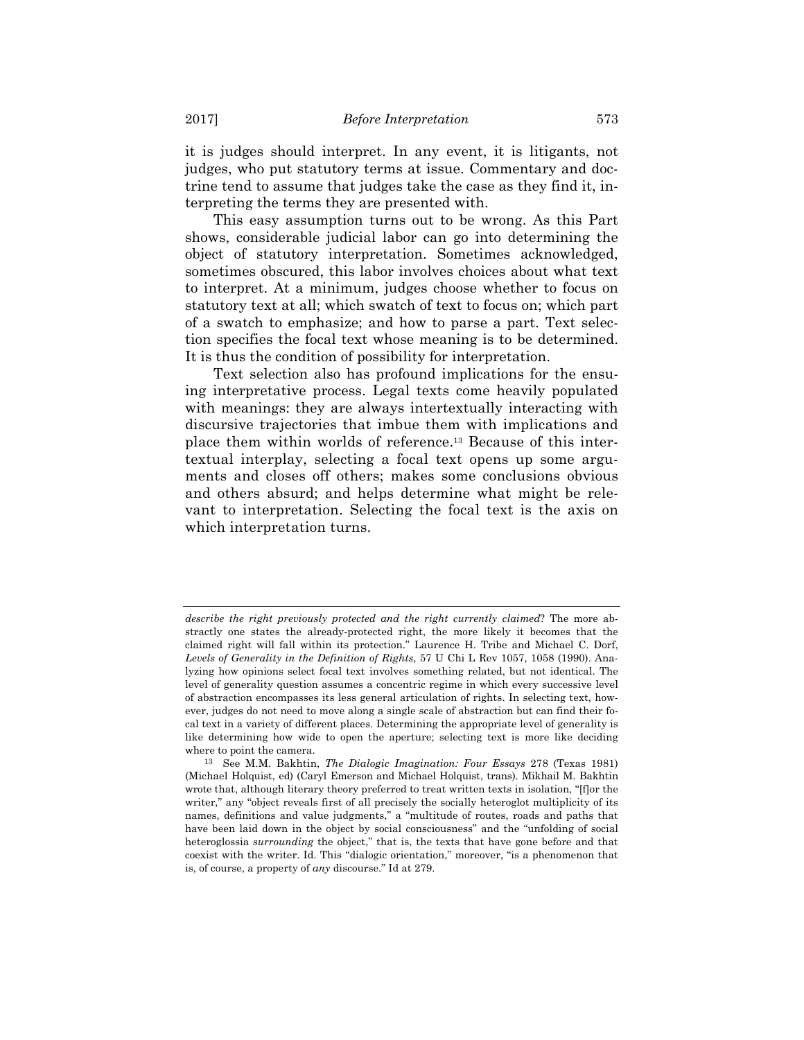it is judges should interpret. In any event, it is litigants, not judges, who put statutory terms at issue. Commentary and doctrine tend to assume that judges take the case as they find it, interpreting the terms they are presented with.

This easy assumption turns out to be wrong. As this Part shows, considerable judicial labor can go into determining the object of statutory interpretation. Sometimes acknowledged, sometimes obscured, this labor involves choices about what text to interpret. At a minimum, judges choose whether to focus on statutory text at all; which swatch of text to focus on; which part of a swatch to emphasize; and how to parse a part. Text selection specifies the focal text whose meaning is to be determined. It is thus the condition of possibility for interpretation.

Text selection also has profound implications for the ensuing interpretative process. Legal texts come heavily populated with meanings: they are always intertextually interacting with discursive trajectories that imbue them with implications and place them within worlds of reference.[13] Because of this intertextual interplay, selecting a focal text opens up some arguments and closes off others; makes some conclusions obvious and others absurd; and helps determine what might be relevant to interpretation. Selecting the focal text is the axis on which interpretation turns.

---

*describe the right previously protected and the right currently claimed*? The more abstractly one states the already-protected right, the more likely it becomes that the claimed right will fall within its protection." Laurence H. Tribe and Michael C. Dorf, *Levels of Generality in the Definition of Rights*, 57 U Chi L Rev 1057, 1058 (1990). Analyzing how opinions select focal text involves something related, but not identical. The level of generality question assumes a concentric regime in which every successive level of abstraction encompasses its less general articulation of rights. In selecting text, however, judges do not need to move along a single scale of abstraction but can find their focal text in a variety of different places. Determining the appropriate level of generality is like determining how wide to open the aperture; selecting text is more like deciding where to point the camera.

[13] See M.M. Bakhtin, *The Dialogic Imagination: Four Essays* 278 (Texas 1981) (Michael Holquist, ed) (Caryl Emerson and Michael Holquist, trans). Mikhail M. Bakhtin wrote that, although literary theory preferred to treat written texts in isolation, "[f]or the writer," any "object reveals first of all precisely the socially heteroglot multiplicity of its names, definitions and value judgments," a "multitude of routes, roads and paths that have been laid down in the object by social consciousness" and the "unfolding of social heteroglossia *surrounding* the object," that is, the texts that have gone before and that coexist with the writer. Id. This "dialogic orientation," moreover, "is a phenomenon that is, of course, a property of *any* discourse." Id at 279.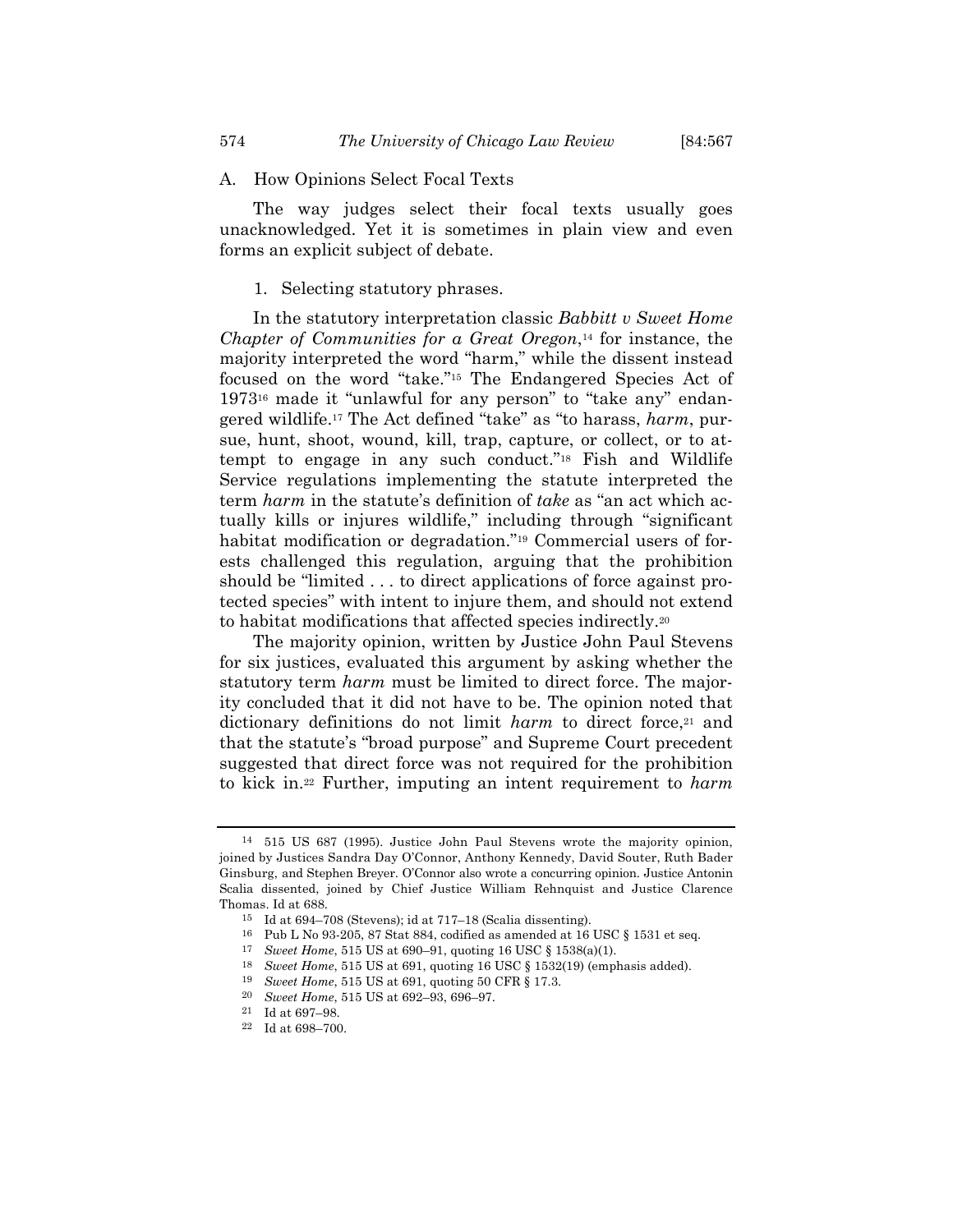### A. How Opinions Select Focal Texts

The way judges select their focal texts usually goes unacknowledged. Yet it is sometimes in plain view and even forms an explicit subject of debate.

#### 1. Selecting statutory phrases.

In the statutory interpretation classic *Babbitt v Sweet Home Chapter of Communities for a Great Oregon*,[14] for instance, the majority interpreted the word "harm," while the dissent instead focused on the word "take."[15] The Endangered Species Act of 1973[16] made it "unlawful for any person" to "take any" endangered wildlife.[17] The Act defined "take" as "to harass, *harm*, pursue, hunt, shoot, wound, kill, trap, capture, or collect, or to attempt to engage in any such conduct."[18] Fish and Wildlife Service regulations implementing the statute interpreted the term *harm* in the statute's definition of *take* as "an act which actually kills or injures wildlife," including through "significant habitat modification or degradation."[19] Commercial users of forests challenged this regulation, arguing that the prohibition should be "limited . . . to direct applications of force against protected species" with intent to injure them, and should not extend to habitat modifications that affected species indirectly.[20]

The majority opinion, written by Justice John Paul Stevens for six justices, evaluated this argument by asking whether the statutory term *harm* must be limited to direct force. The majority concluded that it did not have to be. The opinion noted that dictionary definitions do not limit *harm* to direct force,[21] and that the statute's "broad purpose" and Supreme Court precedent suggested that direct force was not required for the prohibition to kick in.[22] Further, imputing an intent requirement to *harm*

---

[14] 515 US 687 (1995). Justice John Paul Stevens wrote the majority opinion, joined by Justices Sandra Day O'Connor, Anthony Kennedy, David Souter, Ruth Bader Ginsburg, and Stephen Breyer. O'Connor also wrote a concurring opinion. Justice Antonin Scalia dissented, joined by Chief Justice William Rehnquist and Justice Clarence Thomas. Id at 688.

[15] Id at 694–708 (Stevens); id at 717–18 (Scalia dissenting).

[16] Pub L No 93-205, 87 Stat 884, codified as amended at 16 USC § 1531 et seq.

[17] *Sweet Home*, 515 US at 690–91, quoting 16 USC § 1538(a)(1).

[18] *Sweet Home*, 515 US at 691, quoting 16 USC § 1532(19) (emphasis added).

[19] *Sweet Home*, 515 US at 691, quoting 50 CFR § 17.3.

[20] *Sweet Home*, 515 US at 692–93, 696–97.

[21] Id at 697–98.

[22] Id at 698–700.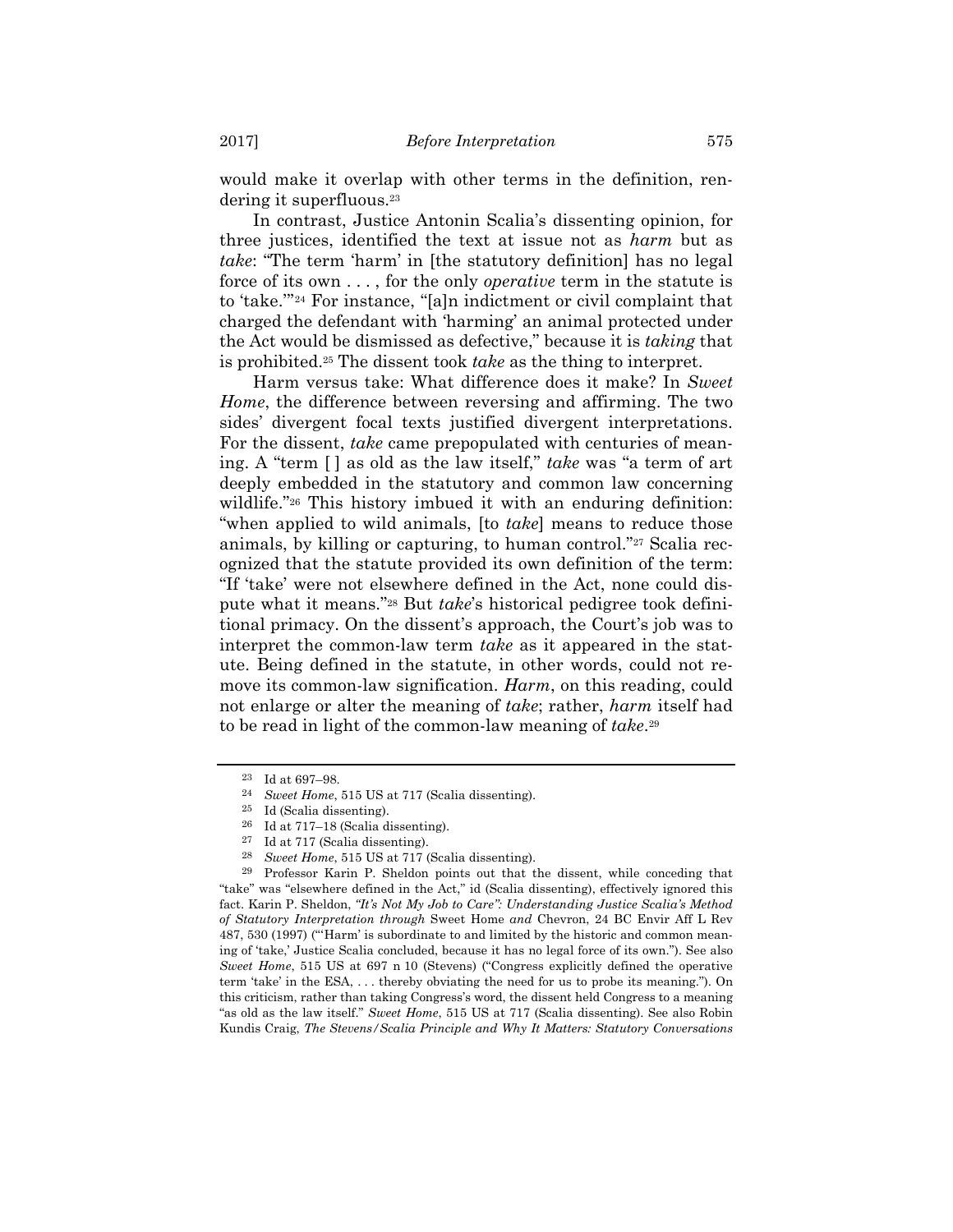would make it overlap with other terms in the definition, rendering it superfluous.[23]

In contrast, Justice Antonin Scalia's dissenting opinion, for three justices, identified the text at issue not as *harm* but as *take*: "The term 'harm' in [the statutory definition] has no legal force of its own . . . , for the only *operative* term in the statute is to 'take.'"[24] For instance, "[a]n indictment or civil complaint that charged the defendant with 'harming' an animal protected under the Act would be dismissed as defective," because it is *taking* that is prohibited.[25] The dissent took *take* as the thing to interpret.

Harm versus take: What difference does it make? In *Sweet Home*, the difference between reversing and affirming. The two sides' divergent focal texts justified divergent interpretations. For the dissent, *take* came prepopulated with centuries of meaning. A "term [ ] as old as the law itself," *take* was "a term of art deeply embedded in the statutory and common law concerning wildlife."[26] This history imbued it with an enduring definition: "when applied to wild animals, [to *take*] means to reduce those animals, by killing or capturing, to human control."[27] Scalia recognized that the statute provided its own definition of the term: "If 'take' were not elsewhere defined in the Act, none could dispute what it means."[28] But *take*'s historical pedigree took definitional primacy. On the dissent's approach, the Court's job was to interpret the common-law term *take* as it appeared in the statute. Being defined in the statute, in other words, could not remove its common-law signification. *Harm*, on this reading, could not enlarge or alter the meaning of *take*; rather, *harm* itself had to be read in light of the common-law meaning of *take*.[29]

---

[23] Id at 697–98.

[24] *Sweet Home*, 515 US at 717 (Scalia dissenting).

[25] Id (Scalia dissenting).

[26] Id at 717–18 (Scalia dissenting).

[27] Id at 717 (Scalia dissenting).

[28] *Sweet Home*, 515 US at 717 (Scalia dissenting).

[29] Professor Karin P. Sheldon points out that the dissent, while conceding that "take" was "elsewhere defined in the Act," id (Scalia dissenting), effectively ignored this fact. Karin P. Sheldon, *"It's Not My Job to Care": Understanding Justice Scalia's Method of Statutory Interpretation through* Sweet Home *and* Chevron, 24 BC Envir Aff L Rev 487, 530 (1997) ("'Harm' is subordinate to and limited by the historic and common meaning of 'take,' Justice Scalia concluded, because it has no legal force of its own."). See also *Sweet Home*, 515 US at 697 n 10 (Stevens) ("Congress explicitly defined the operative term 'take' in the ESA, . . . thereby obviating the need for us to probe its meaning."). On this criticism, rather than taking Congress's word, the dissent held Congress to a meaning "as old as the law itself." *Sweet Home*, 515 US at 717 (Scalia dissenting). See also Robin Kundis Craig, *The Stevens/Scalia Principle and Why It Matters: Statutory Conversations*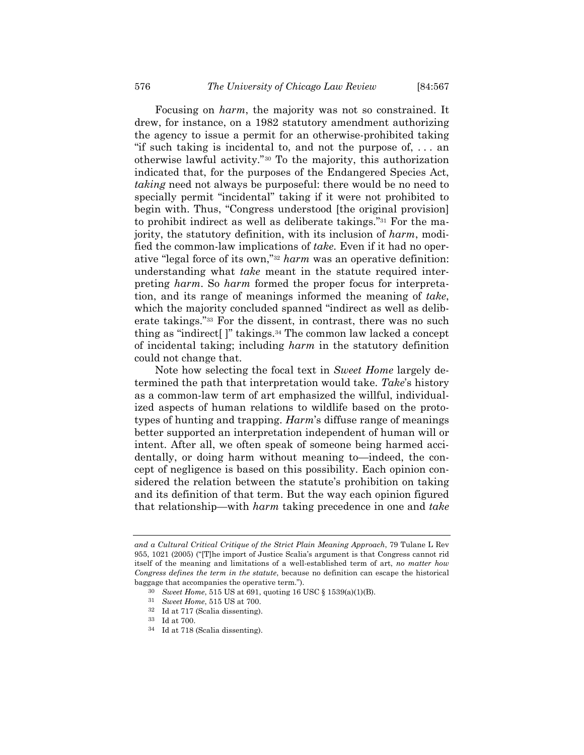Focusing on *harm*, the majority was not so constrained. It drew, for instance, on a 1982 statutory amendment authorizing the agency to issue a permit for an otherwise-prohibited taking "if such taking is incidental to, and not the purpose of, . . . an otherwise lawful activity."[30] To the majority, this authorization indicated that, for the purposes of the Endangered Species Act, *taking* need not always be purposeful: there would be no need to specially permit "incidental" taking if it were not prohibited to begin with. Thus, "Congress understood [the original provision] to prohibit indirect as well as deliberate takings."[31] For the majority, the statutory definition, with its inclusion of *harm*, modified the common-law implications of *take*. Even if it had no operative "legal force of its own,"[32] *harm* was an operative definition: understanding what *take* meant in the statute required interpreting *harm*. So *harm* formed the proper focus for interpretation, and its range of meanings informed the meaning of *take*, which the majority concluded spanned "indirect as well as deliberate takings."[33] For the dissent, in contrast, there was no such thing as "indirect[ ]" takings.[34] The common law lacked a concept of incidental taking; including *harm* in the statutory definition could not change that.

Note how selecting the focal text in *Sweet Home* largely determined the path that interpretation would take. *Take*'s history as a common-law term of art emphasized the willful, individualized aspects of human relations to wildlife based on the prototypes of hunting and trapping. *Harm*'s diffuse range of meanings better supported an interpretation independent of human will or intent. After all, we often speak of someone being harmed accidentally, or doing harm without meaning to—indeed, the concept of negligence is based on this possibility. Each opinion considered the relation between the statute's prohibition on taking and its definition of that term. But the way each opinion figured that relationship—with *harm* taking precedence in one and *take*

---

*and a Cultural Critical Critique of the Strict Plain Meaning Approach*, 79 Tulane L Rev 955, 1021 (2005) ("[T]he import of Justice Scalia's argument is that Congress cannot rid itself of the meaning and limitations of a well-established term of art, *no matter how Congress defines the term in the statute*, because no definition can escape the historical baggage that accompanies the operative term.").

[30] *Sweet Home*, 515 US at 691, quoting 16 USC § 1539(a)(1)(B).

[31] *Sweet Home*, 515 US at 700.

[32] Id at 717 (Scalia dissenting).

[33] Id at 700.

[34] Id at 718 (Scalia dissenting).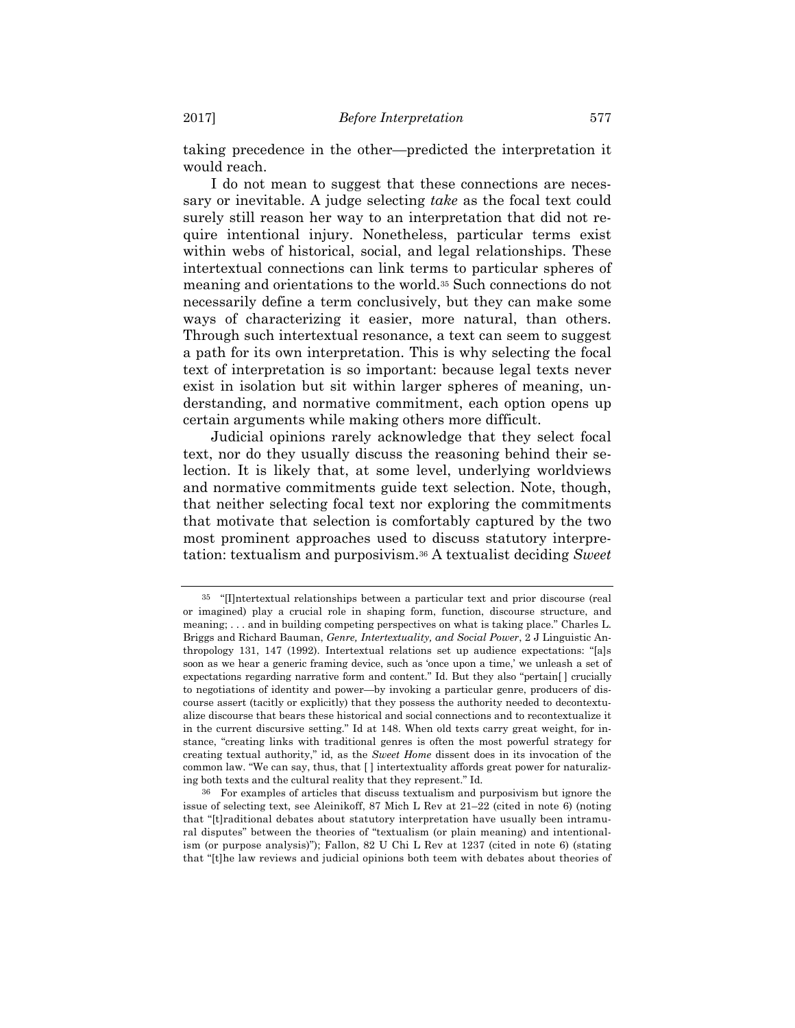taking precedence in the other—predicted the interpretation it would reach.

I do not mean to suggest that these connections are necessary or inevitable. A judge selecting *take* as the focal text could surely still reason her way to an interpretation that did not require intentional injury. Nonetheless, particular terms exist within webs of historical, social, and legal relationships. These intertextual connections can link terms to particular spheres of meaning and orientations to the world.[35] Such connections do not necessarily define a term conclusively, but they can make some ways of characterizing it easier, more natural, than others. Through such intertextual resonance, a text can seem to suggest a path for its own interpretation. This is why selecting the focal text of interpretation is so important: because legal texts never exist in isolation but sit within larger spheres of meaning, understanding, and normative commitment, each option opens up certain arguments while making others more difficult.

Judicial opinions rarely acknowledge that they select focal text, nor do they usually discuss the reasoning behind their selection. It is likely that, at some level, underlying worldviews and normative commitments guide text selection. Note, though, that neither selecting focal text nor exploring the commitments that motivate that selection is comfortably captured by the two most prominent approaches used to discuss statutory interpretation: textualism and purposivism.[36] A textualist deciding *Sweet*

---

[35] "[I]ntertextual relationships between a particular text and prior discourse (real or imagined) play a crucial role in shaping form, function, discourse structure, and meaning; . . . and in building competing perspectives on what is taking place." Charles L. Briggs and Richard Bauman, *Genre, Intertextuality, and Social Power*, 2 J Linguistic Anthropology 131, 147 (1992). Intertextual relations set up audience expectations: "[a]s soon as we hear a generic framing device, such as 'once upon a time,' we unleash a set of expectations regarding narrative form and content." Id. But they also "pertain[ ] crucially to negotiations of identity and power—by invoking a particular genre, producers of discourse assert (tacitly or explicitly) that they possess the authority needed to decontextualize discourse that bears these historical and social connections and to recontextualize it in the current discursive setting." Id at 148. When old texts carry great weight, for instance, "creating links with traditional genres is often the most powerful strategy for creating textual authority," id, as the *Sweet Home* dissent does in its invocation of the common law. "We can say, thus, that [ ] intertextuality affords great power for naturalizing both texts and the cultural reality that they represent." Id.

[36] For examples of articles that discuss textualism and purposivism but ignore the issue of selecting text, see Aleinikoff, 87 Mich L Rev at 21–22 (cited in note 6) (noting that "[t]raditional debates about statutory interpretation have usually been intramural disputes" between the theories of "textualism (or plain meaning) and intentionalism (or purpose analysis)"); Fallon, 82 U Chi L Rev at 1237 (cited in note 6) (stating that "[t]he law reviews and judicial opinions both teem with debates about theories of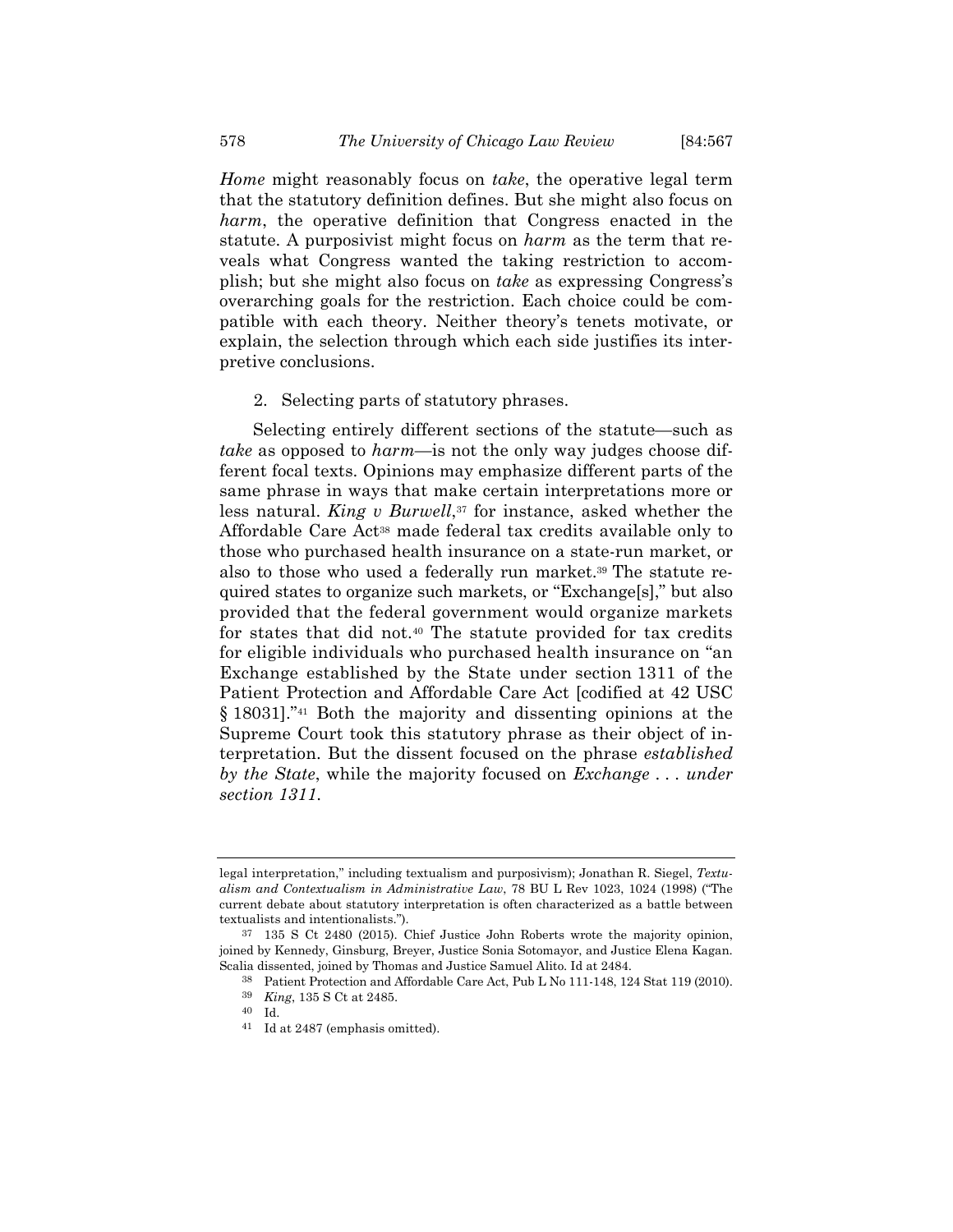*Home* might reasonably focus on *take*, the operative legal term that the statutory definition defines. But she might also focus on *harm*, the operative definition that Congress enacted in the statute. A purposivist might focus on *harm* as the term that reveals what Congress wanted the taking restriction to accomplish; but she might also focus on *take* as expressing Congress's overarching goals for the restriction. Each choice could be compatible with each theory. Neither theory's tenets motivate, or explain, the selection through which each side justifies its interpretive conclusions.

### 2. Selecting parts of statutory phrases.

Selecting entirely different sections of the statute—such as *take* as opposed to *harm*—is not the only way judges choose different focal texts. Opinions may emphasize different parts of the same phrase in ways that make certain interpretations more or less natural. *King v Burwell*,[37] for instance, asked whether the Affordable Care Act[38] made federal tax credits available only to those who purchased health insurance on a state-run market, or also to those who used a federally run market.[39] The statute required states to organize such markets, or "Exchange[s]," but also provided that the federal government would organize markets for states that did not.[40] The statute provided for tax credits for eligible individuals who purchased health insurance on "an Exchange established by the State under section 1311 of the Patient Protection and Affordable Care Act [codified at 42 USC § 18031]."[41] Both the majority and dissenting opinions at the Supreme Court took this statutory phrase as their object of interpretation. But the dissent focused on the phrase *established by the State*, while the majority focused on *Exchange . . . under section 1311*.

---

legal interpretation," including textualism and purposivism); Jonathan R. Siegel, *Textualism and Contextualism in Administrative Law*, 78 BU L Rev 1023, 1024 (1998) ("The current debate about statutory interpretation is often characterized as a battle between textualists and intentionalists.").

[37] 135 S Ct 2480 (2015). Chief Justice John Roberts wrote the majority opinion, joined by Kennedy, Ginsburg, Breyer, Justice Sonia Sotomayor, and Justice Elena Kagan. Scalia dissented, joined by Thomas and Justice Samuel Alito. Id at 2484.

[38] Patient Protection and Affordable Care Act, Pub L No 111-148, 124 Stat 119 (2010).

[39] *King*, 135 S Ct at 2485.

[40] Id.

[41] Id at 2487 (emphasis omitted).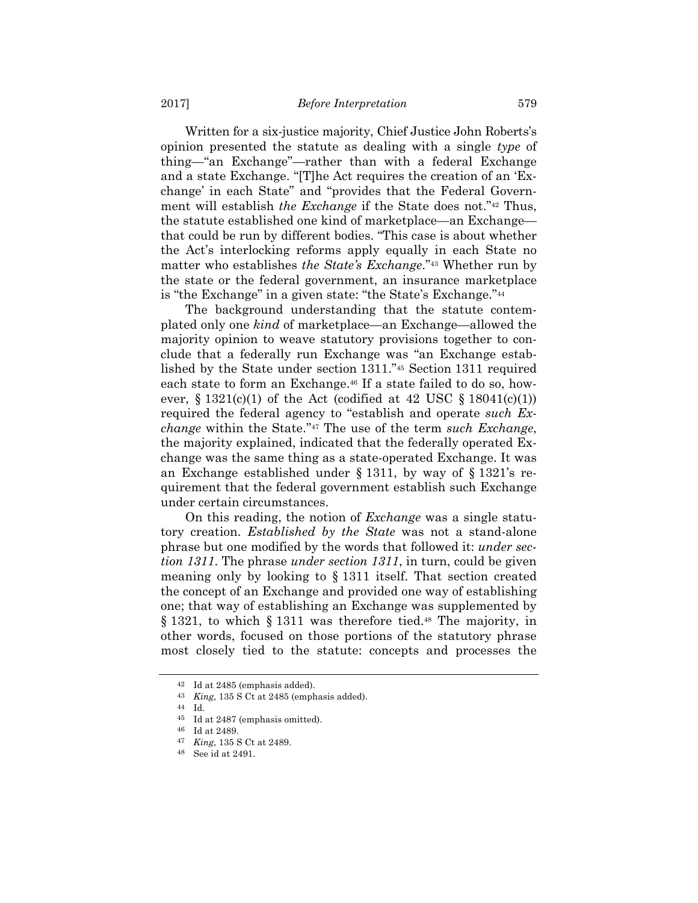Written for a six-justice majority, Chief Justice John Roberts's opinion presented the statute as dealing with a single *type* of thing—"an Exchange"—rather than with a federal Exchange and a state Exchange. "[T]he Act requires the creation of an 'Exchange' in each State" and "provides that the Federal Government will establish *the Exchange* if the State does not."[42] Thus, the statute established one kind of marketplace—an Exchange—that could be run by different bodies. "This case is about whether the Act's interlocking reforms apply equally in each State no matter who establishes *the State's Exchange*."[43] Whether run by the state or the federal government, an insurance marketplace is "the Exchange" in a given state: "the State's Exchange."[44]

The background understanding that the statute contemplated only one *kind* of marketplace—an Exchange—allowed the majority opinion to weave statutory provisions together to conclude that a federally run Exchange was "an Exchange established by the State under section 1311."[45] Section 1311 required each state to form an Exchange.[46] If a state failed to do so, however, § 1321(c)(1) of the Act (codified at 42 USC § 18041(c)(1)) required the federal agency to "establish and operate *such Exchange* within the State."[47] The use of the term *such Exchange*, the majority explained, indicated that the federally operated Exchange was the same thing as a state-operated Exchange. It was an Exchange established under § 1311, by way of § 1321's requirement that the federal government establish such Exchange under certain circumstances.

On this reading, the notion of *Exchange* was a single statutory creation. *Established by the State* was not a stand-alone phrase but one modified by the words that followed it: *under section 1311*. The phrase *under section 1311*, in turn, could be given meaning only by looking to § 1311 itself. That section created the concept of an Exchange and provided one way of establishing one; that way of establishing an Exchange was supplemented by § 1321, to which § 1311 was therefore tied.[48] The majority, in other words, focused on those portions of the statutory phrase most closely tied to the statute: concepts and processes the

---

[42] Id at 2485 (emphasis added).

[43] *King*, 135 S Ct at 2485 (emphasis added).

[44] Id.

[45] Id at 2487 (emphasis omitted).

[46] Id at 2489.

[47] *King*, 135 S Ct at 2489.

[48] See id at 2491.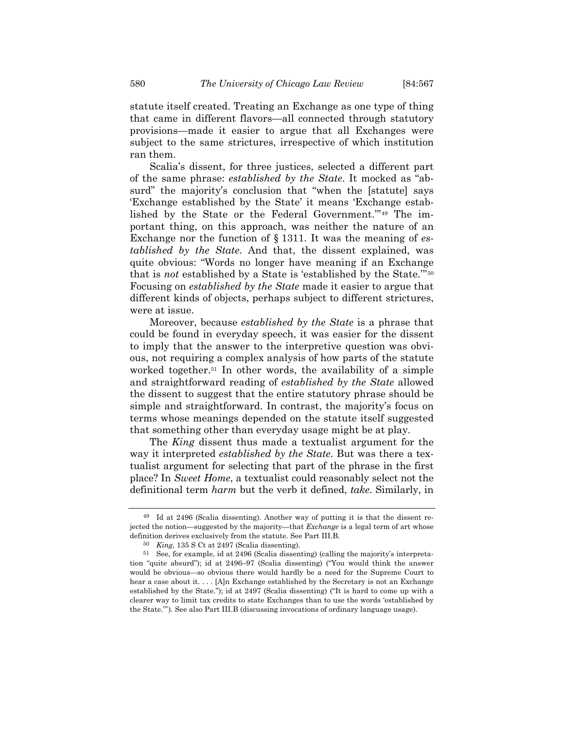statute itself created. Treating an Exchange as one type of thing that came in different flavors—all connected through statutory provisions—made it easier to argue that all Exchanges were subject to the same strictures, irrespective of which institution ran them.

Scalia's dissent, for three justices, selected a different part of the same phrase: *established by the State*. It mocked as "absurd" the majority's conclusion that "when the [statute] says 'Exchange established by the State' it means 'Exchange established by the State or the Federal Government.'"[49] The important thing, on this approach, was neither the nature of an Exchange nor the function of § 1311. It was the meaning of *established by the State*. And that, the dissent explained, was quite obvious: "Words no longer have meaning if an Exchange that is *not* established by a State is 'established by the State.'"[50] Focusing on *established by the State* made it easier to argue that different kinds of objects, perhaps subject to different strictures, were at issue.

Moreover, because *established by the State* is a phrase that could be found in everyday speech, it was easier for the dissent to imply that the answer to the interpretive question was obvious, not requiring a complex analysis of how parts of the statute worked together.[51] In other words, the availability of a simple and straightforward reading of *established by the State* allowed the dissent to suggest that the entire statutory phrase should be simple and straightforward. In contrast, the majority's focus on terms whose meanings depended on the statute itself suggested that something other than everyday usage might be at play.

The *King* dissent thus made a textualist argument for the way it interpreted *established by the State*. But was there a textualist argument for selecting that part of the phrase in the first place? In *Sweet Home*, a textualist could reasonably select not the definitional term *harm* but the verb it defined, *take*. Similarly, in

---

[49] Id at 2496 (Scalia dissenting). Another way of putting it is that the dissent rejected the notion—suggested by the majority—that *Exchange* is a legal term of art whose definition derives exclusively from the statute. See Part III.B.

[50] *King*, 135 S Ct at 2497 (Scalia dissenting).

[51] See, for example, id at 2496 (Scalia dissenting) (calling the majority's interpretation "quite absurd"); id at 2496–97 (Scalia dissenting) ("You would think the answer would be obvious—so obvious there would hardly be a need for the Supreme Court to hear a case about it. . . . [A]n Exchange established by the Secretary is not an Exchange established by the State."); id at 2497 (Scalia dissenting) ("It is hard to come up with a clearer way to limit tax credits to state Exchanges than to use the words 'established by the State.'"). See also Part III.B (discussing invocations of ordinary language usage).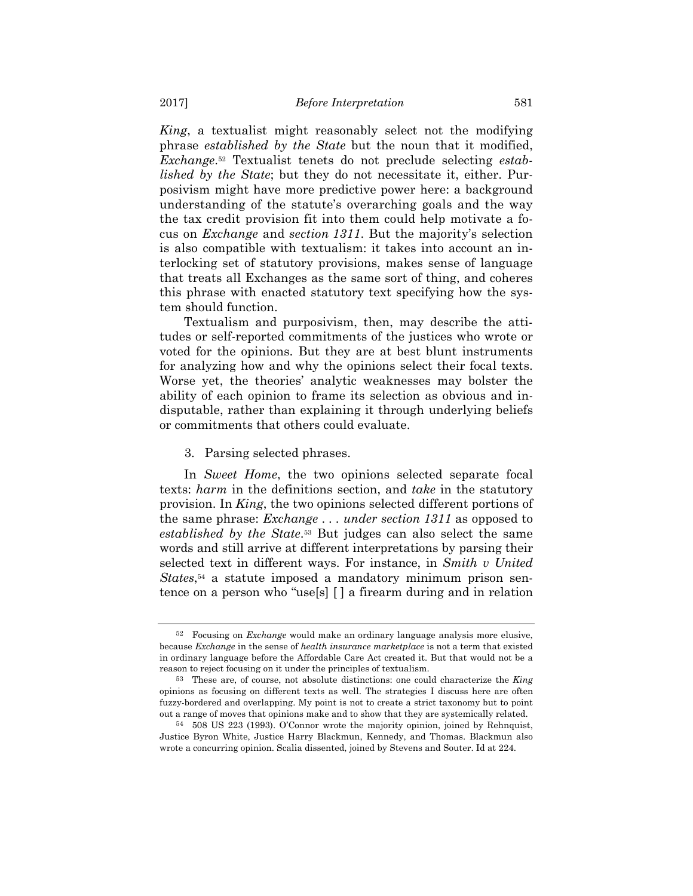*King*, a textualist might reasonably select not the modifying phrase *established by the State* but the noun that it modified, *Exchange*.[52] Textualist tenets do not preclude selecting *established by the State*; but they do not necessitate it, either. Purposivism might have more predictive power here: a background understanding of the statute's overarching goals and the way the tax credit provision fit into them could help motivate a focus on *Exchange* and *section 1311*. But the majority's selection is also compatible with textualism: it takes into account an interlocking set of statutory provisions, makes sense of language that treats all Exchanges as the same sort of thing, and coheres this phrase with enacted statutory text specifying how the system should function.

Textualism and purposivism, then, may describe the attitudes or self-reported commitments of the justices who wrote or voted for the opinions. But they are at best blunt instruments for analyzing how and why the opinions select their focal texts. Worse yet, the theories' analytic weaknesses may bolster the ability of each opinion to frame its selection as obvious and indisputable, rather than explaining it through underlying beliefs or commitments that others could evaluate.

3. Parsing selected phrases.

In *Sweet Home*, the two opinions selected separate focal texts: *harm* in the definitions section, and *take* in the statutory provision. In *King*, the two opinions selected different portions of the same phrase: *Exchange . . . under section 1311* as opposed to *established by the State*.[53] But judges can also select the same words and still arrive at different interpretations by parsing their selected text in different ways. For instance, in *Smith v United States*,[54] a statute imposed a mandatory minimum prison sentence on a person who "use[s] [ ] a firearm during and in relation

---

[52] Focusing on *Exchange* would make an ordinary language analysis more elusive, because *Exchange* in the sense of *health insurance marketplace* is not a term that existed in ordinary language before the Affordable Care Act created it. But that would not be a reason to reject focusing on it under the principles of textualism.

[53] These are, of course, not absolute distinctions: one could characterize the *King* opinions as focusing on different texts as well. The strategies I discuss here are often fuzzy-bordered and overlapping. My point is not to create a strict taxonomy but to point out a range of moves that opinions make and to show that they are systemically related.

[54] 508 US 223 (1993). O'Connor wrote the majority opinion, joined by Rehnquist, Justice Byron White, Justice Harry Blackmun, Kennedy, and Thomas. Blackmun also wrote a concurring opinion. Scalia dissented, joined by Stevens and Souter. Id at 224.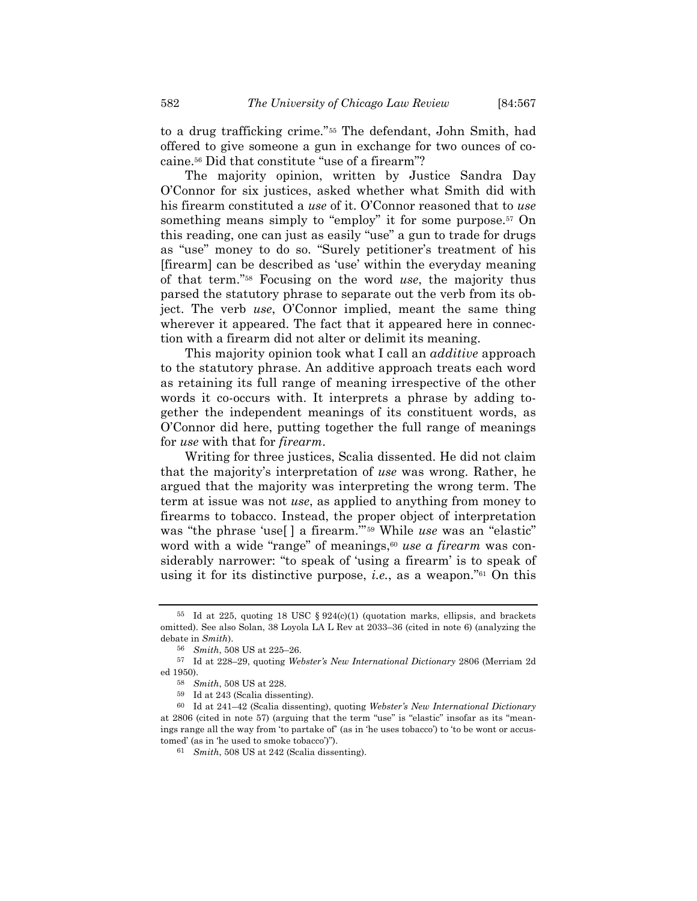to a drug trafficking crime."[55] The defendant, John Smith, had offered to give someone a gun in exchange for two ounces of cocaine.[56] Did that constitute "use of a firearm"?

The majority opinion, written by Justice Sandra Day O'Connor for six justices, asked whether what Smith did with his firearm constituted a *use* of it. O'Connor reasoned that to *use* something means simply to "employ" it for some purpose.[57] On this reading, one can just as easily "use" a gun to trade for drugs as "use" money to do so. "Surely petitioner's treatment of his [firearm] can be described as 'use' within the everyday meaning of that term."[58] Focusing on the word *use*, the majority thus parsed the statutory phrase to separate out the verb from its object. The verb *use*, O'Connor implied, meant the same thing wherever it appeared. The fact that it appeared here in connection with a firearm did not alter or delimit its meaning.

This majority opinion took what I call an *additive* approach to the statutory phrase. An additive approach treats each word as retaining its full range of meaning irrespective of the other words it co-occurs with. It interprets a phrase by adding together the independent meanings of its constituent words, as O'Connor did here, putting together the full range of meanings for *use* with that for *firearm*.

Writing for three justices, Scalia dissented. He did not claim that the majority's interpretation of *use* was wrong. Rather, he argued that the majority was interpreting the wrong term. The term at issue was not *use*, as applied to anything from money to firearms to tobacco. Instead, the proper object of interpretation was "the phrase 'use[ ] a firearm.'"[59] While *use* was an "elastic" word with a wide "range" of meanings,[60] *use a firearm* was considerably narrower: "to speak of 'using a firearm' is to speak of using it for its distinctive purpose, *i.e.*, as a weapon."[61] On this

---

[55] Id at 225, quoting 18 USC § 924(c)(1) (quotation marks, ellipsis, and brackets omitted). See also Solan, 38 Loyola LA L Rev at 2033–36 (cited in note 6) (analyzing the debate in *Smith*).

[56] *Smith*, 508 US at 225–26.

[57] Id at 228–29, quoting *Webster's New International Dictionary* 2806 (Merriam 2d ed 1950).

[58] *Smith*, 508 US at 228.

[59] Id at 243 (Scalia dissenting).

[60] Id at 241–42 (Scalia dissenting), quoting *Webster's New International Dictionary* at 2806 (cited in note 57) (arguing that the term "use" is "elastic" insofar as its "meanings range all the way from 'to partake of' (as in 'he uses tobacco') to 'to be wont or accustomed' (as in 'he used to smoke tobacco')").

[61] *Smith*, 508 US at 242 (Scalia dissenting).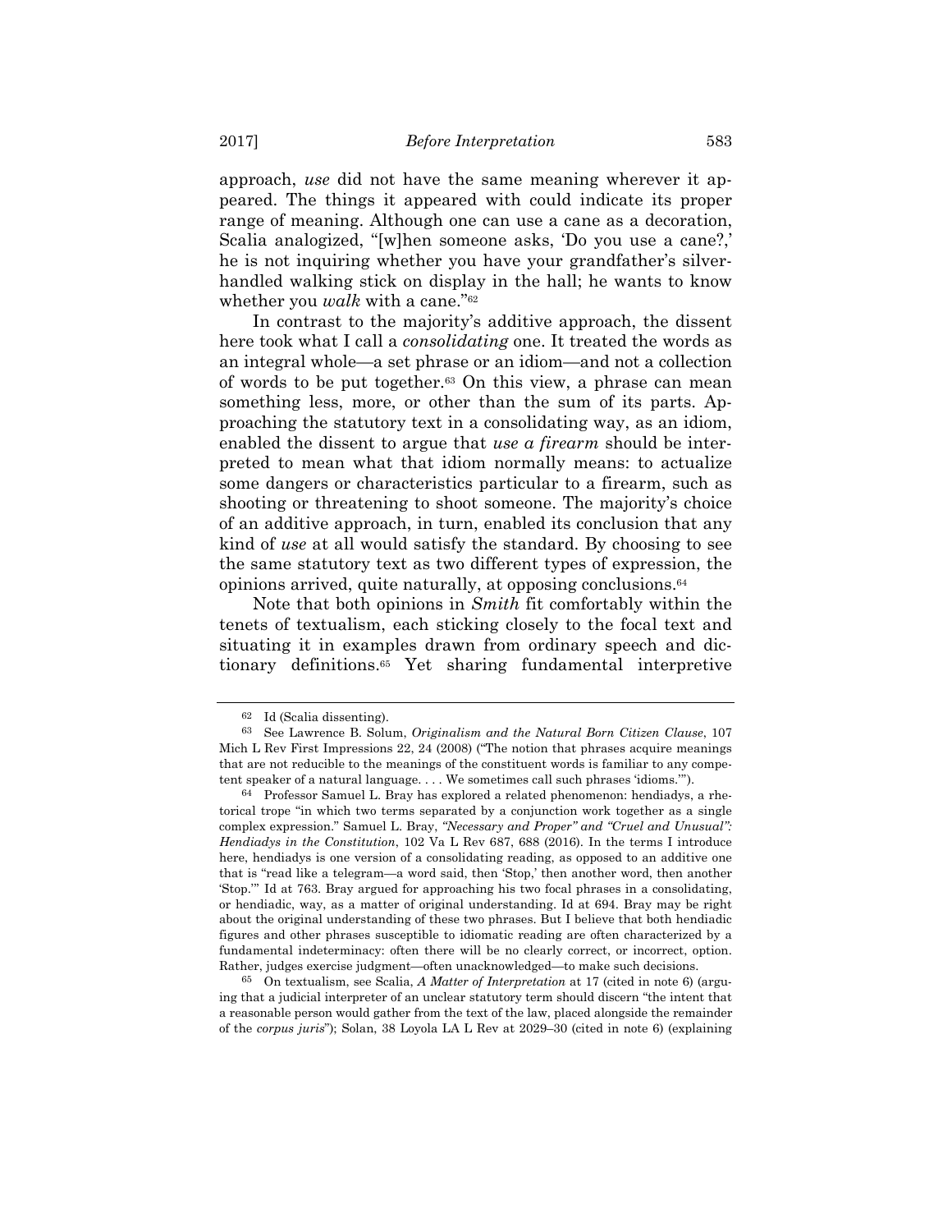approach, *use* did not have the same meaning wherever it appeared. The things it appeared with could indicate its proper range of meaning. Although one can use a cane as a decoration, Scalia analogized, "[w]hen someone asks, 'Do you use a cane?,' he is not inquiring whether you have your grandfather's silver-handled walking stick on display in the hall; he wants to know whether you *walk* with a cane."[62]

In contrast to the majority's additive approach, the dissent here took what I call a *consolidating* one. It treated the words as an integral whole—a set phrase or an idiom—and not a collection of words to be put together.[63] On this view, a phrase can mean something less, more, or other than the sum of its parts. Approaching the statutory text in a consolidating way, as an idiom, enabled the dissent to argue that *use a firearm* should be interpreted to mean what that idiom normally means: to actualize some dangers or characteristics particular to a firearm, such as shooting or threatening to shoot someone. The majority's choice of an additive approach, in turn, enabled its conclusion that any kind of *use* at all would satisfy the standard. By choosing to see the same statutory text as two different types of expression, the opinions arrived, quite naturally, at opposing conclusions.[64]

Note that both opinions in *Smith* fit comfortably within the tenets of textualism, each sticking closely to the focal text and situating it in examples drawn from ordinary speech and dictionary definitions.[65] Yet sharing fundamental interpretive

---

[62] Id (Scalia dissenting).

[63] See Lawrence B. Solum, *Originalism and the Natural Born Citizen Clause*, 107 Mich L Rev First Impressions 22, 24 (2008) ("The notion that phrases acquire meanings that are not reducible to the meanings of the constituent words is familiar to any competent speaker of a natural language. . . . We sometimes call such phrases 'idioms.'").

[64] Professor Samuel L. Bray has explored a related phenomenon: hendiadys, a rhetorical trope "in which two terms separated by a conjunction work together as a single complex expression." Samuel L. Bray, *"Necessary and Proper" and "Cruel and Unusual": Hendiadys in the Constitution*, 102 Va L Rev 687, 688 (2016). In the terms I introduce here, hendiadys is one version of a consolidating reading, as opposed to an additive one that is "read like a telegram—a word said, then 'Stop,' then another word, then another 'Stop.'" Id at 763. Bray argued for approaching his two focal phrases in a consolidating, or hendiadic, way, as a matter of original understanding. Id at 694. Bray may be right about the original understanding of these two phrases. But I believe that both hendiadic figures and other phrases susceptible to idiomatic reading are often characterized by a fundamental indeterminacy: often there will be no clearly correct, or incorrect, option. Rather, judges exercise judgment—often unacknowledged—to make such decisions.

[65] On textualism, see Scalia, *A Matter of Interpretation* at 17 (cited in note 6) (arguing that a judicial interpreter of an unclear statutory term should discern "the intent that a reasonable person would gather from the text of the law, placed alongside the remainder of the *corpus juris*"); Solan, 38 Loyola LA L Rev at 2029–30 (cited in note 6) (explaining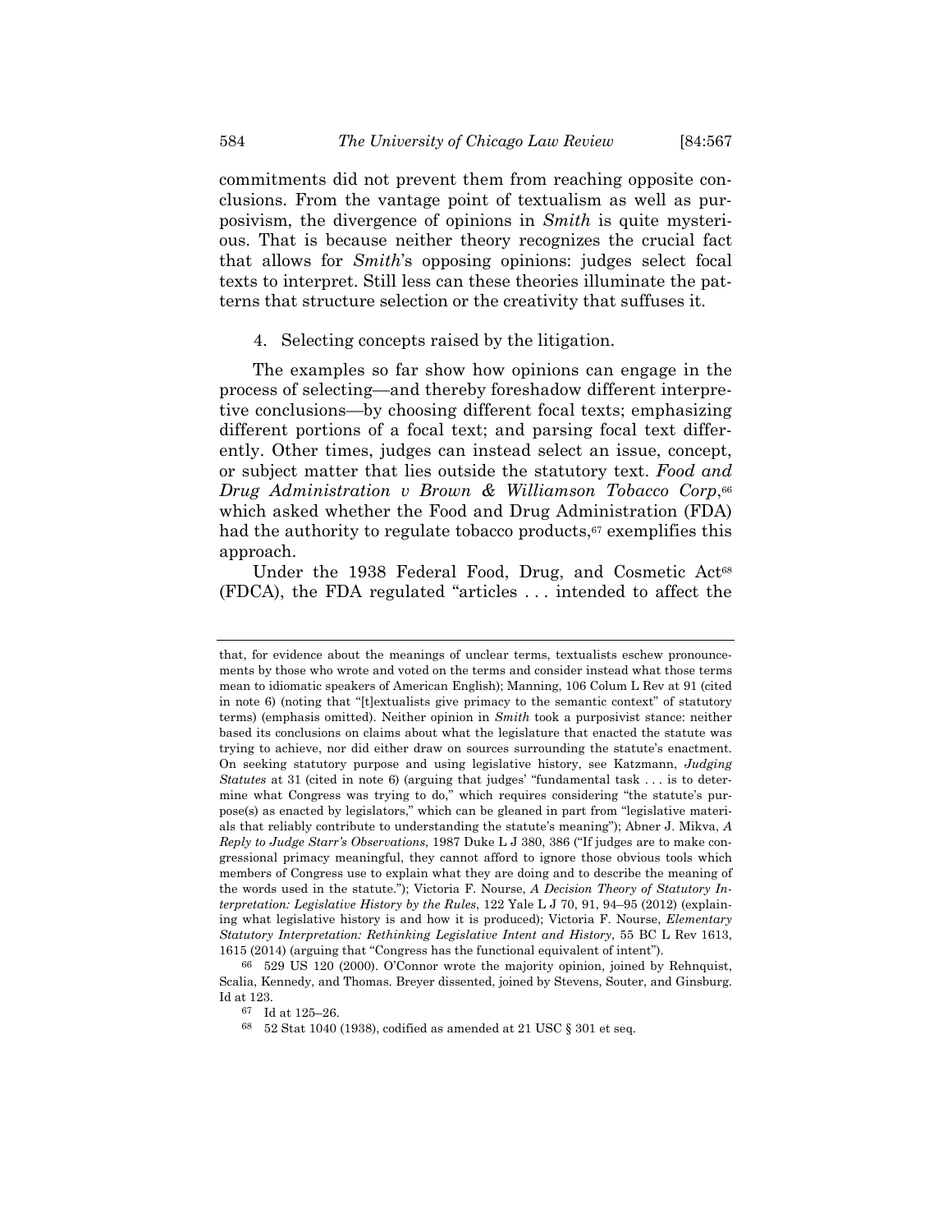commitments did not prevent them from reaching opposite conclusions. From the vantage point of textualism as well as purposivism, the divergence of opinions in *Smith* is quite mysterious. That is because neither theory recognizes the crucial fact that allows for *Smith*'s opposing opinions: judges select focal texts to interpret. Still less can these theories illuminate the patterns that structure selection or the creativity that suffuses it.

4. Selecting concepts raised by the litigation.

The examples so far show how opinions can engage in the process of selecting—and thereby foreshadow different interpretive conclusions—by choosing different focal texts; emphasizing different portions of a focal text; and parsing focal text differently. Other times, judges can instead select an issue, concept, or subject matter that lies outside the statutory text. *Food and Drug Administration v Brown & Williamson Tobacco Corp*,[66] which asked whether the Food and Drug Administration (FDA) had the authority to regulate tobacco products,[67] exemplifies this approach.

Under the 1938 Federal Food, Drug, and Cosmetic Act[68] (FDCA), the FDA regulated "articles . . . intended to affect the

---

that, for evidence about the meanings of unclear terms, textualists eschew pronouncements by those who wrote and voted on the terms and consider instead what those terms mean to idiomatic speakers of American English); Manning, 106 Colum L Rev at 91 (cited in note 6) (noting that "[t]extualists give primacy to the semantic context" of statutory terms) (emphasis omitted). Neither opinion in *Smith* took a purposivist stance: neither based its conclusions on claims about what the legislature that enacted the statute was trying to achieve, nor did either draw on sources surrounding the statute's enactment. On seeking statutory purpose and using legislative history, see Katzmann, *Judging Statutes* at 31 (cited in note 6) (arguing that judges' "fundamental task . . . is to determine what Congress was trying to do," which requires considering "the statute's purpose(s) as enacted by legislators," which can be gleaned in part from "legislative materials that reliably contribute to understanding the statute's meaning"); Abner J. Mikva, *A Reply to Judge Starr's Observations*, 1987 Duke L J 380, 386 ("If judges are to make congressional primacy meaningful, they cannot afford to ignore those obvious tools which members of Congress use to explain what they are doing and to describe the meaning of the words used in the statute."); Victoria F. Nourse, *A Decision Theory of Statutory Interpretation: Legislative History by the Rules*, 122 Yale L J 70, 91, 94–95 (2012) (explaining what legislative history is and how it is produced); Victoria F. Nourse, *Elementary Statutory Interpretation: Rethinking Legislative Intent and History*, 55 BC L Rev 1613, 1615 (2014) (arguing that "Congress has the functional equivalent of intent").

[66] 529 US 120 (2000). O'Connor wrote the majority opinion, joined by Rehnquist, Scalia, Kennedy, and Thomas. Breyer dissented, joined by Stevens, Souter, and Ginsburg. Id at 123.

[67] Id at 125–26.

[68] 52 Stat 1040 (1938), codified as amended at 21 USC § 301 et seq.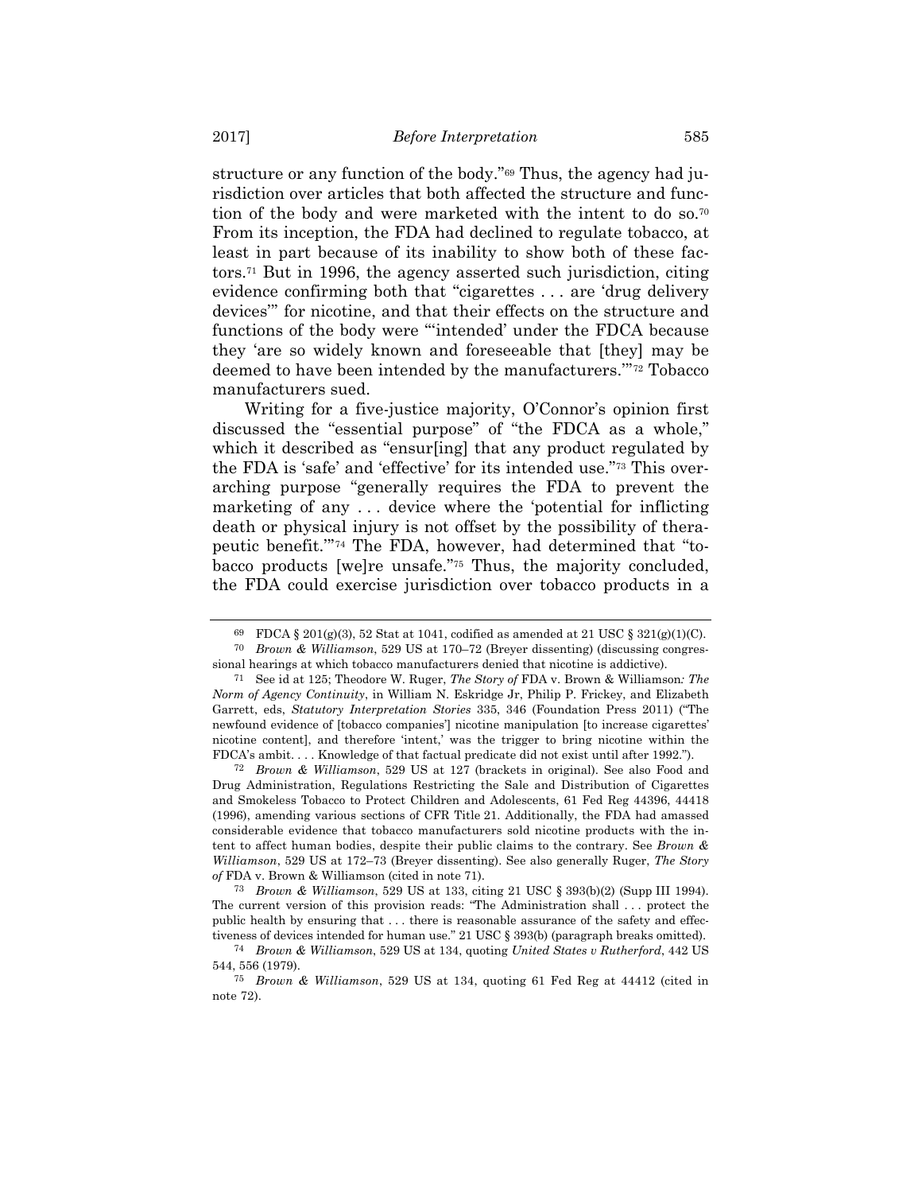structure or any function of the body."[69] Thus, the agency had jurisdiction over articles that both affected the structure and function of the body and were marketed with the intent to do so.[70] From its inception, the FDA had declined to regulate tobacco, at least in part because of its inability to show both of these factors.[71] But in 1996, the agency asserted such jurisdiction, citing evidence confirming both that "cigarettes . . . are 'drug delivery devices'" for nicotine, and that their effects on the structure and functions of the body were "'intended' under the FDCA because they 'are so widely known and foreseeable that [they] may be deemed to have been intended by the manufacturers.'"[72] Tobacco manufacturers sued.

Writing for a five-justice majority, O'Connor's opinion first discussed the "essential purpose" of "the FDCA as a whole," which it described as "ensur[ing] that any product regulated by the FDA is 'safe' and 'effective' for its intended use."[73] This overarching purpose "generally requires the FDA to prevent the marketing of any . . . device where the 'potential for inflicting death or physical injury is not offset by the possibility of therapeutic benefit.'"[74] The FDA, however, had determined that "tobacco products [we]re unsafe."[75] Thus, the majority concluded, the FDA could exercise jurisdiction over tobacco products in a

---

[69] FDCA § 201(g)(3), 52 Stat at 1041, codified as amended at 21 USC § 321(g)(1)(C).

[70] *Brown & Williamson*, 529 US at 170–72 (Breyer dissenting) (discussing congressional hearings at which tobacco manufacturers denied that nicotine is addictive).

[71] See id at 125; Theodore W. Ruger, *The Story of* FDA v. Brown & Williamson*: The Norm of Agency Continuity*, in William N. Eskridge Jr, Philip P. Frickey, and Elizabeth Garrett, eds, *Statutory Interpretation Stories* 335, 346 (Foundation Press 2011) ("The newfound evidence of [tobacco companies'] nicotine manipulation [to increase cigarettes' nicotine content], and therefore 'intent,' was the trigger to bring nicotine within the FDCA's ambit. . . . Knowledge of that factual predicate did not exist until after 1992.").

[72] *Brown & Williamson*, 529 US at 127 (brackets in original). See also Food and Drug Administration, Regulations Restricting the Sale and Distribution of Cigarettes and Smokeless Tobacco to Protect Children and Adolescents, 61 Fed Reg 44396, 44418 (1996), amending various sections of CFR Title 21. Additionally, the FDA had amassed considerable evidence that tobacco manufacturers sold nicotine products with the intent to affect human bodies, despite their public claims to the contrary. See *Brown & Williamson*, 529 US at 172–73 (Breyer dissenting). See also generally Ruger, *The Story of* FDA v. Brown & Williamson (cited in note 71).

[73] *Brown & Williamson*, 529 US at 133, citing 21 USC § 393(b)(2) (Supp III 1994). The current version of this provision reads: "The Administration shall . . . protect the public health by ensuring that . . . there is reasonable assurance of the safety and effectiveness of devices intended for human use." 21 USC § 393(b) (paragraph breaks omitted).

[74] *Brown & Williamson*, 529 US at 134, quoting *United States v Rutherford*, 442 US 544, 556 (1979).

[75] *Brown & Williamson*, 529 US at 134, quoting 61 Fed Reg at 44412 (cited in note 72).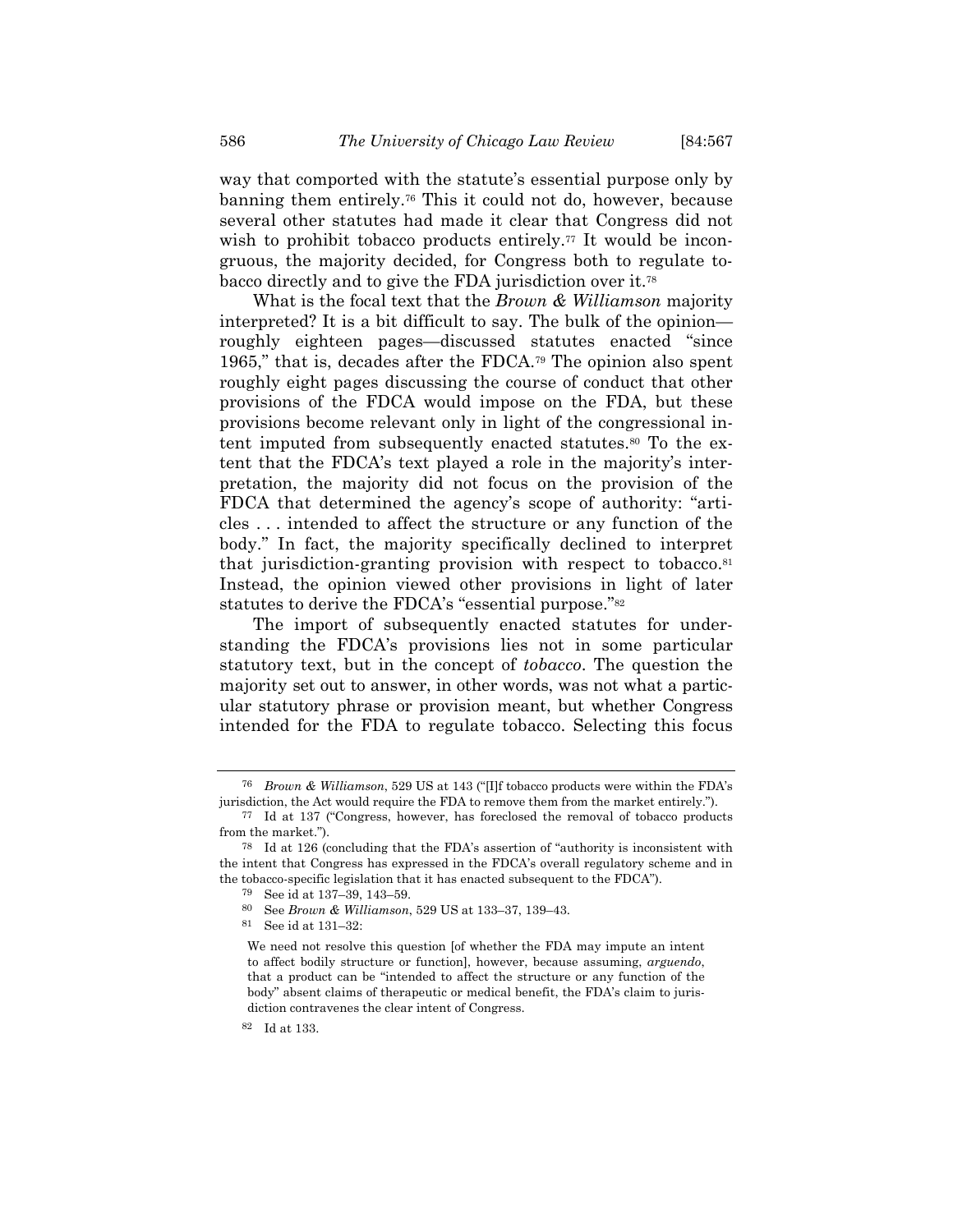way that comported with the statute's essential purpose only by banning them entirely.[76] This it could not do, however, because several other statutes had made it clear that Congress did not wish to prohibit tobacco products entirely.[77] It would be incongruous, the majority decided, for Congress both to regulate tobacco directly and to give the FDA jurisdiction over it.[78]

What is the focal text that the *Brown & Williamson* majority interpreted? It is a bit difficult to say. The bulk of the opinion—roughly eighteen pages—discussed statutes enacted "since 1965," that is, decades after the FDCA.[79] The opinion also spent roughly eight pages discussing the course of conduct that other provisions of the FDCA would impose on the FDA, but these provisions become relevant only in light of the congressional intent imputed from subsequently enacted statutes.[80] To the extent that the FDCA's text played a role in the majority's interpretation, the majority did not focus on the provision of the FDCA that determined the agency's scope of authority: "articles . . . intended to affect the structure or any function of the body." In fact, the majority specifically declined to interpret that jurisdiction-granting provision with respect to tobacco.[81] Instead, the opinion viewed other provisions in light of later statutes to derive the FDCA's "essential purpose."[82]

The import of subsequently enacted statutes for understanding the FDCA's provisions lies not in some particular statutory text, but in the concept of *tobacco*. The question the majority set out to answer, in other words, was not what a particular statutory phrase or provision meant, but whether Congress intended for the FDA to regulate tobacco. Selecting this focus

---

[76] *Brown & Williamson*, 529 US at 143 ("[I]f tobacco products were within the FDA's jurisdiction, the Act would require the FDA to remove them from the market entirely.").

[77] Id at 137 ("Congress, however, has foreclosed the removal of tobacco products from the market.").

[78] Id at 126 (concluding that the FDA's assertion of "authority is inconsistent with the intent that Congress has expressed in the FDCA's overall regulatory scheme and in the tobacco-specific legislation that it has enacted subsequent to the FDCA").

[79] See id at 137–39, 143–59.

[80] See *Brown & Williamson*, 529 US at 133–37, 139–43.

[81] See id at 131–32:

> We need not resolve this question [of whether the FDA may impute an intent to affect bodily structure or function], however, because assuming, *arguendo*, that a product can be "intended to affect the structure or any function of the body" absent claims of therapeutic or medical benefit, the FDA's claim to jurisdiction contravenes the clear intent of Congress.

[82] Id at 133.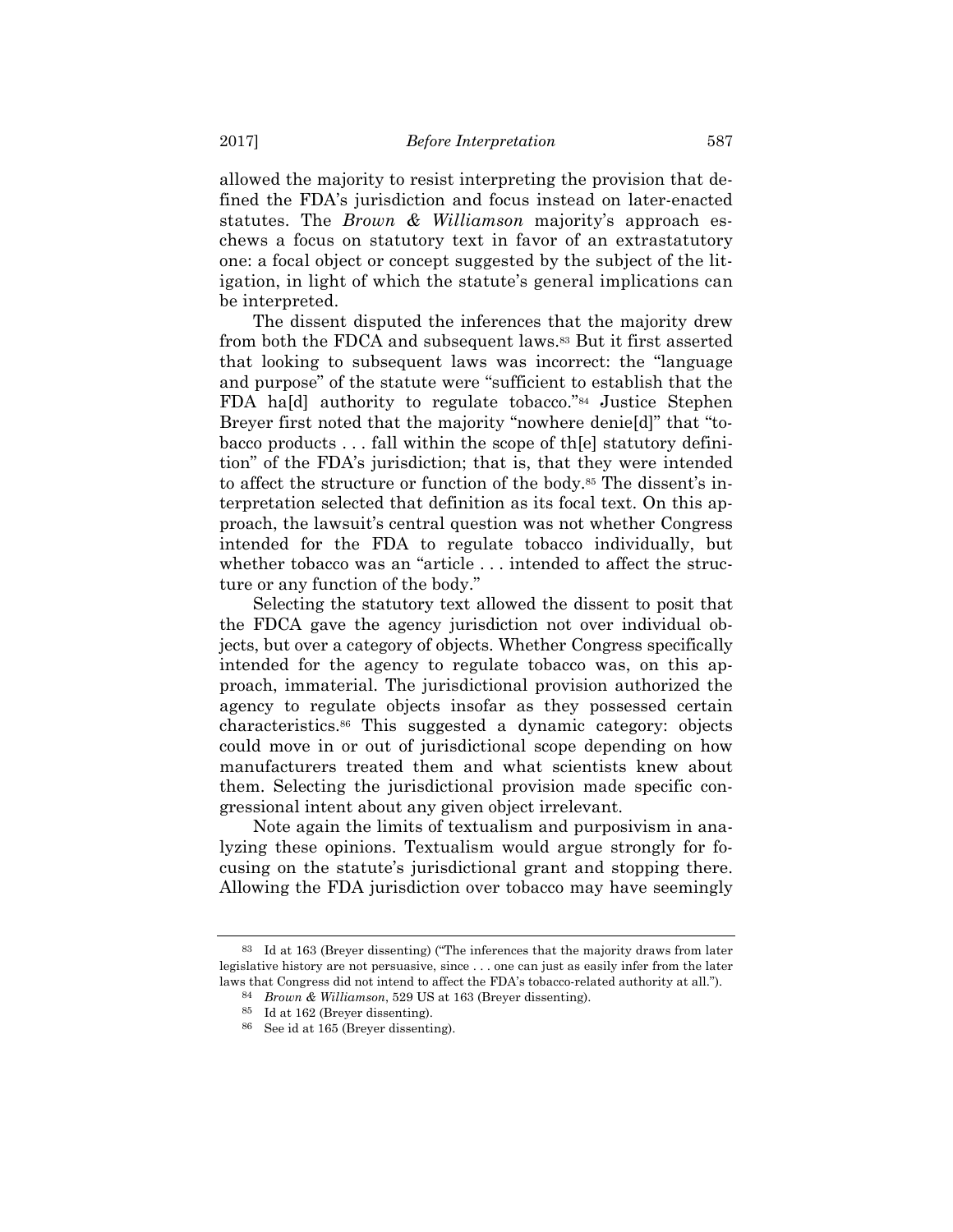allowed the majority to resist interpreting the provision that defined the FDA's jurisdiction and focus instead on later-enacted statutes. The *Brown & Williamson* majority's approach eschews a focus on statutory text in favor of an extrastatutory one: a focal object or concept suggested by the subject of the litigation, in light of which the statute's general implications can be interpreted.

The dissent disputed the inferences that the majority drew from both the FDCA and subsequent laws.[83] But it first asserted that looking to subsequent laws was incorrect: the "language and purpose" of the statute were "sufficient to establish that the FDA ha[d] authority to regulate tobacco."[84] Justice Stephen Breyer first noted that the majority "nowhere denie[d]" that "tobacco products . . . fall within the scope of th[e] statutory definition" of the FDA's jurisdiction; that is, that they were intended to affect the structure or function of the body.[85] The dissent's interpretation selected that definition as its focal text. On this approach, the lawsuit's central question was not whether Congress intended for the FDA to regulate tobacco individually, but whether tobacco was an "article . . . intended to affect the structure or any function of the body."

Selecting the statutory text allowed the dissent to posit that the FDCA gave the agency jurisdiction not over individual objects, but over a category of objects. Whether Congress specifically intended for the agency to regulate tobacco was, on this approach, immaterial. The jurisdictional provision authorized the agency to regulate objects insofar as they possessed certain characteristics.[86] This suggested a dynamic category: objects could move in or out of jurisdictional scope depending on how manufacturers treated them and what scientists knew about them. Selecting the jurisdictional provision made specific congressional intent about any given object irrelevant.

Note again the limits of textualism and purposivism in analyzing these opinions. Textualism would argue strongly for focusing on the statute's jurisdictional grant and stopping there. Allowing the FDA jurisdiction over tobacco may have seemingly

---

[83] Id at 163 (Breyer dissenting) ("The inferences that the majority draws from later legislative history are not persuasive, since . . . one can just as easily infer from the later laws that Congress did not intend to affect the FDA's tobacco-related authority at all.").

[84] *Brown & Williamson*, 529 US at 163 (Breyer dissenting).

[85] Id at 162 (Breyer dissenting).

[86] See id at 165 (Breyer dissenting).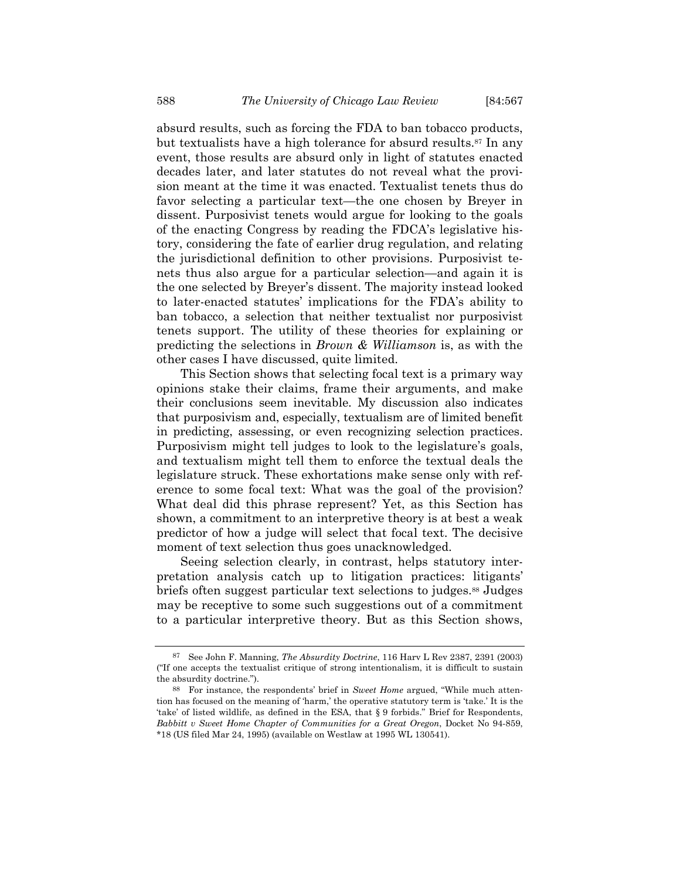absurd results, such as forcing the FDA to ban tobacco products, but textualists have a high tolerance for absurd results.[87] In any event, those results are absurd only in light of statutes enacted decades later, and later statutes do not reveal what the provision meant at the time it was enacted. Textualist tenets thus do favor selecting a particular text—the one chosen by Breyer in dissent. Purposivist tenets would argue for looking to the goals of the enacting Congress by reading the FDCA's legislative history, considering the fate of earlier drug regulation, and relating the jurisdictional definition to other provisions. Purposivist tenets thus also argue for a particular selection—and again it is the one selected by Breyer's dissent. The majority instead looked to later-enacted statutes' implications for the FDA's ability to ban tobacco, a selection that neither textualist nor purposivist tenets support. The utility of these theories for explaining or predicting the selections in *Brown & Williamson* is, as with the other cases I have discussed, quite limited.

This Section shows that selecting focal text is a primary way opinions stake their claims, frame their arguments, and make their conclusions seem inevitable. My discussion also indicates that purposivism and, especially, textualism are of limited benefit in predicting, assessing, or even recognizing selection practices. Purposivism might tell judges to look to the legislature's goals, and textualism might tell them to enforce the textual deals the legislature struck. These exhortations make sense only with reference to some focal text: What was the goal of the provision? What deal did this phrase represent? Yet, as this Section has shown, a commitment to an interpretive theory is at best a weak predictor of how a judge will select that focal text. The decisive moment of text selection thus goes unacknowledged.

Seeing selection clearly, in contrast, helps statutory interpretation analysis catch up to litigation practices: litigants' briefs often suggest particular text selections to judges.[88] Judges may be receptive to some such suggestions out of a commitment to a particular interpretive theory. But as this Section shows,

---

[87] See John F. Manning, *The Absurdity Doctrine*, 116 Harv L Rev 2387, 2391 (2003) ("If one accepts the textualist critique of strong intentionalism, it is difficult to sustain the absurdity doctrine.").

[88] For instance, the respondents' brief in *Sweet Home* argued, "While much attention has focused on the meaning of 'harm,' the operative statutory term is 'take.' It is the 'take' of listed wildlife, as defined in the ESA, that § 9 forbids." Brief for Respondents, *Babbitt v Sweet Home Chapter of Communities for a Great Oregon*, Docket No 94-859, *18 (US filed Mar 24, 1995) (available on Westlaw at 1995 WL 130541).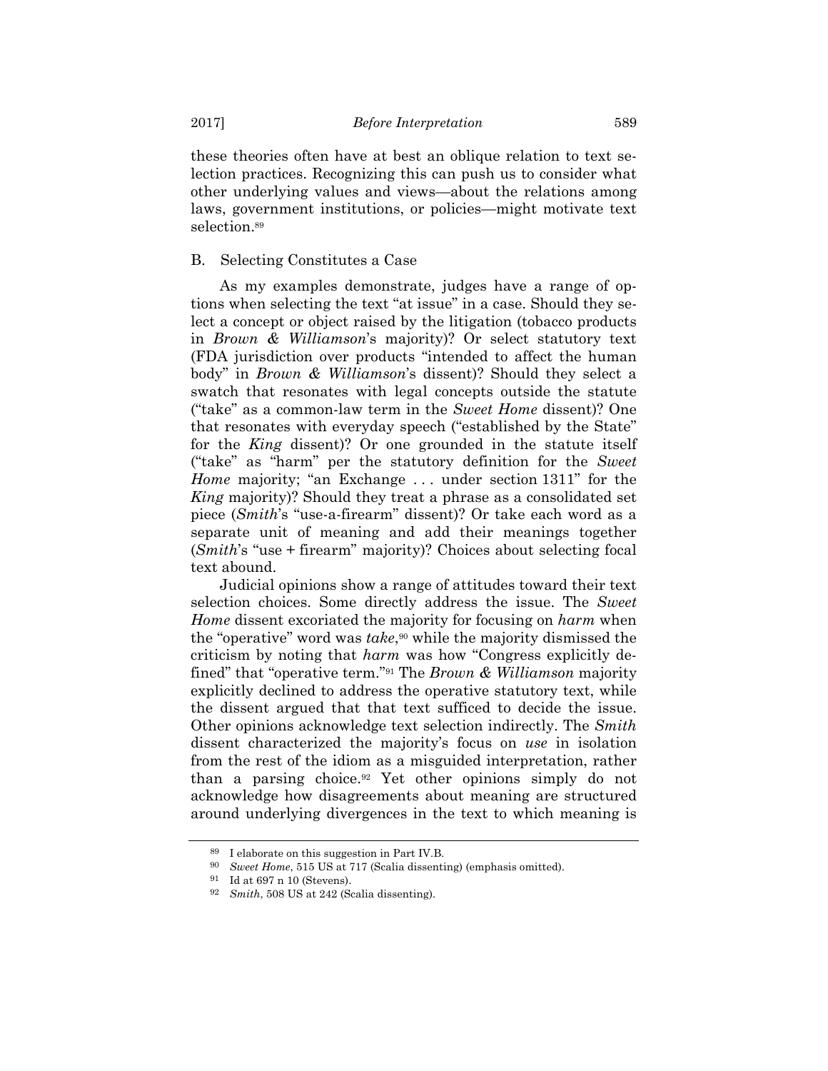these theories often have at best an oblique relation to text selection practices. Recognizing this can push us to consider what other underlying values and views—about the relations among laws, government institutions, or policies—might motivate text selection.[89]

### B. Selecting Constitutes a Case

As my examples demonstrate, judges have a range of options when selecting the text "at issue" in a case. Should they select a concept or object raised by the litigation (tobacco products in *Brown & Williamson*'s majority)? Or select statutory text (FDA jurisdiction over products "intended to affect the human body" in *Brown & Williamson*'s dissent)? Should they select a swatch that resonates with legal concepts outside the statute ("take" as a common-law term in the *Sweet Home* dissent)? One that resonates with everyday speech ("established by the State" for the *King* dissent)? Or one grounded in the statute itself ("take" as "harm" per the statutory definition for the *Sweet Home* majority; "an Exchange . . . under section 1311" for the *King* majority)? Should they treat a phrase as a consolidated set piece (*Smith*'s "use-a-firearm" dissent)? Or take each word as a separate unit of meaning and add their meanings together (*Smith*'s "use + firearm" majority)? Choices about selecting focal text abound.

Judicial opinions show a range of attitudes toward their text selection choices. Some directly address the issue. The *Sweet Home* dissent excoriated the majority for focusing on *harm* when the "operative" word was *take*,[90] while the majority dismissed the criticism by noting that *harm* was how "Congress explicitly defined" that "operative term."[91] The *Brown & Williamson* majority explicitly declined to address the operative statutory text, while the dissent argued that that text sufficed to decide the issue. Other opinions acknowledge text selection indirectly. The *Smith* dissent characterized the majority's focus on *use* in isolation from the rest of the idiom as a misguided interpretation, rather than a parsing choice.[92] Yet other opinions simply do not acknowledge how disagreements about meaning are structured around underlying divergences in the text to which meaning is

---

[89] I elaborate on this suggestion in Part IV.B.

[90] *Sweet Home*, 515 US at 717 (Scalia dissenting) (emphasis omitted).

[91] Id at 697 n 10 (Stevens).

[92] *Smith*, 508 US at 242 (Scalia dissenting).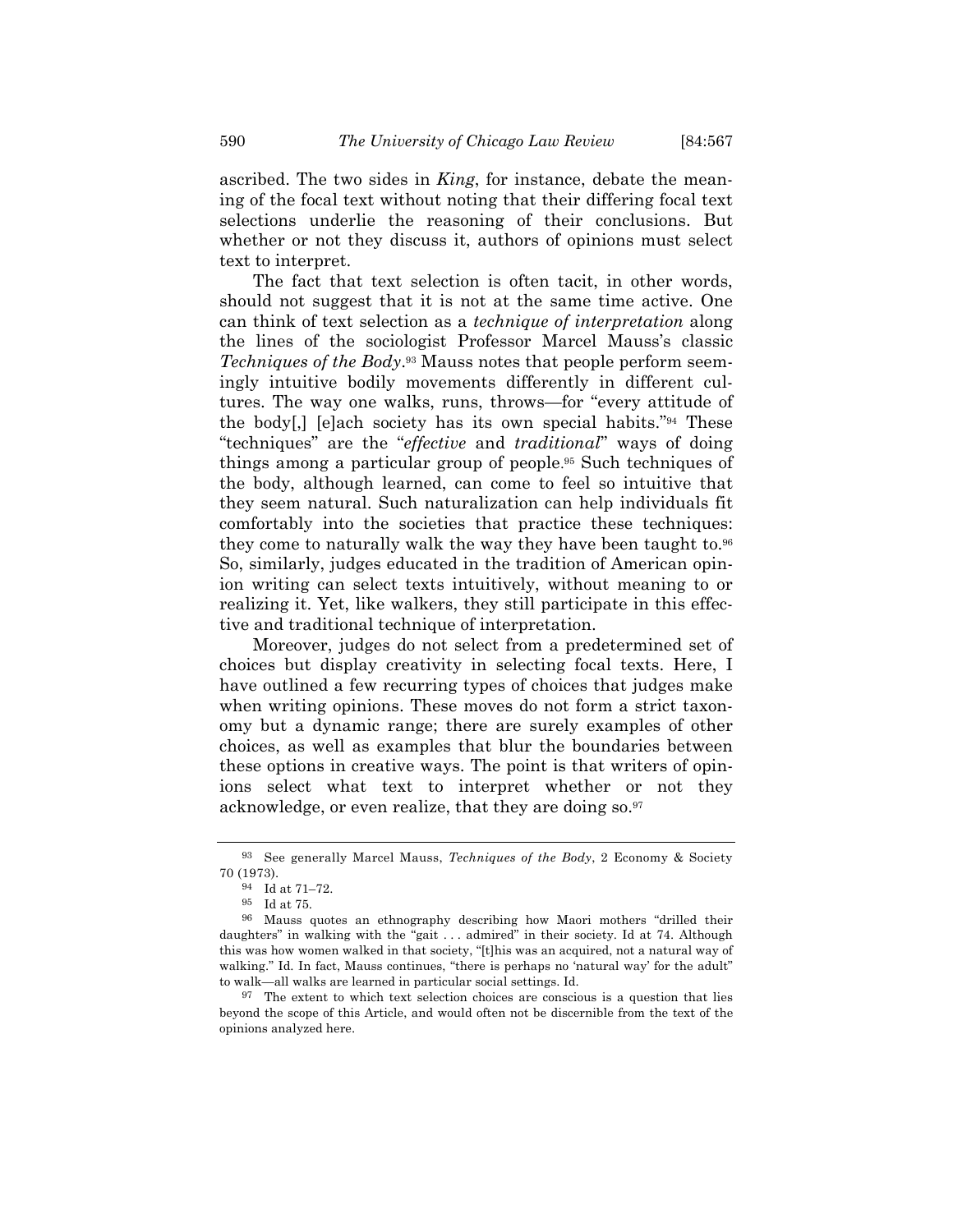ascribed. The two sides in *King*, for instance, debate the meaning of the focal text without noting that their differing focal text selections underlie the reasoning of their conclusions. But whether or not they discuss it, authors of opinions must select text to interpret.

The fact that text selection is often tacit, in other words, should not suggest that it is not at the same time active. One can think of text selection as a *technique of interpretation* along the lines of the sociologist Professor Marcel Mauss's classic *Techniques of the Body*.[93] Mauss notes that people perform seemingly intuitive bodily movements differently in different cultures. The way one walks, runs, throws—for "every attitude of the body[,] [e]ach society has its own special habits."[94] These "techniques" are the "*effective* and *traditional*" ways of doing things among a particular group of people.[95] Such techniques of the body, although learned, can come to feel so intuitive that they seem natural. Such naturalization can help individuals fit comfortably into the societies that practice these techniques: they come to naturally walk the way they have been taught to.[96] So, similarly, judges educated in the tradition of American opinion writing can select texts intuitively, without meaning to or realizing it. Yet, like walkers, they still participate in this effective and traditional technique of interpretation.

Moreover, judges do not select from a predetermined set of choices but display creativity in selecting focal texts. Here, I have outlined a few recurring types of choices that judges make when writing opinions. These moves do not form a strict taxonomy but a dynamic range; there are surely examples of other choices, as well as examples that blur the boundaries between these options in creative ways. The point is that writers of opinions select what text to interpret whether or not they acknowledge, or even realize, that they are doing so.[97]

---

[93] See generally Marcel Mauss, *Techniques of the Body*, 2 Economy & Society 70 (1973).

[94] Id at 71–72.

[95] Id at 75.

[96] Mauss quotes an ethnography describing how Maori mothers "drilled their daughters" in walking with the "gait . . . admired" in their society. Id at 74. Although this was how women walked in that society, "[t]his was an acquired, not a natural way of walking." Id. In fact, Mauss continues, "there is perhaps no 'natural way' for the adult" to walk—all walks are learned in particular social settings. Id.

[97] The extent to which text selection choices are conscious is a question that lies beyond the scope of this Article, and would often not be discernible from the text of the opinions analyzed here.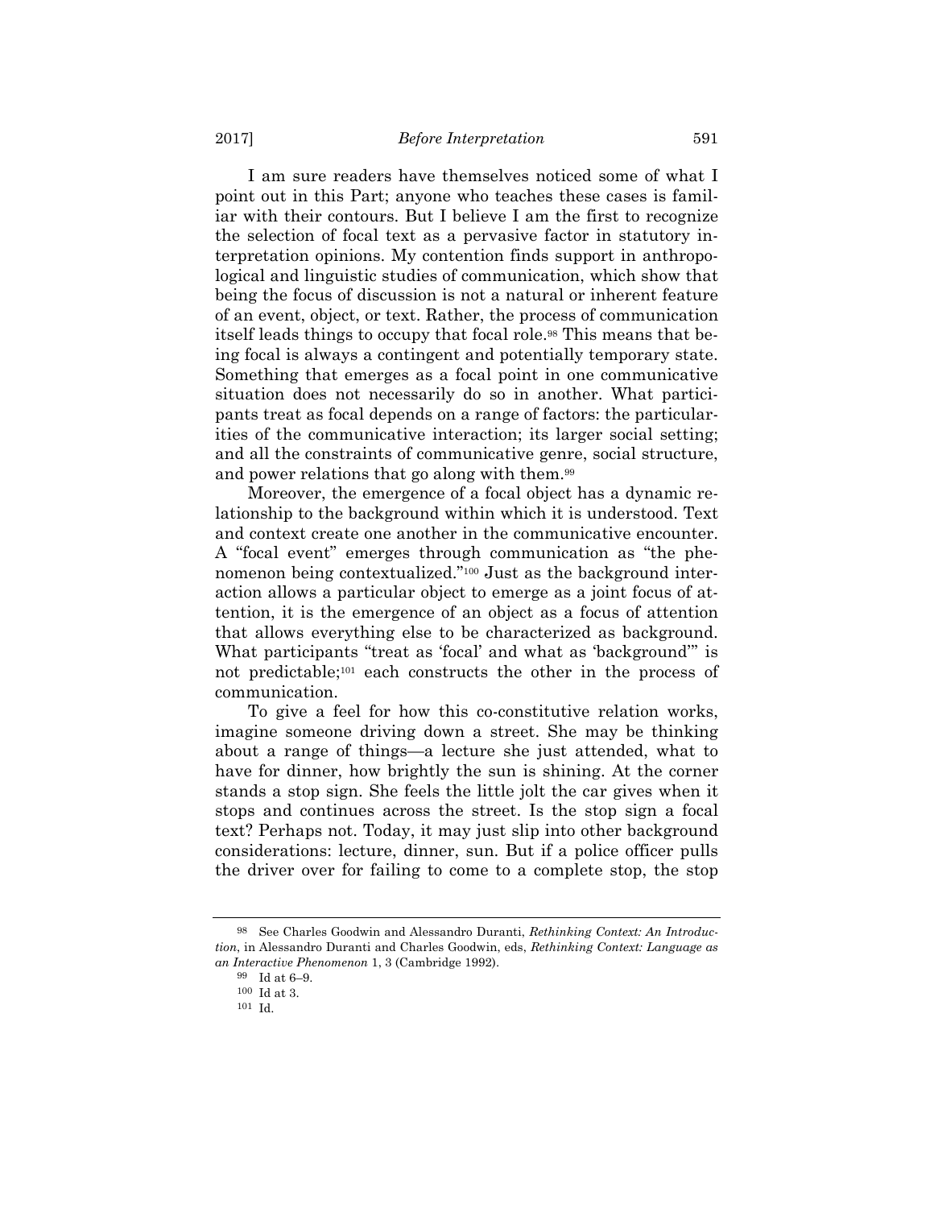I am sure readers have themselves noticed some of what I point out in this Part; anyone who teaches these cases is familiar with their contours. But I believe I am the first to recognize the selection of focal text as a pervasive factor in statutory interpretation opinions. My contention finds support in anthropological and linguistic studies of communication, which show that being the focus of discussion is not a natural or inherent feature of an event, object, or text. Rather, the process of communication itself leads things to occupy that focal role.[98] This means that being focal is always a contingent and potentially temporary state. Something that emerges as a focal point in one communicative situation does not necessarily do so in another. What participants treat as focal depends on a range of factors: the particularities of the communicative interaction; its larger social setting; and all the constraints of communicative genre, social structure, and power relations that go along with them.[99]

Moreover, the emergence of a focal object has a dynamic relationship to the background within which it is understood. Text and context create one another in the communicative encounter. A "focal event" emerges through communication as "the phenomenon being contextualized."[100] Just as the background interaction allows a particular object to emerge as a joint focus of attention, it is the emergence of an object as a focus of attention that allows everything else to be characterized as background. What participants "treat as 'focal' and what as 'background'" is not predictable;[101] each constructs the other in the process of communication.

To give a feel for how this co-constitutive relation works, imagine someone driving down a street. She may be thinking about a range of things—a lecture she just attended, what to have for dinner, how brightly the sun is shining. At the corner stands a stop sign. She feels the little jolt the car gives when it stops and continues across the street. Is the stop sign a focal text? Perhaps not. Today, it may just slip into other background considerations: lecture, dinner, sun. But if a police officer pulls the driver over for failing to come to a complete stop, the stop

---

[98] See Charles Goodwin and Alessandro Duranti, *Rethinking Context: An Introduction*, in Alessandro Duranti and Charles Goodwin, eds, *Rethinking Context: Language as an Interactive Phenomenon* 1, 3 (Cambridge 1992).

[99] Id at 6–9.

[100] Id at 3.

[101] Id.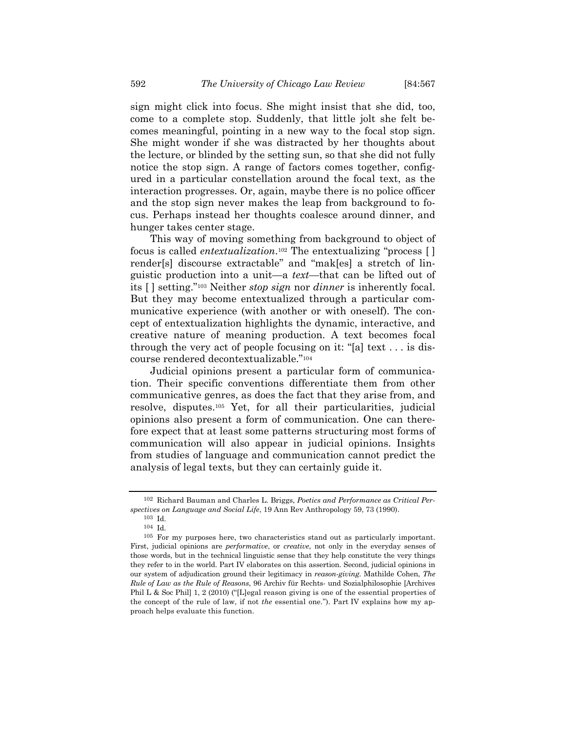sign might click into focus. She might insist that she did, too, come to a complete stop. Suddenly, that little jolt she felt becomes meaningful, pointing in a new way to the focal stop sign. She might wonder if she was distracted by her thoughts about the lecture, or blinded by the setting sun, so that she did not fully notice the stop sign. A range of factors comes together, configured in a particular constellation around the focal text, as the interaction progresses. Or, again, maybe there is no police officer and the stop sign never makes the leap from background to focus. Perhaps instead her thoughts coalesce around dinner, and hunger takes center stage.

This way of moving something from background to object of focus is called *entextualization*.[102] The entextualizing "process [ ] render[s] discourse extractable" and "mak[es] a stretch of linguistic production into a unit—a *text*—that can be lifted out of its [ ] setting."[103] Neither *stop sign* nor *dinner* is inherently focal. But they may become entextualized through a particular communicative experience (with another or with oneself). The concept of entextualization highlights the dynamic, interactive, and creative nature of meaning production. A text becomes focal through the very act of people focusing on it: "[a] text . . . is discourse rendered decontextualizable."[104]

Judicial opinions present a particular form of communication. Their specific conventions differentiate them from other communicative genres, as does the fact that they arise from, and resolve, disputes.[105] Yet, for all their particularities, judicial opinions also present a form of communication. One can therefore expect that at least some patterns structuring most forms of communication will also appear in judicial opinions. Insights from studies of language and communication cannot predict the analysis of legal texts, but they can certainly guide it.

---

[102] Richard Bauman and Charles L. Briggs, *Poetics and Performance as Critical Perspectives on Language and Social Life*, 19 Ann Rev Anthropology 59, 73 (1990).

[103] Id.

[104] Id.

[105] For my purposes here, two characteristics stand out as particularly important. First, judicial opinions are *performative*, or *creative*, not only in the everyday senses of those words, but in the technical linguistic sense that they help constitute the very things they refer to in the world. Part IV elaborates on this assertion. Second, judicial opinions in our system of adjudication ground their legitimacy in *reason-giving*. Mathilde Cohen, *The Rule of Law as the Rule of Reasons*, 96 Archiv für Rechts- und Sozialphilosophie [Archives Phil L & Soc Phil] 1, 2 (2010) ("[L]egal reason giving is one of the essential properties of the concept of the rule of law, if not *the* essential one."). Part IV explains how my approach helps evaluate this function.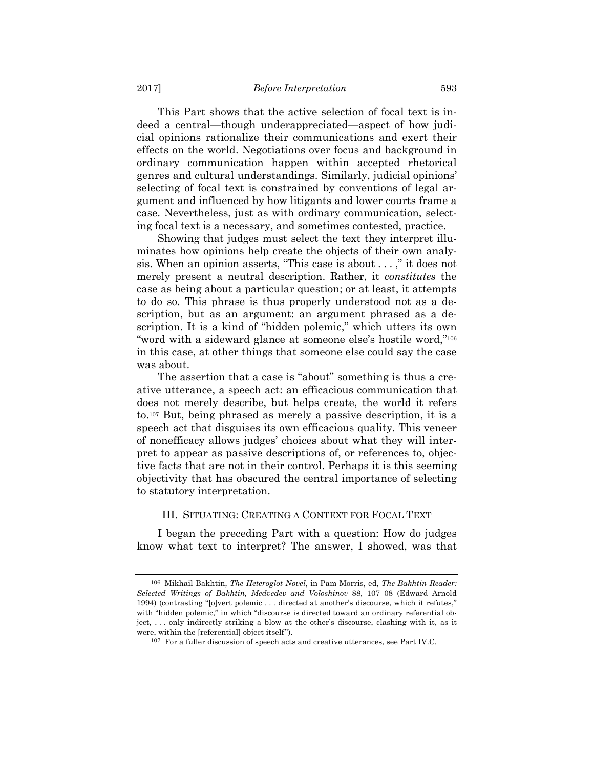This Part shows that the active selection of focal text is indeed a central—though underappreciated—aspect of how judicial opinions rationalize their communications and exert their effects on the world. Negotiations over focus and background in ordinary communication happen within accepted rhetorical genres and cultural understandings. Similarly, judicial opinions' selecting of focal text is constrained by conventions of legal argument and influenced by how litigants and lower courts frame a case. Nevertheless, just as with ordinary communication, selecting focal text is a necessary, and sometimes contested, practice.

Showing that judges must select the text they interpret illuminates how opinions help create the objects of their own analysis. When an opinion asserts, "This case is about . . . ," it does not merely present a neutral description. Rather, it *constitutes* the case as being about a particular question; or at least, it attempts to do so. This phrase is thus properly understood not as a description, but as an argument: an argument phrased as a description. It is a kind of "hidden polemic," which utters its own "word with a sideward glance at someone else's hostile word,"[106] in this case, at other things that someone else could say the case was about.

The assertion that a case is "about" something is thus a creative utterance, a speech act: an efficacious communication that does not merely describe, but helps create, the world it refers to.[107] But, being phrased as merely a passive description, it is a speech act that disguises its own efficacious quality. This veneer of nonefficacy allows judges' choices about what they will interpret to appear as passive descriptions of, or references to, objective facts that are not in their control. Perhaps it is this seeming objectivity that has obscured the central importance of selecting to statutory interpretation.

## III. SITUATING: CREATING A CONTEXT FOR FOCAL TEXT

I began the preceding Part with a question: How do judges know what text to interpret? The answer, I showed, was that

---

106 Mikhail Bakhtin, *The Heteroglot Novel*, in Pam Morris, ed, *The Bakhtin Reader: Selected Writings of Bakhtin, Medvedev and Voloshinov* 88, 107–08 (Edward Arnold 1994) (contrasting "[o]vert polemic . . . directed at another's discourse, which it refutes," with "hidden polemic," in which "discourse is directed toward an ordinary referential object, . . . only indirectly striking a blow at the other's discourse, clashing with it, as it were, within the [referential] object itself").

107 For a fuller discussion of speech acts and creative utterances, see Part IV.C.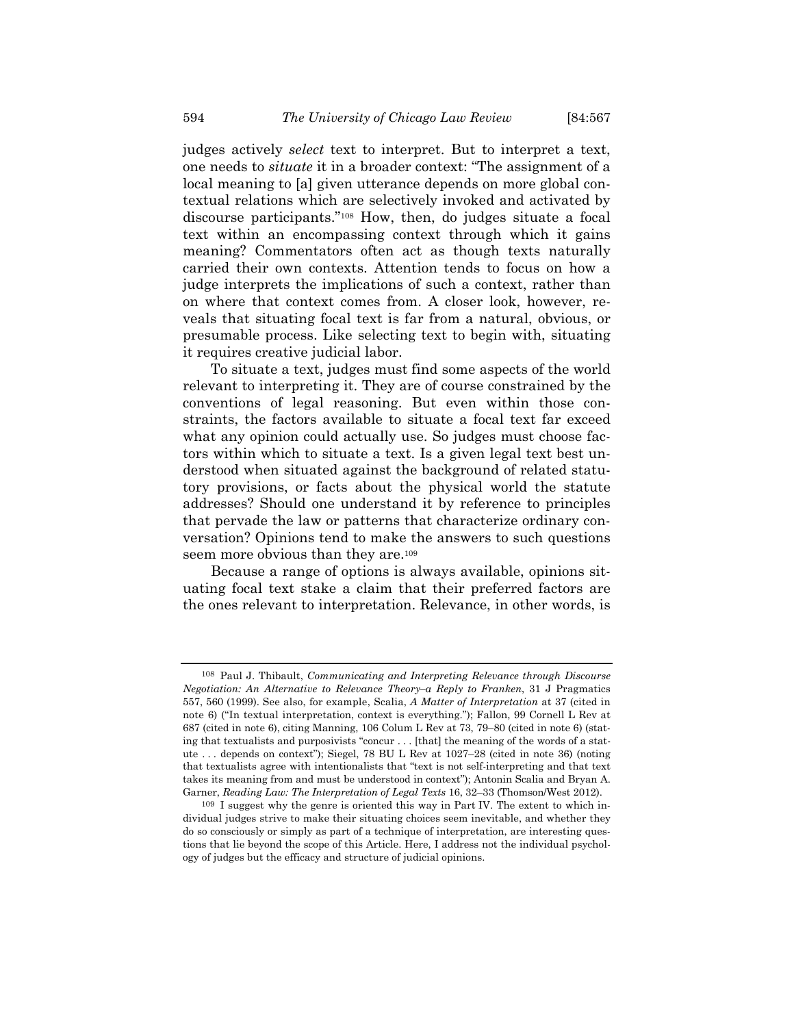judges actively *select* text to interpret. But to interpret a text, one needs to *situate* it in a broader context: "The assignment of a local meaning to [a] given utterance depends on more global contextual relations which are selectively invoked and activated by discourse participants."[108] How, then, do judges situate a focal text within an encompassing context through which it gains meaning? Commentators often act as though texts naturally carried their own contexts. Attention tends to focus on how a judge interprets the implications of such a context, rather than on where that context comes from. A closer look, however, reveals that situating focal text is far from a natural, obvious, or presumable process. Like selecting text to begin with, situating it requires creative judicial labor.

To situate a text, judges must find some aspects of the world relevant to interpreting it. They are of course constrained by the conventions of legal reasoning. But even within those constraints, the factors available to situate a focal text far exceed what any opinion could actually use. So judges must choose factors within which to situate a text. Is a given legal text best understood when situated against the background of related statutory provisions, or facts about the physical world the statute addresses? Should one understand it by reference to principles that pervade the law or patterns that characterize ordinary conversation? Opinions tend to make the answers to such questions seem more obvious than they are.[109]

Because a range of options is always available, opinions situating focal text stake a claim that their preferred factors are the ones relevant to interpretation. Relevance, in other words, is

---

[108] Paul J. Thibault, *Communicating and Interpreting Relevance through Discourse Negotiation: An Alternative to Relevance Theory–a Reply to Franken*, 31 J Pragmatics 557, 560 (1999). See also, for example, Scalia, *A Matter of Interpretation* at 37 (cited in note 6) ("In textual interpretation, context is everything."); Fallon, 99 Cornell L Rev at 687 (cited in note 6), citing Manning, 106 Colum L Rev at 73, 79–80 (cited in note 6) (stating that textualists and purposivists "concur . . . [that] the meaning of the words of a statute . . . depends on context"); Siegel, 78 BU L Rev at 1027–28 (cited in note 36) (noting that textualists agree with intentionalists that "text is not self-interpreting and that text takes its meaning from and must be understood in context"); Antonin Scalia and Bryan A. Garner, *Reading Law: The Interpretation of Legal Texts* 16, 32–33 (Thomson/West 2012).

[109] I suggest why the genre is oriented this way in Part IV. The extent to which individual judges strive to make their situating choices seem inevitable, and whether they do so consciously or simply as part of a technique of interpretation, are interesting questions that lie beyond the scope of this Article. Here, I address not the individual psychology of judges but the efficacy and structure of judicial opinions.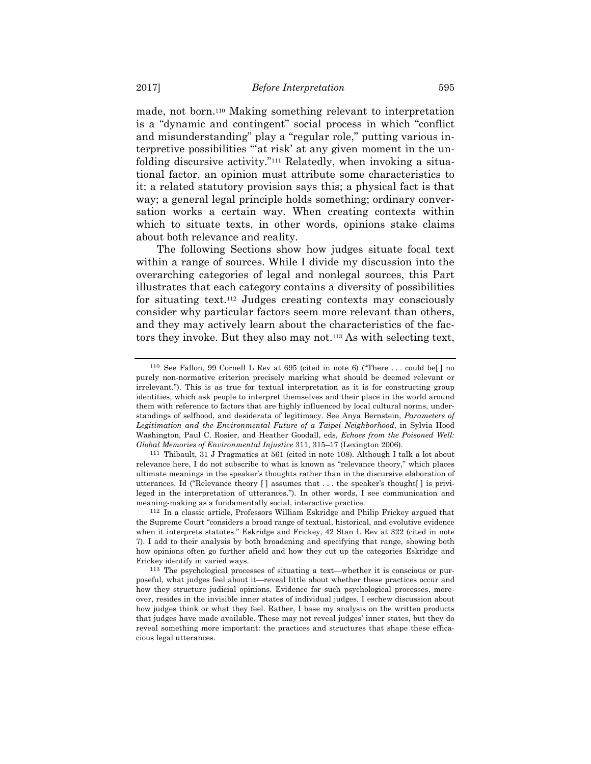made, not born.[110] Making something relevant to interpretation is a "dynamic and contingent" social process in which "conflict and misunderstanding" play a "regular role," putting various interpretive possibilities "'at risk' at any given moment in the unfolding discursive activity."[111] Relatedly, when invoking a situational factor, an opinion must attribute some characteristics to it: a related statutory provision says this; a physical fact is that way; a general legal principle holds something; ordinary conversation works a certain way. When creating contexts within which to situate texts, in other words, opinions stake claims about both relevance and reality.

The following Sections show how judges situate focal text within a range of sources. While I divide my discussion into the overarching categories of legal and nonlegal sources, this Part illustrates that each category contains a diversity of possibilities for situating text.[112] Judges creating contexts may consciously consider why particular factors seem more relevant than others, and they may actively learn about the characteristics of the factors they invoke. But they also may not.[113] As with selecting text,

---

[110] See Fallon, 99 Cornell L Rev at 695 (cited in note 6) ("There . . . could be[ ] no purely non-normative criterion precisely marking what should be deemed relevant or irrelevant."). This is as true for textual interpretation as it is for constructing group identities, which ask people to interpret themselves and their place in the world around them with reference to factors that are highly influenced by local cultural norms, understandings of selfhood, and desiderata of legitimacy. See Anya Bernstein, *Parameters of Legitimation and the Environmental Future of a Taipei Neighborhood*, in Sylvia Hood Washington, Paul C. Rosier, and Heather Goodall, eds, *Echoes from the Poisoned Well: Global Memories of Environmental Injustice* 311, 315–17 (Lexington 2006).

[111] Thibault, 31 J Pragmatics at 561 (cited in note 108). Although I talk a lot about relevance here, I do not subscribe to what is known as "relevance theory," which places ultimate meanings in the speaker's thoughts rather than in the discursive elaboration of utterances. Id ("Relevance theory [ ] assumes that . . . the speaker's thought[ ] is privileged in the interpretation of utterances."). In other words, I see communication and meaning-making as a fundamentally social, interactive practice.

[112] In a classic article, Professors William Eskridge and Philip Frickey argued that the Supreme Court "considers a broad range of textual, historical, and evolutive evidence when it interprets statutes." Eskridge and Frickey, 42 Stan L Rev at 322 (cited in note 7). I add to their analysis by both broadening and specifying that range, showing both how opinions often go further afield and how they cut up the categories Eskridge and Frickey identify in varied ways.

[113] The psychological processes of situating a text—whether it is conscious or purposeful, what judges feel about it—reveal little about whether these practices occur and how they structure judicial opinions. Evidence for such psychological processes, moreover, resides in the invisible inner states of individual judges. I eschew discussion about how judges think or what they feel. Rather, I base my analysis on the written products that judges have made available. These may not reveal judges' inner states, but they do reveal something more important: the practices and structures that shape these efficacious legal utterances.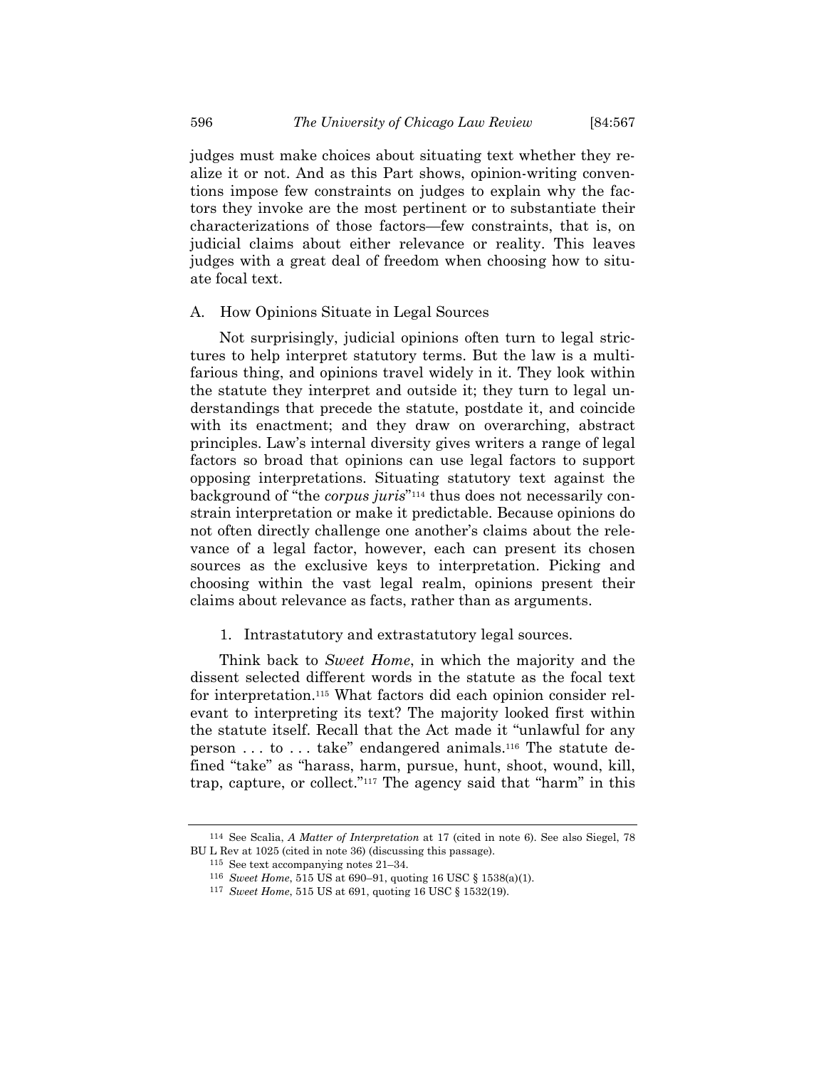judges must make choices about situating text whether they realize it or not. And as this Part shows, opinion-writing conventions impose few constraints on judges to explain why the factors they invoke are the most pertinent or to substantiate their characterizations of those factors—few constraints, that is, on judicial claims about either relevance or reality. This leaves judges with a great deal of freedom when choosing how to situate focal text.

## A. How Opinions Situate in Legal Sources

Not surprisingly, judicial opinions often turn to legal strictures to help interpret statutory terms. But the law is a multifarious thing, and opinions travel widely in it. They look within the statute they interpret and outside it; they turn to legal understandings that precede the statute, postdate it, and coincide with its enactment; and they draw on overarching, abstract principles. Law's internal diversity gives writers a range of legal factors so broad that opinions can use legal factors to support opposing interpretations. Situating statutory text against the background of "the *corpus juris*"[114] thus does not necessarily constrain interpretation or make it predictable. Because opinions do not often directly challenge one another's claims about the relevance of a legal factor, however, each can present its chosen sources as the exclusive keys to interpretation. Picking and choosing within the vast legal realm, opinions present their claims about relevance as facts, rather than as arguments.

### 1. Intrastatutory and extrastatutory legal sources.

Think back to *Sweet Home*, in which the majority and the dissent selected different words in the statute as the focal text for interpretation.[115] What factors did each opinion consider relevant to interpreting its text? The majority looked first within the statute itself. Recall that the Act made it "unlawful for any person . . . to . . . take" endangered animals.[116] The statute defined "take" as "harass, harm, pursue, hunt, shoot, wound, kill, trap, capture, or collect."[117] The agency said that "harm" in this

---

114 See Scalia, *A Matter of Interpretation* at 17 (cited in note 6). See also Siegel, 78 BU L Rev at 1025 (cited in note 36) (discussing this passage).

115 See text accompanying notes 21–34.

116 *Sweet Home*, 515 US at 690–91, quoting 16 USC § 1538(a)(1).

117 *Sweet Home*, 515 US at 691, quoting 16 USC § 1532(19).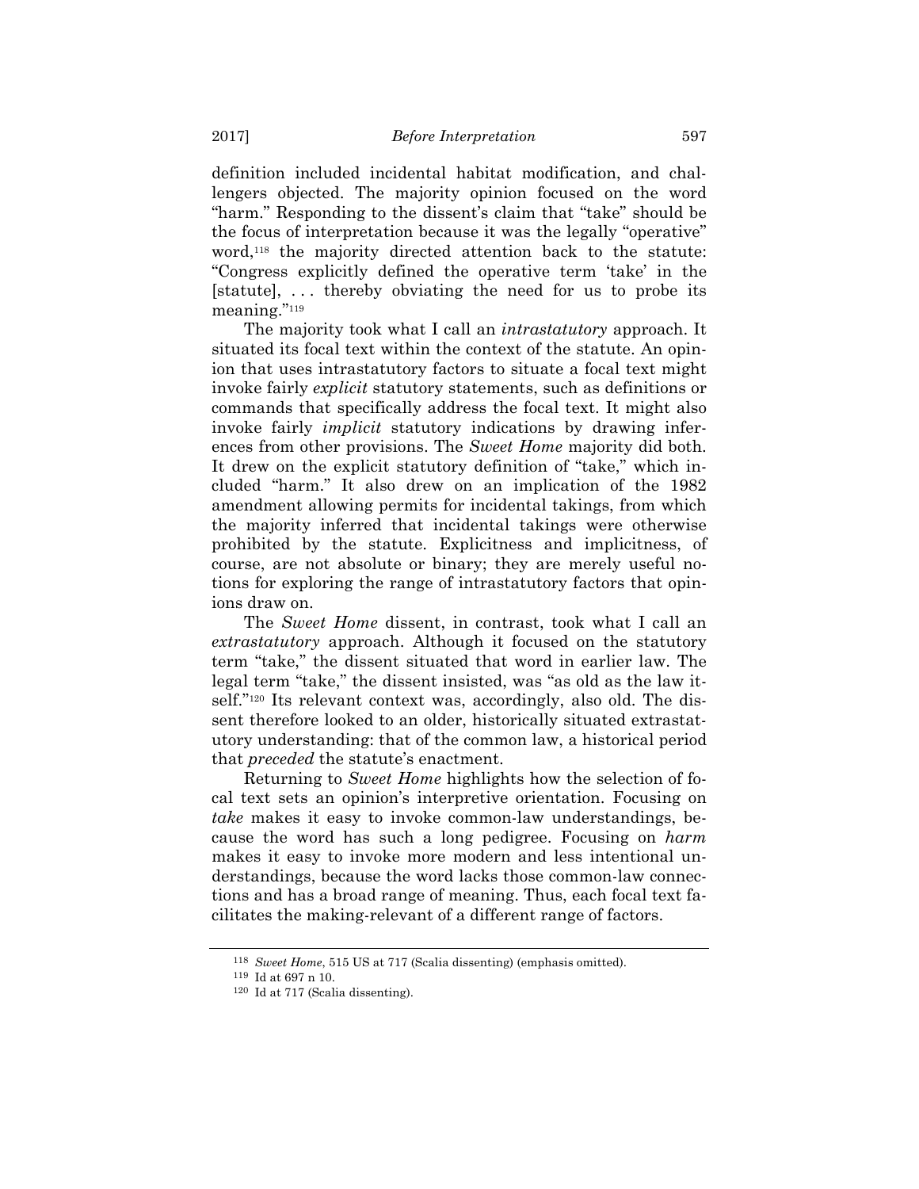definition included incidental habitat modification, and challengers objected. The majority opinion focused on the word "harm." Responding to the dissent's claim that "take" should be the focus of interpretation because it was the legally "operative" word,[118] the majority directed attention back to the statute: "Congress explicitly defined the operative term 'take' in the [statute], . . . thereby obviating the need for us to probe its meaning."[119]

The majority took what I call an *intrastatutory* approach. It situated its focal text within the context of the statute. An opinion that uses intrastatutory factors to situate a focal text might invoke fairly *explicit* statutory statements, such as definitions or commands that specifically address the focal text. It might also invoke fairly *implicit* statutory indications by drawing inferences from other provisions. The *Sweet Home* majority did both. It drew on the explicit statutory definition of "take," which included "harm." It also drew on an implication of the 1982 amendment allowing permits for incidental takings, from which the majority inferred that incidental takings were otherwise prohibited by the statute. Explicitness and implicitness, of course, are not absolute or binary; they are merely useful notions for exploring the range of intrastatutory factors that opinions draw on.

The *Sweet Home* dissent, in contrast, took what I call an *extrastatutory* approach. Although it focused on the statutory term "take," the dissent situated that word in earlier law. The legal term "take," the dissent insisted, was "as old as the law itself."[120] Its relevant context was, accordingly, also old. The dissent therefore looked to an older, historically situated extrastatutory understanding: that of the common law, a historical period that *preceded* the statute's enactment.

Returning to *Sweet Home* highlights how the selection of focal text sets an opinion's interpretive orientation. Focusing on *take* makes it easy to invoke common-law understandings, because the word has such a long pedigree. Focusing on *harm* makes it easy to invoke more modern and less intentional understandings, because the word lacks those common-law connections and has a broad range of meaning. Thus, each focal text facilitates the making-relevant of a different range of factors.

---

[118] *Sweet Home*, 515 US at 717 (Scalia dissenting) (emphasis omitted).

[119] Id at 697 n 10.

[120] Id at 717 (Scalia dissenting).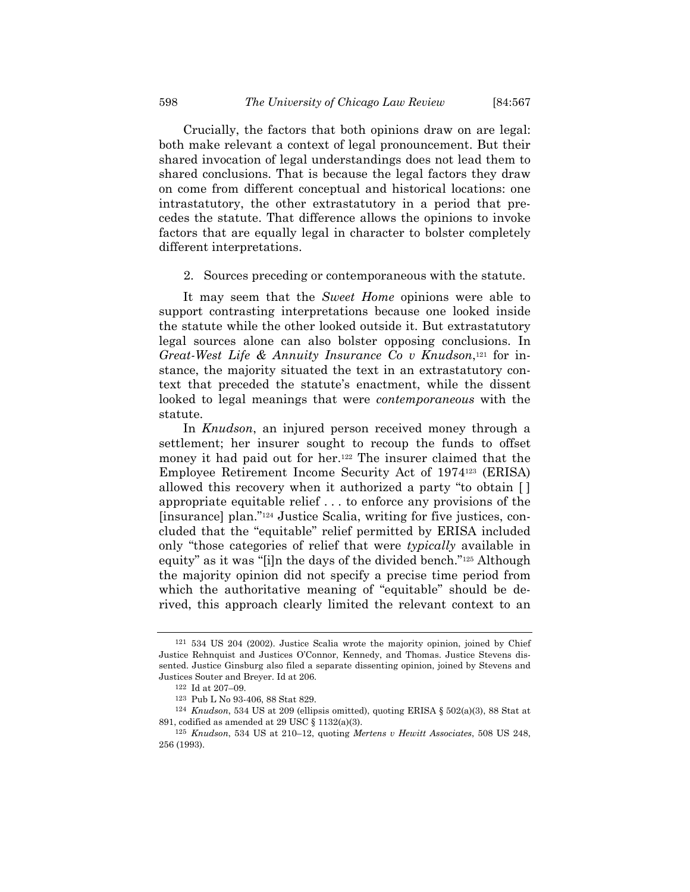Crucially, the factors that both opinions draw on are legal: both make relevant a context of legal pronouncement. But their shared invocation of legal understandings does not lead them to shared conclusions. That is because the legal factors they draw on come from different conceptual and historical locations: one intrastatutory, the other extrastatutory in a period that precedes the statute. That difference allows the opinions to invoke factors that are equally legal in character to bolster completely different interpretations.

2. Sources preceding or contemporaneous with the statute.

It may seem that the *Sweet Home* opinions were able to support contrasting interpretations because one looked inside the statute while the other looked outside it. But extrastatutory legal sources alone can also bolster opposing conclusions. In *Great-West Life & Annuity Insurance Co v Knudson*,[121] for instance, the majority situated the text in an extrastatutory context that preceded the statute's enactment, while the dissent looked to legal meanings that were *contemporaneous* with the statute.

In *Knudson*, an injured person received money through a settlement; her insurer sought to recoup the funds to offset money it had paid out for her.[122] The insurer claimed that the Employee Retirement Income Security Act of 1974[123] (ERISA) allowed this recovery when it authorized a party "to obtain [ ] appropriate equitable relief . . . to enforce any provisions of the [insurance] plan."[124] Justice Scalia, writing for five justices, concluded that the "equitable" relief permitted by ERISA included only "those categories of relief that were *typically* available in equity" as it was "[i]n the days of the divided bench."[125] Although the majority opinion did not specify a precise time period from which the authoritative meaning of "equitable" should be derived, this approach clearly limited the relevant context to an

---

[121] 534 US 204 (2002). Justice Scalia wrote the majority opinion, joined by Chief Justice Rehnquist and Justices O'Connor, Kennedy, and Thomas. Justice Stevens dissented. Justice Ginsburg also filed a separate dissenting opinion, joined by Stevens and Justices Souter and Breyer. Id at 206.

[122] Id at 207–09.

[123] Pub L No 93-406, 88 Stat 829.

[124] *Knudson*, 534 US at 209 (ellipsis omitted), quoting ERISA § 502(a)(3), 88 Stat at 891, codified as amended at 29 USC § 1132(a)(3).

[125] *Knudson*, 534 US at 210–12, quoting *Mertens v Hewitt Associates*, 508 US 248, 256 (1993).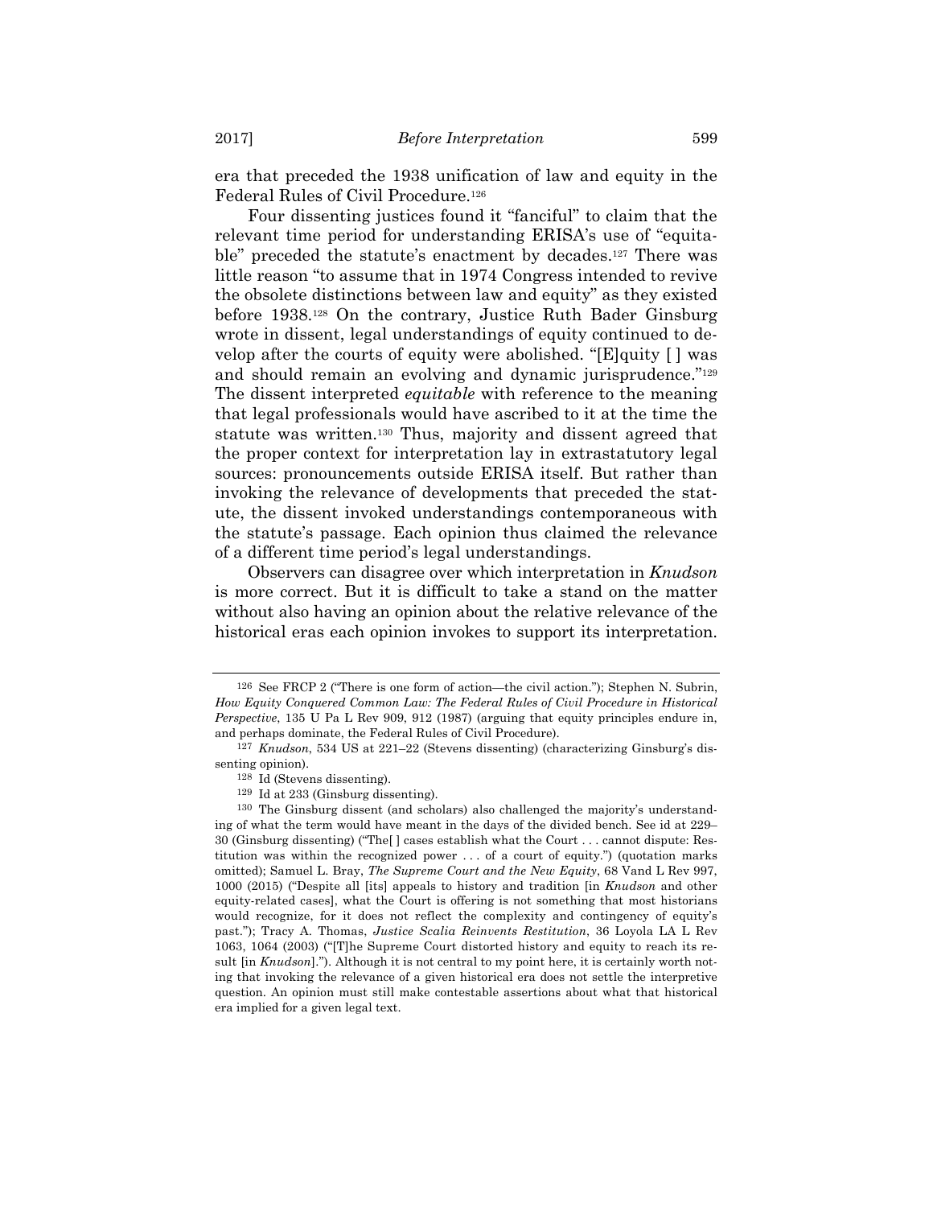era that preceded the 1938 unification of law and equity in the Federal Rules of Civil Procedure.[126]

Four dissenting justices found it "fanciful" to claim that the relevant time period for understanding ERISA's use of "equitable" preceded the statute's enactment by decades.[127] There was little reason "to assume that in 1974 Congress intended to revive the obsolete distinctions between law and equity" as they existed before 1938.[128] On the contrary, Justice Ruth Bader Ginsburg wrote in dissent, legal understandings of equity continued to develop after the courts of equity were abolished. "[E]quity [ ] was and should remain an evolving and dynamic jurisprudence."[129] The dissent interpreted *equitable* with reference to the meaning that legal professionals would have ascribed to it at the time the statute was written.[130] Thus, majority and dissent agreed that the proper context for interpretation lay in extrastatutory legal sources: pronouncements outside ERISA itself. But rather than invoking the relevance of developments that preceded the statute, the dissent invoked understandings contemporaneous with the statute's passage. Each opinion thus claimed the relevance of a different time period's legal understandings.

Observers can disagree over which interpretation in *Knudson* is more correct. But it is difficult to take a stand on the matter without also having an opinion about the relative relevance of the historical eras each opinion invokes to support its interpretation.

---

[126] See FRCP 2 ("There is one form of action—the civil action."); Stephen N. Subrin, *How Equity Conquered Common Law: The Federal Rules of Civil Procedure in Historical Perspective*, 135 U Pa L Rev 909, 912 (1987) (arguing that equity principles endure in, and perhaps dominate, the Federal Rules of Civil Procedure).

[127] *Knudson*, 534 US at 221–22 (Stevens dissenting) (characterizing Ginsburg's dissenting opinion).

[128] Id (Stevens dissenting).

[129] Id at 233 (Ginsburg dissenting).

[130] The Ginsburg dissent (and scholars) also challenged the majority's understanding of what the term would have meant in the days of the divided bench. See id at 229–30 (Ginsburg dissenting) ("The[ ] cases establish what the Court . . . cannot dispute: Restitution was within the recognized power . . . of a court of equity.") (quotation marks omitted); Samuel L. Bray, *The Supreme Court and the New Equity*, 68 Vand L Rev 997, 1000 (2015) ("Despite all [its] appeals to history and tradition [in *Knudson* and other equity-related cases], what the Court is offering is not something that most historians would recognize, for it does not reflect the complexity and contingency of equity's past."); Tracy A. Thomas, *Justice Scalia Reinvents Restitution*, 36 Loyola LA L Rev 1063, 1064 (2003) ("[T]he Supreme Court distorted history and equity to reach its result [in *Knudson*]."). Although it is not central to my point here, it is certainly worth noting that invoking the relevance of a given historical era does not settle the interpretive question. An opinion must still make contestable assertions about what that historical era implied for a given legal text.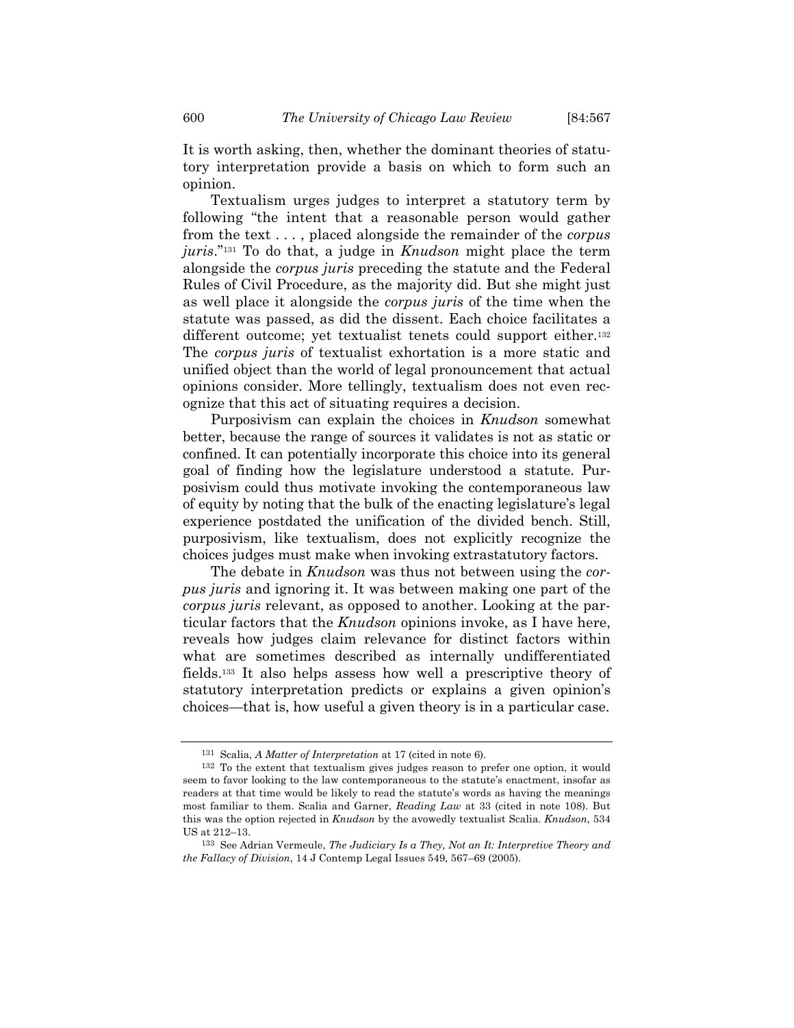It is worth asking, then, whether the dominant theories of statutory interpretation provide a basis on which to form such an opinion.

Textualism urges judges to interpret a statutory term by following "the intent that a reasonable person would gather from the text . . . , placed alongside the remainder of the *corpus juris*."[131] To do that, a judge in *Knudson* might place the term alongside the *corpus juris* preceding the statute and the Federal Rules of Civil Procedure, as the majority did. But she might just as well place it alongside the *corpus juris* of the time when the statute was passed, as did the dissent. Each choice facilitates a different outcome; yet textualist tenets could support either.[132] The *corpus juris* of textualist exhortation is a more static and unified object than the world of legal pronouncement that actual opinions consider. More tellingly, textualism does not even recognize that this act of situating requires a decision.

Purposivism can explain the choices in *Knudson* somewhat better, because the range of sources it validates is not as static or confined. It can potentially incorporate this choice into its general goal of finding how the legislature understood a statute. Purposivism could thus motivate invoking the contemporaneous law of equity by noting that the bulk of the enacting legislature's legal experience postdated the unification of the divided bench. Still, purposivism, like textualism, does not explicitly recognize the choices judges must make when invoking extrastatutory factors.

The debate in *Knudson* was thus not between using the *corpus juris* and ignoring it. It was between making one part of the *corpus juris* relevant, as opposed to another. Looking at the particular factors that the *Knudson* opinions invoke, as I have here, reveals how judges claim relevance for distinct factors within what are sometimes described as internally undifferentiated fields.[133] It also helps assess how well a prescriptive theory of statutory interpretation predicts or explains a given opinion's choices—that is, how useful a given theory is in a particular case.

---

[131] Scalia, *A Matter of Interpretation* at 17 (cited in note 6).

[132] To the extent that textualism gives judges reason to prefer one option, it would seem to favor looking to the law contemporaneous to the statute's enactment, insofar as readers at that time would be likely to read the statute's words as having the meanings most familiar to them. Scalia and Garner, *Reading Law* at 33 (cited in note 108). But this was the option rejected in *Knudson* by the avowedly textualist Scalia. *Knudson*, 534 US at 212–13.

[133] See Adrian Vermeule, *The Judiciary Is a They, Not an It: Interpretive Theory and the Fallacy of Division*, 14 J Contemp Legal Issues 549, 567–69 (2005).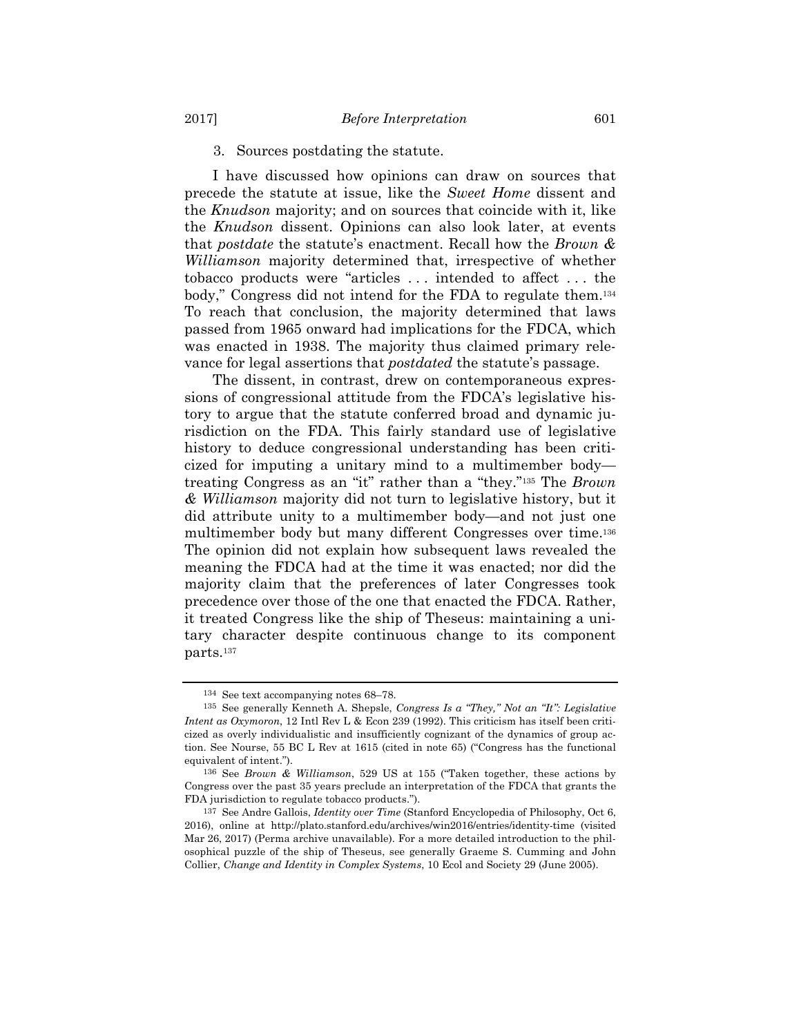### 3. Sources postdating the statute.

I have discussed how opinions can draw on sources that precede the statute at issue, like the *Sweet Home* dissent and the *Knudson* majority; and on sources that coincide with it, like the *Knudson* dissent. Opinions can also look later, at events that *postdate* the statute's enactment. Recall how the *Brown & Williamson* majority determined that, irrespective of whether tobacco products were "articles . . . intended to affect . . . the body," Congress did not intend for the FDA to regulate them.[134] To reach that conclusion, the majority determined that laws passed from 1965 onward had implications for the FDCA, which was enacted in 1938. The majority thus claimed primary relevance for legal assertions that *postdated* the statute's passage.

The dissent, in contrast, drew on contemporaneous expressions of congressional attitude from the FDCA's legislative history to argue that the statute conferred broad and dynamic jurisdiction on the FDA. This fairly standard use of legislative history to deduce congressional understanding has been criticized for imputing a unitary mind to a multimember body—treating Congress as an "it" rather than a "they."[135] The *Brown & Williamson* majority did not turn to legislative history, but it did attribute unity to a multimember body—and not just one multimember body but many different Congresses over time.[136] The opinion did not explain how subsequent laws revealed the meaning the FDCA had at the time it was enacted; nor did the majority claim that the preferences of later Congresses took precedence over those of the one that enacted the FDCA. Rather, it treated Congress like the ship of Theseus: maintaining a unitary character despite continuous change to its component parts.[137]

---

[134] See text accompanying notes 68–78.

[135] See generally Kenneth A. Shepsle, *Congress Is a "They," Not an "It": Legislative Intent as Oxymoron*, 12 Intl Rev L & Econ 239 (1992). This criticism has itself been criticized as overly individualistic and insufficiently cognizant of the dynamics of group action. See Nourse, 55 BC L Rev at 1615 (cited in note 65) ("Congress has the functional equivalent of intent.").

[136] See *Brown & Williamson*, 529 US at 155 ("Taken together, these actions by Congress over the past 35 years preclude an interpretation of the FDCA that grants the FDA jurisdiction to regulate tobacco products.").

[137] See Andre Gallois, *Identity over Time* (Stanford Encyclopedia of Philosophy, Oct 6, 2016), online at http://plato.stanford.edu/archives/win2016/entries/identity-time (visited Mar 26, 2017) (Perma archive unavailable). For a more detailed introduction to the philosophical puzzle of the ship of Theseus, see generally Graeme S. Cumming and John Collier, *Change and Identity in Complex Systems*, 10 Ecol and Society 29 (June 2005).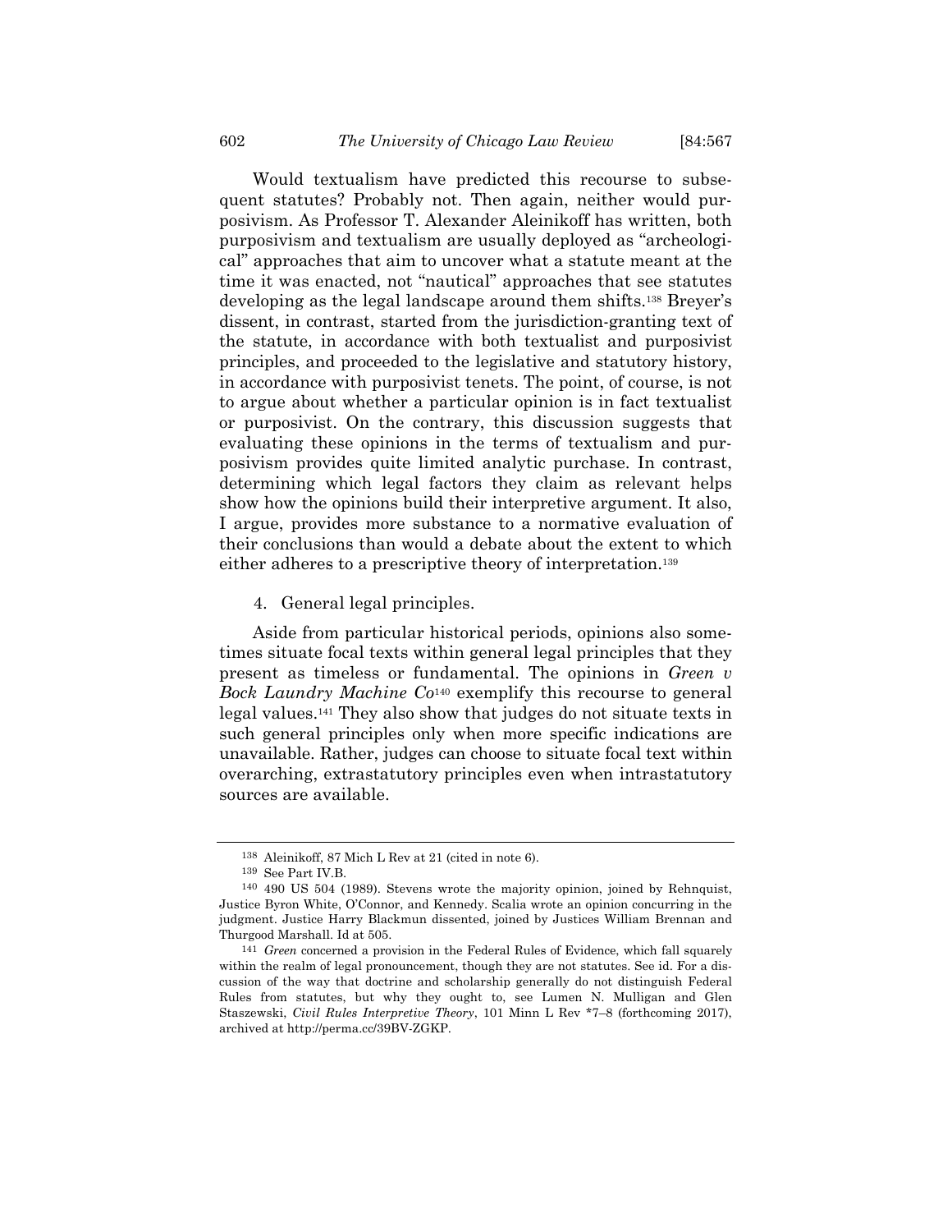Would textualism have predicted this recourse to subsequent statutes? Probably not. Then again, neither would purposivism. As Professor T. Alexander Aleinikoff has written, both purposivism and textualism are usually deployed as "archeological" approaches that aim to uncover what a statute meant at the time it was enacted, not "nautical" approaches that see statutes developing as the legal landscape around them shifts.[138] Breyer's dissent, in contrast, started from the jurisdiction-granting text of the statute, in accordance with both textualist and purposivist principles, and proceeded to the legislative and statutory history, in accordance with purposivist tenets. The point, of course, is not to argue about whether a particular opinion is in fact textualist or purposivist. On the contrary, this discussion suggests that evaluating these opinions in the terms of textualism and purposivism provides quite limited analytic purchase. In contrast, determining which legal factors they claim as relevant helps show how the opinions build their interpretive argument. It also, I argue, provides more substance to a normative evaluation of their conclusions than would a debate about the extent to which either adheres to a prescriptive theory of interpretation.[139]

4. General legal principles.

Aside from particular historical periods, opinions also sometimes situate focal texts within general legal principles that they present as timeless or fundamental. The opinions in *Green v Bock Laundry Machine Co*[140] exemplify this recourse to general legal values.[141] They also show that judges do not situate texts in such general principles only when more specific indications are unavailable. Rather, judges can choose to situate focal text within overarching, extrastatutory principles even when intrastatutory sources are available.

---

[138] Aleinikoff, 87 Mich L Rev at 21 (cited in note 6).

[139] See Part IV.B.

[140] 490 US 504 (1989). Stevens wrote the majority opinion, joined by Rehnquist, Justice Byron White, O'Connor, and Kennedy. Scalia wrote an opinion concurring in the judgment. Justice Harry Blackmun dissented, joined by Justices William Brennan and Thurgood Marshall. Id at 505.

[141] *Green* concerned a provision in the Federal Rules of Evidence, which fall squarely within the realm of legal pronouncement, though they are not statutes. See id. For a discussion of the way that doctrine and scholarship generally do not distinguish Federal Rules from statutes, but why they ought to, see Lumen N. Mulligan and Glen Staszewski, *Civil Rules Interpretive Theory*, 101 Minn L Rev *7–8 (forthcoming 2017), archived at http://perma.cc/39BV-ZGKP.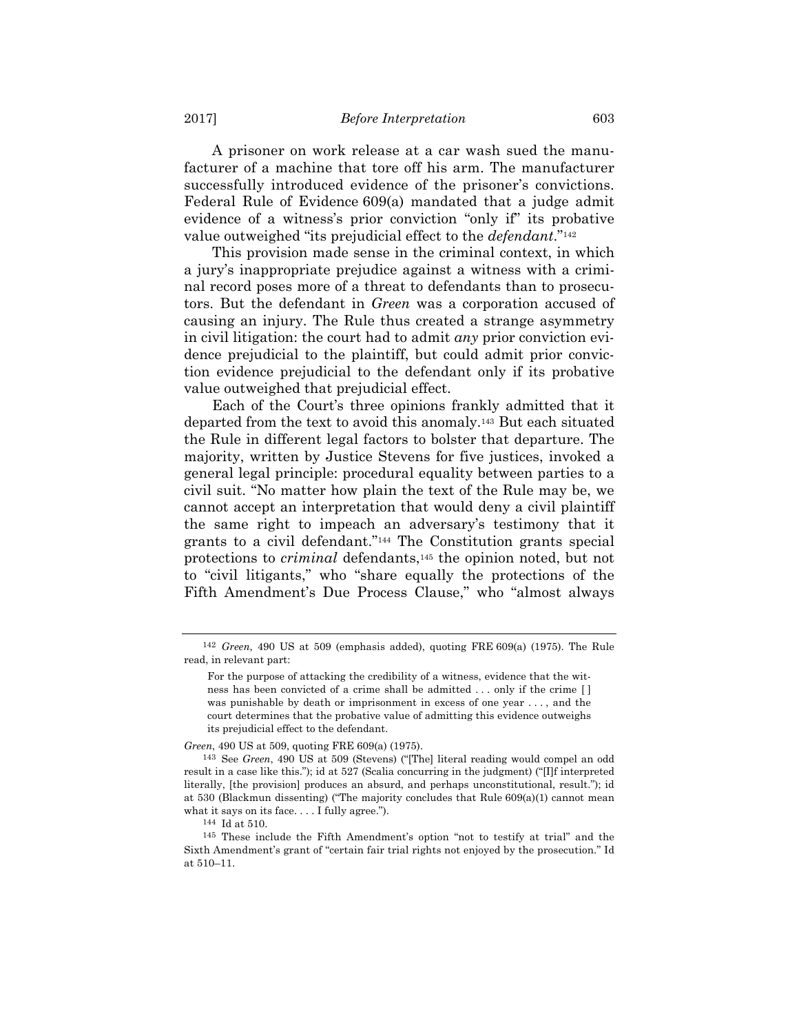A prisoner on work release at a car wash sued the manufacturer of a machine that tore off his arm. The manufacturer successfully introduced evidence of the prisoner's convictions. Federal Rule of Evidence 609(a) mandated that a judge admit evidence of a witness's prior conviction "only if" its probative value outweighed "its prejudicial effect to the *defendant*."[142]

This provision made sense in the criminal context, in which a jury's inappropriate prejudice against a witness with a criminal record poses more of a threat to defendants than to prosecutors. But the defendant in *Green* was a corporation accused of causing an injury. The Rule thus created a strange asymmetry in civil litigation: the court had to admit *any* prior conviction evidence prejudicial to the plaintiff, but could admit prior conviction evidence prejudicial to the defendant only if its probative value outweighed that prejudicial effect.

Each of the Court's three opinions frankly admitted that it departed from the text to avoid this anomaly.[143] But each situated the Rule in different legal factors to bolster that departure. The majority, written by Justice Stevens for five justices, invoked a general legal principle: procedural equality between parties to a civil suit. "No matter how plain the text of the Rule may be, we cannot accept an interpretation that would deny a civil plaintiff the same right to impeach an adversary's testimony that it grants to a civil defendant."[144] The Constitution grants special protections to *criminal* defendants,[145] the opinion noted, but not to "civil litigants," who "share equally the protections of the Fifth Amendment's Due Process Clause," who "almost always

---

[142] *Green*, 490 US at 509 (emphasis added), quoting FRE 609(a) (1975). The Rule read, in relevant part:

> For the purpose of attacking the credibility of a witness, evidence that the witness has been convicted of a crime shall be admitted . . . only if the crime [ ] was punishable by death or imprisonment in excess of one year . . . , and the court determines that the probative value of admitting this evidence outweighs its prejudicial effect to the defendant.

*Green*, 490 US at 509, quoting FRE 609(a) (1975).

[143] See *Green*, 490 US at 509 (Stevens) ("[The] literal reading would compel an odd result in a case like this."); id at 527 (Scalia concurring in the judgment) ("[I]f interpreted literally, [the provision] produces an absurd, and perhaps unconstitutional, result."); id at 530 (Blackmun dissenting) ("The majority concludes that Rule 609(a)(1) cannot mean what it says on its face. . . . I fully agree.").

[144] Id at 510.

[145] These include the Fifth Amendment's option "not to testify at trial" and the Sixth Amendment's grant of "certain fair trial rights not enjoyed by the prosecution." Id at 510–11.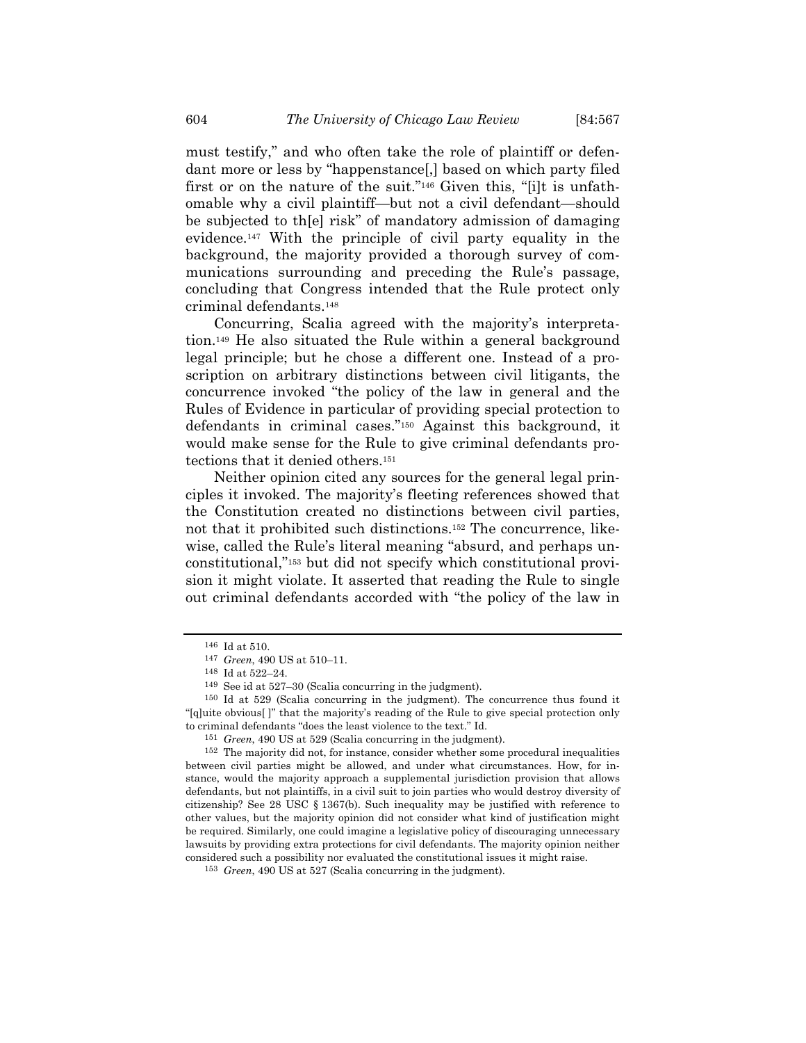must testify," and who often take the role of plaintiff or defendant more or less by "happenstance[,] based on which party filed first or on the nature of the suit."[146] Given this, "[i]t is unfathomable why a civil plaintiff—but not a civil defendant—should be subjected to th[e] risk" of mandatory admission of damaging evidence.[147] With the principle of civil party equality in the background, the majority provided a thorough survey of communications surrounding and preceding the Rule's passage, concluding that Congress intended that the Rule protect only criminal defendants.[148]

Concurring, Scalia agreed with the majority's interpretation.[149] He also situated the Rule within a general background legal principle; but he chose a different one. Instead of a proscription on arbitrary distinctions between civil litigants, the concurrence invoked "the policy of the law in general and the Rules of Evidence in particular of providing special protection to defendants in criminal cases."[150] Against this background, it would make sense for the Rule to give criminal defendants protections that it denied others.[151]

Neither opinion cited any sources for the general legal principles it invoked. The majority's fleeting references showed that the Constitution created no distinctions between civil parties, not that it prohibited such distinctions.[152] The concurrence, likewise, called the Rule's literal meaning "absurd, and perhaps unconstitutional,"[153] but did not specify which constitutional provision it might violate. It asserted that reading the Rule to single out criminal defendants accorded with "the policy of the law in

---

[146] Id at 510.

[147] *Green*, 490 US at 510–11.

[148] Id at 522–24.

[149] See id at 527–30 (Scalia concurring in the judgment).

[150] Id at 529 (Scalia concurring in the judgment). The concurrence thus found it "[q]uite obvious[ ]" that the majority's reading of the Rule to give special protection only to criminal defendants "does the least violence to the text." Id.

[151] *Green*, 490 US at 529 (Scalia concurring in the judgment).

[152] The majority did not, for instance, consider whether some procedural inequalities between civil parties might be allowed, and under what circumstances. How, for instance, would the majority approach a supplemental jurisdiction provision that allows defendants, but not plaintiffs, in a civil suit to join parties who would destroy diversity of citizenship? See 28 USC § 1367(b). Such inequality may be justified with reference to other values, but the majority opinion did not consider what kind of justification might be required. Similarly, one could imagine a legislative policy of discouraging unnecessary lawsuits by providing extra protections for civil defendants. The majority opinion neither considered such a possibility nor evaluated the constitutional issues it might raise.

[153] *Green*, 490 US at 527 (Scalia concurring in the judgment).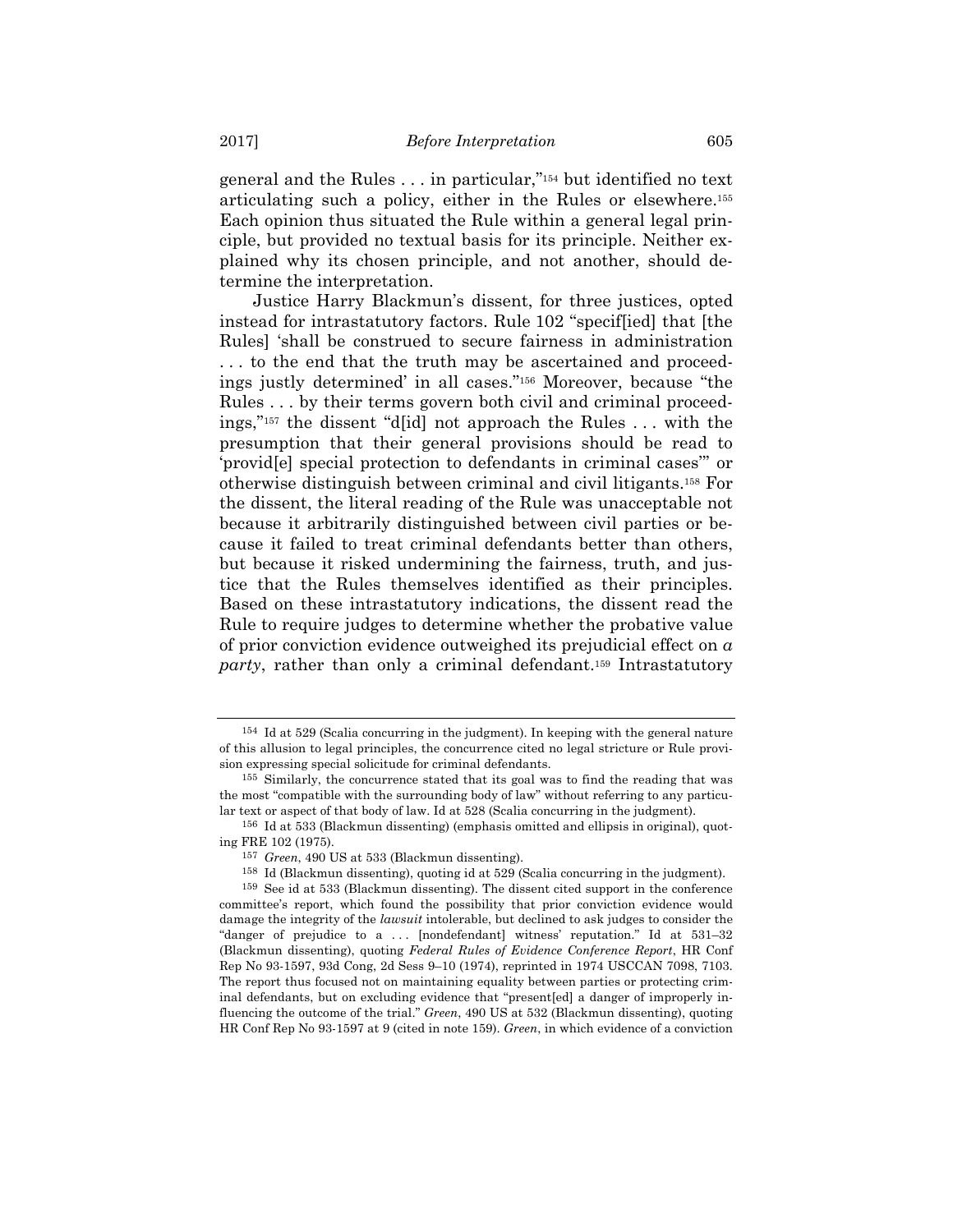general and the Rules . . . in particular,"[154] but identified no text articulating such a policy, either in the Rules or elsewhere.[155] Each opinion thus situated the Rule within a general legal principle, but provided no textual basis for its principle. Neither explained why its chosen principle, and not another, should determine the interpretation.

Justice Harry Blackmun's dissent, for three justices, opted instead for intrastatutory factors. Rule 102 "specif[ied] that [the Rules] 'shall be construed to secure fairness in administration . . . to the end that the truth may be ascertained and proceedings justly determined' in all cases."[156] Moreover, because "the Rules . . . by their terms govern both civil and criminal proceedings,"[157] the dissent "d[id] not approach the Rules . . . with the presumption that their general provisions should be read to 'provid[e] special protection to defendants in criminal cases'" or otherwise distinguish between criminal and civil litigants.[158] For the dissent, the literal reading of the Rule was unacceptable not because it arbitrarily distinguished between civil parties or because it failed to treat criminal defendants better than others, but because it risked undermining the fairness, truth, and justice that the Rules themselves identified as their principles. Based on these intrastatutory indications, the dissent read the Rule to require judges to determine whether the probative value of prior conviction evidence outweighed its prejudicial effect on *a party*, rather than only a criminal defendant.[159] Intrastatutory

---

[154] Id at 529 (Scalia concurring in the judgment). In keeping with the general nature of this allusion to legal principles, the concurrence cited no legal stricture or Rule provision expressing special solicitude for criminal defendants.

[155] Similarly, the concurrence stated that its goal was to find the reading that was the most "compatible with the surrounding body of law" without referring to any particular text or aspect of that body of law. Id at 528 (Scalia concurring in the judgment).

[156] Id at 533 (Blackmun dissenting) (emphasis omitted and ellipsis in original), quoting FRE 102 (1975).

[157] *Green*, 490 US at 533 (Blackmun dissenting).

[158] Id (Blackmun dissenting), quoting id at 529 (Scalia concurring in the judgment).

[159] See id at 533 (Blackmun dissenting). The dissent cited support in the conference committee's report, which found the possibility that prior conviction evidence would damage the integrity of the *lawsuit* intolerable, but declined to ask judges to consider the "danger of prejudice to a . . . [nondefendant] witness' reputation." Id at 531–32 (Blackmun dissenting), quoting *Federal Rules of Evidence Conference Report*, HR Conf Rep No 93-1597, 93d Cong, 2d Sess 9–10 (1974), reprinted in 1974 USCCAN 7098, 7103. The report thus focused not on maintaining equality between parties or protecting criminal defendants, but on excluding evidence that "present[ed] a danger of improperly influencing the outcome of the trial." *Green*, 490 US at 532 (Blackmun dissenting), quoting HR Conf Rep No 93-1597 at 9 (cited in note 159). *Green*, in which evidence of a conviction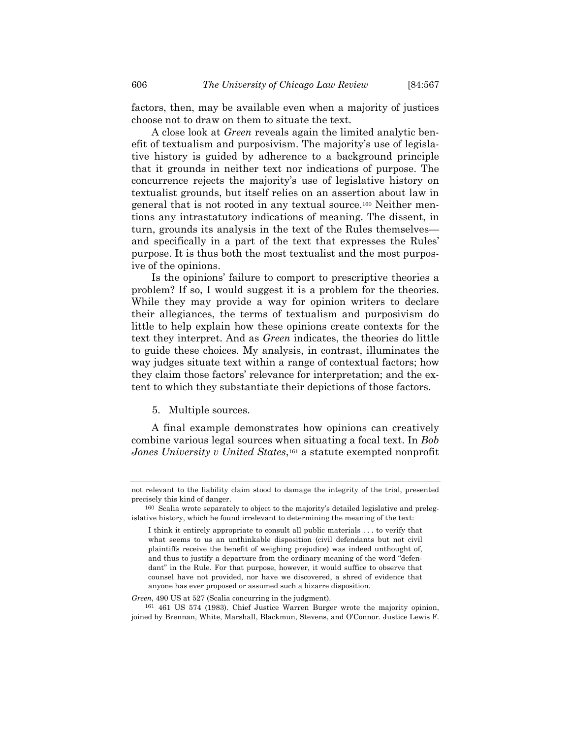factors, then, may be available even when a majority of justices choose not to draw on them to situate the text.

A close look at *Green* reveals again the limited analytic benefit of textualism and purposivism. The majority's use of legislative history is guided by adherence to a background principle that it grounds in neither text nor indications of purpose. The concurrence rejects the majority's use of legislative history on textualist grounds, but itself relies on an assertion about law in general that is not rooted in any textual source.[160] Neither mentions any intrastatutory indications of meaning. The dissent, in turn, grounds its analysis in the text of the Rules themselves—and specifically in a part of the text that expresses the Rules' purpose. It is thus both the most textualist and the most purposive of the opinions.

Is the opinions' failure to comport to prescriptive theories a problem? If so, I would suggest it is a problem for the theories. While they may provide a way for opinion writers to declare their allegiances, the terms of textualism and purposivism do little to help explain how these opinions create contexts for the text they interpret. And as *Green* indicates, the theories do little to guide these choices. My analysis, in contrast, illuminates the way judges situate text within a range of contextual factors; how they claim those factors' relevance for interpretation; and the extent to which they substantiate their depictions of those factors.

5. Multiple sources.

A final example demonstrates how opinions can creatively combine various legal sources when situating a focal text. In *Bob Jones University v United States*,[161] a statute exempted nonprofit

---

not relevant to the liability claim stood to damage the integrity of the trial, presented precisely this kind of danger.

[160] Scalia wrote separately to object to the majority's detailed legislative and prelegislative history, which he found irrelevant to determining the meaning of the text:

> I think it entirely appropriate to consult all public materials . . . to verify that what seems to us an unthinkable disposition (civil defendants but not civil plaintiffs receive the benefit of weighing prejudice) was indeed unthought of, and thus to justify a departure from the ordinary meaning of the word "defendant" in the Rule. For that purpose, however, it would suffice to observe that counsel have not provided, nor have we discovered, a shred of evidence that anyone has ever proposed or assumed such a bizarre disposition.

*Green*, 490 US at 527 (Scalia concurring in the judgment).

[161] 461 US 574 (1983). Chief Justice Warren Burger wrote the majority opinion, joined by Brennan, White, Marshall, Blackmun, Stevens, and O'Connor. Justice Lewis F.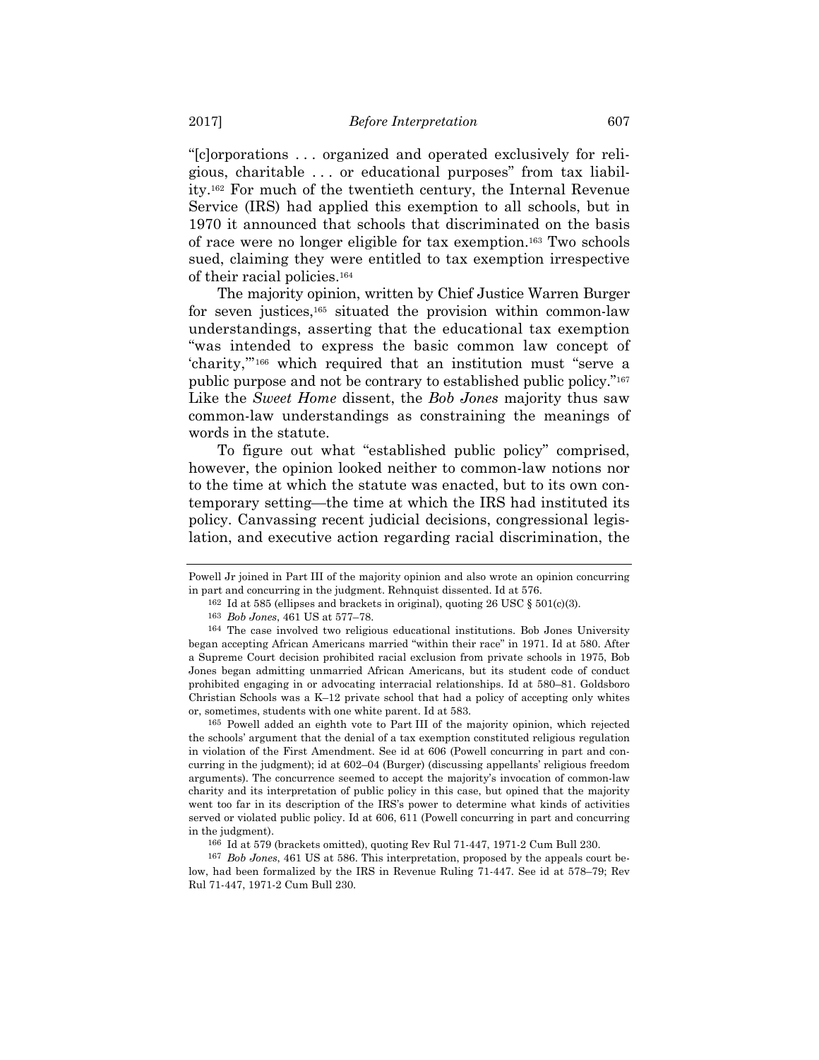"[c]orporations . . . organized and operated exclusively for religious, charitable . . . or educational purposes" from tax liability.[162] For much of the twentieth century, the Internal Revenue Service (IRS) had applied this exemption to all schools, but in 1970 it announced that schools that discriminated on the basis of race were no longer eligible for tax exemption.[163] Two schools sued, claiming they were entitled to tax exemption irrespective of their racial policies.[164]

The majority opinion, written by Chief Justice Warren Burger for seven justices,[165] situated the provision within common-law understandings, asserting that the educational tax exemption "was intended to express the basic common law concept of 'charity,'"[166] which required that an institution must "serve a public purpose and not be contrary to established public policy."[167] Like the *Sweet Home* dissent, the *Bob Jones* majority thus saw common-law understandings as constraining the meanings of words in the statute.

To figure out what "established public policy" comprised, however, the opinion looked neither to common-law notions nor to the time at which the statute was enacted, but to its own contemporary setting—the time at which the IRS had instituted its policy. Canvassing recent judicial decisions, congressional legislation, and executive action regarding racial discrimination, the

---

Powell Jr joined in Part III of the majority opinion and also wrote an opinion concurring in part and concurring in the judgment. Rehnquist dissented. Id at 576.

[162] Id at 585 (ellipses and brackets in original), quoting 26 USC § 501(c)(3).

[163] *Bob Jones*, 461 US at 577–78.

[164] The case involved two religious educational institutions. Bob Jones University began accepting African Americans married "within their race" in 1971. Id at 580. After a Supreme Court decision prohibited racial exclusion from private schools in 1975, Bob Jones began admitting unmarried African Americans, but its student code of conduct prohibited engaging in or advocating interracial relationships. Id at 580–81. Goldsboro Christian Schools was a K–12 private school that had a policy of accepting only whites or, sometimes, students with one white parent. Id at 583.

[165] Powell added an eighth vote to Part III of the majority opinion, which rejected the schools' argument that the denial of a tax exemption constituted religious regulation in violation of the First Amendment. See id at 606 (Powell concurring in part and concurring in the judgment); id at 602–04 (Burger) (discussing appellants' religious freedom arguments). The concurrence seemed to accept the majority's invocation of common-law charity and its interpretation of public policy in this case, but opined that the majority went too far in its description of the IRS's power to determine what kinds of activities served or violated public policy. Id at 606, 611 (Powell concurring in part and concurring in the judgment).

[166] Id at 579 (brackets omitted), quoting Rev Rul 71-447, 1971-2 Cum Bull 230.

[167] *Bob Jones*, 461 US at 586. This interpretation, proposed by the appeals court below, had been formalized by the IRS in Revenue Ruling 71-447. See id at 578–79; Rev Rul 71-447, 1971-2 Cum Bull 230.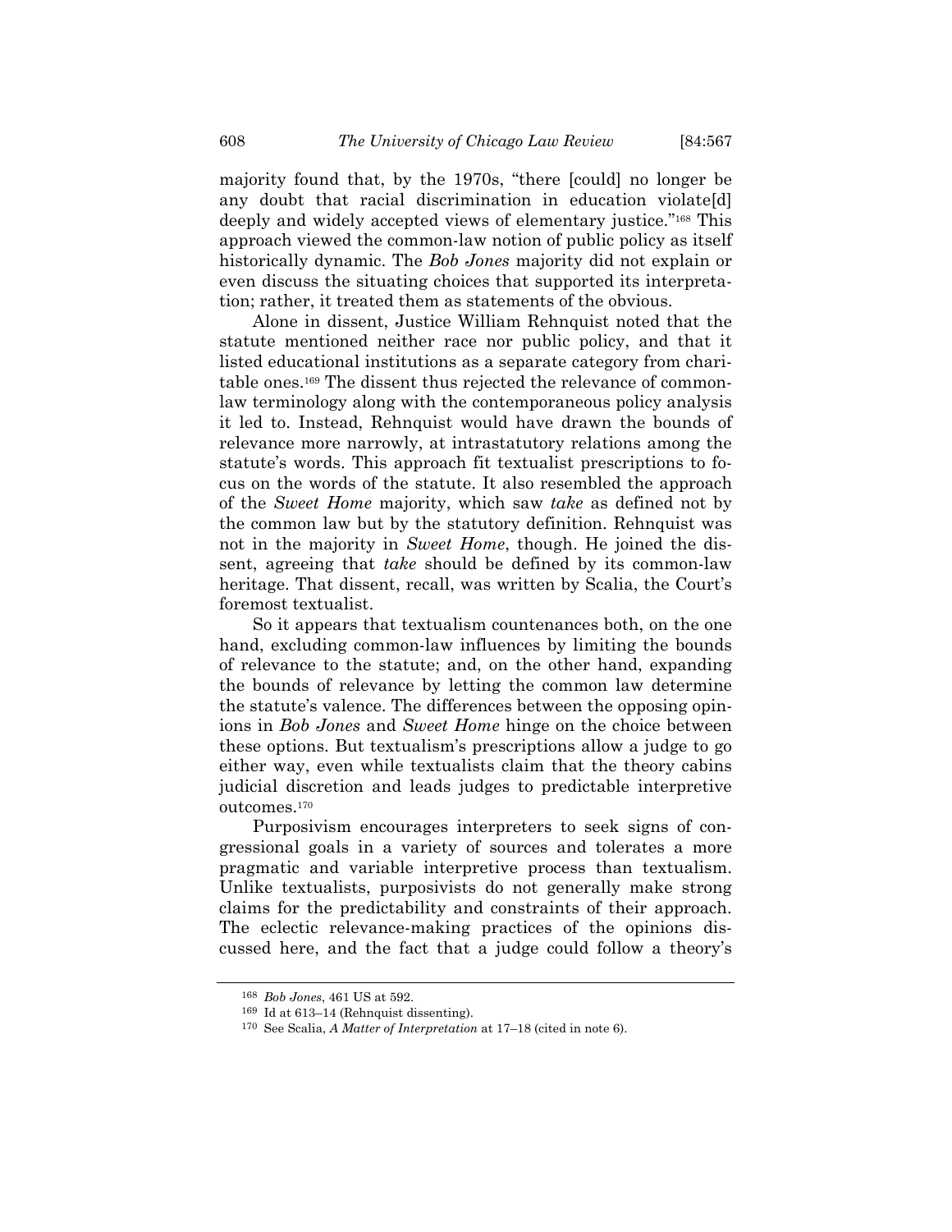majority found that, by the 1970s, "there [could] no longer be any doubt that racial discrimination in education violate[d] deeply and widely accepted views of elementary justice."[168] This approach viewed the common-law notion of public policy as itself historically dynamic. The *Bob Jones* majority did not explain or even discuss the situating choices that supported its interpretation; rather, it treated them as statements of the obvious.

Alone in dissent, Justice William Rehnquist noted that the statute mentioned neither race nor public policy, and that it listed educational institutions as a separate category from charitable ones.[169] The dissent thus rejected the relevance of common-law terminology along with the contemporaneous policy analysis it led to. Instead, Rehnquist would have drawn the bounds of relevance more narrowly, at intrastatutory relations among the statute's words. This approach fit textualist prescriptions to focus on the words of the statute. It also resembled the approach of the *Sweet Home* majority, which saw *take* as defined not by the common law but by the statutory definition. Rehnquist was not in the majority in *Sweet Home*, though. He joined the dissent, agreeing that *take* should be defined by its common-law heritage. That dissent, recall, was written by Scalia, the Court's foremost textualist.

So it appears that textualism countenances both, on the one hand, excluding common-law influences by limiting the bounds of relevance to the statute; and, on the other hand, expanding the bounds of relevance by letting the common law determine the statute's valence. The differences between the opposing opinions in *Bob Jones* and *Sweet Home* hinge on the choice between these options. But textualism's prescriptions allow a judge to go either way, even while textualists claim that the theory cabins judicial discretion and leads judges to predictable interpretive outcomes.[170]

Purposivism encourages interpreters to seek signs of congressional goals in a variety of sources and tolerates a more pragmatic and variable interpretive process than textualism. Unlike textualists, purposivists do not generally make strong claims for the predictability and constraints of their approach. The eclectic relevance-making practices of the opinions discussed here, and the fact that a judge could follow a theory's

---

[168] *Bob Jones*, 461 US at 592.

[169] Id at 613–14 (Rehnquist dissenting).

[170] See Scalia, *A Matter of Interpretation* at 17–18 (cited in note 6).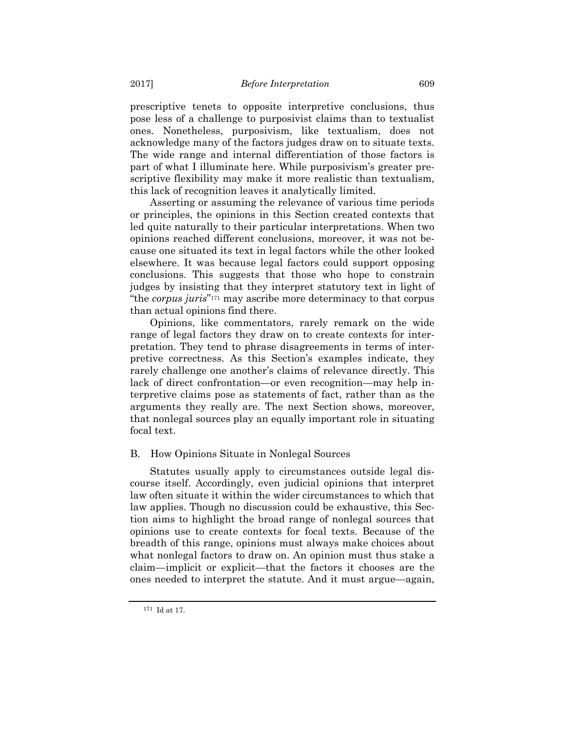prescriptive tenets to opposite interpretive conclusions, thus pose less of a challenge to purposivist claims than to textualist ones. Nonetheless, purposivism, like textualism, does not acknowledge many of the factors judges draw on to situate texts. The wide range and internal differentiation of those factors is part of what I illuminate here. While purposivism's greater prescriptive flexibility may make it more realistic than textualism, this lack of recognition leaves it analytically limited.

Asserting or assuming the relevance of various time periods or principles, the opinions in this Section created contexts that led quite naturally to their particular interpretations. When two opinions reached different conclusions, moreover, it was not because one situated its text in legal factors while the other looked elsewhere. It was because legal factors could support opposing conclusions. This suggests that those who hope to constrain judges by insisting that they interpret statutory text in light of "the *corpus juris*"[171] may ascribe more determinacy to that corpus than actual opinions find there.

Opinions, like commentators, rarely remark on the wide range of legal factors they draw on to create contexts for interpretation. They tend to phrase disagreements in terms of interpretive correctness. As this Section's examples indicate, they rarely challenge one another's claims of relevance directly. This lack of direct confrontation—or even recognition—may help interpretive claims pose as statements of fact, rather than as the arguments they really are. The next Section shows, moreover, that nonlegal sources play an equally important role in situating focal text.

## B. How Opinions Situate in Nonlegal Sources

Statutes usually apply to circumstances outside legal discourse itself. Accordingly, even judicial opinions that interpret law often situate it within the wider circumstances to which that law applies. Though no discussion could be exhaustive, this Section aims to highlight the broad range of nonlegal sources that opinions use to create contexts for focal texts. Because of the breadth of this range, opinions must always make choices about what nonlegal factors to draw on. An opinion must thus stake a claim—implicit or explicit—that the factors it chooses are the ones needed to interpret the statute. And it must argue—again,

---

[171] Id at 17.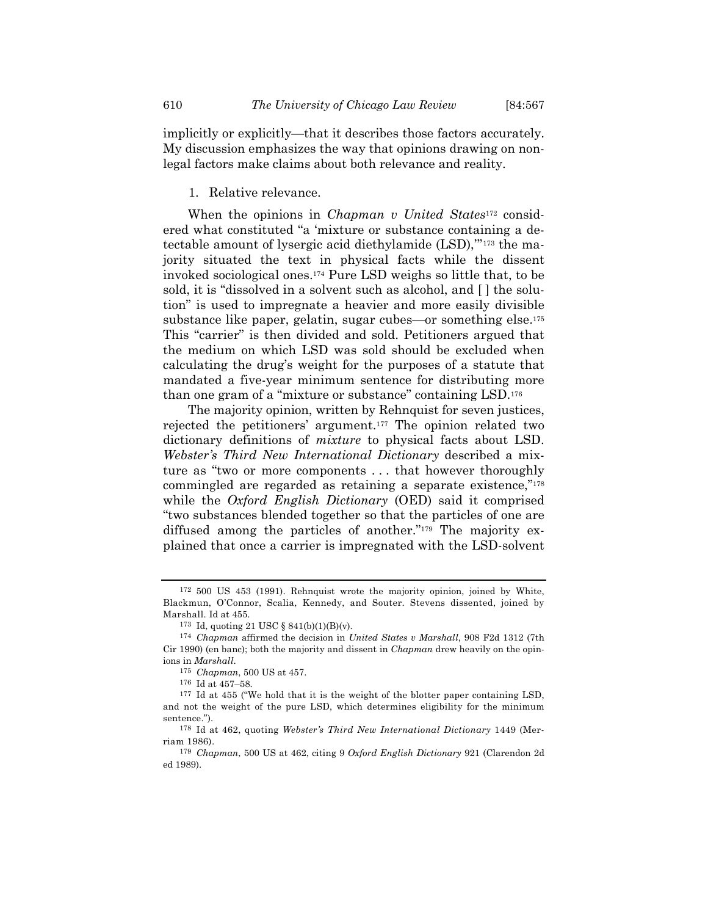implicitly or explicitly—that it describes those factors accurately. My discussion emphasizes the way that opinions drawing on nonlegal factors make claims about both relevance and reality.

1. Relative relevance.

When the opinions in *Chapman v United States*[172] considered what constituted "a 'mixture or substance containing a detectable amount of lysergic acid diethylamide (LSD),'"[173] the majority situated the text in physical facts while the dissent invoked sociological ones.[174] Pure LSD weighs so little that, to be sold, it is "dissolved in a solvent such as alcohol, and [ ] the solution" is used to impregnate a heavier and more easily divisible substance like paper, gelatin, sugar cubes—or something else.[175] This "carrier" is then divided and sold. Petitioners argued that the medium on which LSD was sold should be excluded when calculating the drug's weight for the purposes of a statute that mandated a five-year minimum sentence for distributing more than one gram of a "mixture or substance" containing LSD.[176]

The majority opinion, written by Rehnquist for seven justices, rejected the petitioners' argument.[177] The opinion related two dictionary definitions of *mixture* to physical facts about LSD. *Webster's Third New International Dictionary* described a mixture as "two or more components . . . that however thoroughly commingled are regarded as retaining a separate existence,"[178] while the *Oxford English Dictionary* (OED) said it comprised "two substances blended together so that the particles of one are diffused among the particles of another."[179] The majority explained that once a carrier is impregnated with the LSD-solvent

---

[172] 500 US 453 (1991). Rehnquist wrote the majority opinion, joined by White, Blackmun, O'Connor, Scalia, Kennedy, and Souter. Stevens dissented, joined by Marshall. Id at 455.

[173] Id, quoting 21 USC § 841(b)(1)(B)(v).

[174] *Chapman* affirmed the decision in *United States v Marshall*, 908 F2d 1312 (7th Cir 1990) (en banc); both the majority and dissent in *Chapman* drew heavily on the opinions in *Marshall*.

[175] *Chapman*, 500 US at 457.

[176] Id at 457–58.

[177] Id at 455 ("We hold that it is the weight of the blotter paper containing LSD, and not the weight of the pure LSD, which determines eligibility for the minimum sentence.").

[178] Id at 462, quoting *Webster's Third New International Dictionary* 1449 (Merriam 1986).

[179] *Chapman*, 500 US at 462, citing 9 *Oxford English Dictionary* 921 (Clarendon 2d ed 1989).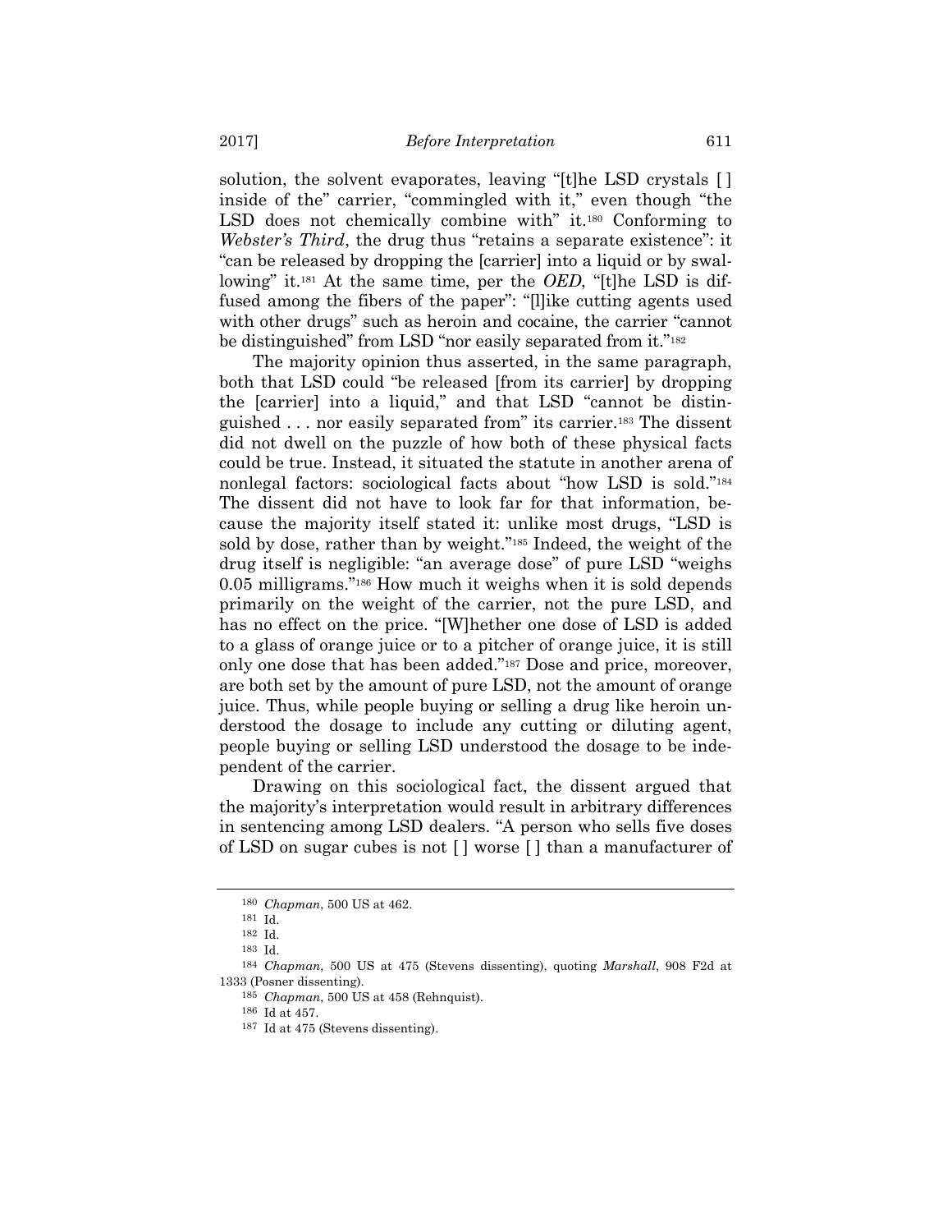solution, the solvent evaporates, leaving "[t]he LSD crystals [ ] inside of the" carrier, "commingled with it," even though "the LSD does not chemically combine with" it.[180] Conforming to *Webster's Third*, the drug thus "retains a separate existence": it "can be released by dropping the [carrier] into a liquid or by swallowing" it.[181] At the same time, per the *OED*, "[t]he LSD is diffused among the fibers of the paper": "[l]ike cutting agents used with other drugs" such as heroin and cocaine, the carrier "cannot be distinguished" from LSD "nor easily separated from it."[182]

The majority opinion thus asserted, in the same paragraph, both that LSD could "be released [from its carrier] by dropping the [carrier] into a liquid," and that LSD "cannot be distinguished . . . nor easily separated from" its carrier.[183] The dissent did not dwell on the puzzle of how both of these physical facts could be true. Instead, it situated the statute in another arena of nonlegal factors: sociological facts about "how LSD is sold."[184] The dissent did not have to look far for that information, because the majority itself stated it: unlike most drugs, "LSD is sold by dose, rather than by weight."[185] Indeed, the weight of the drug itself is negligible: "an average dose" of pure LSD "weighs 0.05 milligrams."[186] How much it weighs when it is sold depends primarily on the weight of the carrier, not the pure LSD, and has no effect on the price. "[W]hether one dose of LSD is added to a glass of orange juice or to a pitcher of orange juice, it is still only one dose that has been added."[187] Dose and price, moreover, are both set by the amount of pure LSD, not the amount of orange juice. Thus, while people buying or selling a drug like heroin understood the dosage to include any cutting or diluting agent, people buying or selling LSD understood the dosage to be independent of the carrier.

Drawing on this sociological fact, the dissent argued that the majority's interpretation would result in arbitrary differences in sentencing among LSD dealers. "A person who sells five doses of LSD on sugar cubes is not [ ] worse [ ] than a manufacturer of

---

[180] *Chapman*, 500 US at 462.

[181] Id.

[182] Id.

[183] Id.

[184] *Chapman*, 500 US at 475 (Stevens dissenting), quoting *Marshall*, 908 F2d at 1333 (Posner dissenting).

[185] *Chapman*, 500 US at 458 (Rehnquist).

[186] Id at 457.

[187] Id at 475 (Stevens dissenting).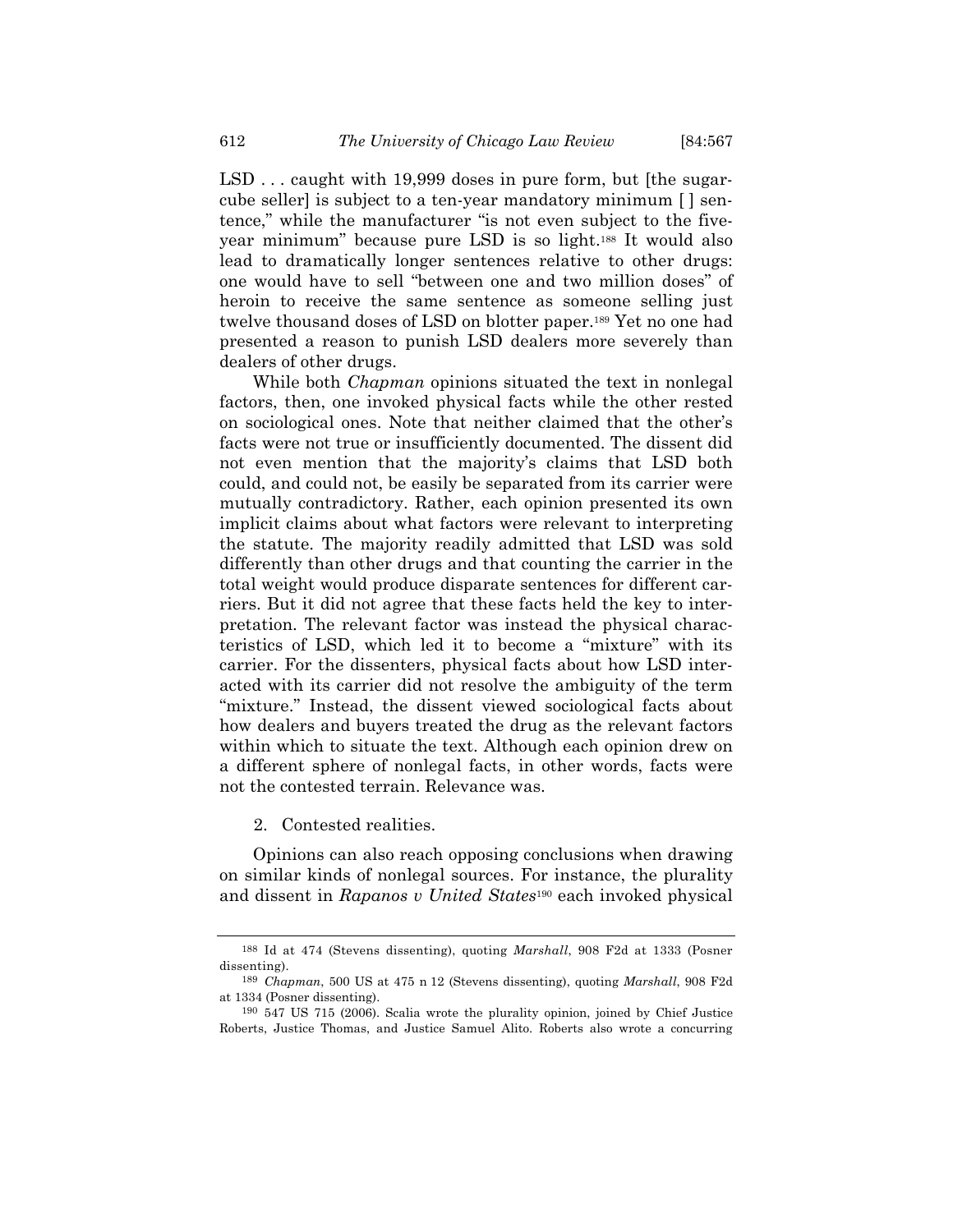LSD . . . caught with 19,999 doses in pure form, but [the sugar-cube seller] is subject to a ten-year mandatory minimum [ ] sentence," while the manufacturer "is not even subject to the five-year minimum" because pure LSD is so light.[188] It would also lead to dramatically longer sentences relative to other drugs: one would have to sell "between one and two million doses" of heroin to receive the same sentence as someone selling just twelve thousand doses of LSD on blotter paper.[189] Yet no one had presented a reason to punish LSD dealers more severely than dealers of other drugs.

While both *Chapman* opinions situated the text in nonlegal factors, then, one invoked physical facts while the other rested on sociological ones. Note that neither claimed that the other's facts were not true or insufficiently documented. The dissent did not even mention that the majority's claims that LSD both could, and could not, be easily be separated from its carrier were mutually contradictory. Rather, each opinion presented its own implicit claims about what factors were relevant to interpreting the statute. The majority readily admitted that LSD was sold differently than other drugs and that counting the carrier in the total weight would produce disparate sentences for different carriers. But it did not agree that these facts held the key to interpretation. The relevant factor was instead the physical characteristics of LSD, which led it to become a "mixture" with its carrier. For the dissenters, physical facts about how LSD interacted with its carrier did not resolve the ambiguity of the term "mixture." Instead, the dissent viewed sociological facts about how dealers and buyers treated the drug as the relevant factors within which to situate the text. Although each opinion drew on a different sphere of nonlegal facts, in other words, facts were not the contested terrain. Relevance was.

2. Contested realities.

Opinions can also reach opposing conclusions when drawing on similar kinds of nonlegal sources. For instance, the plurality and dissent in *Rapanos v United States*[190] each invoked physical

---

[188] Id at 474 (Stevens dissenting), quoting *Marshall*, 908 F2d at 1333 (Posner dissenting).

[189] *Chapman*, 500 US at 475 n 12 (Stevens dissenting), quoting *Marshall*, 908 F2d at 1334 (Posner dissenting).

[190] 547 US 715 (2006). Scalia wrote the plurality opinion, joined by Chief Justice Roberts, Justice Thomas, and Justice Samuel Alito. Roberts also wrote a concurring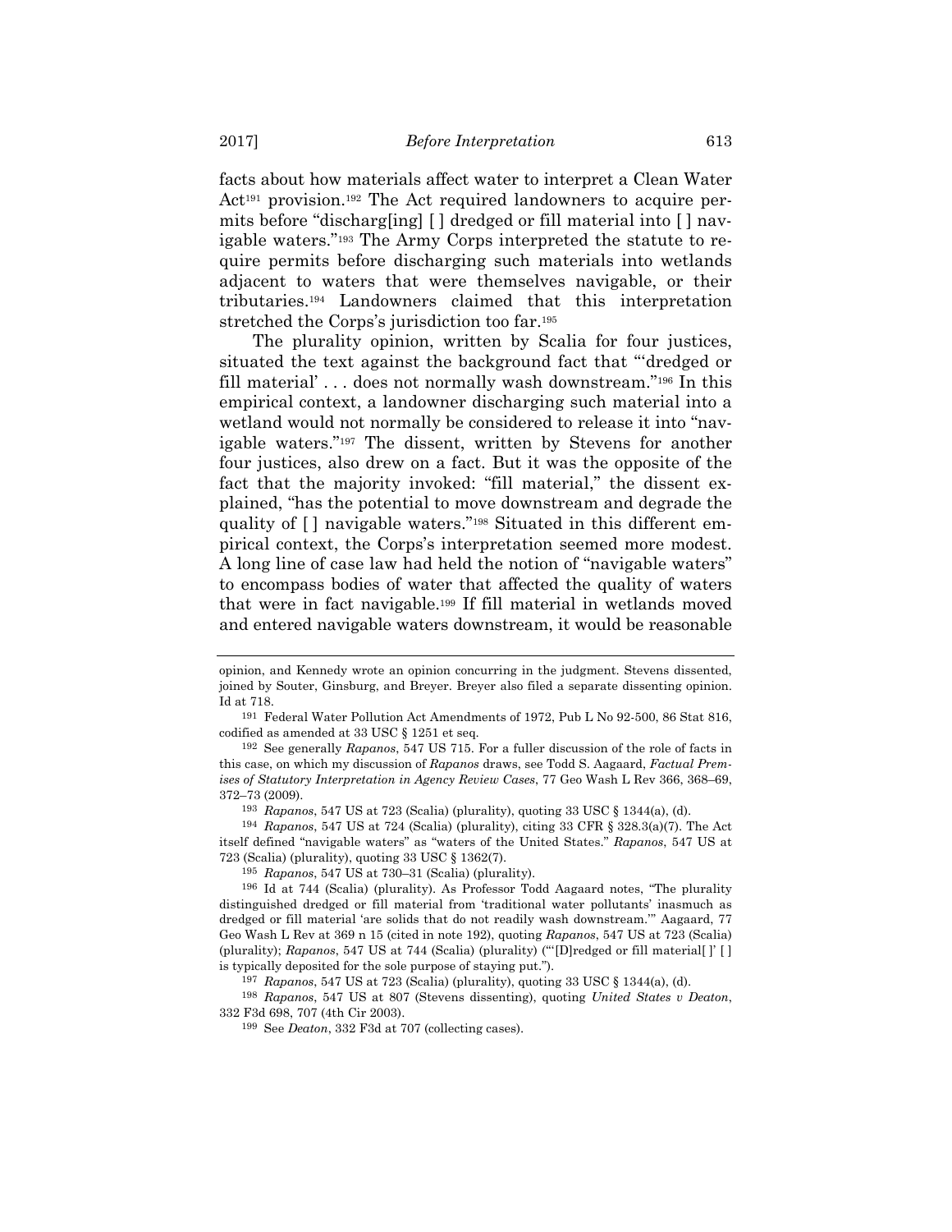facts about how materials affect water to interpret a Clean Water Act[191] provision.[192] The Act required landowners to acquire permits before "discharg[ing] [ ] dredged or fill material into [ ] navigable waters."[193] The Army Corps interpreted the statute to require permits before discharging such materials into wetlands adjacent to waters that were themselves navigable, or their tributaries.[194] Landowners claimed that this interpretation stretched the Corps's jurisdiction too far.[195]

The plurality opinion, written by Scalia for four justices, situated the text against the background fact that "'dredged or fill material' . . . does not normally wash downstream."[196] In this empirical context, a landowner discharging such material into a wetland would not normally be considered to release it into "navigable waters."[197] The dissent, written by Stevens for another four justices, also drew on a fact. But it was the opposite of the fact that the majority invoked: "fill material," the dissent explained, "has the potential to move downstream and degrade the quality of [ ] navigable waters."[198] Situated in this different empirical context, the Corps's interpretation seemed more modest. A long line of case law had held the notion of "navigable waters" to encompass bodies of water that affected the quality of waters that were in fact navigable.[199] If fill material in wetlands moved and entered navigable waters downstream, it would be reasonable

---

opinion, and Kennedy wrote an opinion concurring in the judgment. Stevens dissented, joined by Souter, Ginsburg, and Breyer. Breyer also filed a separate dissenting opinion. Id at 718.

[191] Federal Water Pollution Act Amendments of 1972, Pub L No 92-500, 86 Stat 816, codified as amended at 33 USC § 1251 et seq.

[192] See generally *Rapanos*, 547 US 715. For a fuller discussion of the role of facts in this case, on which my discussion of *Rapanos* draws, see Todd S. Aagaard, *Factual Premises of Statutory Interpretation in Agency Review Cases*, 77 Geo Wash L Rev 366, 368–69, 372–73 (2009).

[193] *Rapanos*, 547 US at 723 (Scalia) (plurality), quoting 33 USC § 1344(a), (d).

[194] *Rapanos*, 547 US at 724 (Scalia) (plurality), citing 33 CFR § 328.3(a)(7). The Act itself defined "navigable waters" as "waters of the United States." *Rapanos*, 547 US at 723 (Scalia) (plurality), quoting 33 USC § 1362(7).

[195] *Rapanos*, 547 US at 730–31 (Scalia) (plurality).

[196] Id at 744 (Scalia) (plurality). As Professor Todd Aagaard notes, "The plurality distinguished dredged or fill material from 'traditional water pollutants' inasmuch as dredged or fill material 'are solids that do not readily wash downstream.'" Aagaard, 77 Geo Wash L Rev at 369 n 15 (cited in note 192), quoting *Rapanos*, 547 US at 723 (Scalia) (plurality); *Rapanos*, 547 US at 744 (Scalia) (plurality) ("'[D]redged or fill material[ ]' [ ] is typically deposited for the sole purpose of staying put.").

[197] *Rapanos*, 547 US at 723 (Scalia) (plurality), quoting 33 USC § 1344(a), (d).

[198] *Rapanos*, 547 US at 807 (Stevens dissenting), quoting *United States v Deaton*, 332 F3d 698, 707 (4th Cir 2003).

[199] See *Deaton*, 332 F3d at 707 (collecting cases).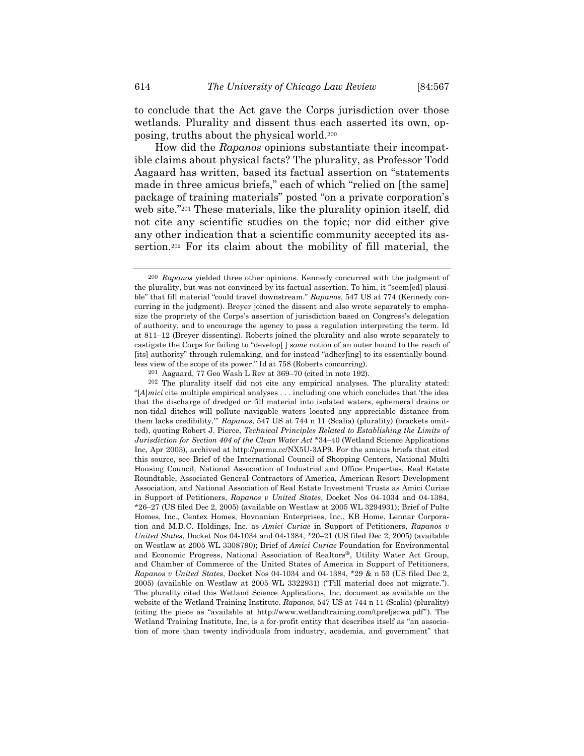to conclude that the Act gave the Corps jurisdiction over those wetlands. Plurality and dissent thus each asserted its own, opposing, truths about the physical world.[200]

How did the *Rapanos* opinions substantiate their incompatible claims about physical facts? The plurality, as Professor Todd Aagaard has written, based its factual assertion on "statements made in three amicus briefs," each of which "relied on [the same] package of training materials" posted "on a private corporation's web site."[201] These materials, like the plurality opinion itself, did not cite any scientific studies on the topic; nor did either give any other indication that a scientific community accepted its assertion.[202] For its claim about the mobility of fill material, the

---

[200] *Rapanos* yielded three other opinions. Kennedy concurred with the judgment of the plurality, but was not convinced by its factual assertion. To him, it "seem[ed] plausible" that fill material "could travel downstream." *Rapanos*, 547 US at 774 (Kennedy concurring in the judgment). Breyer joined the dissent and also wrote separately to emphasize the propriety of the Corps's assertion of jurisdiction based on Congress's delegation of authority, and to encourage the agency to pass a regulation interpreting the term. Id at 811–12 (Breyer dissenting). Roberts joined the plurality and also wrote separately to castigate the Corps for failing to "develop[ ] *some* notion of an outer bound to the reach of [its] authority" through rulemaking, and for instead "adher[ing] to its essentially boundless view of the scope of its power." Id at 758 (Roberts concurring).

[201] Aagaard, 77 Geo Wash L Rev at 369–70 (cited in note 192).

[202] The plurality itself did not cite any empirical analyses. The plurality stated: "[*A*]*mici* cite multiple empirical analyses . . . including one which concludes that 'the idea that the discharge of dredged or fill material into isolated waters, ephemeral drains or non-tidal ditches will pollute navigable waters located any appreciable distance from them lacks credibility.'" *Rapanos*, 547 US at 744 n 11 (Scalia) (plurality) (brackets omitted), quoting Robert J. Pierce, *Technical Principles Related to Establishing the Limits of Jurisdiction for Section 404 of the Clean Water Act* *34–40 (Wetland Science Applications Inc, Apr 2003), archived at http://perma.cc/NX5U-3AP9. For the amicus briefs that cited this source, see Brief of the International Council of Shopping Centers, National Multi Housing Council, National Association of Industrial and Office Properties, Real Estate Roundtable, Associated General Contractors of America, American Resort Development Association, and National Association of Real Estate Investment Trusts as Amici Curiae in Support of Petitioners, *Rapanos v United States*, Docket Nos 04-1034 and 04-1384, *26–27 (US filed Dec 2, 2005) (available on Westlaw at 2005 WL 3294931); Brief of Pulte Homes, Inc., Centex Homes, Hovnanian Enterprises, Inc., KB Home, Lennar Corporation and M.D.C. Holdings, Inc. as *Amici Curiae* in Support of Petitioners, *Rapanos v United States*, Docket Nos 04-1034 and 04-1384, *20–21 (US filed Dec 2, 2005) (available on Westlaw at 2005 WL 3308790); Brief of *Amici Curiae* Foundation for Environmental and Economic Progress, National Association of Realtors®, Utility Water Act Group, and Chamber of Commerce of the United States of America in Support of Petitioners, *Rapanos v United States*, Docket Nos 04-1034 and 04-1384, *29 & n 53 (US filed Dec 2, 2005) (available on Westlaw at 2005 WL 3322931) ("Fill material does not migrate."). The plurality cited this Wetland Science Applications, Inc, document as available on the website of the Wetland Training Institute. *Rapanos*, 547 US at 744 n 11 (Scalia) (plurality) (citing the piece as "available at http://www.wetlandtraining.com/tpreljscwa.pdf"). The Wetland Training Institute, Inc, is a for-profit entity that describes itself as "an association of more than twenty individuals from industry, academia, and government" that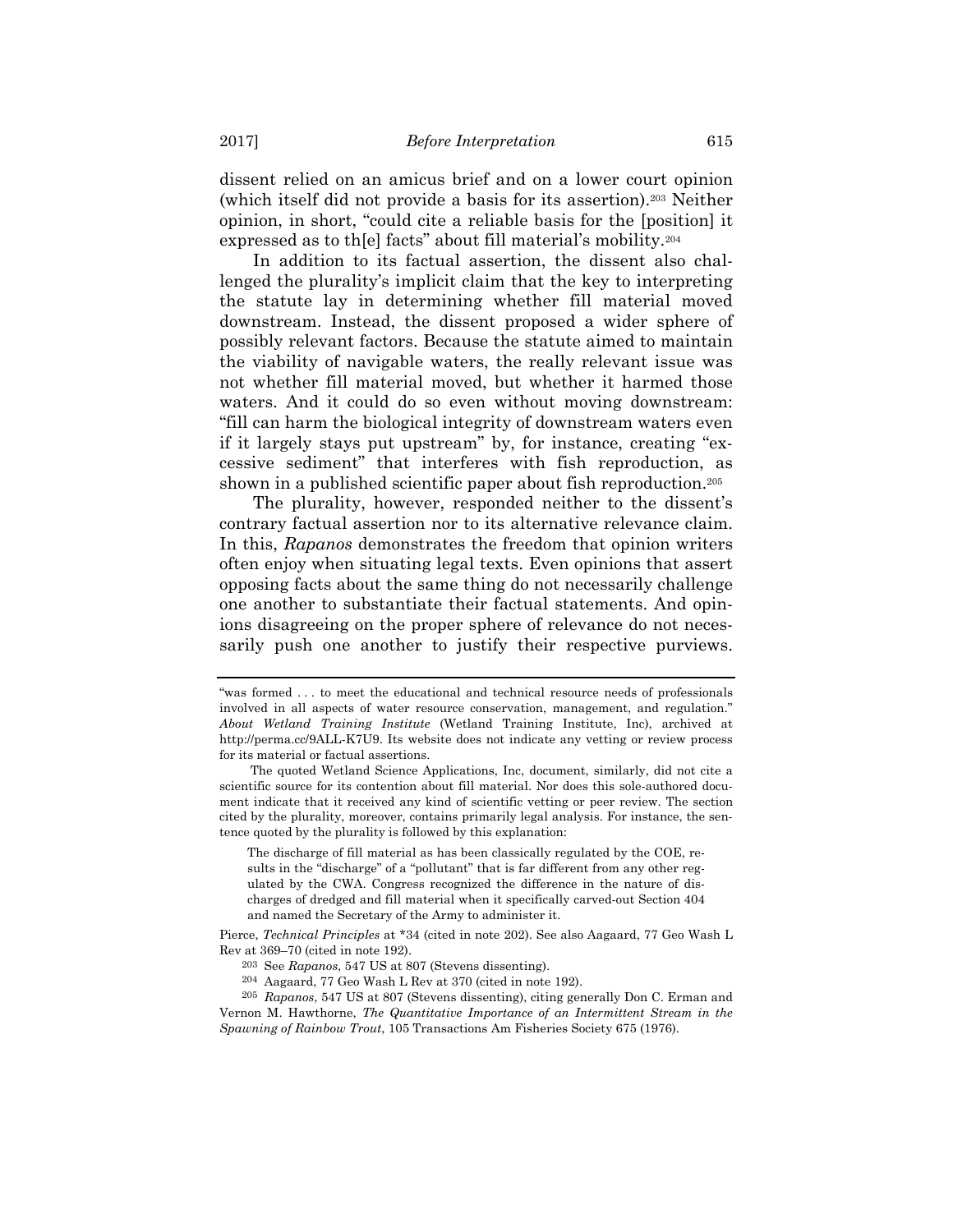dissent relied on an amicus brief and on a lower court opinion (which itself did not provide a basis for its assertion).[203] Neither opinion, in short, "could cite a reliable basis for the [position] it expressed as to th[e] facts" about fill material's mobility.[204]

In addition to its factual assertion, the dissent also challenged the plurality's implicit claim that the key to interpreting the statute lay in determining whether fill material moved downstream. Instead, the dissent proposed a wider sphere of possibly relevant factors. Because the statute aimed to maintain the viability of navigable waters, the really relevant issue was not whether fill material moved, but whether it harmed those waters. And it could do so even without moving downstream: "fill can harm the biological integrity of downstream waters even if it largely stays put upstream" by, for instance, creating "excessive sediment" that interferes with fish reproduction, as shown in a published scientific paper about fish reproduction.[205]

The plurality, however, responded neither to the dissent's contrary factual assertion nor to its alternative relevance claim. In this, *Rapanos* demonstrates the freedom that opinion writers often enjoy when situating legal texts. Even opinions that assert opposing facts about the same thing do not necessarily challenge one another to substantiate their factual statements. And opinions disagreeing on the proper sphere of relevance do not necessarily push one another to justify their respective purviews.

---

"was formed . . . to meet the educational and technical resource needs of professionals involved in all aspects of water resource conservation, management, and regulation." *About Wetland Training Institute* (Wetland Training Institute, Inc), archived at http://perma.cc/9ALL-K7U9. Its website does not indicate any vetting or review process for its material or factual assertions.

The quoted Wetland Science Applications, Inc, document, similarly, did not cite a scientific source for its contention about fill material. Nor does this sole-authored document indicate that it received any kind of scientific vetting or peer review. The section cited by the plurality, moreover, contains primarily legal analysis. For instance, the sentence quoted by the plurality is followed by this explanation:

> The discharge of fill material as has been classically regulated by the COE, results in the "discharge" of a "pollutant" that is far different from any other regulated by the CWA. Congress recognized the difference in the nature of discharges of dredged and fill material when it specifically carved-out Section 404 and named the Secretary of the Army to administer it.

Pierce, *Technical Principles* at *34 (cited in note 202). See also Aagaard, 77 Geo Wash L Rev at 369–70 (cited in note 192).

[203] See *Rapanos*, 547 US at 807 (Stevens dissenting).

[204] Aagaard, 77 Geo Wash L Rev at 370 (cited in note 192).

[205] *Rapanos*, 547 US at 807 (Stevens dissenting), citing generally Don C. Erman and Vernon M. Hawthorne, *The Quantitative Importance of an Intermittent Stream in the Spawning of Rainbow Trout*, 105 Transactions Am Fisheries Society 675 (1976).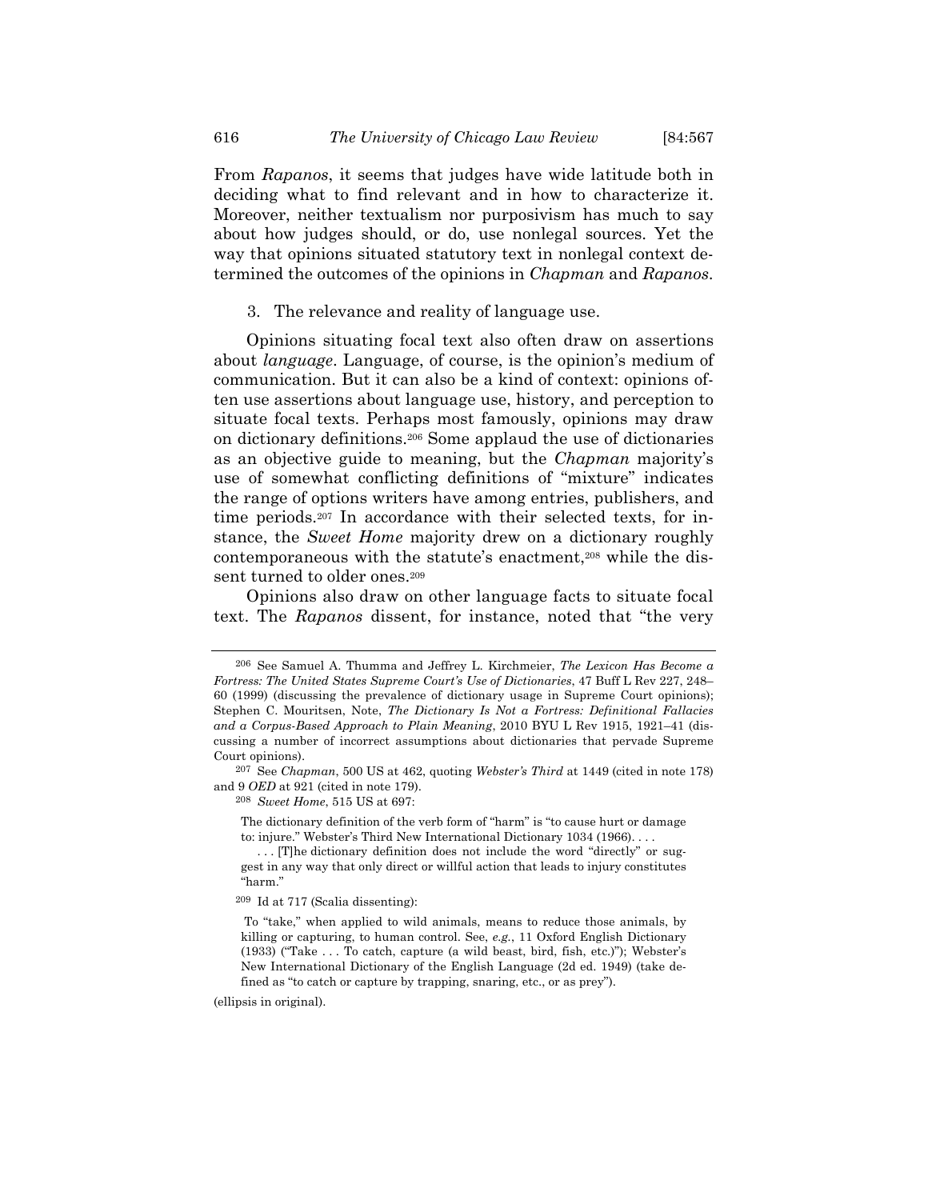From *Rapanos*, it seems that judges have wide latitude both in deciding what to find relevant and in how to characterize it. Moreover, neither textualism nor purposivism has much to say about how judges should, or do, use nonlegal sources. Yet the way that opinions situated statutory text in nonlegal context determined the outcomes of the opinions in *Chapman* and *Rapanos*.

### 3. The relevance and reality of language use.

Opinions situating focal text also often draw on assertions about *language*. Language, of course, is the opinion's medium of communication. But it can also be a kind of context: opinions often use assertions about language use, history, and perception to situate focal texts. Perhaps most famously, opinions may draw on dictionary definitions.[206] Some applaud the use of dictionaries as an objective guide to meaning, but the *Chapman* majority's use of somewhat conflicting definitions of "mixture" indicates the range of options writers have among entries, publishers, and time periods.[207] In accordance with their selected texts, for instance, the *Sweet Home* majority drew on a dictionary roughly contemporaneous with the statute's enactment,[208] while the dissent turned to older ones.[209]

Opinions also draw on other language facts to situate focal text. The *Rapanos* dissent, for instance, noted that "the very

---

[206] See Samuel A. Thumma and Jeffrey L. Kirchmeier, *The Lexicon Has Become a Fortress: The United States Supreme Court's Use of Dictionaries*, 47 Buff L Rev 227, 248–60 (1999) (discussing the prevalence of dictionary usage in Supreme Court opinions); Stephen C. Mouritsen, Note, *The Dictionary Is Not a Fortress: Definitional Fallacies and a Corpus-Based Approach to Plain Meaning*, 2010 BYU L Rev 1915, 1921–41 (discussing a number of incorrect assumptions about dictionaries that pervade Supreme Court opinions).

[207] See *Chapman*, 500 US at 462, quoting *Webster's Third* at 1449 (cited in note 178) and 9 *OED* at 921 (cited in note 179).

[208] *Sweet Home*, 515 US at 697:

> The dictionary definition of the verb form of "harm" is "to cause hurt or damage to: injure." Webster's Third New International Dictionary 1034 (1966). . . .
>
> . . . [T]he dictionary definition does not include the word "directly" or suggest in any way that only direct or willful action that leads to injury constitutes "harm."

[209] Id at 717 (Scalia dissenting):

> To "take," when applied to wild animals, means to reduce those animals, by killing or capturing, to human control. See, *e.g.*, 11 Oxford English Dictionary (1933) ("Take . . . To catch, capture (a wild beast, bird, fish, etc.)"); Webster's New International Dictionary of the English Language (2d ed. 1949) (take defined as "to catch or capture by trapping, snaring, etc., or as prey").

(ellipsis in original).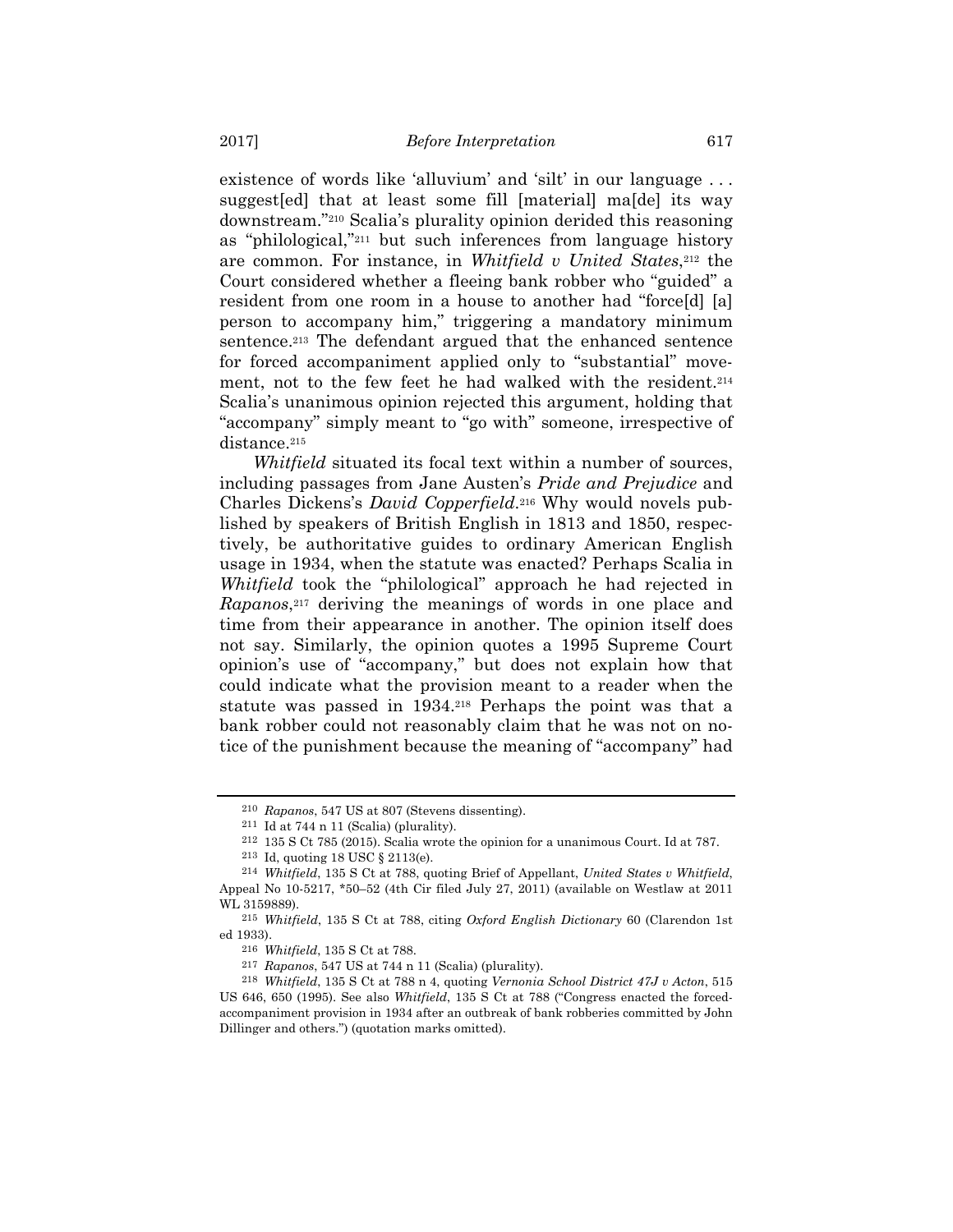existence of words like 'alluvium' and 'silt' in our language . . . suggest[ed] that at least some fill [material] ma[de] its way downstream."[210] Scalia's plurality opinion derided this reasoning as "philological,"[211] but such inferences from language history are common. For instance, in *Whitfield v United States*,[212] the Court considered whether a fleeing bank robber who "guided" a resident from one room in a house to another had "force[d] [a] person to accompany him," triggering a mandatory minimum sentence.[213] The defendant argued that the enhanced sentence for forced accompaniment applied only to "substantial" movement, not to the few feet he had walked with the resident.[214] Scalia's unanimous opinion rejected this argument, holding that "accompany" simply meant to "go with" someone, irrespective of distance.[215]

*Whitfield* situated its focal text within a number of sources, including passages from Jane Austen's *Pride and Prejudice* and Charles Dickens's *David Copperfield*.[216] Why would novels published by speakers of British English in 1813 and 1850, respectively, be authoritative guides to ordinary American English usage in 1934, when the statute was enacted? Perhaps Scalia in *Whitfield* took the "philological" approach he had rejected in *Rapanos*,[217] deriving the meanings of words in one place and time from their appearance in another. The opinion itself does not say. Similarly, the opinion quotes a 1995 Supreme Court opinion's use of "accompany," but does not explain how that could indicate what the provision meant to a reader when the statute was passed in 1934.[218] Perhaps the point was that a bank robber could not reasonably claim that he was not on notice of the punishment because the meaning of "accompany" had

---

[210] *Rapanos*, 547 US at 807 (Stevens dissenting).

[211] Id at 744 n 11 (Scalia) (plurality).

[212] 135 S Ct 785 (2015). Scalia wrote the opinion for a unanimous Court. Id at 787.

[213] Id, quoting 18 USC § 2113(e).

[214] *Whitfield*, 135 S Ct at 788, quoting Brief of Appellant, *United States v Whitfield*, Appeal No 10-5217, *50–52 (4th Cir filed July 27, 2011) (available on Westlaw at 2011 WL 3159889).

[215] *Whitfield*, 135 S Ct at 788, citing *Oxford English Dictionary* 60 (Clarendon 1st ed 1933).

[216] *Whitfield*, 135 S Ct at 788.

[217] *Rapanos*, 547 US at 744 n 11 (Scalia) (plurality).

[218] *Whitfield*, 135 S Ct at 788 n 4, quoting *Vernonia School District 47J v Acton*, 515 US 646, 650 (1995). See also *Whitfield*, 135 S Ct at 788 ("Congress enacted the forced-accompaniment provision in 1934 after an outbreak of bank robberies committed by John Dillinger and others.") (quotation marks omitted).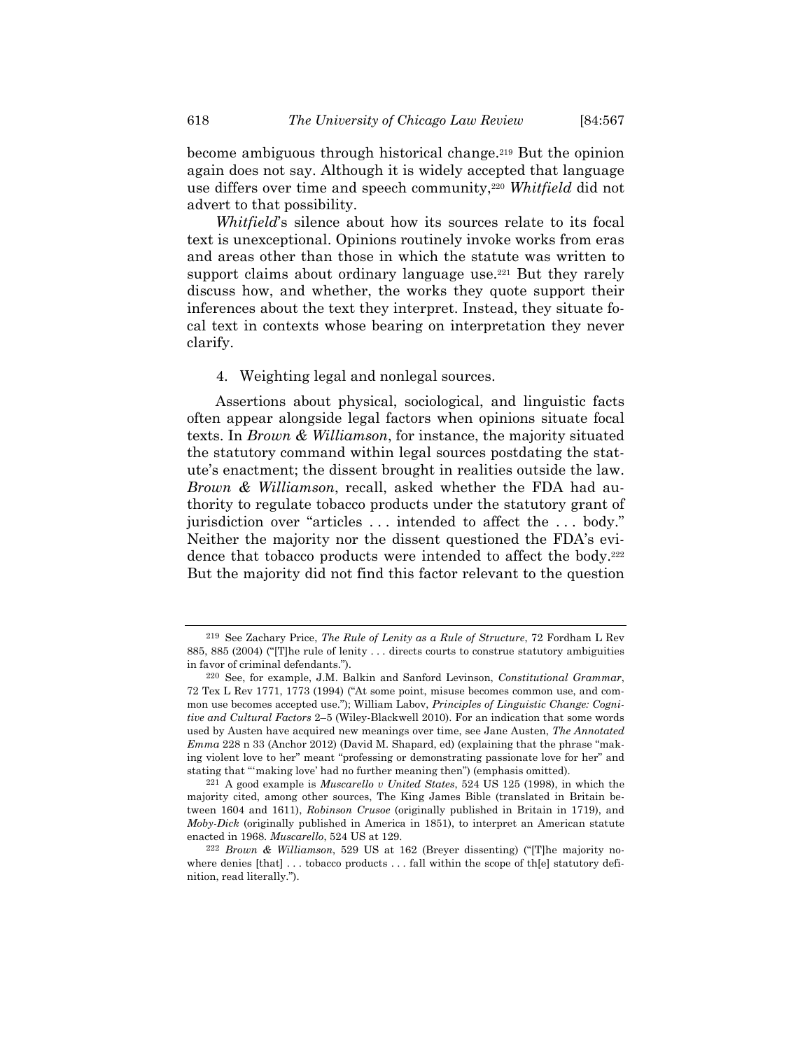become ambiguous through historical change.[219] But the opinion again does not say. Although it is widely accepted that language use differs over time and speech community,[220] *Whitfield* did not advert to that possibility.

*Whitfield*'s silence about how its sources relate to its focal text is unexceptional. Opinions routinely invoke works from eras and areas other than those in which the statute was written to support claims about ordinary language use.[221] But they rarely discuss how, and whether, the works they quote support their inferences about the text they interpret. Instead, they situate focal text in contexts whose bearing on interpretation they never clarify.

4. Weighting legal and nonlegal sources.

Assertions about physical, sociological, and linguistic facts often appear alongside legal factors when opinions situate focal texts. In *Brown & Williamson*, for instance, the majority situated the statutory command within legal sources postdating the statute's enactment; the dissent brought in realities outside the law. *Brown & Williamson*, recall, asked whether the FDA had authority to regulate tobacco products under the statutory grant of jurisdiction over "articles . . . intended to affect the . . . body." Neither the majority nor the dissent questioned the FDA's evidence that tobacco products were intended to affect the body.[222] But the majority did not find this factor relevant to the question

---

219 See Zachary Price, *The Rule of Lenity as a Rule of Structure*, 72 Fordham L Rev 885, 885 (2004) ("[T]he rule of lenity . . . directs courts to construe statutory ambiguities in favor of criminal defendants.").

220 See, for example, J.M. Balkin and Sanford Levinson, *Constitutional Grammar*, 72 Tex L Rev 1771, 1773 (1994) ("At some point, misuse becomes common use, and common use becomes accepted use."); William Labov, *Principles of Linguistic Change: Cognitive and Cultural Factors* 2–5 (Wiley-Blackwell 2010). For an indication that some words used by Austen have acquired new meanings over time, see Jane Austen, *The Annotated Emma* 228 n 33 (Anchor 2012) (David M. Shapard, ed) (explaining that the phrase "making violent love to her" meant "professing or demonstrating passionate love for her" and stating that "'making love' had no further meaning then") (emphasis omitted).

221 A good example is *Muscarello v United States*, 524 US 125 (1998), in which the majority cited, among other sources, The King James Bible (translated in Britain between 1604 and 1611), *Robinson Crusoe* (originally published in Britain in 1719), and *Moby-Dick* (originally published in America in 1851), to interpret an American statute enacted in 1968. *Muscarello*, 524 US at 129.

222 *Brown & Williamson*, 529 US at 162 (Breyer dissenting) ("[T]he majority nowhere denies [that] . . . tobacco products . . . fall within the scope of th[e] statutory definition, read literally.").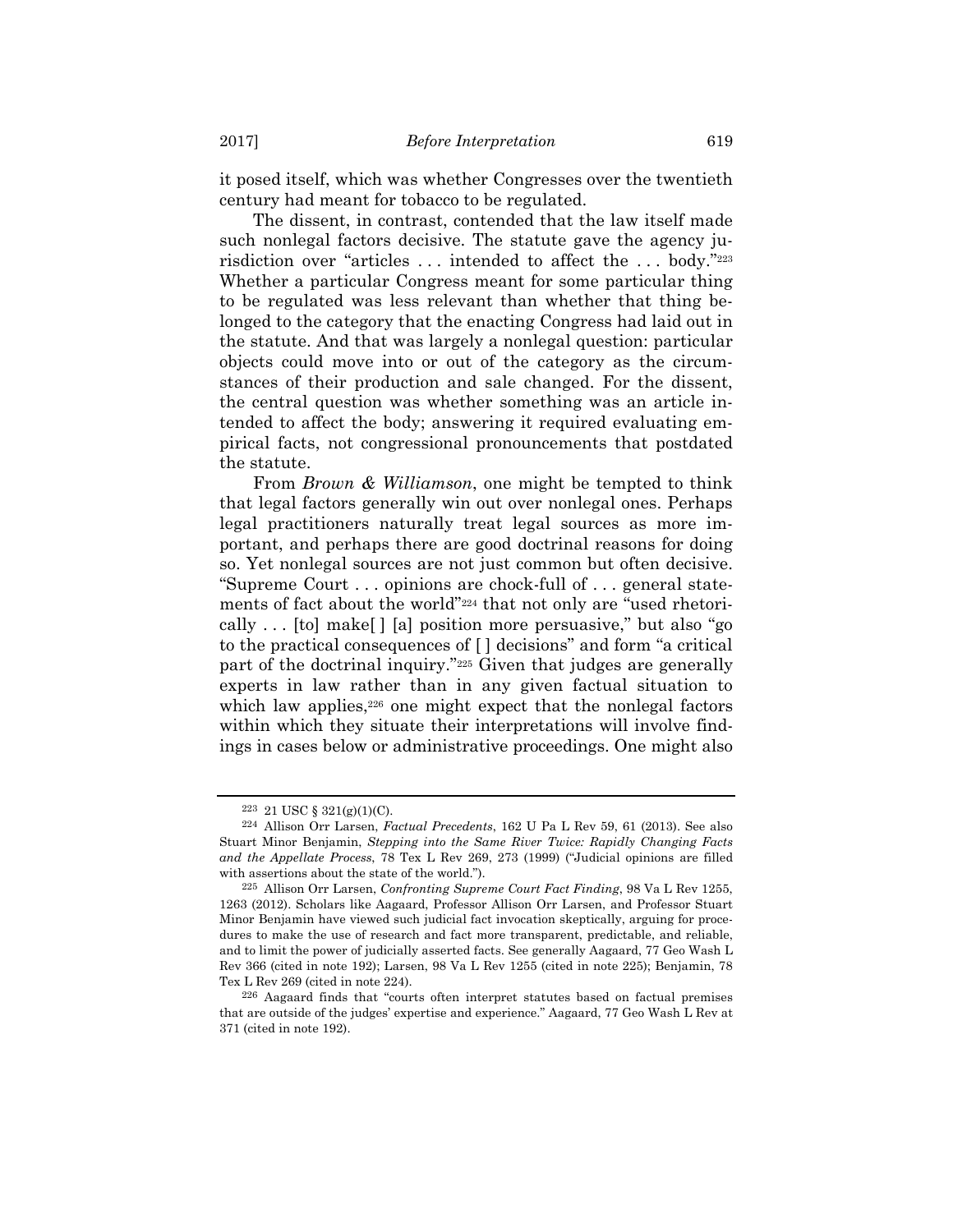it posed itself, which was whether Congresses over the twentieth century had meant for tobacco to be regulated.

The dissent, in contrast, contended that the law itself made such nonlegal factors decisive. The statute gave the agency jurisdiction over "articles . . . intended to affect the . . . body."[223] Whether a particular Congress meant for some particular thing to be regulated was less relevant than whether that thing belonged to the category that the enacting Congress had laid out in the statute. And that was largely a nonlegal question: particular objects could move into or out of the category as the circumstances of their production and sale changed. For the dissent, the central question was whether something was an article intended to affect the body; answering it required evaluating empirical facts, not congressional pronouncements that postdated the statute.

From *Brown & Williamson*, one might be tempted to think that legal factors generally win out over nonlegal ones. Perhaps legal practitioners naturally treat legal sources as more important, and perhaps there are good doctrinal reasons for doing so. Yet nonlegal sources are not just common but often decisive. "Supreme Court . . . opinions are chock-full of . . . general statements of fact about the world"[224] that not only are "used rhetorically . . . [to] make[ ] [a] position more persuasive," but also "go to the practical consequences of [ ] decisions" and form "a critical part of the doctrinal inquiry."[225] Given that judges are generally experts in law rather than in any given factual situation to which law applies,[226] one might expect that the nonlegal factors within which they situate their interpretations will involve findings in cases below or administrative proceedings. One might also

---

[223] 21 USC § 321(g)(1)(C).

[224] Allison Orr Larsen, *Factual Precedents*, 162 U Pa L Rev 59, 61 (2013). See also Stuart Minor Benjamin, *Stepping into the Same River Twice: Rapidly Changing Facts and the Appellate Process*, 78 Tex L Rev 269, 273 (1999) ("Judicial opinions are filled with assertions about the state of the world.").

[225] Allison Orr Larsen, *Confronting Supreme Court Fact Finding*, 98 Va L Rev 1255, 1263 (2012). Scholars like Aagaard, Professor Allison Orr Larsen, and Professor Stuart Minor Benjamin have viewed such judicial fact invocation skeptically, arguing for procedures to make the use of research and fact more transparent, predictable, and reliable, and to limit the power of judicially asserted facts. See generally Aagaard, 77 Geo Wash L Rev 366 (cited in note 192); Larsen, 98 Va L Rev 1255 (cited in note 225); Benjamin, 78 Tex L Rev 269 (cited in note 224).

[226] Aagaard finds that "courts often interpret statutes based on factual premises that are outside of the judges' expertise and experience." Aagaard, 77 Geo Wash L Rev at 371 (cited in note 192).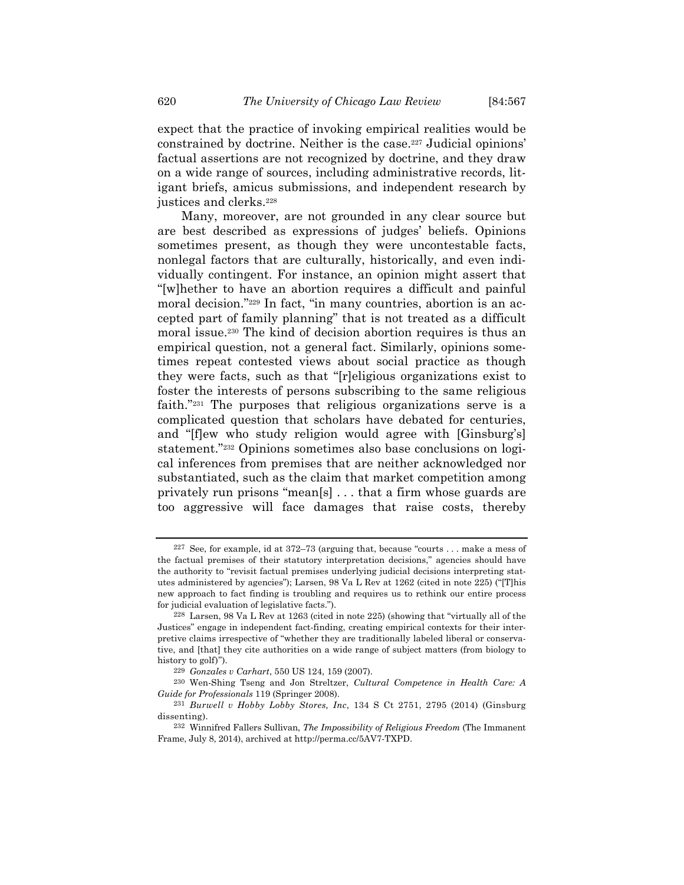expect that the practice of invoking empirical realities would be constrained by doctrine. Neither is the case.[227] Judicial opinions' factual assertions are not recognized by doctrine, and they draw on a wide range of sources, including administrative records, litigant briefs, amicus submissions, and independent research by justices and clerks.[228]

Many, moreover, are not grounded in any clear source but are best described as expressions of judges' beliefs. Opinions sometimes present, as though they were uncontestable facts, nonlegal factors that are culturally, historically, and even individually contingent. For instance, an opinion might assert that "[w]hether to have an abortion requires a difficult and painful moral decision."[229] In fact, "in many countries, abortion is an accepted part of family planning" that is not treated as a difficult moral issue.[230] The kind of decision abortion requires is thus an empirical question, not a general fact. Similarly, opinions sometimes repeat contested views about social practice as though they were facts, such as that "[r]eligious organizations exist to foster the interests of persons subscribing to the same religious faith."[231] The purposes that religious organizations serve is a complicated question that scholars have debated for centuries, and "[f]ew who study religion would agree with [Ginsburg's] statement."[232] Opinions sometimes also base conclusions on logical inferences from premises that are neither acknowledged nor substantiated, such as the claim that market competition among privately run prisons "mean[s] . . . that a firm whose guards are too aggressive will face damages that raise costs, thereby

---

[227] See, for example, id at 372–73 (arguing that, because "courts . . . make a mess of the factual premises of their statutory interpretation decisions," agencies should have the authority to "revisit factual premises underlying judicial decisions interpreting statutes administered by agencies"); Larsen, 98 Va L Rev at 1262 (cited in note 225) ("[T]his new approach to fact finding is troubling and requires us to rethink our entire process for judicial evaluation of legislative facts.").

[228] Larsen, 98 Va L Rev at 1263 (cited in note 225) (showing that "virtually all of the Justices" engage in independent fact-finding, creating empirical contexts for their interpretive claims irrespective of "whether they are traditionally labeled liberal or conservative, and [that] they cite authorities on a wide range of subject matters (from biology to history to golf)").

[229] *Gonzales v Carhart*, 550 US 124, 159 (2007).

[230] Wen-Shing Tseng and Jon Streltzer, *Cultural Competence in Health Care: A Guide for Professionals* 119 (Springer 2008).

[231] *Burwell v Hobby Lobby Stores, Inc*, 134 S Ct 2751, 2795 (2014) (Ginsburg dissenting).

[232] Winnifred Fallers Sullivan, *The Impossibility of Religious Freedom* (The Immanent Frame, July 8, 2014), archived at http://perma.cc/5AV7-TXPD.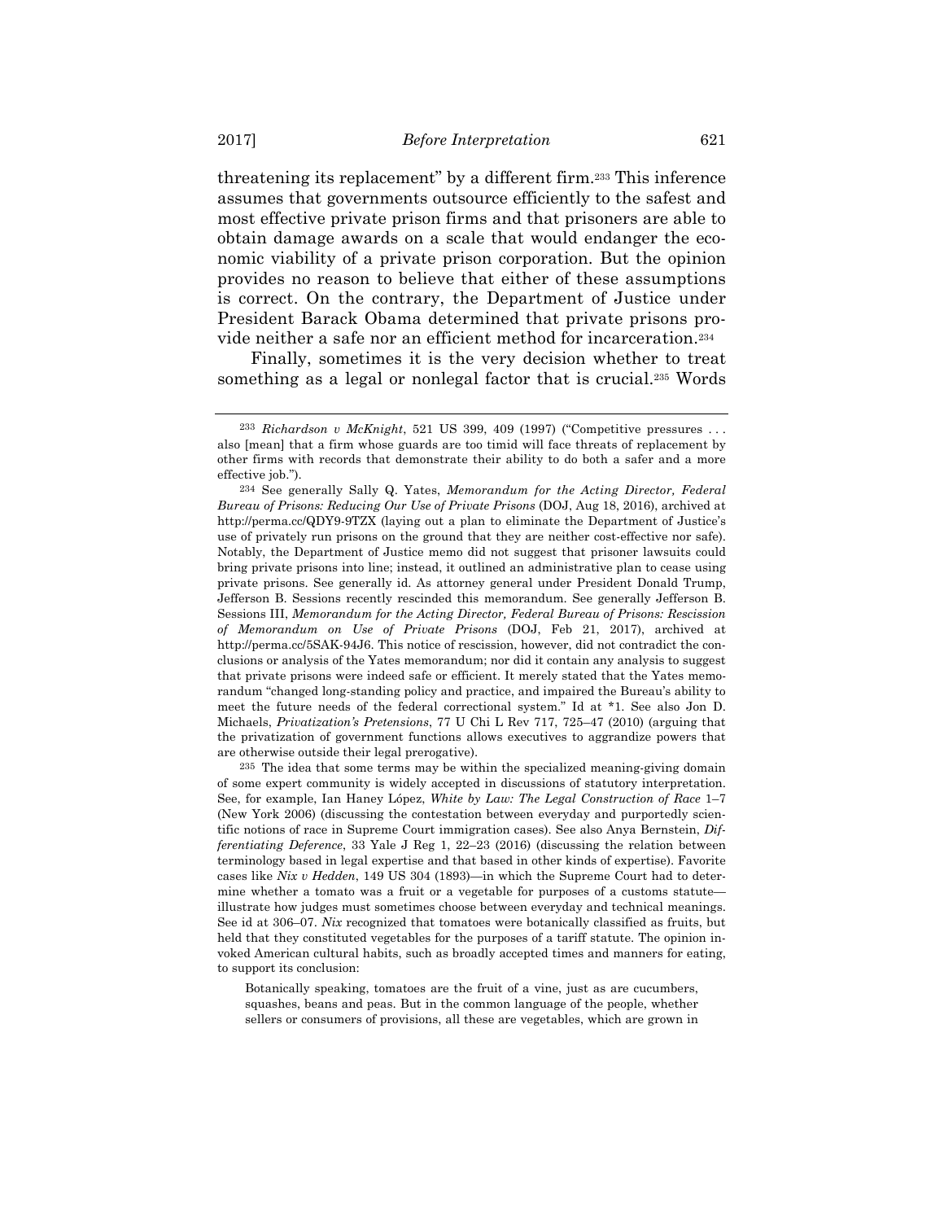threatening its replacement" by a different firm.[233] This inference assumes that governments outsource efficiently to the safest and most effective private prison firms and that prisoners are able to obtain damage awards on a scale that would endanger the economic viability of a private prison corporation. But the opinion provides no reason to believe that either of these assumptions is correct. On the contrary, the Department of Justice under President Barack Obama determined that private prisons provide neither a safe nor an efficient method for incarceration.[234]

Finally, sometimes it is the very decision whether to treat something as a legal or nonlegal factor that is crucial.[235] Words

---

[233] *Richardson v McKnight*, 521 US 399, 409 (1997) ("Competitive pressures . . . also [mean] that a firm whose guards are too timid will face threats of replacement by other firms with records that demonstrate their ability to do both a safer and a more effective job.").

[234] See generally Sally Q. Yates, *Memorandum for the Acting Director, Federal Bureau of Prisons: Reducing Our Use of Private Prisons* (DOJ, Aug 18, 2016), archived at http://perma.cc/QDY9-9TZX (laying out a plan to eliminate the Department of Justice's use of privately run prisons on the ground that they are neither cost-effective nor safe). Notably, the Department of Justice memo did not suggest that prisoner lawsuits could bring private prisons into line; instead, it outlined an administrative plan to cease using private prisons. See generally id. As attorney general under President Donald Trump, Jefferson B. Sessions recently rescinded this memorandum. See generally Jefferson B. Sessions III, *Memorandum for the Acting Director, Federal Bureau of Prisons: Rescission of Memorandum on Use of Private Prisons* (DOJ, Feb 21, 2017), archived at http://perma.cc/5SAK-94J6. This notice of rescission, however, did not contradict the conclusions or analysis of the Yates memorandum; nor did it contain any analysis to suggest that private prisons were indeed safe or efficient. It merely stated that the Yates memorandum "changed long-standing policy and practice, and impaired the Bureau's ability to meet the future needs of the federal correctional system." Id at *1. See also Jon D. Michaels, *Privatization's Pretensions*, 77 U Chi L Rev 717, 725–47 (2010) (arguing that the privatization of government functions allows executives to aggrandize powers that are otherwise outside their legal prerogative).

[235] The idea that some terms may be within the specialized meaning-giving domain of some expert community is widely accepted in discussions of statutory interpretation. See, for example, Ian Haney López, *White by Law: The Legal Construction of Race* 1–7 (New York 2006) (discussing the contestation between everyday and purportedly scientific notions of race in Supreme Court immigration cases). See also Anya Bernstein, *Differentiating Deference*, 33 Yale J Reg 1, 22–23 (2016) (discussing the relation between terminology based in legal expertise and that based in other kinds of expertise). Favorite cases like *Nix v Hedden*, 149 US 304 (1893)—in which the Supreme Court had to determine whether a tomato was a fruit or a vegetable for purposes of a customs statute—illustrate how judges must sometimes choose between everyday and technical meanings. See id at 306–07. *Nix* recognized that tomatoes were botanically classified as fruits, but held that they constituted vegetables for the purposes of a tariff statute. The opinion invoked American cultural habits, such as broadly accepted times and manners for eating, to support its conclusion:

> Botanically speaking, tomatoes are the fruit of a vine, just as are cucumbers, squashes, beans and peas. But in the common language of the people, whether sellers or consumers of provisions, all these are vegetables, which are grown in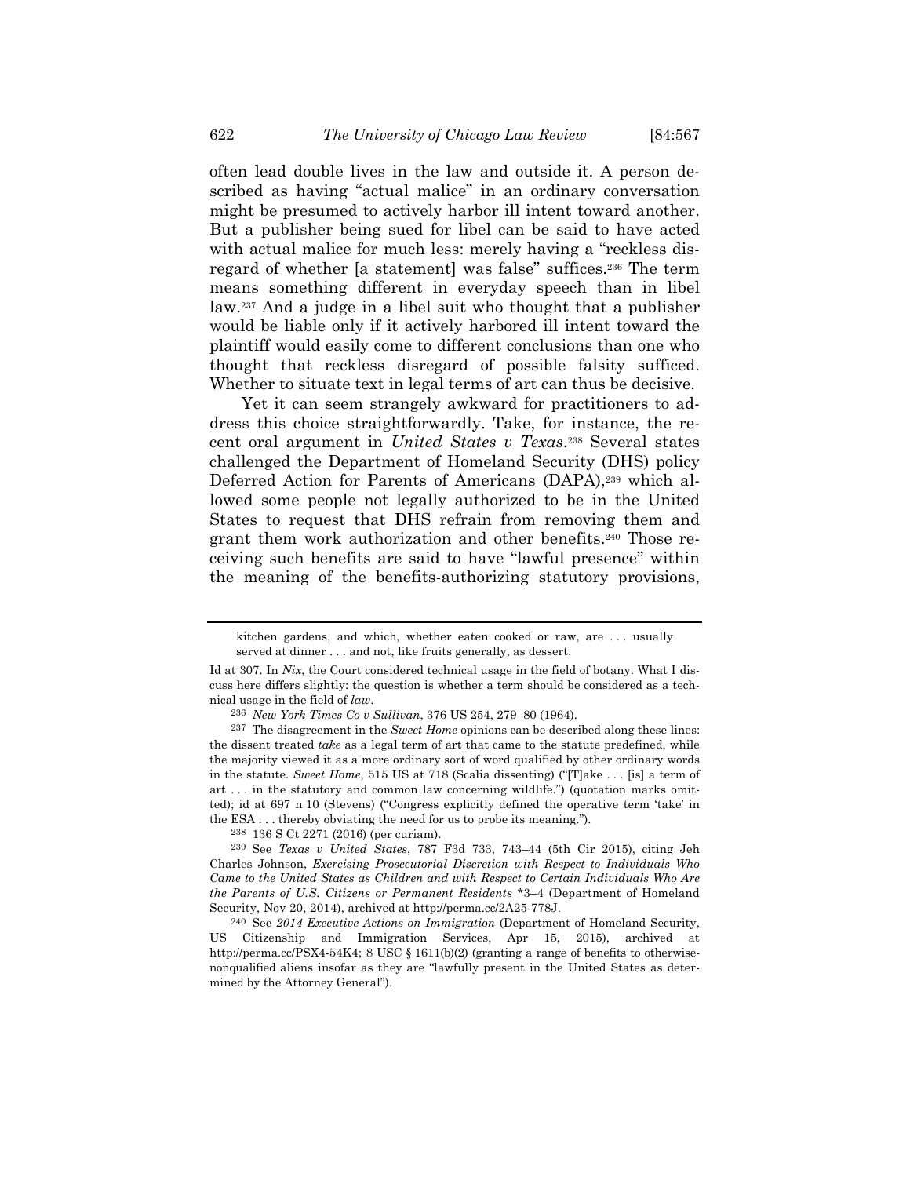often lead double lives in the law and outside it. A person described as having "actual malice" in an ordinary conversation might be presumed to actively harbor ill intent toward another. But a publisher being sued for libel can be said to have acted with actual malice for much less: merely having a "reckless disregard of whether [a statement] was false" suffices.[236] The term means something different in everyday speech than in libel law.[237] And a judge in a libel suit who thought that a publisher would be liable only if it actively harbored ill intent toward the plaintiff would easily come to different conclusions than one who thought that reckless disregard of possible falsity sufficed. Whether to situate text in legal terms of art can thus be decisive.

Yet it can seem strangely awkward for practitioners to address this choice straightforwardly. Take, for instance, the recent oral argument in *United States v Texas*.[238] Several states challenged the Department of Homeland Security (DHS) policy Deferred Action for Parents of Americans (DAPA),[239] which allowed some people not legally authorized to be in the United States to request that DHS refrain from removing them and grant them work authorization and other benefits.[240] Those receiving such benefits are said to have "lawful presence" within the meaning of the benefits-authorizing statutory provisions,

---

kitchen gardens, and which, whether eaten cooked or raw, are . . . usually served at dinner . . . and not, like fruits generally, as dessert.

Id at 307. In *Nix*, the Court considered technical usage in the field of botany. What I discuss here differs slightly: the question is whether a term should be considered as a technical usage in the field of *law*.

[236] *New York Times Co v Sullivan*, 376 US 254, 279–80 (1964).

[237] The disagreement in the *Sweet Home* opinions can be described along these lines: the dissent treated *take* as a legal term of art that came to the statute predefined, while the majority viewed it as a more ordinary sort of word qualified by other ordinary words in the statute. *Sweet Home*, 515 US at 718 (Scalia dissenting) ("[T]ake . . . [is] a term of art . . . in the statutory and common law concerning wildlife.") (quotation marks omitted); id at 697 n 10 (Stevens) ("Congress explicitly defined the operative term 'take' in the ESA . . . thereby obviating the need for us to probe its meaning.").

[238] 136 S Ct 2271 (2016) (per curiam).

[239] See *Texas v United States*, 787 F3d 733, 743–44 (5th Cir 2015), citing Jeh Charles Johnson, *Exercising Prosecutorial Discretion with Respect to Individuals Who Came to the United States as Children and with Respect to Certain Individuals Who Are the Parents of U.S. Citizens or Permanent Residents* \*3–4 (Department of Homeland Security, Nov 20, 2014), archived at http://perma.cc/2A25-778J.

[240] See *2014 Executive Actions on Immigration* (Department of Homeland Security, US Citizenship and Immigration Services, Apr 15, 2015), archived at http://perma.cc/PSX4-54K4; 8 USC § 1611(b)(2) (granting a range of benefits to otherwise-nonqualified aliens insofar as they are "lawfully present in the United States as determined by the Attorney General").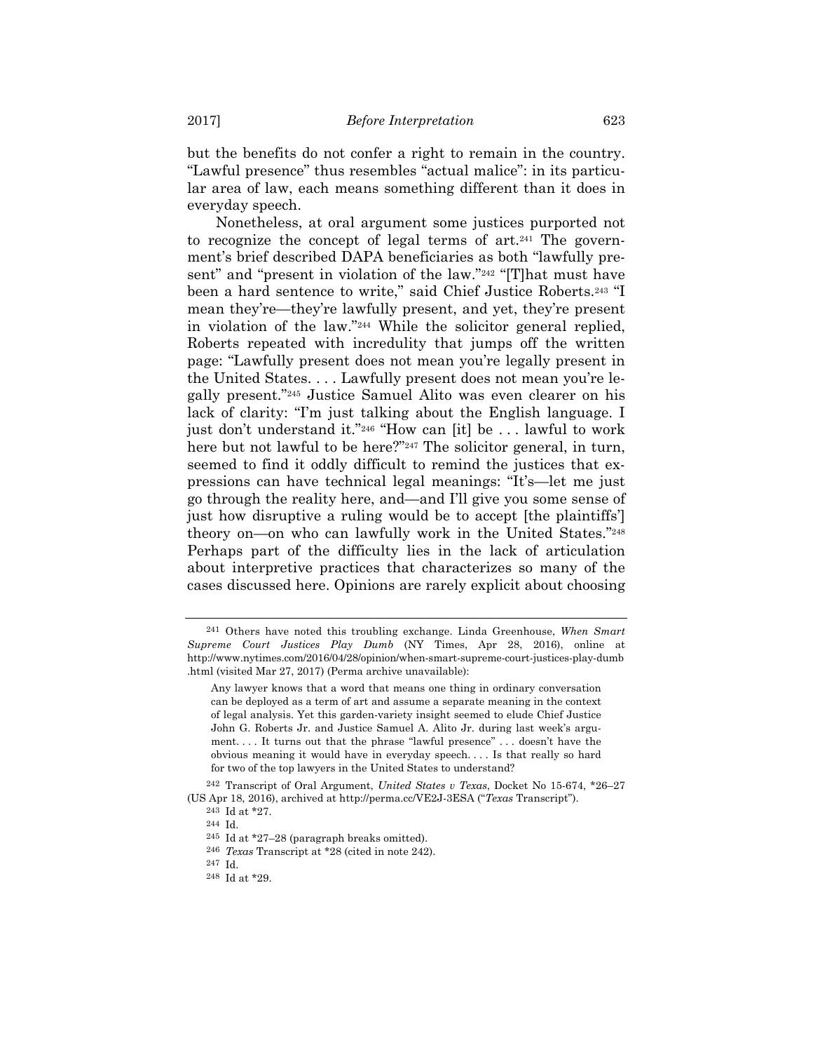but the benefits do not confer a right to remain in the country. "Lawful presence" thus resembles "actual malice": in its particular area of law, each means something different than it does in everyday speech.

Nonetheless, at oral argument some justices purported not to recognize the concept of legal terms of art.[241] The government's brief described DAPA beneficiaries as both "lawfully present" and "present in violation of the law."[242] "[T]hat must have been a hard sentence to write," said Chief Justice Roberts.[243] "I mean they're—they're lawfully present, and yet, they're present in violation of the law."[244] While the solicitor general replied, Roberts repeated with incredulity that jumps off the written page: "Lawfully present does not mean you're legally present in the United States. . . . Lawfully present does not mean you're legally present."[245] Justice Samuel Alito was even clearer on his lack of clarity: "I'm just talking about the English language. I just don't understand it."[246] "How can [it] be . . . lawful to work here but not lawful to be here?"[247] The solicitor general, in turn, seemed to find it oddly difficult to remind the justices that expressions can have technical legal meanings: "It's—let me just go through the reality here, and—and I'll give you some sense of just how disruptive a ruling would be to accept [the plaintiffs'] theory on—on who can lawfully work in the United States."[248] Perhaps part of the difficulty lies in the lack of articulation about interpretive practices that characterizes so many of the cases discussed here. Opinions are rarely explicit about choosing

---

[241] Others have noted this troubling exchange. Linda Greenhouse, *When Smart Supreme Court Justices Play Dumb* (NY Times, Apr 28, 2016), online at http://www.nytimes.com/2016/04/28/opinion/when-smart-supreme-court-justices-play-dumb.html (visited Mar 27, 2017) (Perma archive unavailable):

> Any lawyer knows that a word that means one thing in ordinary conversation can be deployed as a term of art and assume a separate meaning in the context of legal analysis. Yet this garden-variety insight seemed to elude Chief Justice John G. Roberts Jr. and Justice Samuel A. Alito Jr. during last week's argument. . . . It turns out that the phrase "lawful presence" . . . doesn't have the obvious meaning it would have in everyday speech. . . . Is that really so hard for two of the top lawyers in the United States to understand?

[242] Transcript of Oral Argument, *United States v Texas*, Docket No 15-674, *26–27 (US Apr 18, 2016), archived at http://perma.cc/VE2J-3ESA ("*Texas* Transcript").

[243] Id at *27.

[244] Id.

[245] Id at *27–28 (paragraph breaks omitted).

[246] *Texas* Transcript at *28 (cited in note 242).

[247] Id.

[248] Id at *29.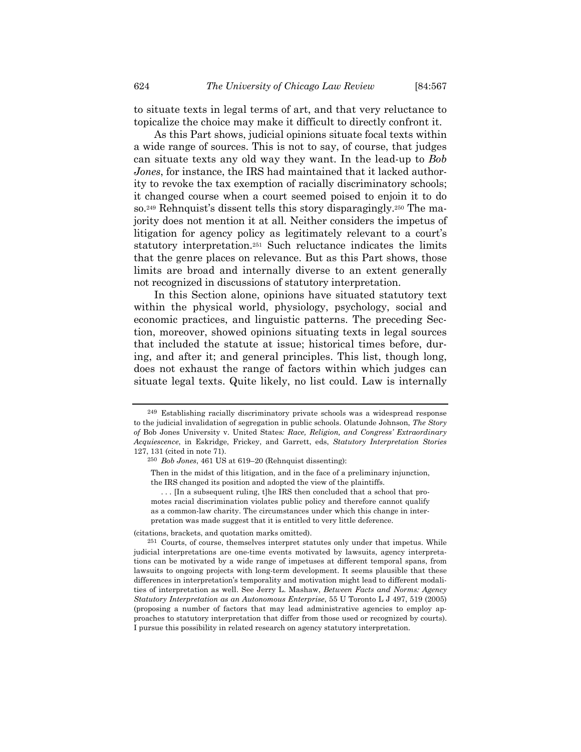to situate texts in legal terms of art, and that very reluctance to topicalize the choice may make it difficult to directly confront it.

As this Part shows, judicial opinions situate focal texts within a wide range of sources. This is not to say, of course, that judges can situate texts any old way they want. In the lead-up to *Bob Jones*, for instance, the IRS had maintained that it lacked authority to revoke the tax exemption of racially discriminatory schools; it changed course when a court seemed poised to enjoin it to do so.[249] Rehnquist's dissent tells this story disparagingly.[250] The majority does not mention it at all. Neither considers the impetus of litigation for agency policy as legitimately relevant to a court's statutory interpretation.[251] Such reluctance indicates the limits that the genre places on relevance. But as this Part shows, those limits are broad and internally diverse to an extent generally not recognized in discussions of statutory interpretation.

In this Section alone, opinions have situated statutory text within the physical world, physiology, psychology, social and economic practices, and linguistic patterns. The preceding Section, moreover, showed opinions situating texts in legal sources that included the statute at issue; historical times before, during, and after it; and general principles. This list, though long, does not exhaust the range of factors within which judges can situate legal texts. Quite likely, no list could. Law is internally

---

[249] Establishing racially discriminatory private schools was a widespread response to the judicial invalidation of segregation in public schools. Olatunde Johnson, *The Story of* Bob Jones University v. United States*: Race, Religion, and Congress' Extraordinary Acquiescence*, in Eskridge, Frickey, and Garrett, eds, *Statutory Interpretation Stories* 127, 131 (cited in note 71).

[250] *Bob Jones*, 461 US at 619–20 (Rehnquist dissenting):

> Then in the midst of this litigation, and in the face of a preliminary injunction, the IRS changed its position and adopted the view of the plaintiffs.
>
> . . . [In a subsequent ruling, t]he IRS then concluded that a school that promotes racial discrimination violates public policy and therefore cannot qualify as a common-law charity. The circumstances under which this change in interpretation was made suggest that it is entitled to very little deference.

(citations, brackets, and quotation marks omitted).

[251] Courts, of course, themselves interpret statutes only under that impetus. While judicial interpretations are one-time events motivated by lawsuits, agency interpretations can be motivated by a wide range of impetuses at different temporal spans, from lawsuits to ongoing projects with long-term development. It seems plausible that these differences in interpretation's temporality and motivation might lead to different modalities of interpretation as well. See Jerry L. Mashaw, *Between Facts and Norms: Agency Statutory Interpretation as an Autonomous Enterprise*, 55 U Toronto L J 497, 519 (2005) (proposing a number of factors that may lead administrative agencies to employ approaches to statutory interpretation that differ from those used or recognized by courts). I pursue this possibility in related research on agency statutory interpretation.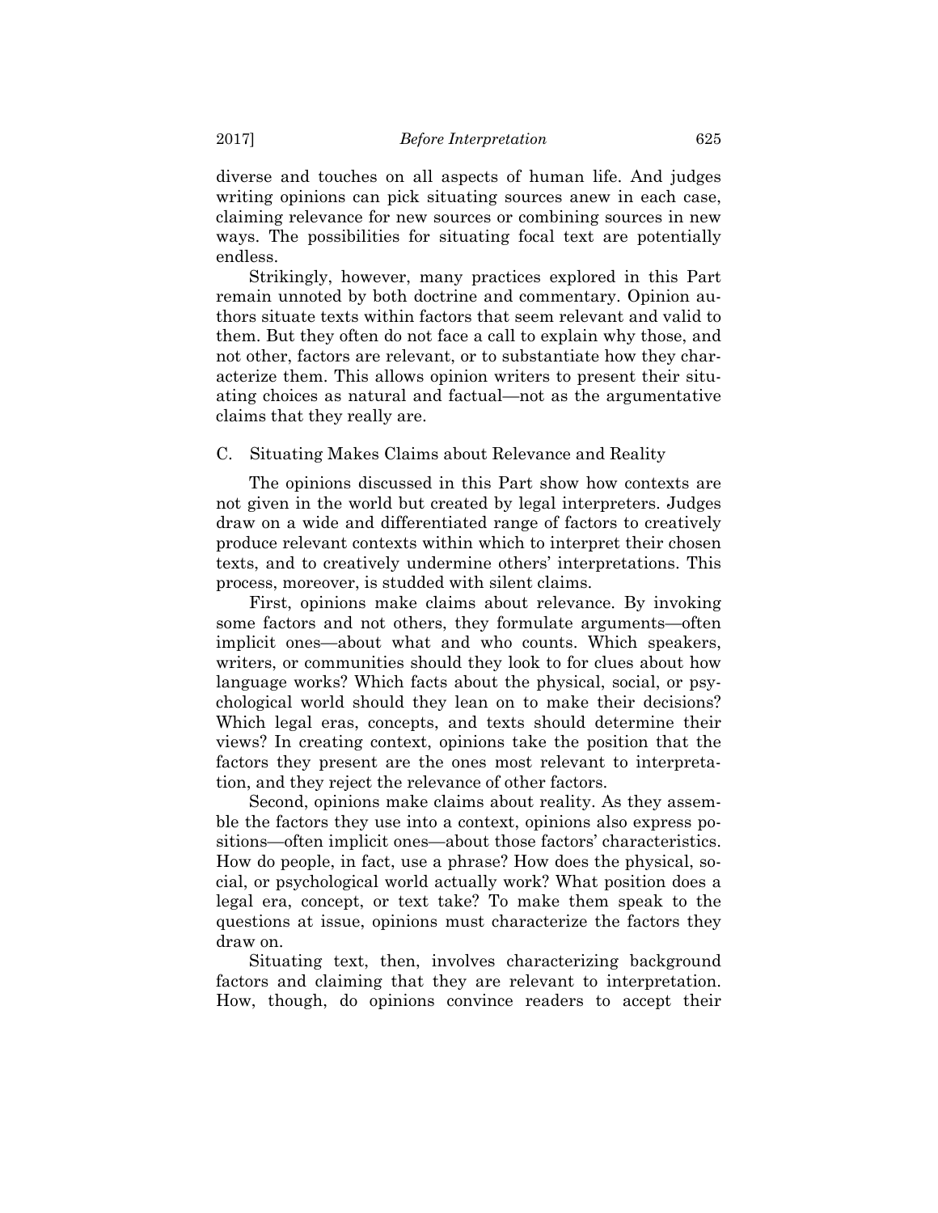diverse and touches on all aspects of human life. And judges writing opinions can pick situating sources anew in each case, claiming relevance for new sources or combining sources in new ways. The possibilities for situating focal text are potentially endless.

Strikingly, however, many practices explored in this Part remain unnoted by both doctrine and commentary. Opinion authors situate texts within factors that seem relevant and valid to them. But they often do not face a call to explain why those, and not other, factors are relevant, or to substantiate how they characterize them. This allows opinion writers to present their situating choices as natural and factual—not as the argumentative claims that they really are.

### C. Situating Makes Claims about Relevance and Reality

The opinions discussed in this Part show how contexts are not given in the world but created by legal interpreters. Judges draw on a wide and differentiated range of factors to creatively produce relevant contexts within which to interpret their chosen texts, and to creatively undermine others' interpretations. This process, moreover, is studded with silent claims.

First, opinions make claims about relevance. By invoking some factors and not others, they formulate arguments—often implicit ones—about what and who counts. Which speakers, writers, or communities should they look to for clues about how language works? Which facts about the physical, social, or psychological world should they lean on to make their decisions? Which legal eras, concepts, and texts should determine their views? In creating context, opinions take the position that the factors they present are the ones most relevant to interpretation, and they reject the relevance of other factors.

Second, opinions make claims about reality. As they assemble the factors they use into a context, opinions also express positions—often implicit ones—about those factors' characteristics. How do people, in fact, use a phrase? How does the physical, social, or psychological world actually work? What position does a legal era, concept, or text take? To make them speak to the questions at issue, opinions must characterize the factors they draw on.

Situating text, then, involves characterizing background factors and claiming that they are relevant to interpretation. How, though, do opinions convince readers to accept their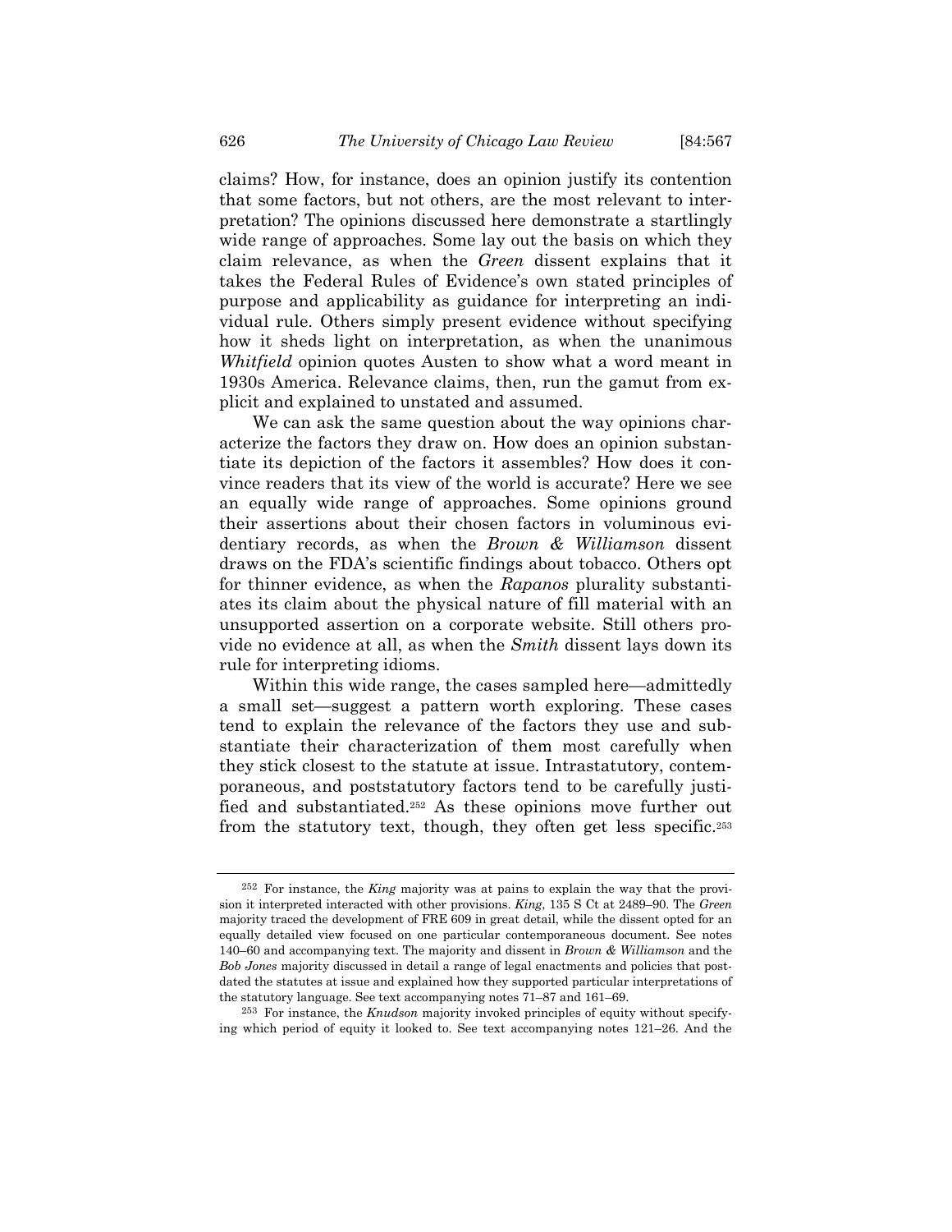claims? How, for instance, does an opinion justify its contention that some factors, but not others, are the most relevant to interpretation? The opinions discussed here demonstrate a startlingly wide range of approaches. Some lay out the basis on which they claim relevance, as when the *Green* dissent explains that it takes the Federal Rules of Evidence's own stated principles of purpose and applicability as guidance for interpreting an individual rule. Others simply present evidence without specifying how it sheds light on interpretation, as when the unanimous *Whitfield* opinion quotes Austen to show what a word meant in 1930s America. Relevance claims, then, run the gamut from explicit and explained to unstated and assumed.

We can ask the same question about the way opinions characterize the factors they draw on. How does an opinion substantiate its depiction of the factors it assembles? How does it convince readers that its view of the world is accurate? Here we see an equally wide range of approaches. Some opinions ground their assertions about their chosen factors in voluminous evidentiary records, as when the *Brown & Williamson* dissent draws on the FDA's scientific findings about tobacco. Others opt for thinner evidence, as when the *Rapanos* plurality substantiates its claim about the physical nature of fill material with an unsupported assertion on a corporate website. Still others provide no evidence at all, as when the *Smith* dissent lays down its rule for interpreting idioms.

Within this wide range, the cases sampled here—admittedly a small set—suggest a pattern worth exploring. These cases tend to explain the relevance of the factors they use and substantiate their characterization of them most carefully when they stick closest to the statute at issue. Intrastatutory, contemporaneous, and poststatutory factors tend to be carefully justified and substantiated.[252] As these opinions move further out from the statutory text, though, they often get less specific.[253]

---

[252] For instance, the *King* majority was at pains to explain the way that the provision it interpreted interacted with other provisions. *King*, 135 S Ct at 2489–90. The *Green* majority traced the development of FRE 609 in great detail, while the dissent opted for an equally detailed view focused on one particular contemporaneous document. See notes 140–60 and accompanying text. The majority and dissent in *Brown & Williamson* and the *Bob Jones* majority discussed in detail a range of legal enactments and policies that postdated the statutes at issue and explained how they supported particular interpretations of the statutory language. See text accompanying notes 71–87 and 161–69.

[253] For instance, the *Knudson* majority invoked principles of equity without specifying which period of equity it looked to. See text accompanying notes 121–26. And the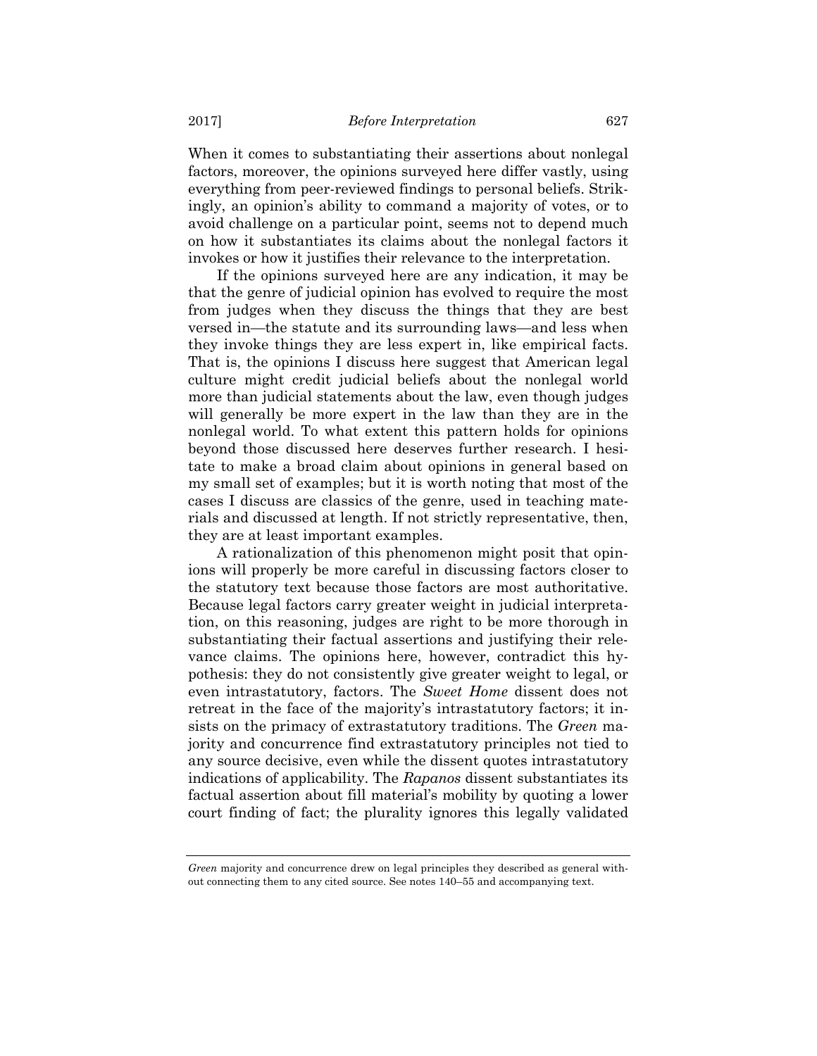When it comes to substantiating their assertions about nonlegal factors, moreover, the opinions surveyed here differ vastly, using everything from peer-reviewed findings to personal beliefs. Strikingly, an opinion's ability to command a majority of votes, or to avoid challenge on a particular point, seems not to depend much on how it substantiates its claims about the nonlegal factors it invokes or how it justifies their relevance to the interpretation.

If the opinions surveyed here are any indication, it may be that the genre of judicial opinion has evolved to require the most from judges when they discuss the things that they are best versed in—the statute and its surrounding laws—and less when they invoke things they are less expert in, like empirical facts. That is, the opinions I discuss here suggest that American legal culture might credit judicial beliefs about the nonlegal world more than judicial statements about the law, even though judges will generally be more expert in the law than they are in the nonlegal world. To what extent this pattern holds for opinions beyond those discussed here deserves further research. I hesitate to make a broad claim about opinions in general based on my small set of examples; but it is worth noting that most of the cases I discuss are classics of the genre, used in teaching materials and discussed at length. If not strictly representative, then, they are at least important examples.

A rationalization of this phenomenon might posit that opinions will properly be more careful in discussing factors closer to the statutory text because those factors are most authoritative. Because legal factors carry greater weight in judicial interpretation, on this reasoning, judges are right to be more thorough in substantiating their factual assertions and justifying their relevance claims. The opinions here, however, contradict this hypothesis: they do not consistently give greater weight to legal, or even intrastatutory, factors. The *Sweet Home* dissent does not retreat in the face of the majority's intrastatutory factors; it insists on the primacy of extrastatutory traditions. The *Green* majority and concurrence find extrastatutory principles not tied to any source decisive, even while the dissent quotes intrastatutory indications of applicability. The *Rapanos* dissent substantiates its factual assertion about fill material's mobility by quoting a lower court finding of fact; the plurality ignores this legally validated

---

*Green* majority and concurrence drew on legal principles they described as general without connecting them to any cited source. See notes 140–55 and accompanying text.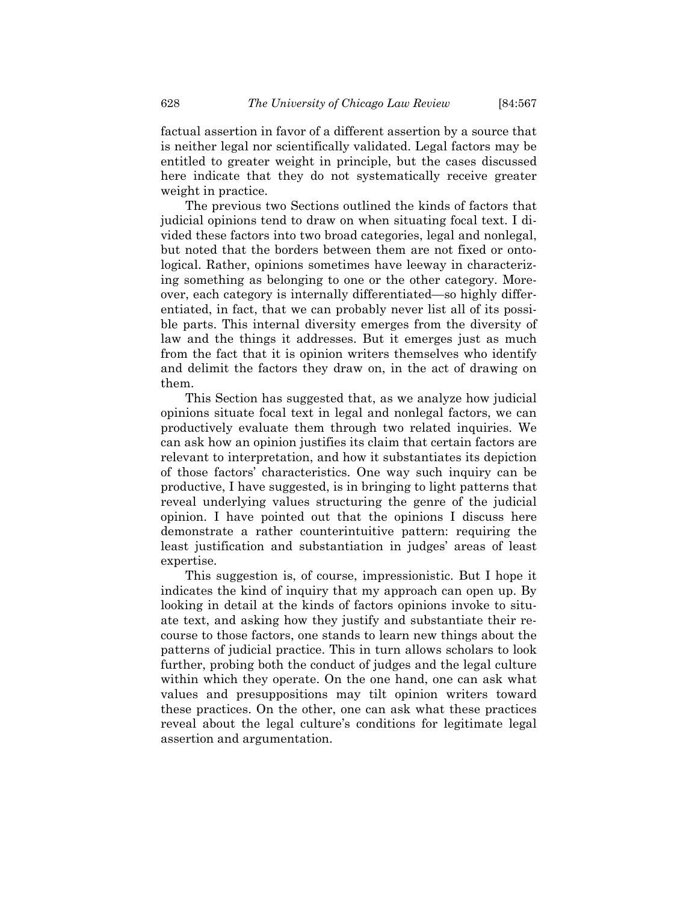factual assertion in favor of a different assertion by a source that is neither legal nor scientifically validated. Legal factors may be entitled to greater weight in principle, but the cases discussed here indicate that they do not systematically receive greater weight in practice.

The previous two Sections outlined the kinds of factors that judicial opinions tend to draw on when situating focal text. I divided these factors into two broad categories, legal and nonlegal, but noted that the borders between them are not fixed or ontological. Rather, opinions sometimes have leeway in characterizing something as belonging to one or the other category. Moreover, each category is internally differentiated—so highly differentiated, in fact, that we can probably never list all of its possible parts. This internal diversity emerges from the diversity of law and the things it addresses. But it emerges just as much from the fact that it is opinion writers themselves who identify and delimit the factors they draw on, in the act of drawing on them.

This Section has suggested that, as we analyze how judicial opinions situate focal text in legal and nonlegal factors, we can productively evaluate them through two related inquiries. We can ask how an opinion justifies its claim that certain factors are relevant to interpretation, and how it substantiates its depiction of those factors' characteristics. One way such inquiry can be productive, I have suggested, is in bringing to light patterns that reveal underlying values structuring the genre of the judicial opinion. I have pointed out that the opinions I discuss here demonstrate a rather counterintuitive pattern: requiring the least justification and substantiation in judges' areas of least expertise.

This suggestion is, of course, impressionistic. But I hope it indicates the kind of inquiry that my approach can open up. By looking in detail at the kinds of factors opinions invoke to situate text, and asking how they justify and substantiate their recourse to those factors, one stands to learn new things about the patterns of judicial practice. This in turn allows scholars to look further, probing both the conduct of judges and the legal culture within which they operate. On the one hand, one can ask what values and presuppositions may tilt opinion writers toward these practices. On the other, one can ask what these practices reveal about the legal culture's conditions for legitimate legal assertion and argumentation.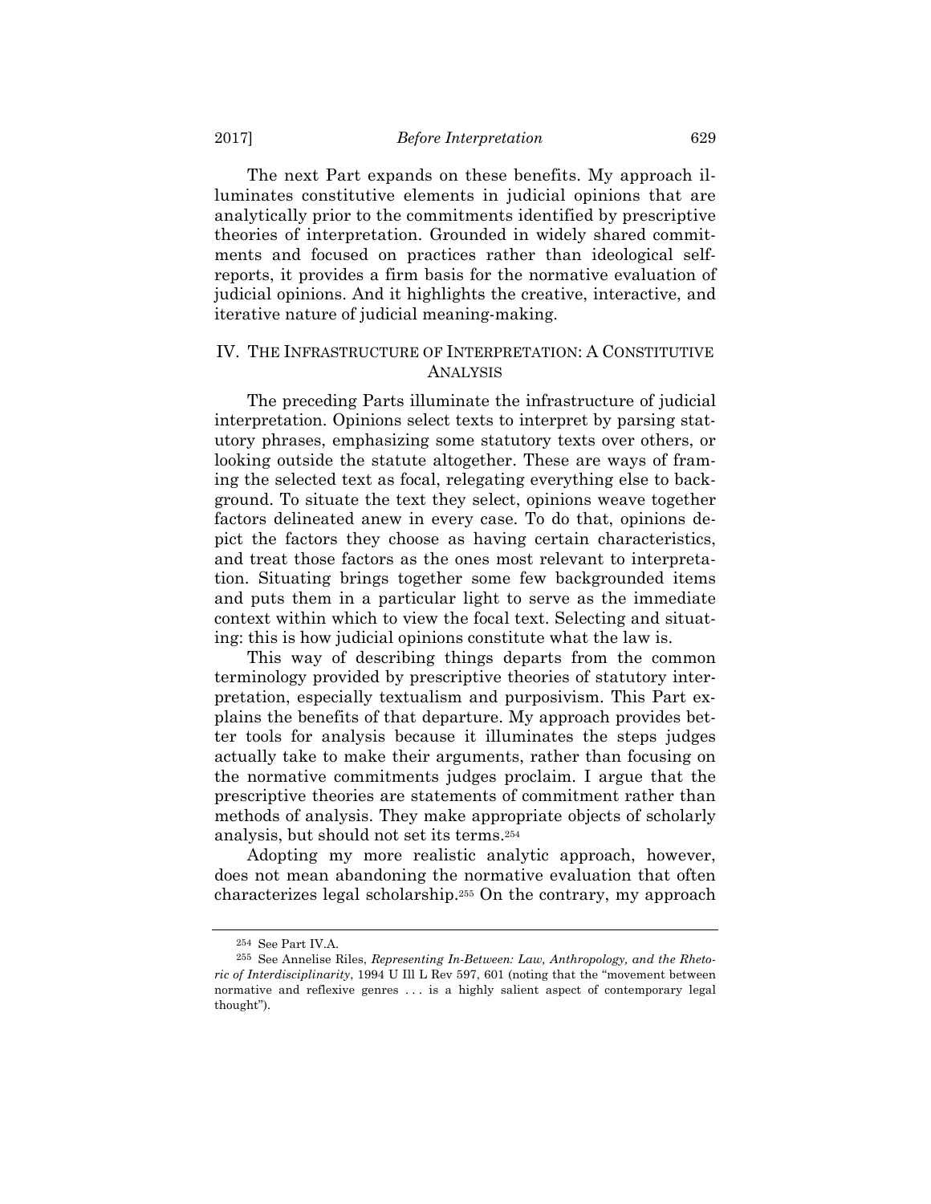The next Part expands on these benefits. My approach illuminates constitutive elements in judicial opinions that are analytically prior to the commitments identified by prescriptive theories of interpretation. Grounded in widely shared commitments and focused on practices rather than ideological self-reports, it provides a firm basis for the normative evaluation of judicial opinions. And it highlights the creative, interactive, and iterative nature of judicial meaning-making.

## IV. THE INFRASTRUCTURE OF INTERPRETATION: A CONSTITUTIVE ANALYSIS

The preceding Parts illuminate the infrastructure of judicial interpretation. Opinions select texts to interpret by parsing statutory phrases, emphasizing some statutory texts over others, or looking outside the statute altogether. These are ways of framing the selected text as focal, relegating everything else to background. To situate the text they select, opinions weave together factors delineated anew in every case. To do that, opinions depict the factors they choose as having certain characteristics, and treat those factors as the ones most relevant to interpretation. Situating brings together some few backgrounded items and puts them in a particular light to serve as the immediate context within which to view the focal text. Selecting and situating: this is how judicial opinions constitute what the law is.

This way of describing things departs from the common terminology provided by prescriptive theories of statutory interpretation, especially textualism and purposivism. This Part explains the benefits of that departure. My approach provides better tools for analysis because it illuminates the steps judges actually take to make their arguments, rather than focusing on the normative commitments judges proclaim. I argue that the prescriptive theories are statements of commitment rather than methods of analysis. They make appropriate objects of scholarly analysis, but should not set its terms.[254]

Adopting my more realistic analytic approach, however, does not mean abandoning the normative evaluation that often characterizes legal scholarship.[255] On the contrary, my approach

---

[254] See Part IV.A.

[255] See Annelise Riles, *Representing In-Between: Law, Anthropology, and the Rhetoric of Interdisciplinarity*, 1994 U Ill L Rev 597, 601 (noting that the "movement between normative and reflexive genres . . . is a highly salient aspect of contemporary legal thought").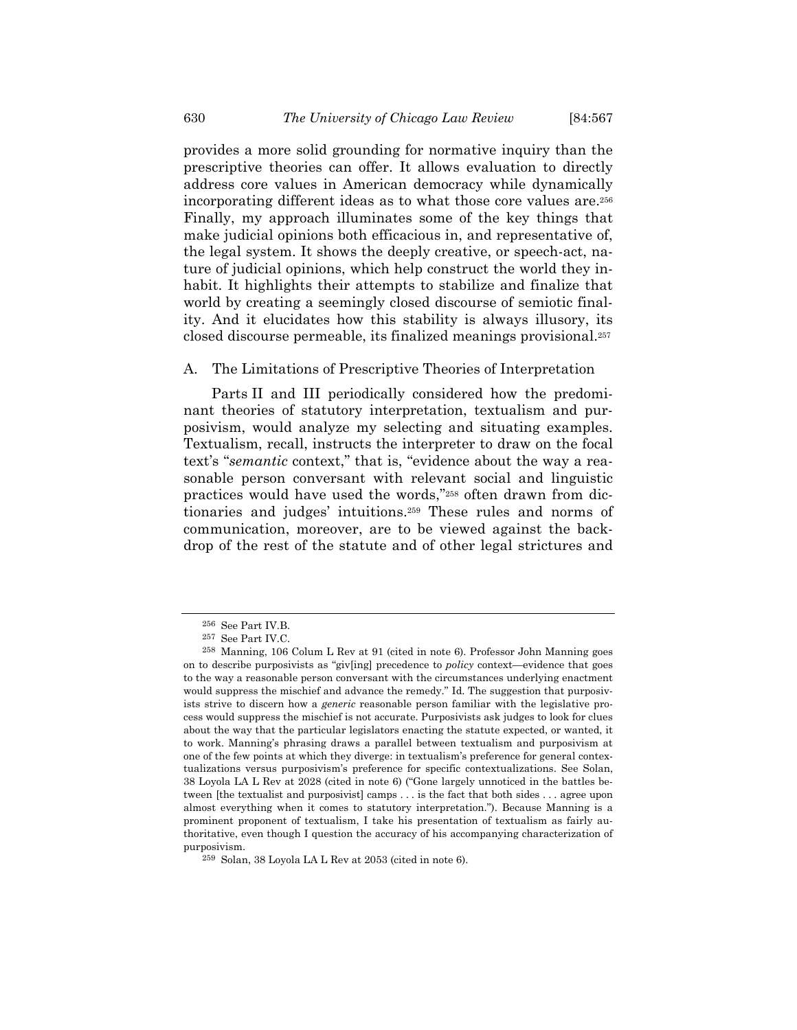provides a more solid grounding for normative inquiry than the prescriptive theories can offer. It allows evaluation to directly address core values in American democracy while dynamically incorporating different ideas as to what those core values are.[256] Finally, my approach illuminates some of the key things that make judicial opinions both efficacious in, and representative of, the legal system. It shows the deeply creative, or speech-act, nature of judicial opinions, which help construct the world they inhabit. It highlights their attempts to stabilize and finalize that world by creating a seemingly closed discourse of semiotic finality. And it elucidates how this stability is always illusory, its closed discourse permeable, its finalized meanings provisional.[257]

### A. The Limitations of Prescriptive Theories of Interpretation

Parts II and III periodically considered how the predominant theories of statutory interpretation, textualism and purposivism, would analyze my selecting and situating examples. Textualism, recall, instructs the interpreter to draw on the focal text's "*semantic* context," that is, "evidence about the way a reasonable person conversant with relevant social and linguistic practices would have used the words,"[258] often drawn from dictionaries and judges' intuitions.[259] These rules and norms of communication, moreover, are to be viewed against the backdrop of the rest of the statute and of other legal strictures and

---

[256] See Part IV.B.

[257] See Part IV.C.

[258] Manning, 106 Colum L Rev at 91 (cited in note 6). Professor John Manning goes on to describe purposivists as "giv[ing] precedence to *policy* context—evidence that goes to the way a reasonable person conversant with the circumstances underlying enactment would suppress the mischief and advance the remedy." Id. The suggestion that purposivists strive to discern how a *generic* reasonable person familiar with the legislative process would suppress the mischief is not accurate. Purposivists ask judges to look for clues about the way that the particular legislators enacting the statute expected, or wanted, it to work. Manning's phrasing draws a parallel between textualism and purposivism at one of the few points at which they diverge: in textualism's preference for general contextualizations versus purposivism's preference for specific contextualizations. See Solan, 38 Loyola LA L Rev at 2028 (cited in note 6) ("Gone largely unnoticed in the battles between [the textualist and purposivist] camps . . . is the fact that both sides . . . agree upon almost everything when it comes to statutory interpretation."). Because Manning is a prominent proponent of textualism, I take his presentation of textualism as fairly authoritative, even though I question the accuracy of his accompanying characterization of purposivism.

[259] Solan, 38 Loyola LA L Rev at 2053 (cited in note 6).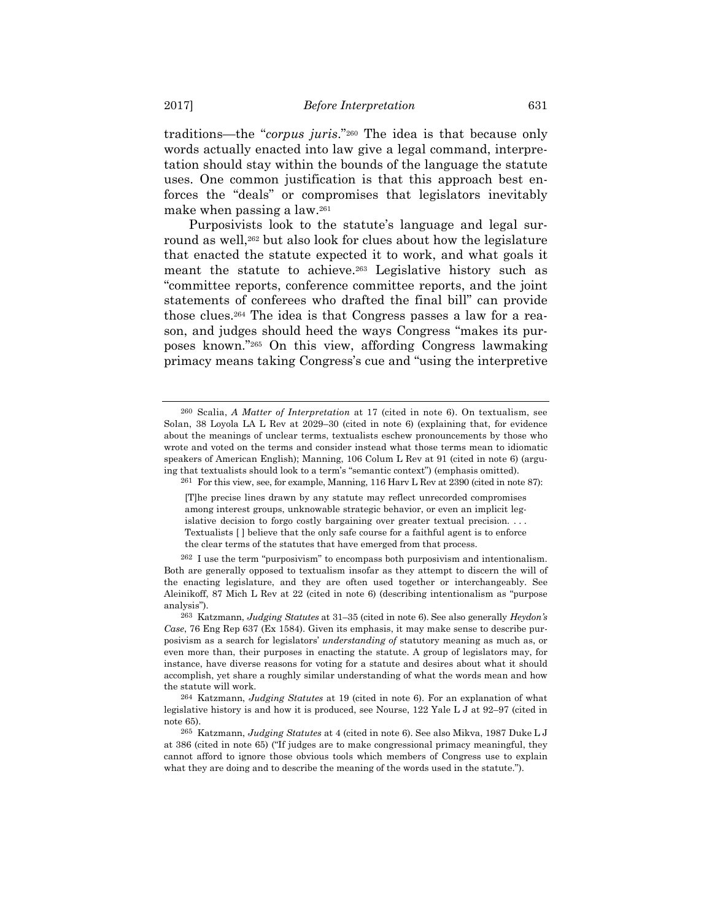traditions—the "*corpus juris*."[260] The idea is that because only words actually enacted into law give a legal command, interpretation should stay within the bounds of the language the statute uses. One common justification is that this approach best enforces the "deals" or compromises that legislators inevitably make when passing a law.[261]

Purposivists look to the statute's language and legal surround as well,[262] but also look for clues about how the legislature that enacted the statute expected it to work, and what goals it meant the statute to achieve.[263] Legislative history such as "committee reports, conference committee reports, and the joint statements of conferees who drafted the final bill" can provide those clues.[264] The idea is that Congress passes a law for a reason, and judges should heed the ways Congress "makes its purposes known."[265] On this view, affording Congress lawmaking primacy means taking Congress's cue and "using the interpretive

---

260 Scalia, *A Matter of Interpretation* at 17 (cited in note 6). On textualism, see Solan, 38 Loyola LA L Rev at 2029–30 (cited in note 6) (explaining that, for evidence about the meanings of unclear terms, textualists eschew pronouncements by those who wrote and voted on the terms and consider instead what those terms mean to idiomatic speakers of American English); Manning, 106 Colum L Rev at 91 (cited in note 6) (arguing that textualists should look to a term's "semantic context") (emphasis omitted).

261 For this view, see, for example, Manning, 116 Harv L Rev at 2390 (cited in note 87):

> [T]he precise lines drawn by any statute may reflect unrecorded compromises among interest groups, unknowable strategic behavior, or even an implicit legislative decision to forgo costly bargaining over greater textual precision. . . . Textualists [ ] believe that the only safe course for a faithful agent is to enforce the clear terms of the statutes that have emerged from that process.

262 I use the term "purposivism" to encompass both purposivism and intentionalism. Both are generally opposed to textualism insofar as they attempt to discern the will of the enacting legislature, and they are often used together or interchangeably. See Aleinikoff, 87 Mich L Rev at 22 (cited in note 6) (describing intentionalism as "purpose analysis").

263 Katzmann, *Judging Statutes* at 31–35 (cited in note 6). See also generally *Heydon's Case*, 76 Eng Rep 637 (Ex 1584). Given its emphasis, it may make sense to describe purposivism as a search for legislators' *understanding of* statutory meaning as much as, or even more than, their purposes in enacting the statute. A group of legislators may, for instance, have diverse reasons for voting for a statute and desires about what it should accomplish, yet share a roughly similar understanding of what the words mean and how the statute will work.

264 Katzmann, *Judging Statutes* at 19 (cited in note 6). For an explanation of what legislative history is and how it is produced, see Nourse, 122 Yale L J at 92–97 (cited in note 65).

265 Katzmann, *Judging Statutes* at 4 (cited in note 6). See also Mikva, 1987 Duke L J at 386 (cited in note 65) ("If judges are to make congressional primacy meaningful, they cannot afford to ignore those obvious tools which members of Congress use to explain what they are doing and to describe the meaning of the words used in the statute.").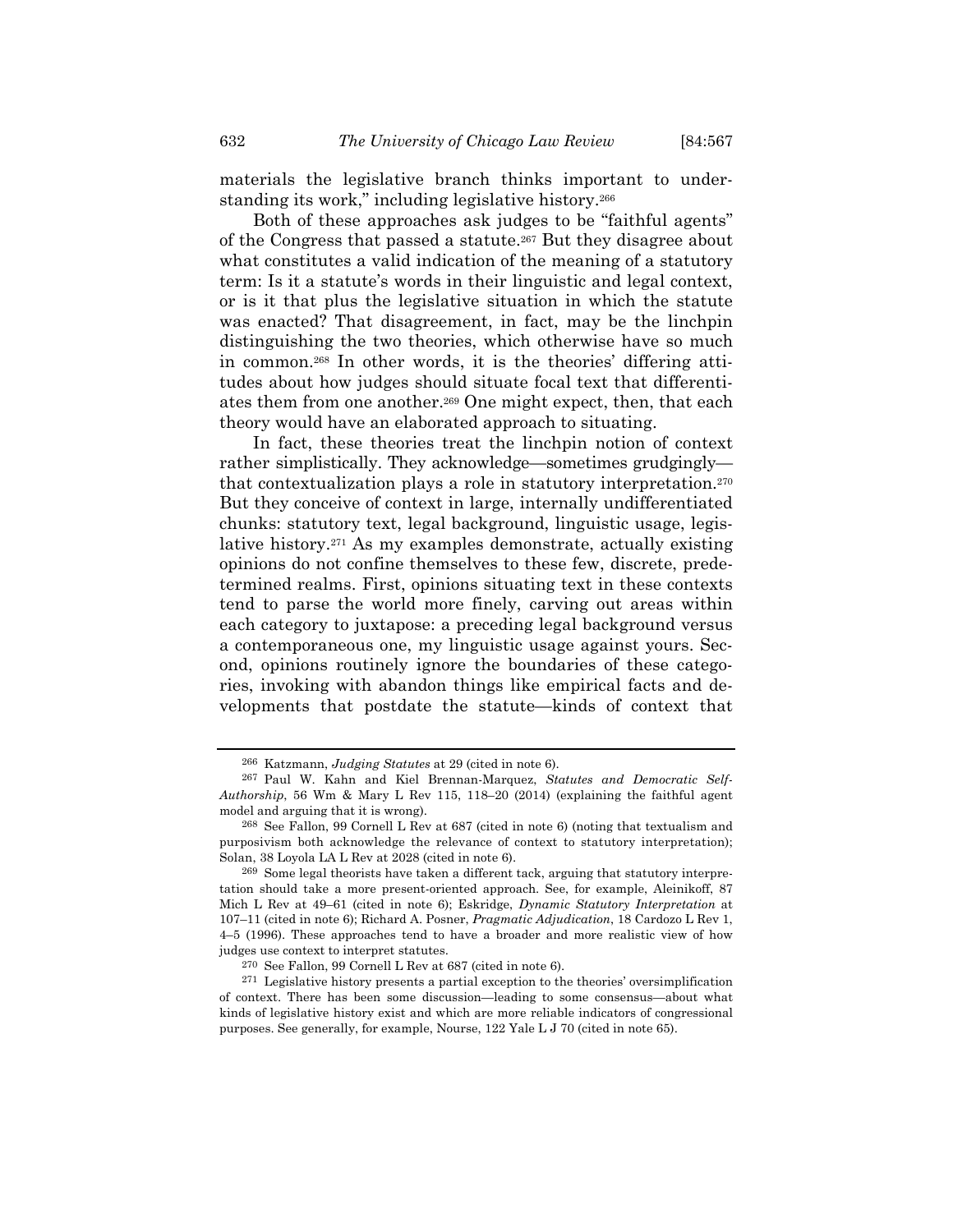materials the legislative branch thinks important to understanding its work," including legislative history.[266]

Both of these approaches ask judges to be "faithful agents" of the Congress that passed a statute.[267] But they disagree about what constitutes a valid indication of the meaning of a statutory term: Is it a statute's words in their linguistic and legal context, or is it that plus the legislative situation in which the statute was enacted? That disagreement, in fact, may be the linchpin distinguishing the two theories, which otherwise have so much in common.[268] In other words, it is the theories' differing attitudes about how judges should situate focal text that differentiates them from one another.[269] One might expect, then, that each theory would have an elaborated approach to situating.

In fact, these theories treat the linchpin notion of context rather simplistically. They acknowledge—sometimes grudgingly—that contextualization plays a role in statutory interpretation.[270] But they conceive of context in large, internally undifferentiated chunks: statutory text, legal background, linguistic usage, legislative history.[271] As my examples demonstrate, actually existing opinions do not confine themselves to these few, discrete, predetermined realms. First, opinions situating text in these contexts tend to parse the world more finely, carving out areas within each category to juxtapose: a preceding legal background versus a contemporaneous one, my linguistic usage against yours. Second, opinions routinely ignore the boundaries of these categories, invoking with abandon things like empirical facts and developments that postdate the statute—kinds of context that

---

[266] Katzmann, *Judging Statutes* at 29 (cited in note 6).

[267] Paul W. Kahn and Kiel Brennan-Marquez, *Statutes and Democratic Self-Authorship*, 56 Wm & Mary L Rev 115, 118–20 (2014) (explaining the faithful agent model and arguing that it is wrong).

[268] See Fallon, 99 Cornell L Rev at 687 (cited in note 6) (noting that textualism and purposivism both acknowledge the relevance of context to statutory interpretation); Solan, 38 Loyola LA L Rev at 2028 (cited in note 6).

[269] Some legal theorists have taken a different tack, arguing that statutory interpretation should take a more present-oriented approach. See, for example, Aleinikoff, 87 Mich L Rev at 49–61 (cited in note 6); Eskridge, *Dynamic Statutory Interpretation* at 107–11 (cited in note 6); Richard A. Posner, *Pragmatic Adjudication*, 18 Cardozo L Rev 1, 4–5 (1996). These approaches tend to have a broader and more realistic view of how judges use context to interpret statutes.

[270] See Fallon, 99 Cornell L Rev at 687 (cited in note 6).

[271] Legislative history presents a partial exception to the theories' oversimplification of context. There has been some discussion—leading to some consensus—about what kinds of legislative history exist and which are more reliable indicators of congressional purposes. See generally, for example, Nourse, 122 Yale L J 70 (cited in note 65).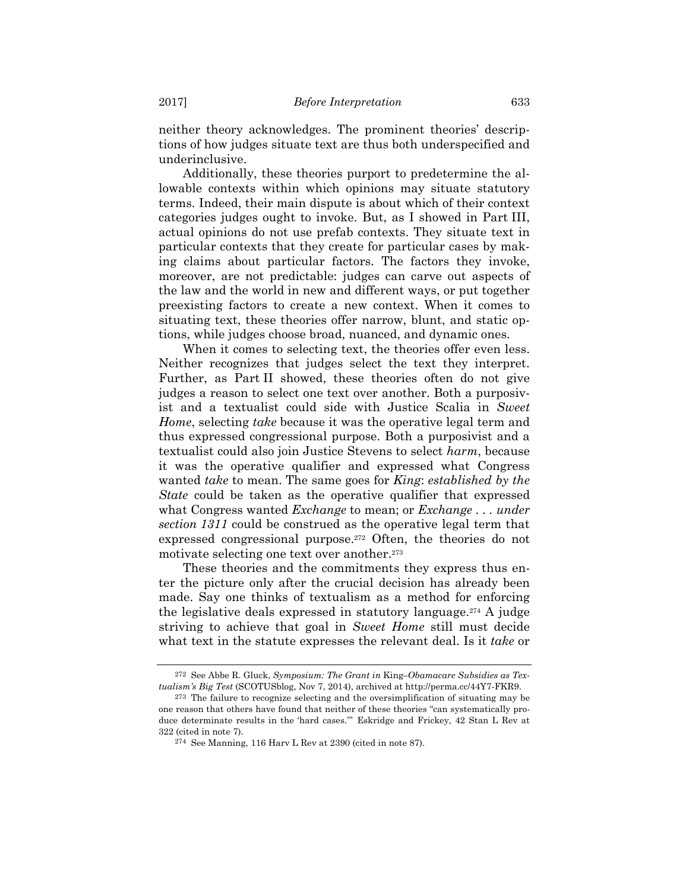neither theory acknowledges. The prominent theories' descriptions of how judges situate text are thus both underspecified and underinclusive.

Additionally, these theories purport to predetermine the allowable contexts within which opinions may situate statutory terms. Indeed, their main dispute is about which of their context categories judges ought to invoke. But, as I showed in Part III, actual opinions do not use prefab contexts. They situate text in particular contexts that they create for particular cases by making claims about particular factors. The factors they invoke, moreover, are not predictable: judges can carve out aspects of the law and the world in new and different ways, or put together preexisting factors to create a new context. When it comes to situating text, these theories offer narrow, blunt, and static options, while judges choose broad, nuanced, and dynamic ones.

When it comes to selecting text, the theories offer even less. Neither recognizes that judges select the text they interpret. Further, as Part II showed, these theories often do not give judges a reason to select one text over another. Both a purposivist and a textualist could side with Justice Scalia in *Sweet Home*, selecting *take* because it was the operative legal term and thus expressed congressional purpose. Both a purposivist and a textualist could also join Justice Stevens to select *harm*, because it was the operative qualifier and expressed what Congress wanted *take* to mean. The same goes for *King*: *established by the State* could be taken as the operative qualifier that expressed what Congress wanted *Exchange* to mean; or *Exchange . . . under section 1311* could be construed as the operative legal term that expressed congressional purpose.[272] Often, the theories do not motivate selecting one text over another.[273]

These theories and the commitments they express thus enter the picture only after the crucial decision has already been made. Say one thinks of textualism as a method for enforcing the legislative deals expressed in statutory language.[274] A judge striving to achieve that goal in *Sweet Home* still must decide what text in the statute expresses the relevant deal. Is it *take* or

---

[272] See Abbe R. Gluck, *Symposium: The Grant in* King*–Obamacare Subsidies as Textualism's Big Test* (SCOTUSblog, Nov 7, 2014), archived at http://perma.cc/44Y7-FKR9.

[273] The failure to recognize selecting and the oversimplification of situating may be one reason that others have found that neither of these theories "can systematically produce determinate results in the 'hard cases.'" Eskridge and Frickey, 42 Stan L Rev at 322 (cited in note 7).

[274] See Manning, 116 Harv L Rev at 2390 (cited in note 87).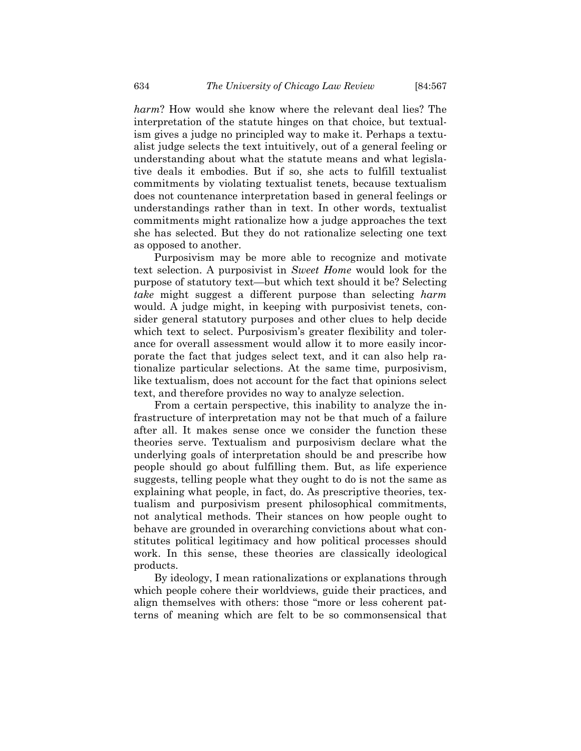*harm*? How would she know where the relevant deal lies? The interpretation of the statute hinges on that choice, but textualism gives a judge no principled way to make it. Perhaps a textualist judge selects the text intuitively, out of a general feeling or understanding about what the statute means and what legislative deals it embodies. But if so, she acts to fulfill textualist commitments by violating textualist tenets, because textualism does not countenance interpretation based in general feelings or understandings rather than in text. In other words, textualist commitments might rationalize how a judge approaches the text she has selected. But they do not rationalize selecting one text as opposed to another.

Purposivism may be more able to recognize and motivate text selection. A purposivist in *Sweet Home* would look for the purpose of statutory text—but which text should it be? Selecting *take* might suggest a different purpose than selecting *harm* would. A judge might, in keeping with purposivist tenets, consider general statutory purposes and other clues to help decide which text to select. Purposivism's greater flexibility and tolerance for overall assessment would allow it to more easily incorporate the fact that judges select text, and it can also help rationalize particular selections. At the same time, purposivism, like textualism, does not account for the fact that opinions select text, and therefore provides no way to analyze selection.

From a certain perspective, this inability to analyze the infrastructure of interpretation may not be that much of a failure after all. It makes sense once we consider the function these theories serve. Textualism and purposivism declare what the underlying goals of interpretation should be and prescribe how people should go about fulfilling them. But, as life experience suggests, telling people what they ought to do is not the same as explaining what people, in fact, do. As prescriptive theories, textualism and purposivism present philosophical commitments, not analytical methods. Their stances on how people ought to behave are grounded in overarching convictions about what constitutes political legitimacy and how political processes should work. In this sense, these theories are classically ideological products.

By ideology, I mean rationalizations or explanations through which people cohere their worldviews, guide their practices, and align themselves with others: those "more or less coherent patterns of meaning which are felt to be so commonsensical that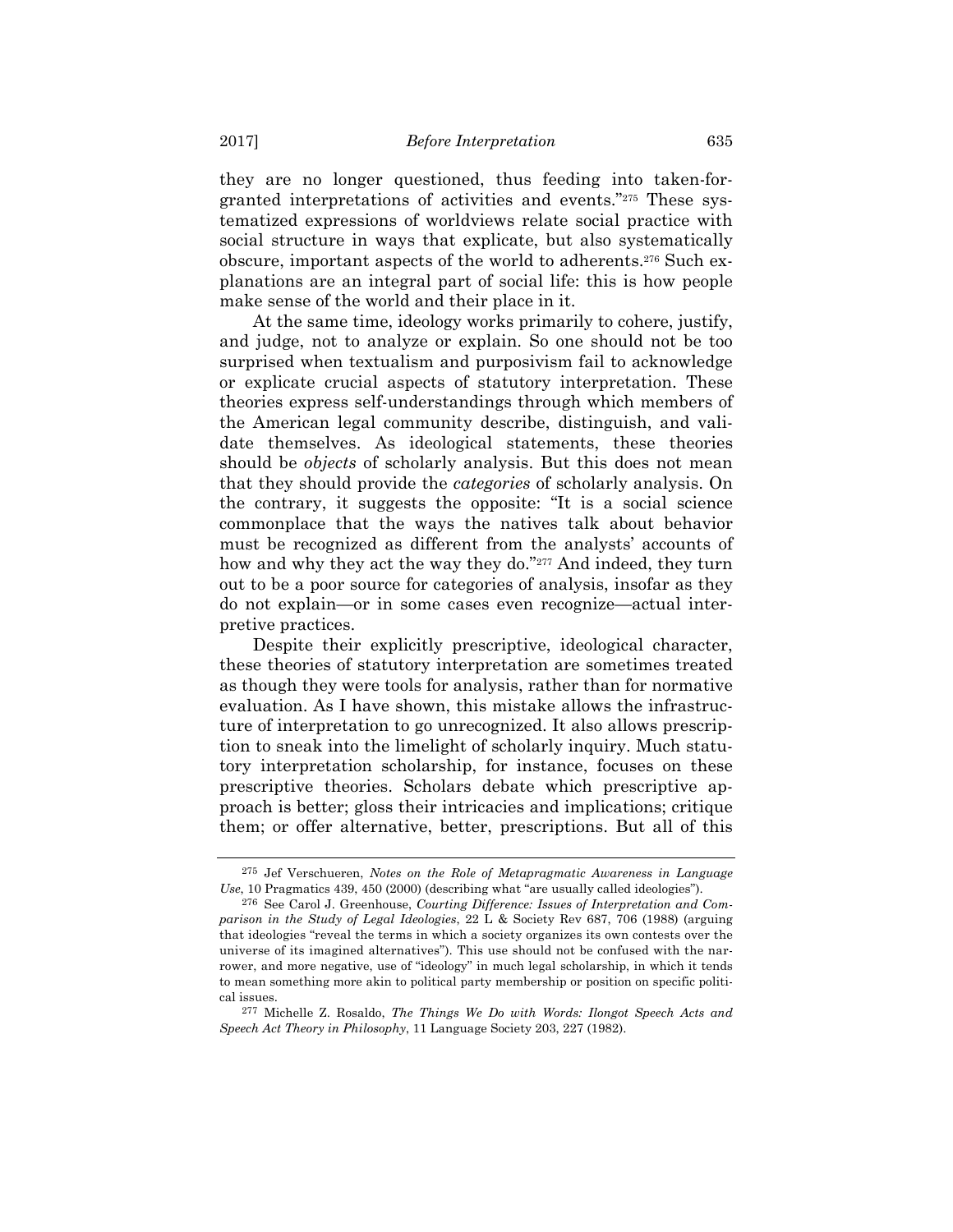they are no longer questioned, thus feeding into taken-for-granted interpretations of activities and events."[275] These systematized expressions of worldviews relate social practice with social structure in ways that explicate, but also systematically obscure, important aspects of the world to adherents.[276] Such explanations are an integral part of social life: this is how people make sense of the world and their place in it.

At the same time, ideology works primarily to cohere, justify, and judge, not to analyze or explain. So one should not be too surprised when textualism and purposivism fail to acknowledge or explicate crucial aspects of statutory interpretation. These theories express self-understandings through which members of the American legal community describe, distinguish, and validate themselves. As ideological statements, these theories should be *objects* of scholarly analysis. But this does not mean that they should provide the *categories* of scholarly analysis. On the contrary, it suggests the opposite: "It is a social science commonplace that the ways the natives talk about behavior must be recognized as different from the analysts' accounts of how and why they act the way they do."[277] And indeed, they turn out to be a poor source for categories of analysis, insofar as they do not explain—or in some cases even recognize—actual interpretive practices.

Despite their explicitly prescriptive, ideological character, these theories of statutory interpretation are sometimes treated as though they were tools for analysis, rather than for normative evaluation. As I have shown, this mistake allows the infrastructure of interpretation to go unrecognized. It also allows prescription to sneak into the limelight of scholarly inquiry. Much statutory interpretation scholarship, for instance, focuses on these prescriptive theories. Scholars debate which prescriptive approach is better; gloss their intricacies and implications; critique them; or offer alternative, better, prescriptions. But all of this

---

[275] Jef Verschueren, *Notes on the Role of Metapragmatic Awareness in Language Use*, 10 Pragmatics 439, 450 (2000) (describing what "are usually called ideologies").

[276] See Carol J. Greenhouse, *Courting Difference: Issues of Interpretation and Comparison in the Study of Legal Ideologies*, 22 L & Society Rev 687, 706 (1988) (arguing that ideologies "reveal the terms in which a society organizes its own contests over the universe of its imagined alternatives"). This use should not be confused with the narrower, and more negative, use of "ideology" in much legal scholarship, in which it tends to mean something more akin to political party membership or position on specific political issues.

[277] Michelle Z. Rosaldo, *The Things We Do with Words: Ilongot Speech Acts and Speech Act Theory in Philosophy*, 11 Language Society 203, 227 (1982).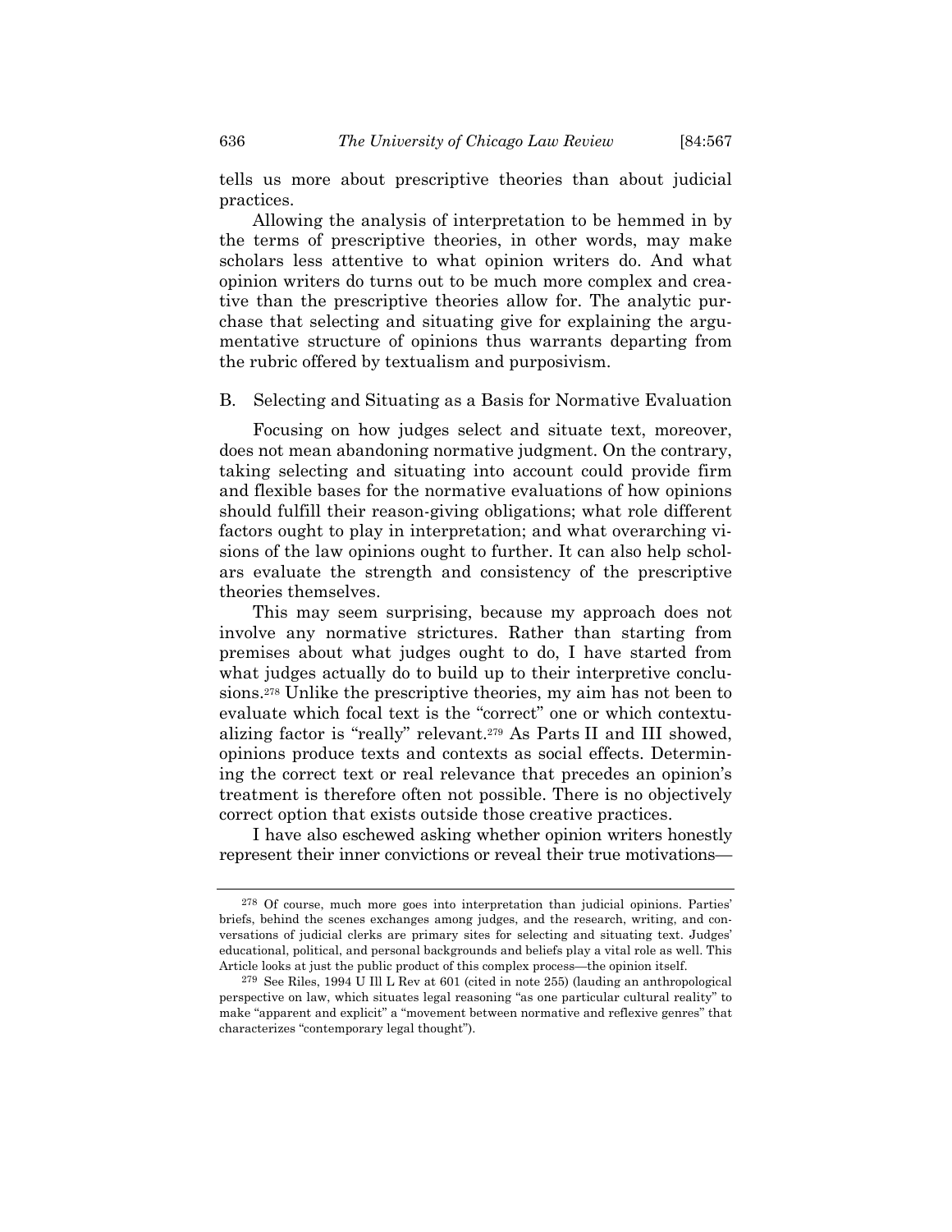tells us more about prescriptive theories than about judicial practices.

Allowing the analysis of interpretation to be hemmed in by the terms of prescriptive theories, in other words, may make scholars less attentive to what opinion writers do. And what opinion writers do turns out to be much more complex and creative than the prescriptive theories allow for. The analytic purchase that selecting and situating give for explaining the argumentative structure of opinions thus warrants departing from the rubric offered by textualism and purposivism.

### B. Selecting and Situating as a Basis for Normative Evaluation

Focusing on how judges select and situate text, moreover, does not mean abandoning normative judgment. On the contrary, taking selecting and situating into account could provide firm and flexible bases for the normative evaluations of how opinions should fulfill their reason-giving obligations; what role different factors ought to play in interpretation; and what overarching visions of the law opinions ought to further. It can also help scholars evaluate the strength and consistency of the prescriptive theories themselves.

This may seem surprising, because my approach does not involve any normative strictures. Rather than starting from premises about what judges ought to do, I have started from what judges actually do to build up to their interpretive conclusions.[278] Unlike the prescriptive theories, my aim has not been to evaluate which focal text is the "correct" one or which contextualizing factor is "really" relevant.[279] As Parts II and III showed, opinions produce texts and contexts as social effects. Determining the correct text or real relevance that precedes an opinion's treatment is therefore often not possible. There is no objectively correct option that exists outside those creative practices.

I have also eschewed asking whether opinion writers honestly represent their inner convictions or reveal their true motivations—

---

[278] Of course, much more goes into interpretation than judicial opinions. Parties' briefs, behind the scenes exchanges among judges, and the research, writing, and conversations of judicial clerks are primary sites for selecting and situating text. Judges' educational, political, and personal backgrounds and beliefs play a vital role as well. This Article looks at just the public product of this complex process—the opinion itself.

[279] See Riles, 1994 U Ill L Rev at 601 (cited in note 255) (lauding an anthropological perspective on law, which situates legal reasoning "as one particular cultural reality" to make "apparent and explicit" a "movement between normative and reflexive genres" that characterizes "contemporary legal thought").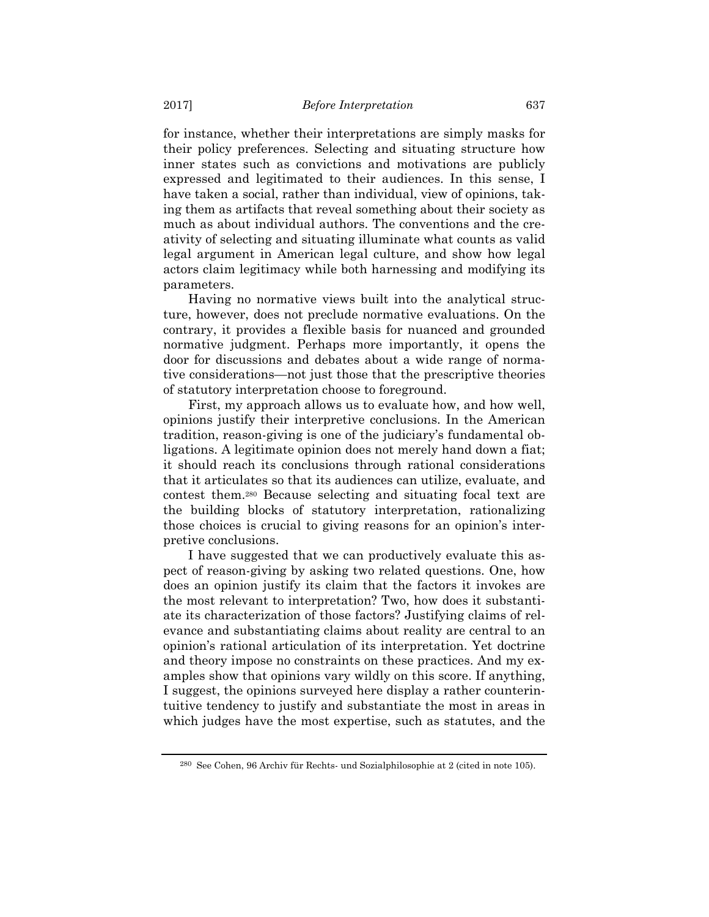for instance, whether their interpretations are simply masks for their policy preferences. Selecting and situating structure how inner states such as convictions and motivations are publicly expressed and legitimated to their audiences. In this sense, I have taken a social, rather than individual, view of opinions, taking them as artifacts that reveal something about their society as much as about individual authors. The conventions and the creativity of selecting and situating illuminate what counts as valid legal argument in American legal culture, and show how legal actors claim legitimacy while both harnessing and modifying its parameters.

Having no normative views built into the analytical structure, however, does not preclude normative evaluations. On the contrary, it provides a flexible basis for nuanced and grounded normative judgment. Perhaps more importantly, it opens the door for discussions and debates about a wide range of normative considerations—not just those that the prescriptive theories of statutory interpretation choose to foreground.

First, my approach allows us to evaluate how, and how well, opinions justify their interpretive conclusions. In the American tradition, reason-giving is one of the judiciary's fundamental obligations. A legitimate opinion does not merely hand down a fiat; it should reach its conclusions through rational considerations that it articulates so that its audiences can utilize, evaluate, and contest them.[280] Because selecting and situating focal text are the building blocks of statutory interpretation, rationalizing those choices is crucial to giving reasons for an opinion's interpretive conclusions.

I have suggested that we can productively evaluate this aspect of reason-giving by asking two related questions. One, how does an opinion justify its claim that the factors it invokes are the most relevant to interpretation? Two, how does it substantiate its characterization of those factors? Justifying claims of relevance and substantiating claims about reality are central to an opinion's rational articulation of its interpretation. Yet doctrine and theory impose no constraints on these practices. And my examples show that opinions vary wildly on this score. If anything, I suggest, the opinions surveyed here display a rather counterintuitive tendency to justify and substantiate the most in areas in which judges have the most expertise, such as statutes, and the

[280] See Cohen, 96 Archiv für Rechts- und Sozialphilosophie at 2 (cited in note 105).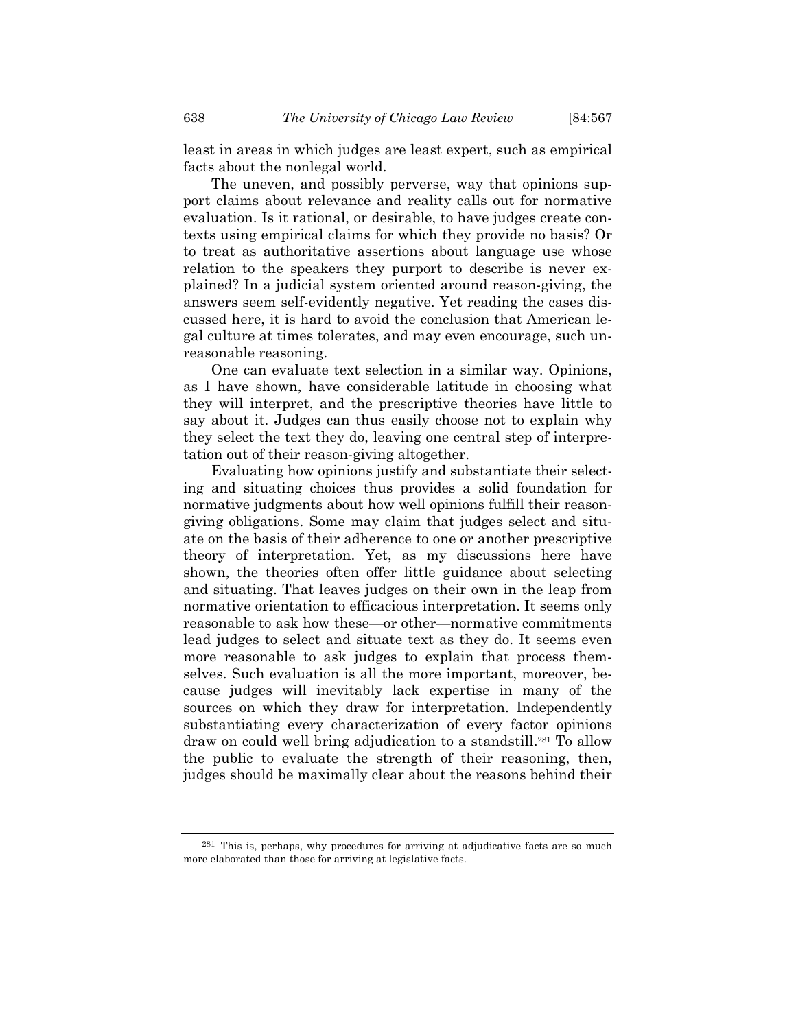least in areas in which judges are least expert, such as empirical facts about the nonlegal world.

The uneven, and possibly perverse, way that opinions support claims about relevance and reality calls out for normative evaluation. Is it rational, or desirable, to have judges create contexts using empirical claims for which they provide no basis? Or to treat as authoritative assertions about language use whose relation to the speakers they purport to describe is never explained? In a judicial system oriented around reason-giving, the answers seem self-evidently negative. Yet reading the cases discussed here, it is hard to avoid the conclusion that American legal culture at times tolerates, and may even encourage, such unreasonable reasoning.

One can evaluate text selection in a similar way. Opinions, as I have shown, have considerable latitude in choosing what they will interpret, and the prescriptive theories have little to say about it. Judges can thus easily choose not to explain why they select the text they do, leaving one central step of interpretation out of their reason-giving altogether.

Evaluating how opinions justify and substantiate their selecting and situating choices thus provides a solid foundation for normative judgments about how well opinions fulfill their reason-giving obligations. Some may claim that judges select and situate on the basis of their adherence to one or another prescriptive theory of interpretation. Yet, as my discussions here have shown, the theories often offer little guidance about selecting and situating. That leaves judges on their own in the leap from normative orientation to efficacious interpretation. It seems only reasonable to ask how these—or other—normative commitments lead judges to select and situate text as they do. It seems even more reasonable to ask judges to explain that process themselves. Such evaluation is all the more important, moreover, because judges will inevitably lack expertise in many of the sources on which they draw for interpretation. Independently substantiating every characterization of every factor opinions draw on could well bring adjudication to a standstill.[281] To allow the public to evaluate the strength of their reasoning, then, judges should be maximally clear about the reasons behind their

[281] This is, perhaps, why procedures for arriving at adjudicative facts are so much more elaborated than those for arriving at legislative facts.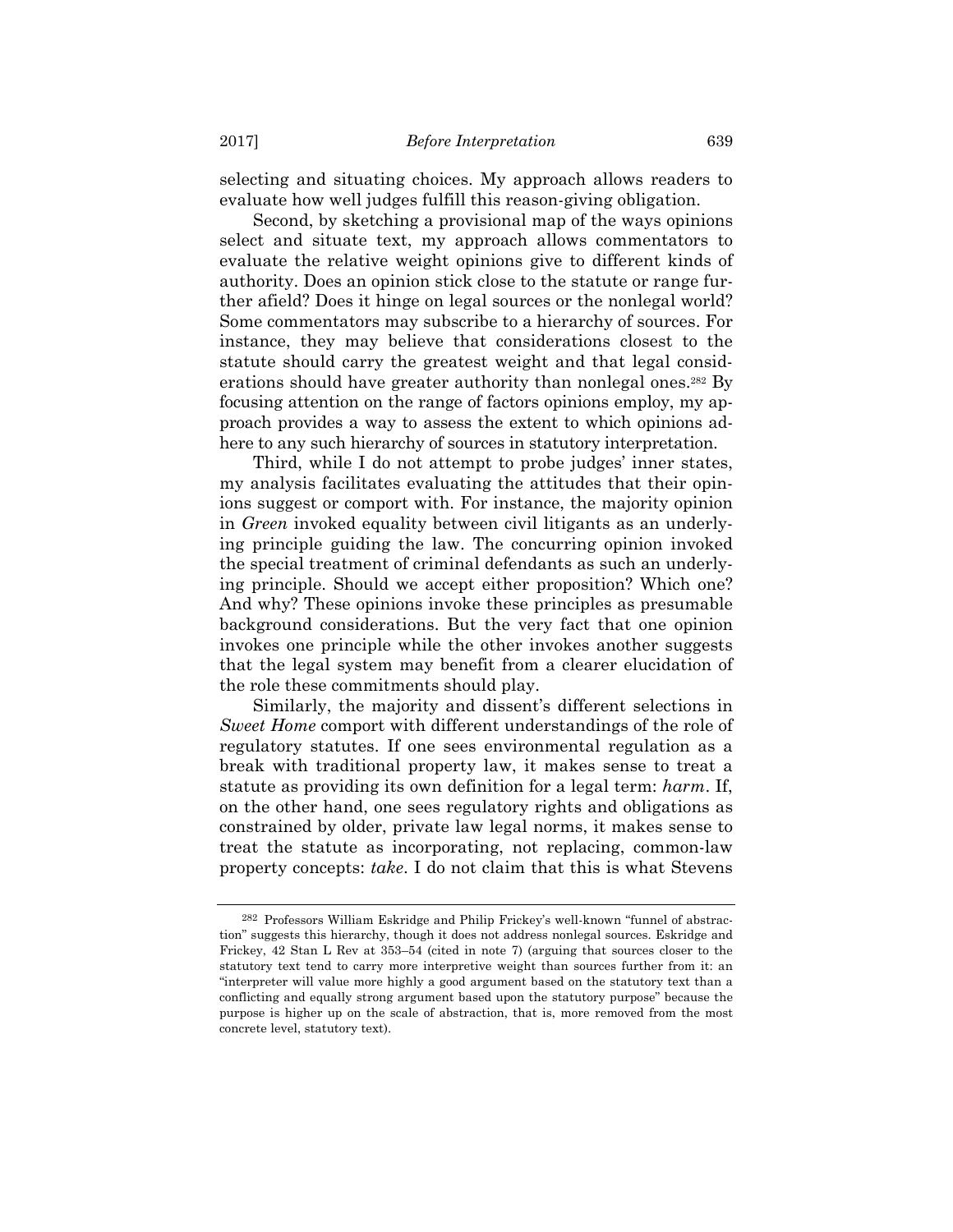selecting and situating choices. My approach allows readers to evaluate how well judges fulfill this reason-giving obligation.

Second, by sketching a provisional map of the ways opinions select and situate text, my approach allows commentators to evaluate the relative weight opinions give to different kinds of authority. Does an opinion stick close to the statute or range further afield? Does it hinge on legal sources or the nonlegal world? Some commentators may subscribe to a hierarchy of sources. For instance, they may believe that considerations closest to the statute should carry the greatest weight and that legal considerations should have greater authority than nonlegal ones.[282] By focusing attention on the range of factors opinions employ, my approach provides a way to assess the extent to which opinions adhere to any such hierarchy of sources in statutory interpretation.

Third, while I do not attempt to probe judges' inner states, my analysis facilitates evaluating the attitudes that their opinions suggest or comport with. For instance, the majority opinion in *Green* invoked equality between civil litigants as an underlying principle guiding the law. The concurring opinion invoked the special treatment of criminal defendants as such an underlying principle. Should we accept either proposition? Which one? And why? These opinions invoke these principles as presumable background considerations. But the very fact that one opinion invokes one principle while the other invokes another suggests that the legal system may benefit from a clearer elucidation of the role these commitments should play.

Similarly, the majority and dissent's different selections in *Sweet Home* comport with different understandings of the role of regulatory statutes. If one sees environmental regulation as a break with traditional property law, it makes sense to treat a statute as providing its own definition for a legal term: *harm*. If, on the other hand, one sees regulatory rights and obligations as constrained by older, private law legal norms, it makes sense to treat the statute as incorporating, not replacing, common-law property concepts: *take*. I do not claim that this is what Stevens

---

[282] Professors William Eskridge and Philip Frickey's well-known "funnel of abstraction" suggests this hierarchy, though it does not address nonlegal sources. Eskridge and Frickey, 42 Stan L Rev at 353–54 (cited in note 7) (arguing that sources closer to the statutory text tend to carry more interpretive weight than sources further from it: an "interpreter will value more highly a good argument based on the statutory text than a conflicting and equally strong argument based upon the statutory purpose" because the purpose is higher up on the scale of abstraction, that is, more removed from the most concrete level, statutory text).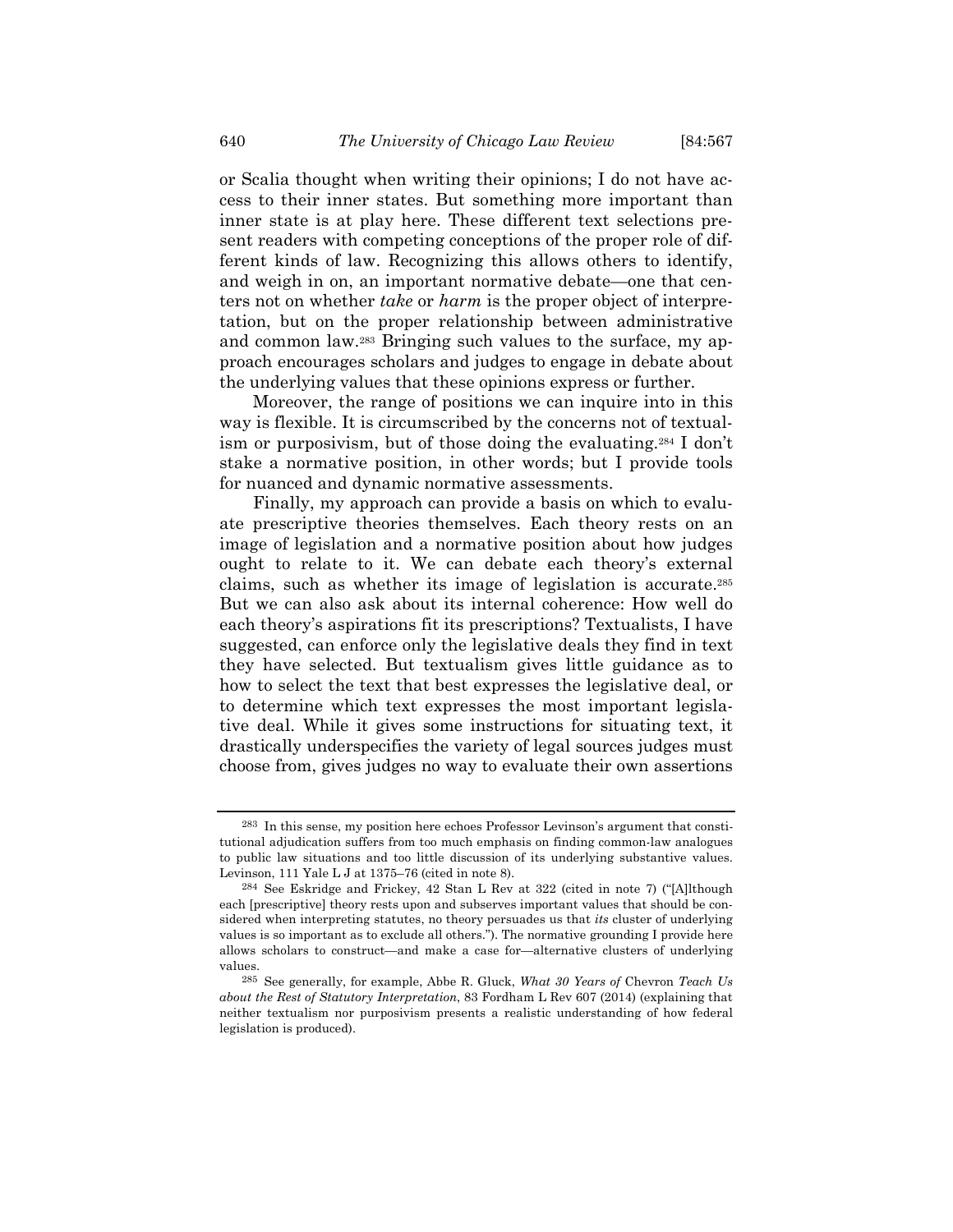or Scalia thought when writing their opinions; I do not have access to their inner states. But something more important than inner state is at play here. These different text selections present readers with competing conceptions of the proper role of different kinds of law. Recognizing this allows others to identify, and weigh in on, an important normative debate—one that centers not on whether *take* or *harm* is the proper object of interpretation, but on the proper relationship between administrative and common law.[283] Bringing such values to the surface, my approach encourages scholars and judges to engage in debate about the underlying values that these opinions express or further.

Moreover, the range of positions we can inquire into in this way is flexible. It is circumscribed by the concerns not of textualism or purposivism, but of those doing the evaluating.[284] I don't stake a normative position, in other words; but I provide tools for nuanced and dynamic normative assessments.

Finally, my approach can provide a basis on which to evaluate prescriptive theories themselves. Each theory rests on an image of legislation and a normative position about how judges ought to relate to it. We can debate each theory's external claims, such as whether its image of legislation is accurate.[285] But we can also ask about its internal coherence: How well do each theory's aspirations fit its prescriptions? Textualists, I have suggested, can enforce only the legislative deals they find in text they have selected. But textualism gives little guidance as to how to select the text that best expresses the legislative deal, or to determine which text expresses the most important legislative deal. While it gives some instructions for situating text, it drastically underspecifies the variety of legal sources judges must choose from, gives judges no way to evaluate their own assertions

---

[283] In this sense, my position here echoes Professor Levinson's argument that constitutional adjudication suffers from too much emphasis on finding common-law analogues to public law situations and too little discussion of its underlying substantive values. Levinson, 111 Yale L J at 1375–76 (cited in note 8).

[284] See Eskridge and Frickey, 42 Stan L Rev at 322 (cited in note 7) ("[A]lthough each [prescriptive] theory rests upon and subserves important values that should be considered when interpreting statutes, no theory persuades us that *its* cluster of underlying values is so important as to exclude all others."). The normative grounding I provide here allows scholars to construct—and make a case for—alternative clusters of underlying values.

[285] See generally, for example, Abbe R. Gluck, *What 30 Years of* Chevron *Teach Us about the Rest of Statutory Interpretation*, 83 Fordham L Rev 607 (2014) (explaining that neither textualism nor purposivism presents a realistic understanding of how federal legislation is produced).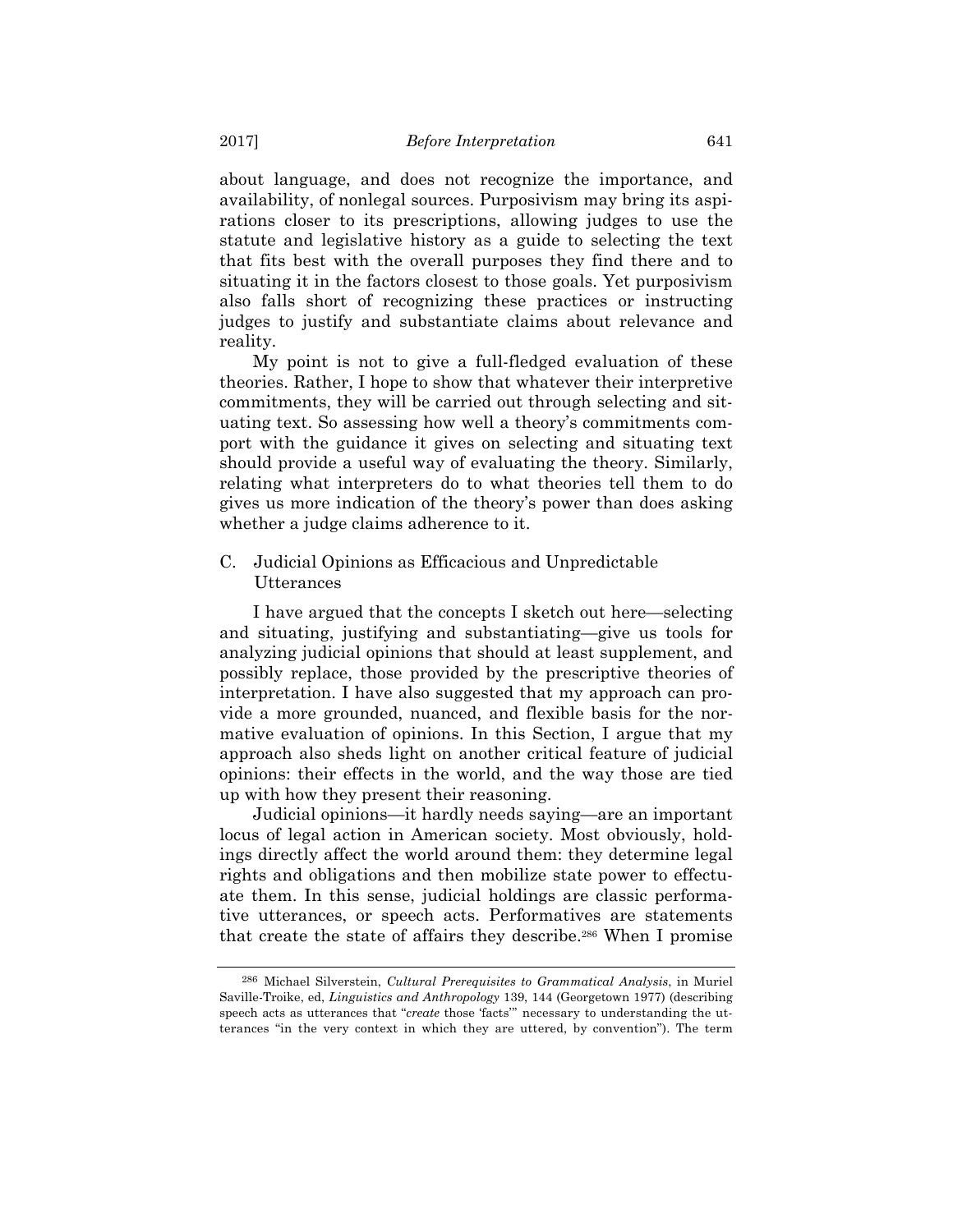about language, and does not recognize the importance, and availability, of nonlegal sources. Purposivism may bring its aspirations closer to its prescriptions, allowing judges to use the statute and legislative history as a guide to selecting the text that fits best with the overall purposes they find there and to situating it in the factors closest to those goals. Yet purposivism also falls short of recognizing these practices or instructing judges to justify and substantiate claims about relevance and reality.

My point is not to give a full-fledged evaluation of these theories. Rather, I hope to show that whatever their interpretive commitments, they will be carried out through selecting and situating text. So assessing how well a theory's commitments comport with the guidance it gives on selecting and situating text should provide a useful way of evaluating the theory. Similarly, relating what interpreters do to what theories tell them to do gives us more indication of the theory's power than does asking whether a judge claims adherence to it.

### C. Judicial Opinions as Efficacious and Unpredictable Utterances

I have argued that the concepts I sketch out here—selecting and situating, justifying and substantiating—give us tools for analyzing judicial opinions that should at least supplement, and possibly replace, those provided by the prescriptive theories of interpretation. I have also suggested that my approach can provide a more grounded, nuanced, and flexible basis for the normative evaluation of opinions. In this Section, I argue that my approach also sheds light on another critical feature of judicial opinions: their effects in the world, and the way those are tied up with how they present their reasoning.

Judicial opinions—it hardly needs saying—are an important locus of legal action in American society. Most obviously, holdings directly affect the world around them: they determine legal rights and obligations and then mobilize state power to effectuate them. In this sense, judicial holdings are classic performative utterances, or speech acts. Performatives are statements that create the state of affairs they describe.[286] When I promise

---

[286] Michael Silverstein, *Cultural Prerequisites to Grammatical Analysis*, in Muriel Saville-Troike, ed, *Linguistics and Anthropology* 139, 144 (Georgetown 1977) (describing speech acts as utterances that "*create* those 'facts'" necessary to understanding the utterances "in the very context in which they are uttered, by convention"). The term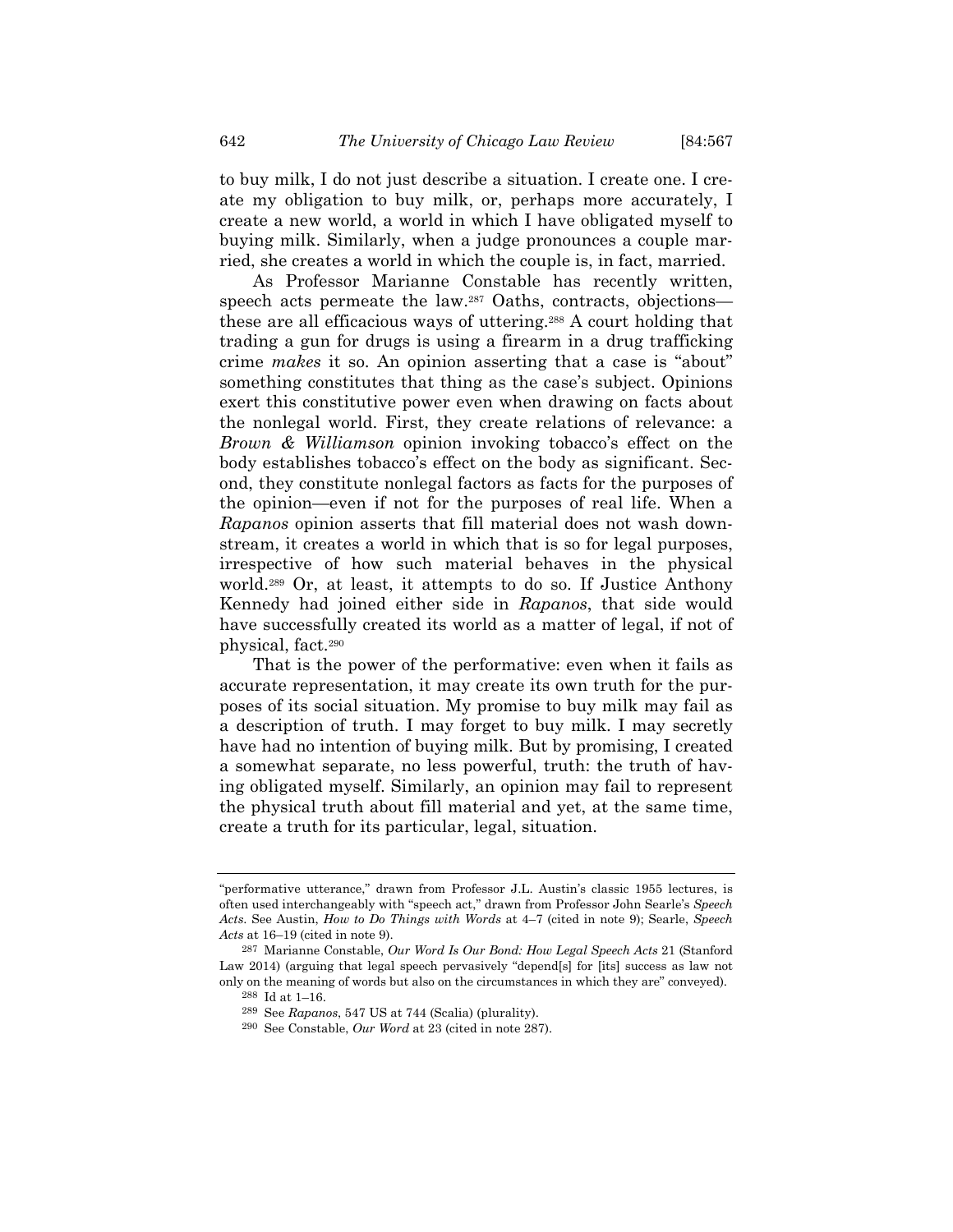to buy milk, I do not just describe a situation. I create one. I create my obligation to buy milk, or, perhaps more accurately, I create a new world, a world in which I have obligated myself to buying milk. Similarly, when a judge pronounces a couple married, she creates a world in which the couple is, in fact, married.

As Professor Marianne Constable has recently written, speech acts permeate the law.[287] Oaths, contracts, objections—these are all efficacious ways of uttering.[288] A court holding that trading a gun for drugs is using a firearm in a drug trafficking crime *makes* it so. An opinion asserting that a case is "about" something constitutes that thing as the case's subject. Opinions exert this constitutive power even when drawing on facts about the nonlegal world. First, they create relations of relevance: a *Brown & Williamson* opinion invoking tobacco's effect on the body establishes tobacco's effect on the body as significant. Second, they constitute nonlegal factors as facts for the purposes of the opinion—even if not for the purposes of real life. When a *Rapanos* opinion asserts that fill material does not wash downstream, it creates a world in which that is so for legal purposes, irrespective of how such material behaves in the physical world.[289] Or, at least, it attempts to do so. If Justice Anthony Kennedy had joined either side in *Rapanos*, that side would have successfully created its world as a matter of legal, if not of physical, fact.[290]

That is the power of the performative: even when it fails as accurate representation, it may create its own truth for the purposes of its social situation. My promise to buy milk may fail as a description of truth. I may forget to buy milk. I may secretly have had no intention of buying milk. But by promising, I created a somewhat separate, no less powerful, truth: the truth of having obligated myself. Similarly, an opinion may fail to represent the physical truth about fill material and yet, at the same time, create a truth for its particular, legal, situation.

---

"performative utterance," drawn from Professor J.L. Austin's classic 1955 lectures, is often used interchangeably with "speech act," drawn from Professor John Searle's *Speech Acts*. See Austin, *How to Do Things with Words* at 4–7 (cited in note 9); Searle, *Speech Acts* at 16–19 (cited in note 9).

[287] Marianne Constable, *Our Word Is Our Bond: How Legal Speech Acts* 21 (Stanford Law 2014) (arguing that legal speech pervasively "depend[s] for [its] success as law not only on the meaning of words but also on the circumstances in which they are" conveyed).

[288] Id at 1–16.

[289] See *Rapanos*, 547 US at 744 (Scalia) (plurality).

[290] See Constable, *Our Word* at 23 (cited in note 287).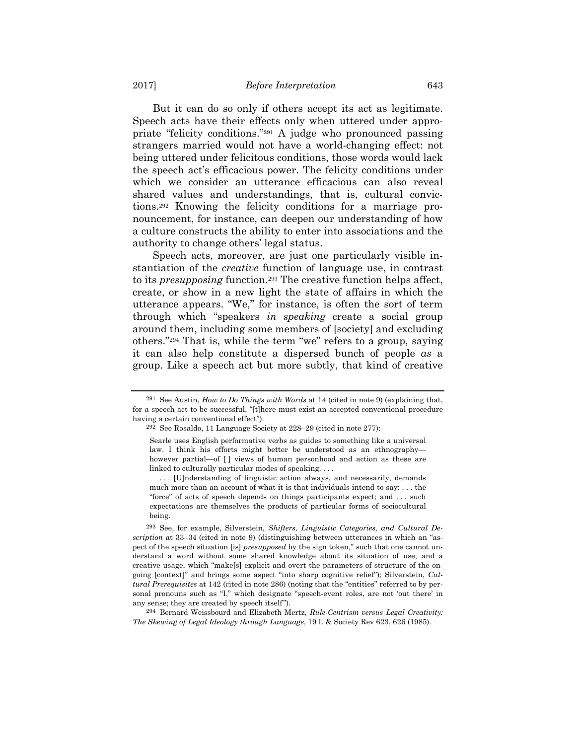But it can do so only if others accept its act as legitimate. Speech acts have their effects only when uttered under appropriate "felicity conditions."[291] A judge who pronounced passing strangers married would not have a world-changing effect: not being uttered under felicitous conditions, those words would lack the speech act's efficacious power. The felicity conditions under which we consider an utterance efficacious can also reveal shared values and understandings, that is, cultural convictions.[292] Knowing the felicity conditions for a marriage pronouncement, for instance, can deepen our understanding of how a culture constructs the ability to enter into associations and the authority to change others' legal status.

Speech acts, moreover, are just one particularly visible instantiation of the *creative* function of language use, in contrast to its *presupposing* function.[293] The creative function helps affect, create, or show in a new light the state of affairs in which the utterance appears. "We," for instance, is often the sort of term through which "speakers *in speaking* create a social group around them, including some members of [society] and excluding others."[294] That is, while the term "we" refers to a group, saying it can also help constitute a dispersed bunch of people *as* a group. Like a speech act but more subtly, that kind of creative

---

[291] See Austin, *How to Do Things with Words* at 14 (cited in note 9) (explaining that, for a speech act to be successful, "[t]here must exist an accepted conventional procedure having a certain conventional effect").

[292] See Rosaldo, 11 Language Society at 228–29 (cited in note 277):

> Searle uses English performative verbs as guides to something like a universal law. I think his efforts might better be understood as an ethnography—however partial—of [ ] views of human personhood and action as these are linked to culturally particular modes of speaking. . . .
>
> . . . [U]nderstanding of linguistic action always, and necessarily, demands much more than an account of what it is that individuals intend to say: . . . the "force" of acts of speech depends on things participants expect; and . . . such expectations are themselves the products of particular forms of sociocultural being.

[293] See, for example, Silverstein, *Shifters, Linguistic Categories, and Cultural Description* at 33–34 (cited in note 9) (distinguishing between utterances in which an "aspect of the speech situation [is] *presupposed* by the sign token," such that one cannot understand a word without some shared knowledge about its situation of use, and a creative usage, which "make[s] explicit and overt the parameters of structure of the ongoing [context]" and brings some aspect "into sharp cognitive relief"); Silverstein, *Cultural Prerequisites* at 142 (cited in note 286) (noting that the "entities" referred to by personal pronouns such as "I," which designate "speech-event roles, are not 'out there' in any sense; they are created by speech itself").

[294] Bernard Weissbourd and Elizabeth Mertz, *Rule-Centrism versus Legal Creativity: The Skewing of Legal Ideology through Language*, 19 L & Society Rev 623, 626 (1985).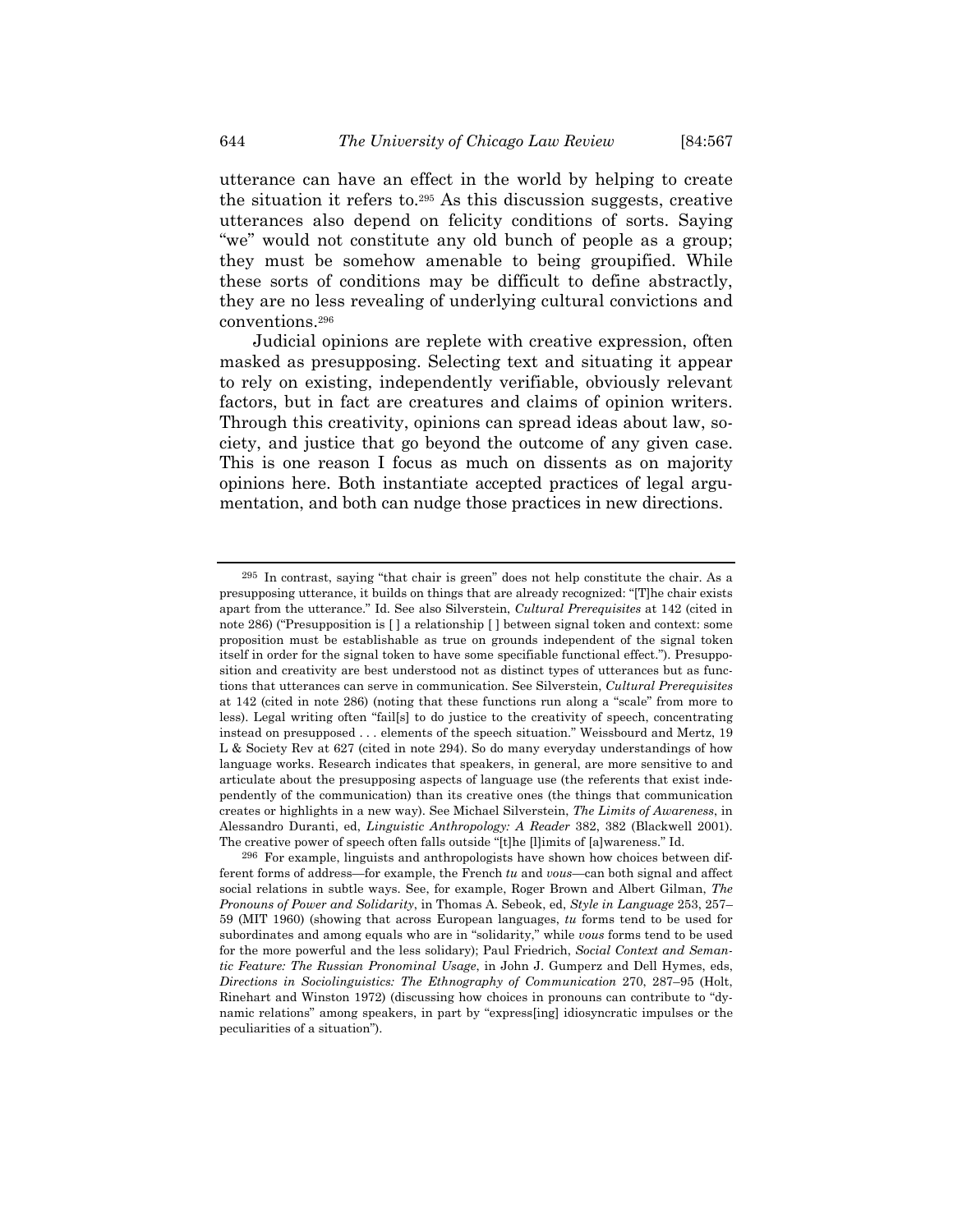utterance can have an effect in the world by helping to create the situation it refers to.[295] As this discussion suggests, creative utterances also depend on felicity conditions of sorts. Saying "we" would not constitute any old bunch of people as a group; they must be somehow amenable to being groupified. While these sorts of conditions may be difficult to define abstractly, they are no less revealing of underlying cultural convictions and conventions.[296]

Judicial opinions are replete with creative expression, often masked as presupposing. Selecting text and situating it appear to rely on existing, independently verifiable, obviously relevant factors, but in fact are creatures and claims of opinion writers. Through this creativity, opinions can spread ideas about law, society, and justice that go beyond the outcome of any given case. This is one reason I focus as much on dissents as on majority opinions here. Both instantiate accepted practices of legal argumentation, and both can nudge those practices in new directions.

---

[295] In contrast, saying "that chair is green" does not help constitute the chair. As a presupposing utterance, it builds on things that are already recognized: "[T]he chair exists apart from the utterance." Id. See also Silverstein, *Cultural Prerequisites* at 142 (cited in note 286) ("Presupposition is [ ] a relationship [ ] between signal token and context: some proposition must be establishable as true on grounds independent of the signal token itself in order for the signal token to have some specifiable functional effect."). Presupposition and creativity are best understood not as distinct types of utterances but as functions that utterances can serve in communication. See Silverstein, *Cultural Prerequisites* at 142 (cited in note 286) (noting that these functions run along a "scale" from more to less). Legal writing often "fail[s] to do justice to the creativity of speech, concentrating instead on presupposed . . . elements of the speech situation." Weissbourd and Mertz, 19 L & Society Rev at 627 (cited in note 294). So do many everyday understandings of how language works. Research indicates that speakers, in general, are more sensitive to and articulate about the presupposing aspects of language use (the referents that exist independently of the communication) than its creative ones (the things that communication creates or highlights in a new way). See Michael Silverstein, *The Limits of Awareness*, in Alessandro Duranti, ed, *Linguistic Anthropology: A Reader* 382, 382 (Blackwell 2001). The creative power of speech often falls outside "[t]he [l]imits of [a]wareness." Id.

[296] For example, linguists and anthropologists have shown how choices between different forms of address—for example, the French *tu* and *vous*—can both signal and affect social relations in subtle ways. See, for example, Roger Brown and Albert Gilman, *The Pronouns of Power and Solidarity*, in Thomas A. Sebeok, ed, *Style in Language* 253, 257–59 (MIT 1960) (showing that across European languages, *tu* forms tend to be used for subordinates and among equals who are in "solidarity," while *vous* forms tend to be used for the more powerful and the less solidary); Paul Friedrich, *Social Context and Semantic Feature: The Russian Pronominal Usage*, in John J. Gumperz and Dell Hymes, eds, *Directions in Sociolinguistics: The Ethnography of Communication* 270, 287–95 (Holt, Rinehart and Winston 1972) (discussing how choices in pronouns can contribute to "dynamic relations" among speakers, in part by "express[ing] idiosyncratic impulses or the peculiarities of a situation").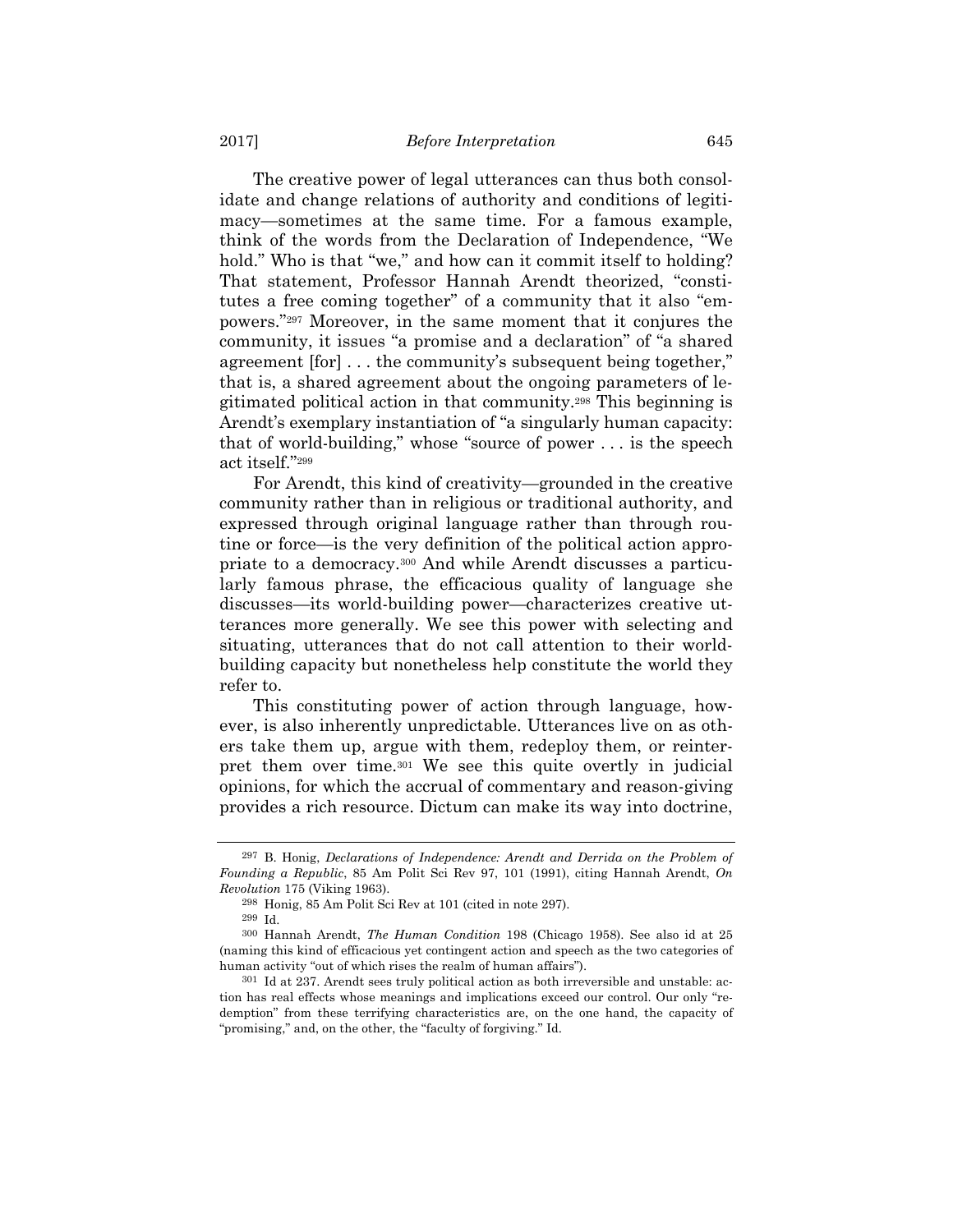The creative power of legal utterances can thus both consolidate and change relations of authority and conditions of legitimacy—sometimes at the same time. For a famous example, think of the words from the Declaration of Independence, "We hold." Who is that "we," and how can it commit itself to holding? That statement, Professor Hannah Arendt theorized, "constitutes a free coming together" of a community that it also "empowers."[297] Moreover, in the same moment that it conjures the community, it issues "a promise and a declaration" of "a shared agreement [for] . . . the community's subsequent being together," that is, a shared agreement about the ongoing parameters of legitimated political action in that community.[298] This beginning is Arendt's exemplary instantiation of "a singularly human capacity: that of world-building," whose "source of power . . . is the speech act itself."[299]

For Arendt, this kind of creativity—grounded in the creative community rather than in religious or traditional authority, and expressed through original language rather than through routine or force—is the very definition of the political action appropriate to a democracy.[300] And while Arendt discusses a particularly famous phrase, the efficacious quality of language she discusses—its world-building power—characterizes creative utterances more generally. We see this power with selecting and situating, utterances that do not call attention to their world-building capacity but nonetheless help constitute the world they refer to.

This constituting power of action through language, however, is also inherently unpredictable. Utterances live on as others take them up, argue with them, redeploy them, or reinterpret them over time.[301] We see this quite overtly in judicial opinions, for which the accrual of commentary and reason-giving provides a rich resource. Dictum can make its way into doctrine,

---

[297] B. Honig, *Declarations of Independence: Arendt and Derrida on the Problem of Founding a Republic*, 85 Am Polit Sci Rev 97, 101 (1991), citing Hannah Arendt, *On Revolution* 175 (Viking 1963).

[298] Honig, 85 Am Polit Sci Rev at 101 (cited in note 297).

[299] Id.

[300] Hannah Arendt, *The Human Condition* 198 (Chicago 1958). See also id at 25 (naming this kind of efficacious yet contingent action and speech as the two categories of human activity "out of which rises the realm of human affairs").

[301] Id at 237. Arendt sees truly political action as both irreversible and unstable: action has real effects whose meanings and implications exceed our control. Our only "redemption" from these terrifying characteristics are, on the one hand, the capacity of "promising," and, on the other, the "faculty of forgiving." Id.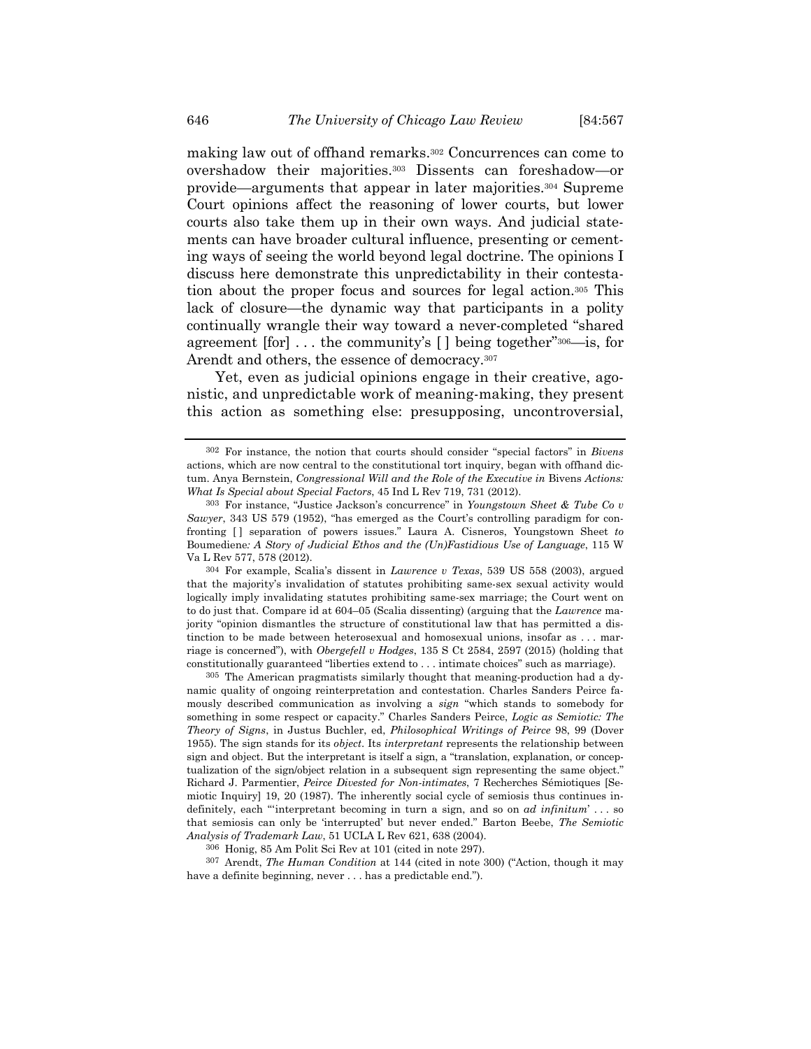making law out of offhand remarks.[302] Concurrences can come to overshadow their majorities.[303] Dissents can foreshadow—or provide—arguments that appear in later majorities.[304] Supreme Court opinions affect the reasoning of lower courts, but lower courts also take them up in their own ways. And judicial statements can have broader cultural influence, presenting or cementing ways of seeing the world beyond legal doctrine. The opinions I discuss here demonstrate this unpredictability in their contestation about the proper focus and sources for legal action.[305] This lack of closure—the dynamic way that participants in a polity continually wrangle their way toward a never-completed "shared agreement [for] . . . the community's [ ] being together"[306]—is, for Arendt and others, the essence of democracy.[307]

Yet, even as judicial opinions engage in their creative, agonistic, and unpredictable work of meaning-making, they present this action as something else: presupposing, uncontroversial,

---

[302] For instance, the notion that courts should consider "special factors" in *Bivens* actions, which are now central to the constitutional tort inquiry, began with offhand dictum. Anya Bernstein, *Congressional Will and the Role of the Executive in* Bivens *Actions: What Is Special about Special Factors*, 45 Ind L Rev 719, 731 (2012).

[303] For instance, "Justice Jackson's concurrence" in *Youngstown Sheet & Tube Co v Sawyer*, 343 US 579 (1952), "has emerged as the Court's controlling paradigm for confronting [ ] separation of powers issues." Laura A. Cisneros, Youngstown Sheet *to* Boumediene*: A Story of Judicial Ethos and the (Un)Fastidious Use of Language*, 115 W Va L Rev 577, 578 (2012).

[304] For example, Scalia's dissent in *Lawrence v Texas*, 539 US 558 (2003), argued that the majority's invalidation of statutes prohibiting same-sex sexual activity would logically imply invalidating statutes prohibiting same-sex marriage; the Court went on to do just that. Compare id at 604–05 (Scalia dissenting) (arguing that the *Lawrence* majority "opinion dismantles the structure of constitutional law that has permitted a distinction to be made between heterosexual and homosexual unions, insofar as . . . marriage is concerned"), with *Obergefell v Hodges*, 135 S Ct 2584, 2597 (2015) (holding that constitutionally guaranteed "liberties extend to . . . intimate choices" such as marriage).

[305] The American pragmatists similarly thought that meaning-production had a dynamic quality of ongoing reinterpretation and contestation. Charles Sanders Peirce famously described communication as involving a *sign* "which stands to somebody for something in some respect or capacity." Charles Sanders Peirce, *Logic as Semiotic: The Theory of Signs*, in Justus Buchler, ed, *Philosophical Writings of Peirce* 98, 99 (Dover 1955). The sign stands for its *object*. Its *interpretant* represents the relationship between sign and object. But the interpretant is itself a sign, a "translation, explanation, or conceptualization of the sign/object relation in a subsequent sign representing the same object." Richard J. Parmentier, *Peirce Divested for Non-intimates*, 7 Recherches Sémiotiques [Semiotic Inquiry] 19, 20 (1987). The inherently social cycle of semiosis thus continues indefinitely, each "'interpretant becoming in turn a sign, and so on *ad infinitum*' . . . so that semiosis can only be 'interrupted' but never ended." Barton Beebe, *The Semiotic Analysis of Trademark Law*, 51 UCLA L Rev 621, 638 (2004).

[306] Honig, 85 Am Polit Sci Rev at 101 (cited in note 297).

[307] Arendt, *The Human Condition* at 144 (cited in note 300) ("Action, though it may have a definite beginning, never . . . has a predictable end.").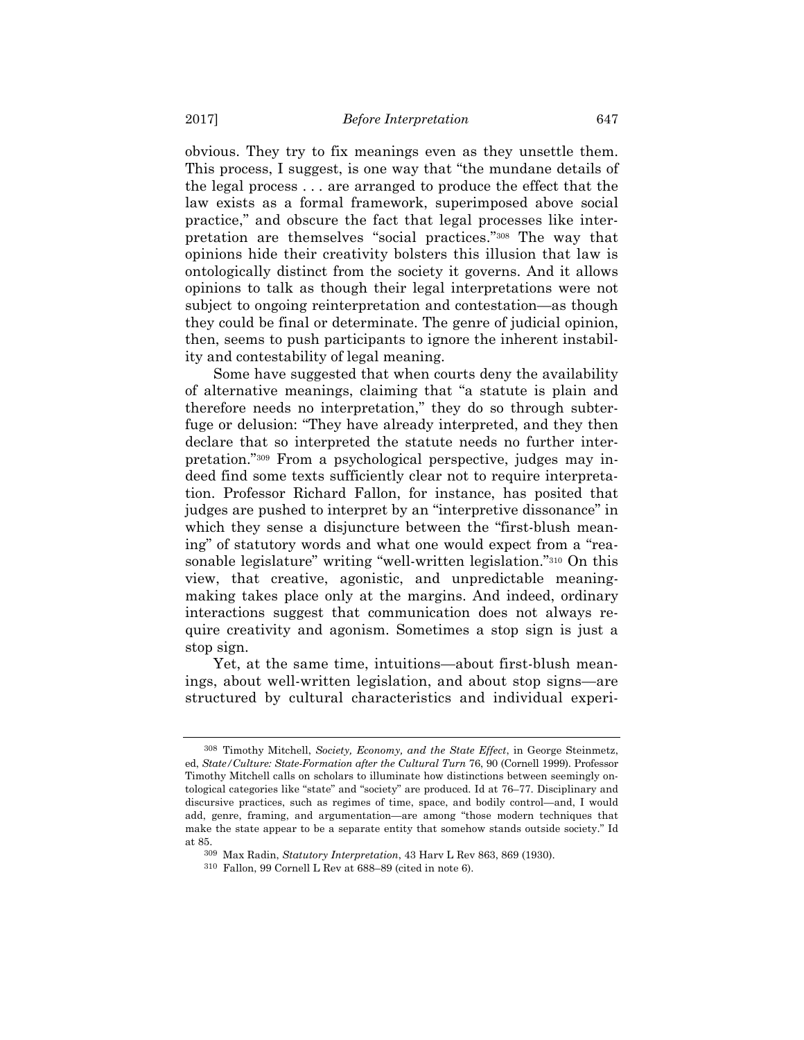obvious. They try to fix meanings even as they unsettle them. This process, I suggest, is one way that "the mundane details of the legal process . . . are arranged to produce the effect that the law exists as a formal framework, superimposed above social practice," and obscure the fact that legal processes like interpretation are themselves "social practices."[308] The way that opinions hide their creativity bolsters this illusion that law is ontologically distinct from the society it governs. And it allows opinions to talk as though their legal interpretations were not subject to ongoing reinterpretation and contestation—as though they could be final or determinate. The genre of judicial opinion, then, seems to push participants to ignore the inherent instability and contestability of legal meaning.

Some have suggested that when courts deny the availability of alternative meanings, claiming that "a statute is plain and therefore needs no interpretation," they do so through subterfuge or delusion: "They have already interpreted, and they then declare that so interpreted the statute needs no further interpretation."[309] From a psychological perspective, judges may indeed find some texts sufficiently clear not to require interpretation. Professor Richard Fallon, for instance, has posited that judges are pushed to interpret by an "interpretive dissonance" in which they sense a disjuncture between the "first-blush meaning" of statutory words and what one would expect from a "reasonable legislature" writing "well-written legislation."[310] On this view, that creative, agonistic, and unpredictable meaning-making takes place only at the margins. And indeed, ordinary interactions suggest that communication does not always require creativity and agonism. Sometimes a stop sign is just a stop sign.

Yet, at the same time, intuitions—about first-blush meanings, about well-written legislation, and about stop signs—are structured by cultural characteristics and individual experi-

---

[308] Timothy Mitchell, *Society, Economy, and the State Effect*, in George Steinmetz, ed, *State/Culture: State-Formation after the Cultural Turn* 76, 90 (Cornell 1999). Professor Timothy Mitchell calls on scholars to illuminate how distinctions between seemingly ontological categories like "state" and "society" are produced. Id at 76–77. Disciplinary and discursive practices, such as regimes of time, space, and bodily control—and, I would add, genre, framing, and argumentation—are among "those modern techniques that make the state appear to be a separate entity that somehow stands outside society." Id at 85.

[309] Max Radin, *Statutory Interpretation*, 43 Harv L Rev 863, 869 (1930).

[310] Fallon, 99 Cornell L Rev at 688–89 (cited in note 6).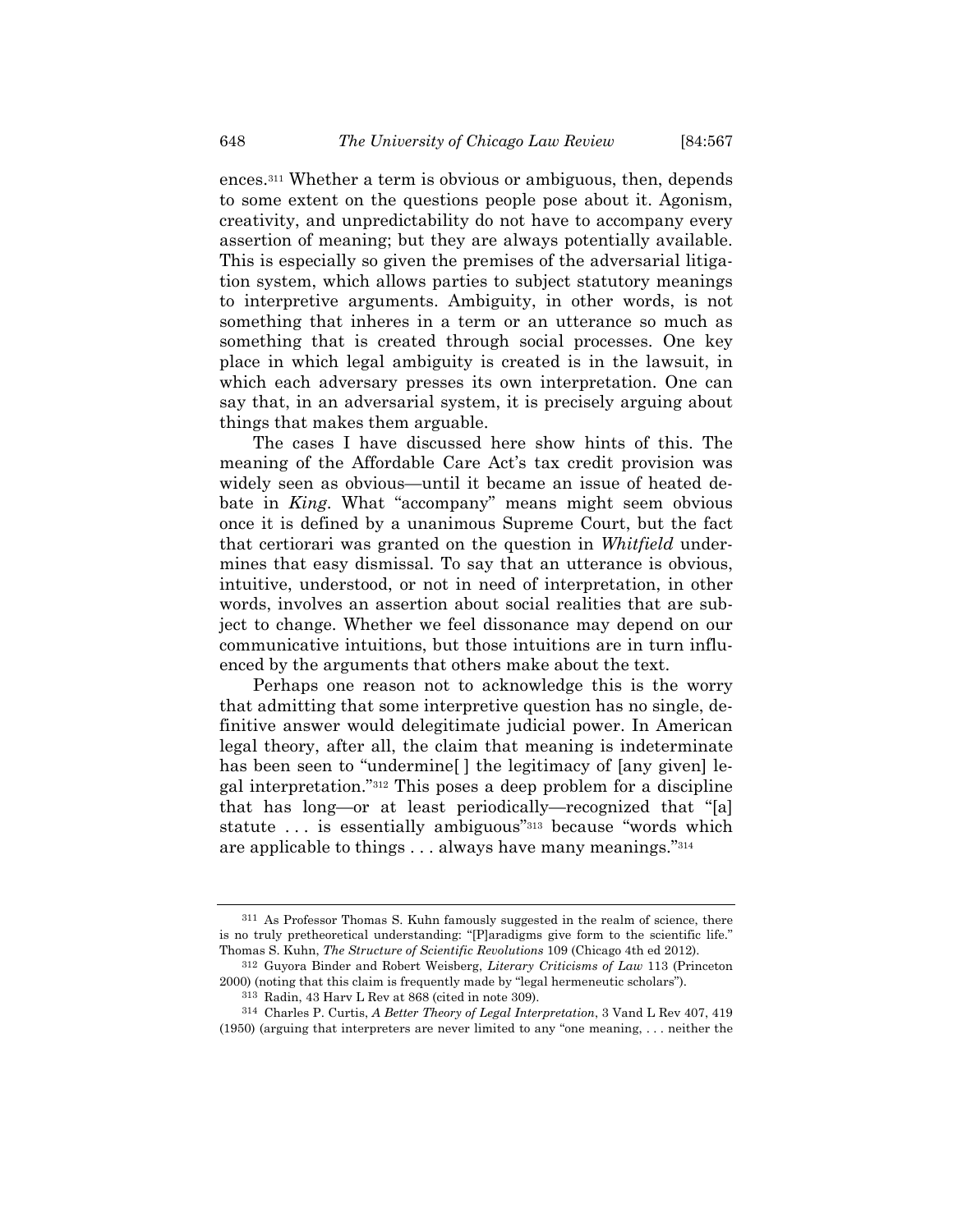ences.[311] Whether a term is obvious or ambiguous, then, depends to some extent on the questions people pose about it. Agonism, creativity, and unpredictability do not have to accompany every assertion of meaning; but they are always potentially available. This is especially so given the premises of the adversarial litigation system, which allows parties to subject statutory meanings to interpretive arguments. Ambiguity, in other words, is not something that inheres in a term or an utterance so much as something that is created through social processes. One key place in which legal ambiguity is created is in the lawsuit, in which each adversary presses its own interpretation. One can say that, in an adversarial system, it is precisely arguing about things that makes them arguable.

The cases I have discussed here show hints of this. The meaning of the Affordable Care Act's tax credit provision was widely seen as obvious—until it became an issue of heated debate in *King*. What "accompany" means might seem obvious once it is defined by a unanimous Supreme Court, but the fact that certiorari was granted on the question in *Whitfield* undermines that easy dismissal. To say that an utterance is obvious, intuitive, understood, or not in need of interpretation, in other words, involves an assertion about social realities that are subject to change. Whether we feel dissonance may depend on our communicative intuitions, but those intuitions are in turn influenced by the arguments that others make about the text.

Perhaps one reason not to acknowledge this is the worry that admitting that some interpretive question has no single, definitive answer would delegitimate judicial power. In American legal theory, after all, the claim that meaning is indeterminate has been seen to "undermine[ ] the legitimacy of [any given] legal interpretation."[312] This poses a deep problem for a discipline that has long—or at least periodically—recognized that "[a] statute . . . is essentially ambiguous"[313] because "words which are applicable to things . . . always have many meanings."[314]

---

[311] As Professor Thomas S. Kuhn famously suggested in the realm of science, there is no truly pretheoretical understanding: "[P]aradigms give form to the scientific life." Thomas S. Kuhn, *The Structure of Scientific Revolutions* 109 (Chicago 4th ed 2012).

[312] Guyora Binder and Robert Weisberg, *Literary Criticisms of Law* 113 (Princeton 2000) (noting that this claim is frequently made by "legal hermeneutic scholars").

[313] Radin, 43 Harv L Rev at 868 (cited in note 309).

[314] Charles P. Curtis, *A Better Theory of Legal Interpretation*, 3 Vand L Rev 407, 419 (1950) (arguing that interpreters are never limited to any "one meaning, . . . neither the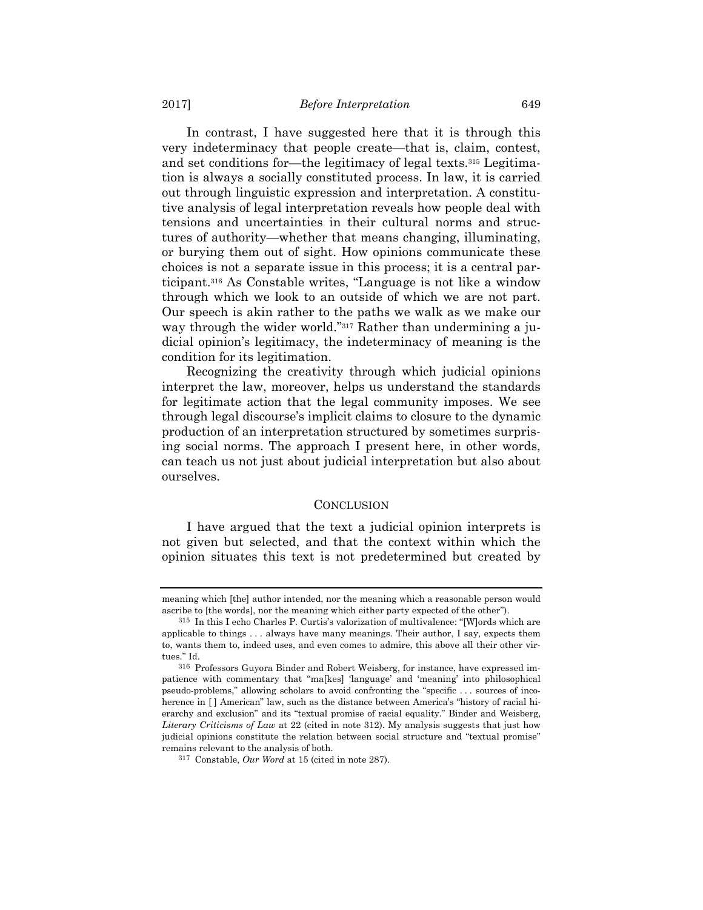In contrast, I have suggested here that it is through this very indeterminacy that people create—that is, claim, contest, and set conditions for—the legitimacy of legal texts.[315] Legitimation is always a socially constituted process. In law, it is carried out through linguistic expression and interpretation. A constitutive analysis of legal interpretation reveals how people deal with tensions and uncertainties in their cultural norms and structures of authority—whether that means changing, illuminating, or burying them out of sight. How opinions communicate these choices is not a separate issue in this process; it is a central participant.[316] As Constable writes, "Language is not like a window through which we look to an outside of which we are not part. Our speech is akin rather to the paths we walk as we make our way through the wider world."[317] Rather than undermining a judicial opinion's legitimacy, the indeterminacy of meaning is the condition for its legitimation.

Recognizing the creativity through which judicial opinions interpret the law, moreover, helps us understand the standards for legitimate action that the legal community imposes. We see through legal discourse's implicit claims to closure to the dynamic production of an interpretation structured by sometimes surprising social norms. The approach I present here, in other words, can teach us not just about judicial interpretation but also about ourselves.

## CONCLUSION

I have argued that the text a judicial opinion interprets is not given but selected, and that the context within which the opinion situates this text is not predetermined but created by

---

meaning which [the] author intended, nor the meaning which a reasonable person would ascribe to [the words], nor the meaning which either party expected of the other").

[315] In this I echo Charles P. Curtis's valorization of multivalence: "[W]ords which are applicable to things . . . always have many meanings. Their author, I say, expects them to, wants them to, indeed uses, and even comes to admire, this above all their other virtues." Id.

[316] Professors Guyora Binder and Robert Weisberg, for instance, have expressed impatience with commentary that "ma[kes] 'language' and 'meaning' into philosophical pseudo-problems," allowing scholars to avoid confronting the "specific . . . sources of incoherence in [ ] American" law, such as the distance between America's "history of racial hierarchy and exclusion" and its "textual promise of racial equality." Binder and Weisberg, *Literary Criticisms of Law* at 22 (cited in note 312). My analysis suggests that just how judicial opinions constitute the relation between social structure and "textual promise" remains relevant to the analysis of both.

[317] Constable, *Our Word* at 15 (cited in note 287).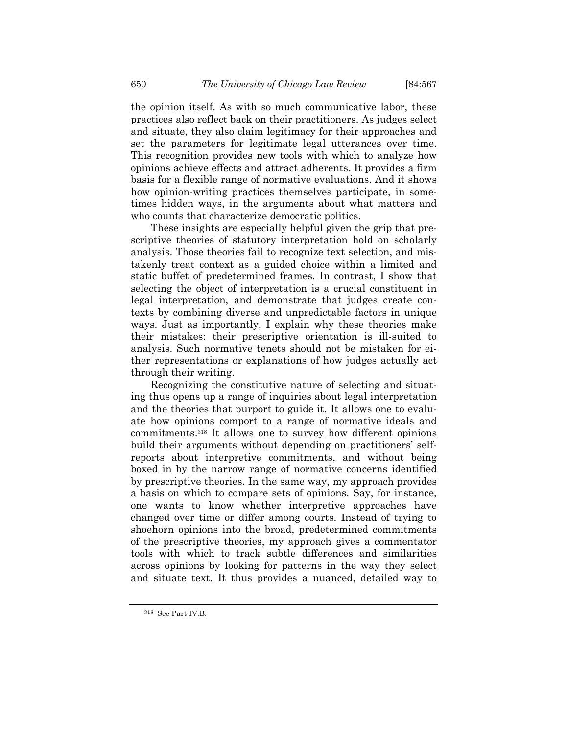the opinion itself. As with so much communicative labor, these practices also reflect back on their practitioners. As judges select and situate, they also claim legitimacy for their approaches and set the parameters for legitimate legal utterances over time. This recognition provides new tools with which to analyze how opinions achieve effects and attract adherents. It provides a firm basis for a flexible range of normative evaluations. And it shows how opinion-writing practices themselves participate, in sometimes hidden ways, in the arguments about what matters and who counts that characterize democratic politics.

These insights are especially helpful given the grip that prescriptive theories of statutory interpretation hold on scholarly analysis. Those theories fail to recognize text selection, and mistakenly treat context as a guided choice within a limited and static buffet of predetermined frames. In contrast, I show that selecting the object of interpretation is a crucial constituent in legal interpretation, and demonstrate that judges create contexts by combining diverse and unpredictable factors in unique ways. Just as importantly, I explain why these theories make their mistakes: their prescriptive orientation is ill-suited to analysis. Such normative tenets should not be mistaken for either representations or explanations of how judges actually act through their writing.

Recognizing the constitutive nature of selecting and situating thus opens up a range of inquiries about legal interpretation and the theories that purport to guide it. It allows one to evaluate how opinions comport to a range of normative ideals and commitments.[318] It allows one to survey how different opinions build their arguments without depending on practitioners' self-reports about interpretive commitments, and without being boxed in by the narrow range of normative concerns identified by prescriptive theories. In the same way, my approach provides a basis on which to compare sets of opinions. Say, for instance, one wants to know whether interpretive approaches have changed over time or differ among courts. Instead of trying to shoehorn opinions into the broad, predetermined commitments of the prescriptive theories, my approach gives a commentator tools with which to track subtle differences and similarities across opinions by looking for patterns in the way they select and situate text. It thus provides a nuanced, detailed way to

---

[318] See Part IV.B.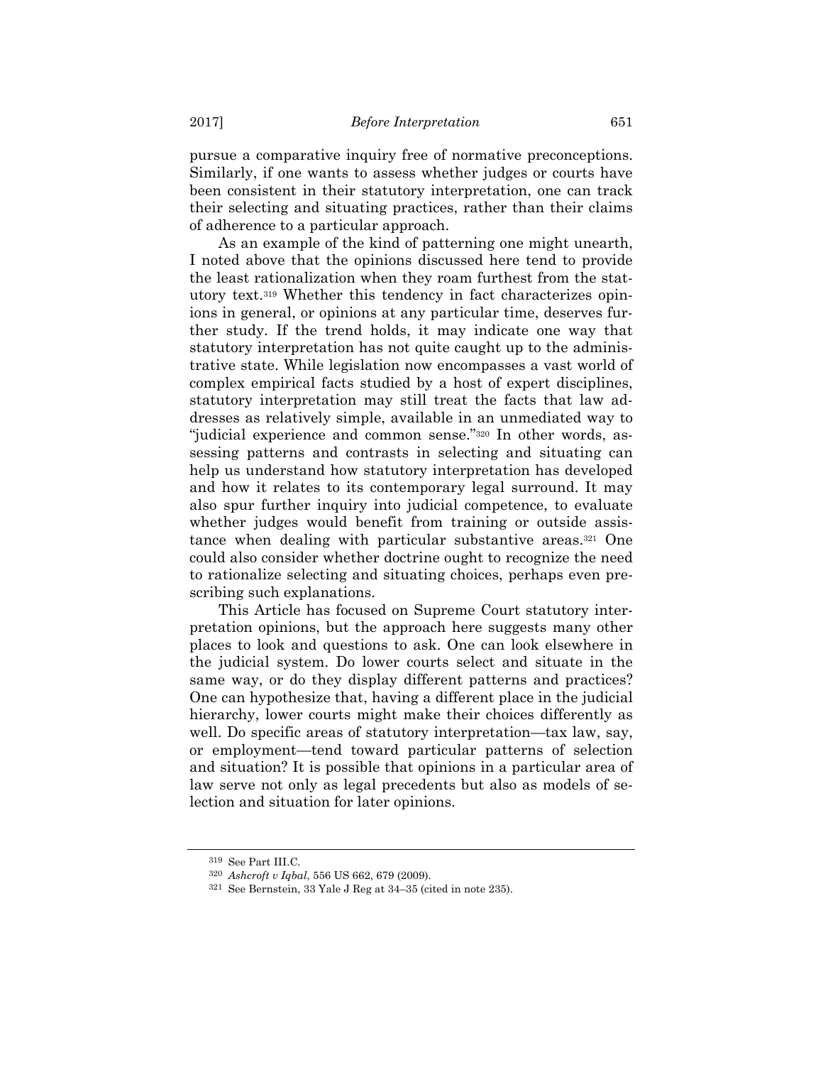pursue a comparative inquiry free of normative preconceptions. Similarly, if one wants to assess whether judges or courts have been consistent in their statutory interpretation, one can track their selecting and situating practices, rather than their claims of adherence to a particular approach.

As an example of the kind of patterning one might unearth, I noted above that the opinions discussed here tend to provide the least rationalization when they roam furthest from the statutory text.[319] Whether this tendency in fact characterizes opinions in general, or opinions at any particular time, deserves further study. If the trend holds, it may indicate one way that statutory interpretation has not quite caught up to the administrative state. While legislation now encompasses a vast world of complex empirical facts studied by a host of expert disciplines, statutory interpretation may still treat the facts that law addresses as relatively simple, available in an unmediated way to "judicial experience and common sense."[320] In other words, assessing patterns and contrasts in selecting and situating can help us understand how statutory interpretation has developed and how it relates to its contemporary legal surround. It may also spur further inquiry into judicial competence, to evaluate whether judges would benefit from training or outside assistance when dealing with particular substantive areas.[321] One could also consider whether doctrine ought to recognize the need to rationalize selecting and situating choices, perhaps even prescribing such explanations.

This Article has focused on Supreme Court statutory interpretation opinions, but the approach here suggests many other places to look and questions to ask. One can look elsewhere in the judicial system. Do lower courts select and situate in the same way, or do they display different patterns and practices? One can hypothesize that, having a different place in the judicial hierarchy, lower courts might make their choices differently as well. Do specific areas of statutory interpretation—tax law, say, or employment—tend toward particular patterns of selection and situation? It is possible that opinions in a particular area of law serve not only as legal precedents but also as models of selection and situation for later opinions.

---

[319] See Part III.C.

[320] *Ashcroft v Iqbal*, 556 US 662, 679 (2009).

[321] See Bernstein, 33 Yale J Reg at 34–35 (cited in note 235).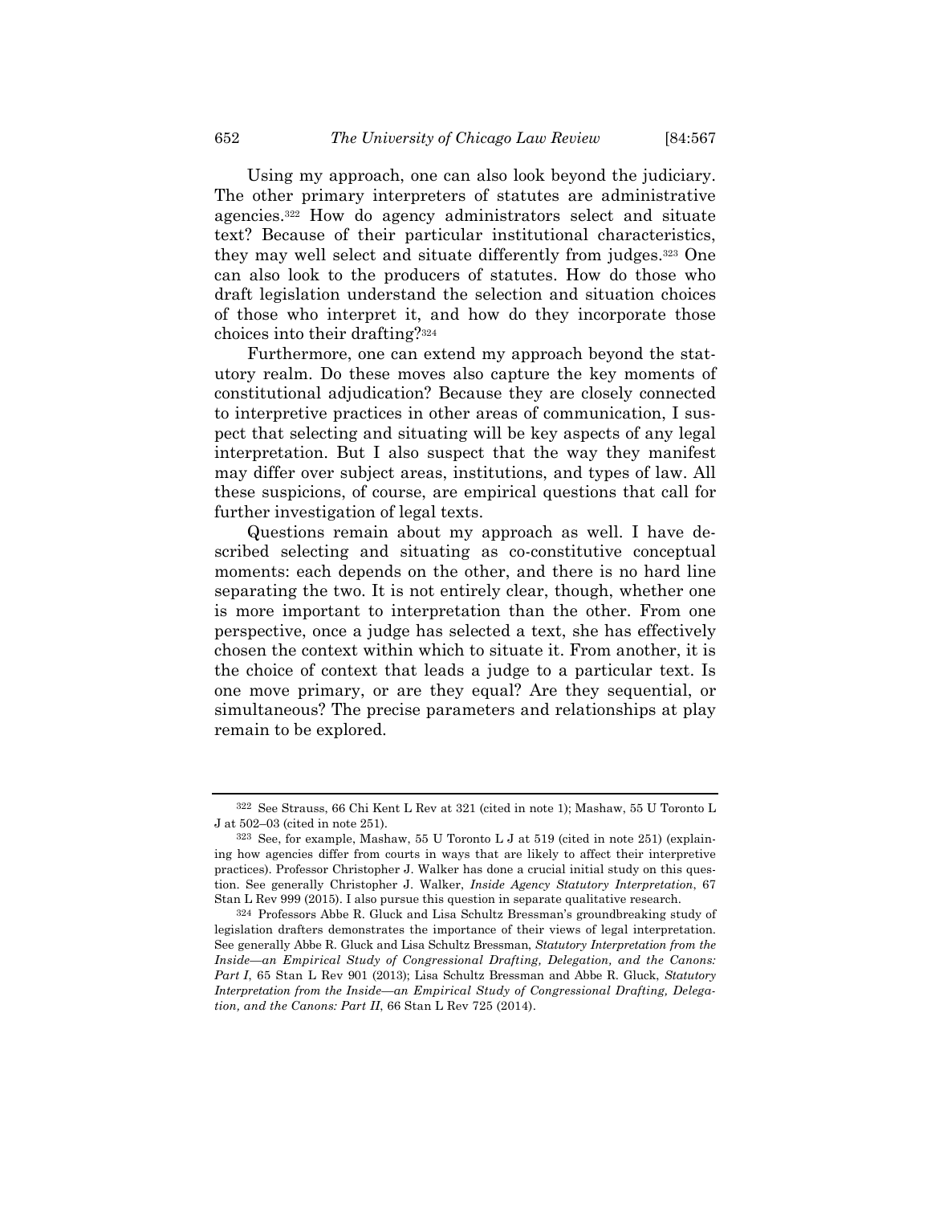Using my approach, one can also look beyond the judiciary. The other primary interpreters of statutes are administrative agencies.[322] How do agency administrators select and situate text? Because of their particular institutional characteristics, they may well select and situate differently from judges.[323] One can also look to the producers of statutes. How do those who draft legislation understand the selection and situation choices of those who interpret it, and how do they incorporate those choices into their drafting?[324]

Furthermore, one can extend my approach beyond the statutory realm. Do these moves also capture the key moments of constitutional adjudication? Because they are closely connected to interpretive practices in other areas of communication, I suspect that selecting and situating will be key aspects of any legal interpretation. But I also suspect that the way they manifest may differ over subject areas, institutions, and types of law. All these suspicions, of course, are empirical questions that call for further investigation of legal texts.

Questions remain about my approach as well. I have described selecting and situating as co-constitutive conceptual moments: each depends on the other, and there is no hard line separating the two. It is not entirely clear, though, whether one is more important to interpretation than the other. From one perspective, once a judge has selected a text, she has effectively chosen the context within which to situate it. From another, it is the choice of context that leads a judge to a particular text. Is one move primary, or are they equal? Are they sequential, or simultaneous? The precise parameters and relationships at play remain to be explored.

---

[322] See Strauss, 66 Chi Kent L Rev at 321 (cited in note 1); Mashaw, 55 U Toronto L J at 502–03 (cited in note 251).

[323] See, for example, Mashaw, 55 U Toronto L J at 519 (cited in note 251) (explaining how agencies differ from courts in ways that are likely to affect their interpretive practices). Professor Christopher J. Walker has done a crucial initial study on this question. See generally Christopher J. Walker, *Inside Agency Statutory Interpretation*, 67 Stan L Rev 999 (2015). I also pursue this question in separate qualitative research.

[324] Professors Abbe R. Gluck and Lisa Schultz Bressman's groundbreaking study of legislation drafters demonstrates the importance of their views of legal interpretation. See generally Abbe R. Gluck and Lisa Schultz Bressman, *Statutory Interpretation from the Inside—an Empirical Study of Congressional Drafting, Delegation, and the Canons: Part I*, 65 Stan L Rev 901 (2013); Lisa Schultz Bressman and Abbe R. Gluck, *Statutory Interpretation from the Inside—an Empirical Study of Congressional Drafting, Delegation, and the Canons: Part II*, 66 Stan L Rev 725 (2014).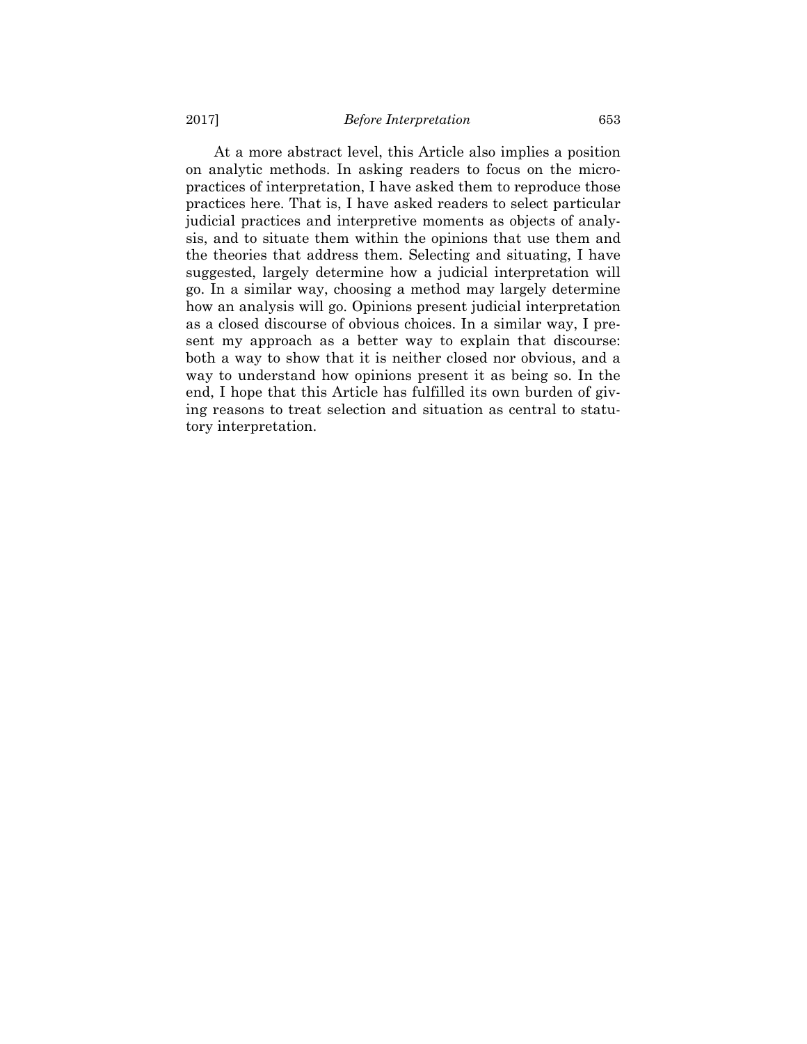At a more abstract level, this Article also implies a position on analytic methods. In asking readers to focus on the micro-practices of interpretation, I have asked them to reproduce those practices here. That is, I have asked readers to select particular judicial practices and interpretive moments as objects of analysis, and to situate them within the opinions that use them and the theories that address them. Selecting and situating, I have suggested, largely determine how a judicial interpretation will go. In a similar way, choosing a method may largely determine how an analysis will go. Opinions present judicial interpretation as a closed discourse of obvious choices. In a similar way, I present my approach as a better way to explain that discourse: both a way to show that it is neither closed nor obvious, and a way to understand how opinions present it as being so. In the end, I hope that this Article has fulfilled its own burden of giving reasons to treat selection and situation as central to statutory interpretation.